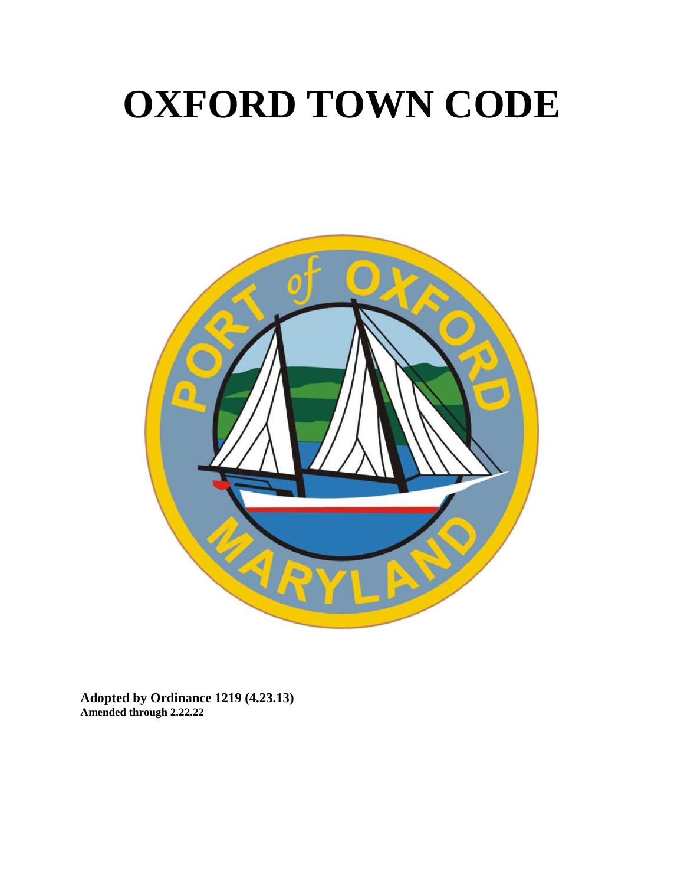# OXFORD TOWN CODE

**Adopted by Ordinance 1219 (4.23.13)**
**Amended through 2.22.22**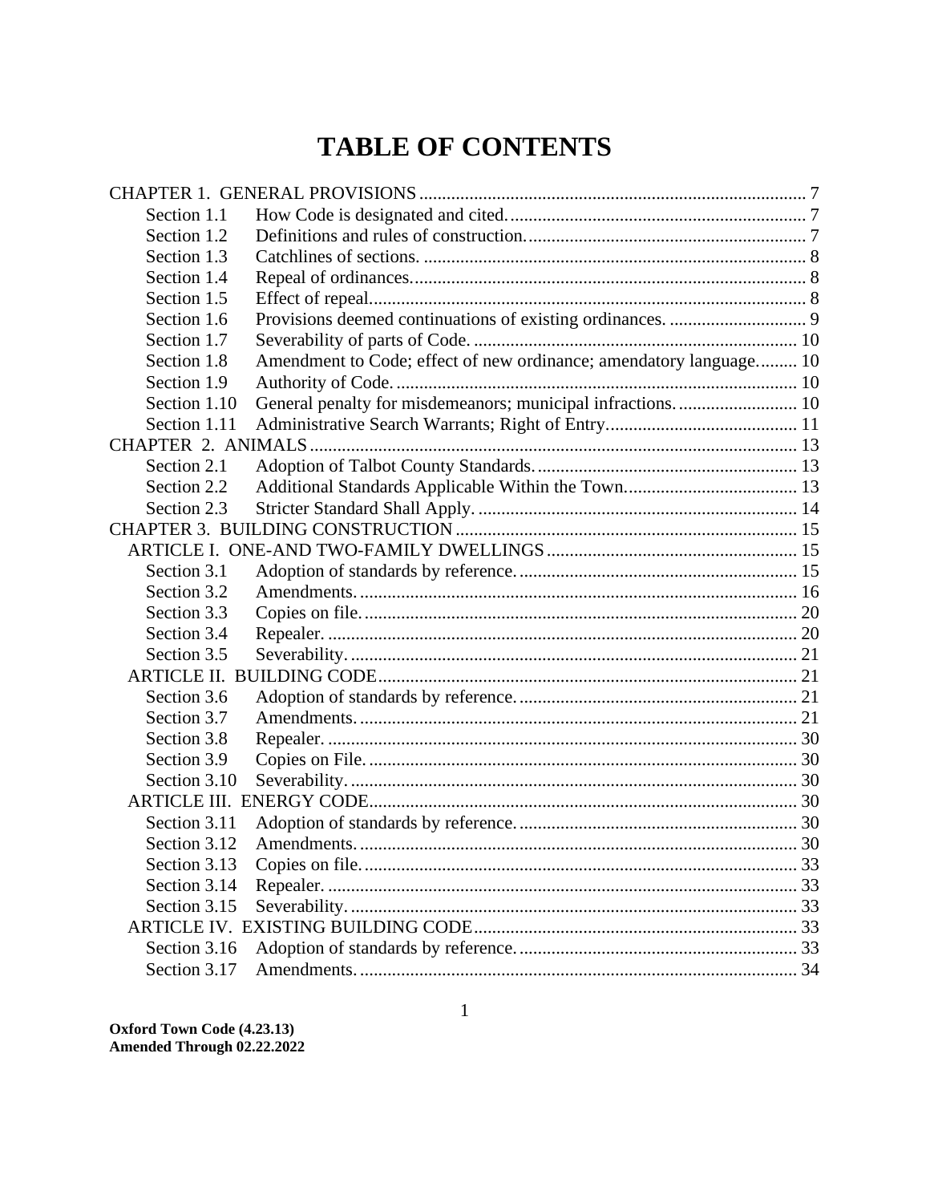# TABLE OF CONTENTS

CHAPTER 1. GENERAL PROVISIONS ... 7
- Section 1.1 How Code is designated and cited. ... 7
- Section 1.2 Definitions and rules of construction. ... 7
- Section 1.3 Catchlines of sections. ... 8
- Section 1.4 Repeal of ordinances. ... 8
- Section 1.5 Effect of repeal. ... 8
- Section 1.6 Provisions deemed continuations of existing ordinances. ... 9
- Section 1.7 Severability of parts of Code. ... 10
- Section 1.8 Amendment to Code; effect of new ordinance; amendatory language. ... 10
- Section 1.9 Authority of Code. ... 10
- Section 1.10 General penalty for misdemeanors; municipal infractions. ... 10
- Section 1.11 Administrative Search Warrants; Right of Entry. ... 11

CHAPTER 2. ANIMALS ... 13
- Section 2.1 Adoption of Talbot County Standards. ... 13
- Section 2.2 Additional Standards Applicable Within the Town. ... 13
- Section 2.3 Stricter Standard Shall Apply. ... 14

CHAPTER 3. BUILDING CONSTRUCTION ... 15

ARTICLE I. ONE-AND TWO-FAMILY DWELLINGS ... 15
- Section 3.1 Adoption of standards by reference. ... 15
- Section 3.2 Amendments. ... 16
- Section 3.3 Copies on file. ... 20
- Section 3.4 Repealer. ... 20
- Section 3.5 Severability. ... 21

ARTICLE II. BUILDING CODE ... 21
- Section 3.6 Adoption of standards by reference. ... 21
- Section 3.7 Amendments. ... 21
- Section 3.8 Repealer. ... 30
- Section 3.9 Copies on File. ... 30
- Section 3.10 Severability. ... 30

ARTICLE III. ENERGY CODE ... 30
- Section 3.11 Adoption of standards by reference. ... 30
- Section 3.12 Amendments. ... 30
- Section 3.13 Copies on file. ... 33
- Section 3.14 Repealer. ... 33
- Section 3.15 Severability. ... 33

ARTICLE IV. EXISTING BUILDING CODE ... 33
- Section 3.16 Adoption of standards by reference. ... 33
- Section 3.17 Amendments. ... 34

**Oxford Town Code (4.23.13)**
**Amended Through 02.22.2022**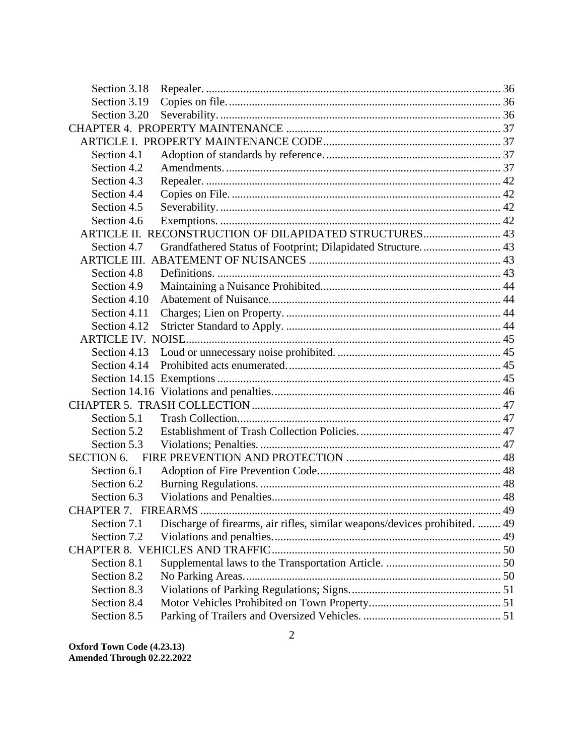Section 3.18 Repealer. ..... 36
Section 3.19 Copies on file. ..... 36
Section 3.20 Severability. ..... 36

CHAPTER 4. PROPERTY MAINTENANCE ..... 37

ARTICLE I. PROPERTY MAINTENANCE CODE ..... 37

Section 4.1 Adoption of standards by reference. ..... 37
Section 4.2 Amendments. ..... 37
Section 4.3 Repealer. ..... 42
Section 4.4 Copies on File. ..... 42
Section 4.5 Severability. ..... 42
Section 4.6 Exemptions. ..... 42

ARTICLE II. RECONSTRUCTION OF DILAPIDATED STRUCTURES ..... 43

Section 4.7 Grandfathered Status of Footprint; Dilapidated Structure. ..... 43

ARTICLE III. ABATEMENT OF NUISANCES ..... 43

Section 4.8 Definitions. ..... 43
Section 4.9 Maintaining a Nuisance Prohibited. ..... 44
Section 4.10 Abatement of Nuisance. ..... 44
Section 4.11 Charges; Lien on Property. ..... 44
Section 4.12 Stricter Standard to Apply. ..... 44

ARTICLE IV. NOISE ..... 45

Section 4.13 Loud or unnecessary noise prohibited. ..... 45
Section 4.14 Prohibited acts enumerated. ..... 45
Section 14.15 Exemptions ..... 45
Section 14.16 Violations and penalties. ..... 46

CHAPTER 5. TRASH COLLECTION ..... 47

Section 5.1 Trash Collection. ..... 47
Section 5.2 Establishment of Trash Collection Policies. ..... 47
Section 5.3 Violations; Penalties. ..... 47

SECTION 6. FIRE PREVENTION AND PROTECTION ..... 48

Section 6.1 Adoption of Fire Prevention Code. ..... 48
Section 6.2 Burning Regulations. ..... 48
Section 6.3 Violations and Penalties. ..... 48

CHAPTER 7. FIREARMS ..... 49

Section 7.1 Discharge of firearms, air rifles, similar weapons/devices prohibited. ..... 49
Section 7.2 Violations and penalties. ..... 49

CHAPTER 8. VEHICLES AND TRAFFIC ..... 50

Section 8.1 Supplemental laws to the Transportation Article. ..... 50
Section 8.2 No Parking Areas. ..... 50
Section 8.3 Violations of Parking Regulations; Signs. ..... 51
Section 8.4 Motor Vehicles Prohibited on Town Property. ..... 51
Section 8.5 Parking of Trailers and Oversized Vehicles. ..... 51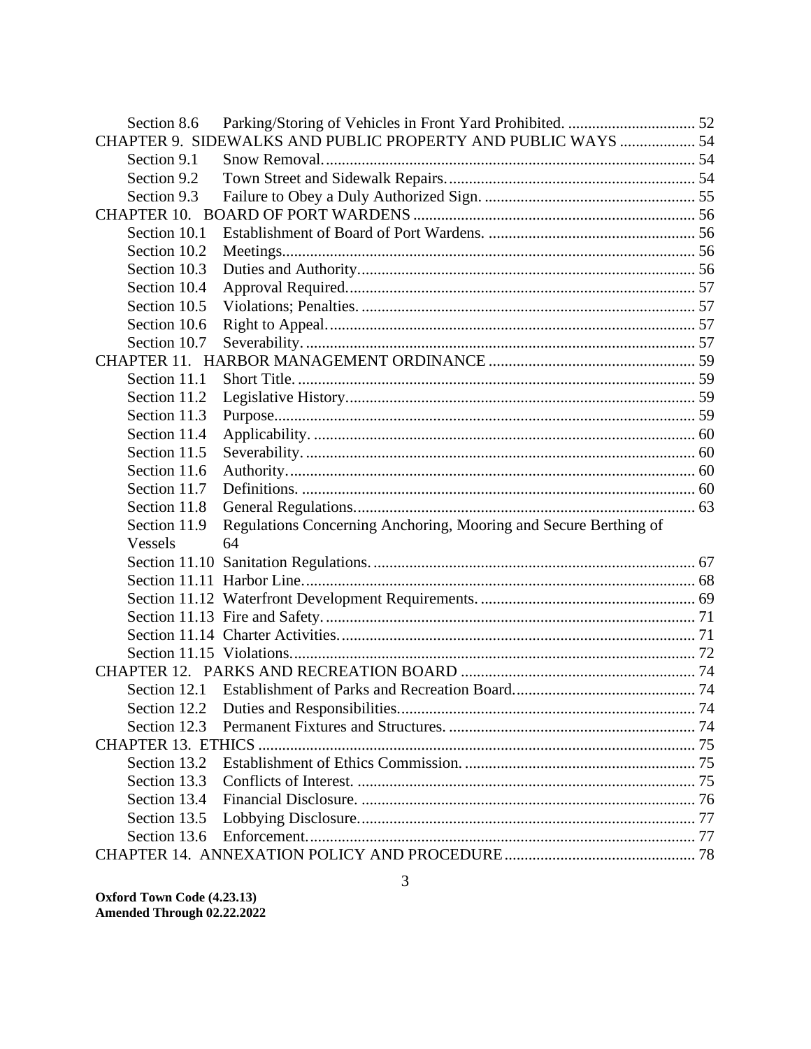| | | |
|---|---|---|
| Section 8.6 | Parking/Storing of Vehicles in Front Yard Prohibited. | 52 |
| CHAPTER 9. SIDEWALKS AND PUBLIC PROPERTY AND PUBLIC WAYS | | 54 |
| Section 9.1 | Snow Removal. | 54 |
| Section 9.2 | Town Street and Sidewalk Repairs. | 54 |
| Section 9.3 | Failure to Obey a Duly Authorized Sign. | 55 |
| CHAPTER 10. BOARD OF PORT WARDENS | | 56 |
| Section 10.1 | Establishment of Board of Port Wardens. | 56 |
| Section 10.2 | Meetings. | 56 |
| Section 10.3 | Duties and Authority. | 56 |
| Section 10.4 | Approval Required. | 57 |
| Section 10.5 | Violations; Penalties. | 57 |
| Section 10.6 | Right to Appeal. | 57 |
| Section 10.7 | Severability. | 57 |
| CHAPTER 11. HARBOR MANAGEMENT ORDINANCE | | 59 |
| Section 11.1 | Short Title. | 59 |
| Section 11.2 | Legislative History. | 59 |
| Section 11.3 | Purpose. | 59 |
| Section 11.4 | Applicability. | 60 |
| Section 11.5 | Severability. | 60 |
| Section 11.6 | Authority. | 60 |
| Section 11.7 | Definitions. | 60 |
| Section 11.8 | General Regulations. | 63 |
| Section 11.9 | Regulations Concerning Anchoring, Mooring and Secure Berthing of Vessels | 64 |
| Section 11.10 | Sanitation Regulations. | 67 |
| Section 11.11 | Harbor Line. | 68 |
| Section 11.12 | Waterfront Development Requirements. | 69 |
| Section 11.13 | Fire and Safety. | 71 |
| Section 11.14 | Charter Activities. | 71 |
| Section 11.15 | Violations. | 72 |
| CHAPTER 12. PARKS AND RECREATION BOARD | | 74 |
| Section 12.1 | Establishment of Parks and Recreation Board. | 74 |
| Section 12.2 | Duties and Responsibilities. | 74 |
| Section 12.3 | Permanent Fixtures and Structures. | 74 |
| CHAPTER 13. ETHICS | | 75 |
| Section 13.2 | Establishment of Ethics Commission. | 75 |
| Section 13.3 | Conflicts of Interest. | 75 |
| Section 13.4 | Financial Disclosure. | 76 |
| Section 13.5 | Lobbying Disclosure. | 77 |
| Section 13.6 | Enforcement. | 77 |
| CHAPTER 14. ANNEXATION POLICY AND PROCEDURE | | 78 |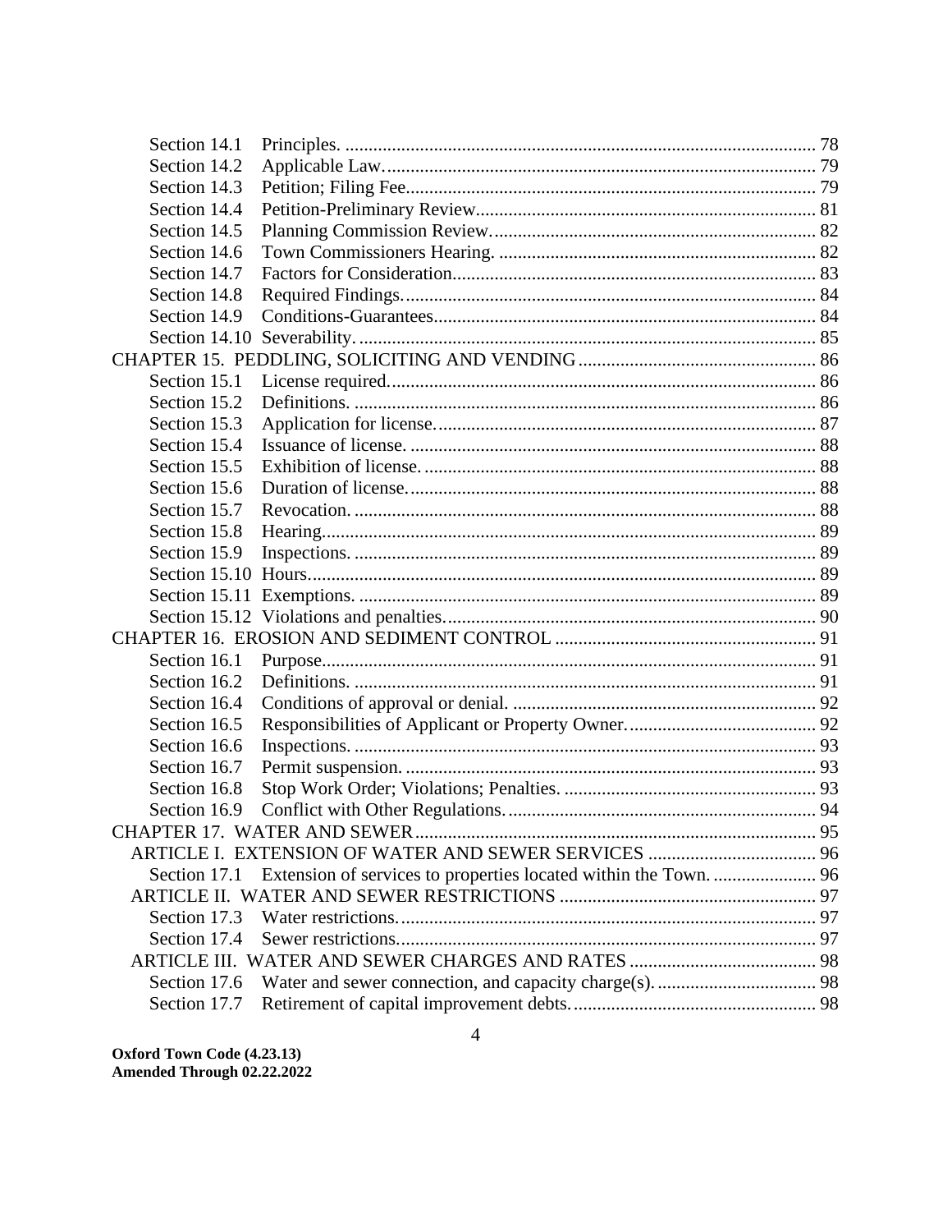Section 14.1 Principles. ..................................................... 78
Section 14.2 Applicable Law. ..................................................... 79
Section 14.3 Petition; Filing Fee. ..................................................... 79
Section 14.4 Petition-Preliminary Review. ..................................................... 81
Section 14.5 Planning Commission Review. ..................................................... 82
Section 14.6 Town Commissioners Hearing. ..................................................... 82
Section 14.7 Factors for Consideration. ..................................................... 83
Section 14.8 Required Findings. ..................................................... 84
Section 14.9 Conditions-Guarantees. ..................................................... 84
Section 14.10 Severability. ..................................................... 85

CHAPTER 15. PEDDLING, SOLICITING AND VENDING ..................................................... 86

Section 15.1 License required. ..................................................... 86
Section 15.2 Definitions. ..................................................... 86
Section 15.3 Application for license. ..................................................... 87
Section 15.4 Issuance of license. ..................................................... 88
Section 15.5 Exhibition of license. ..................................................... 88
Section 15.6 Duration of license. ..................................................... 88
Section 15.7 Revocation. ..................................................... 88
Section 15.8 Hearing. ..................................................... 89
Section 15.9 Inspections. ..................................................... 89
Section 15.10 Hours. ..................................................... 89
Section 15.11 Exemptions. ..................................................... 89
Section 15.12 Violations and penalties. ..................................................... 90

CHAPTER 16. EROSION AND SEDIMENT CONTROL ..................................................... 91

Section 16.1 Purpose. ..................................................... 91
Section 16.2 Definitions. ..................................................... 91
Section 16.4 Conditions of approval or denial. ..................................................... 92
Section 16.5 Responsibilities of Applicant or Property Owner. ..................................................... 92
Section 16.6 Inspections. ..................................................... 93
Section 16.7 Permit suspension. ..................................................... 93
Section 16.8 Stop Work Order; Violations; Penalties. ..................................................... 93
Section 16.9 Conflict with Other Regulations. ..................................................... 94

CHAPTER 17. WATER AND SEWER ..................................................... 95

ARTICLE I. EXTENSION OF WATER AND SEWER SERVICES ..................................................... 96

Section 17.1 Extension of services to properties located within the Town. ..................................................... 96

ARTICLE II. WATER AND SEWER RESTRICTIONS ..................................................... 97

Section 17.3 Water restrictions. ..................................................... 97
Section 17.4 Sewer restrictions. ..................................................... 97

ARTICLE III. WATER AND SEWER CHARGES AND RATES ..................................................... 98

Section 17.6 Water and sewer connection, and capacity charge(s). ..................................................... 98
Section 17.7 Retirement of capital improvement debts. ..................................................... 98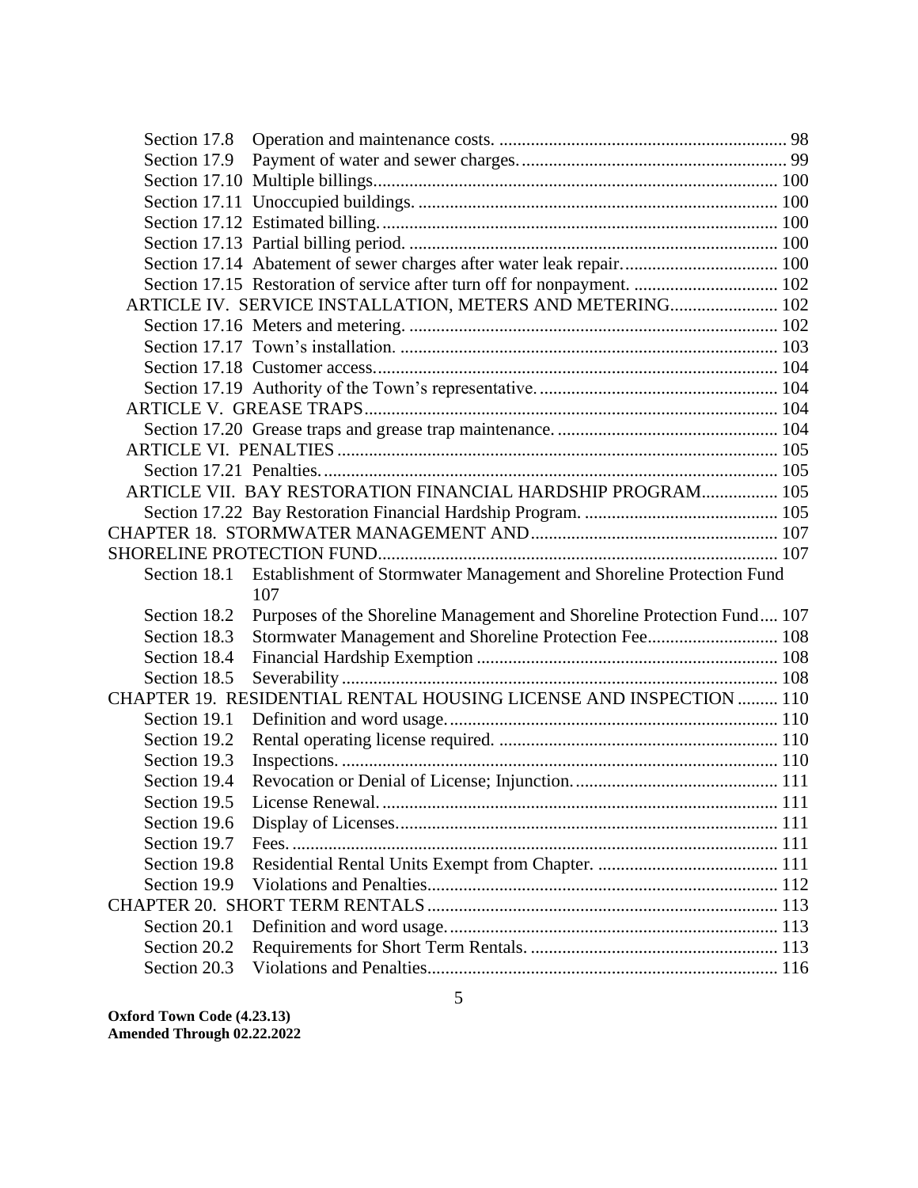Section 17.8 Operation and maintenance costs. ..... 98
Section 17.9 Payment of water and sewer charges. ..... 99
Section 17.10 Multiple billings ..... 100
Section 17.11 Unoccupied buildings. ..... 100
Section 17.12 Estimated billing. ..... 100
Section 17.13 Partial billing period. ..... 100
Section 17.14 Abatement of sewer charges after water leak repair. ..... 100
Section 17.15 Restoration of service after turn off for nonpayment. ..... 102
ARTICLE IV. SERVICE INSTALLATION, METERS AND METERING ..... 102
Section 17.16 Meters and metering. ..... 102
Section 17.17 Town's installation. ..... 103
Section 17.18 Customer access. ..... 104
Section 17.19 Authority of the Town's representative. ..... 104
ARTICLE V. GREASE TRAPS ..... 104
Section 17.20 Grease traps and grease trap maintenance. ..... 104
ARTICLE VI. PENALTIES ..... 105
Section 17.21 Penalties. ..... 105
ARTICLE VII. BAY RESTORATION FINANCIAL HARDSHIP PROGRAM ..... 105
Section 17.22 Bay Restoration Financial Hardship Program. ..... 105
CHAPTER 18. STORMWATER MANAGEMENT AND ..... 107
SHORELINE PROTECTION FUND ..... 107
Section 18.1 Establishment of Stormwater Management and Shoreline Protection Fund 107
Section 18.2 Purposes of the Shoreline Management and Shoreline Protection Fund ..... 107
Section 18.3 Stormwater Management and Shoreline Protection Fee ..... 108
Section 18.4 Financial Hardship Exemption ..... 108
Section 18.5 Severability ..... 108
CHAPTER 19. RESIDENTIAL RENTAL HOUSING LICENSE AND INSPECTION ..... 110
Section 19.1 Definition and word usage. ..... 110
Section 19.2 Rental operating license required. ..... 110
Section 19.3 Inspections. ..... 110
Section 19.4 Revocation or Denial of License; Injunction. ..... 111
Section 19.5 License Renewal. ..... 111
Section 19.6 Display of Licenses. ..... 111
Section 19.7 Fees. ..... 111
Section 19.8 Residential Rental Units Exempt from Chapter. ..... 111
Section 19.9 Violations and Penalties ..... 112
CHAPTER 20. SHORT TERM RENTALS ..... 113
Section 20.1 Definition and word usage. ..... 113
Section 20.2 Requirements for Short Term Rentals. ..... 113
Section 20.3 Violations and Penalties ..... 116

**Oxford Town Code (4.23.13)**
**Amended Through 02.22.2022**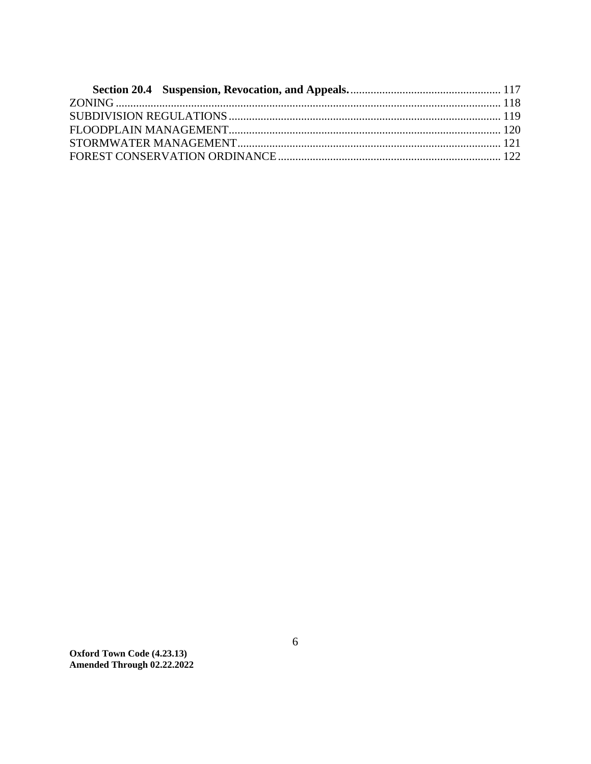**Section 20.4 Suspension, Revocation, and Appeals.** .................................................... 117
ZONING .................................................................................................................... 118
SUBDIVISION REGULATIONS ............................................................................................. 119
FLOODPLAIN MANAGEMENT ............................................................................................. 120
STORMWATER MANAGEMENT .......................................................................................... 121
FOREST CONSERVATION ORDINANCE ............................................................................ 122

**Oxford Town Code (4.23.13)**
**Amended Through 02.22.2022**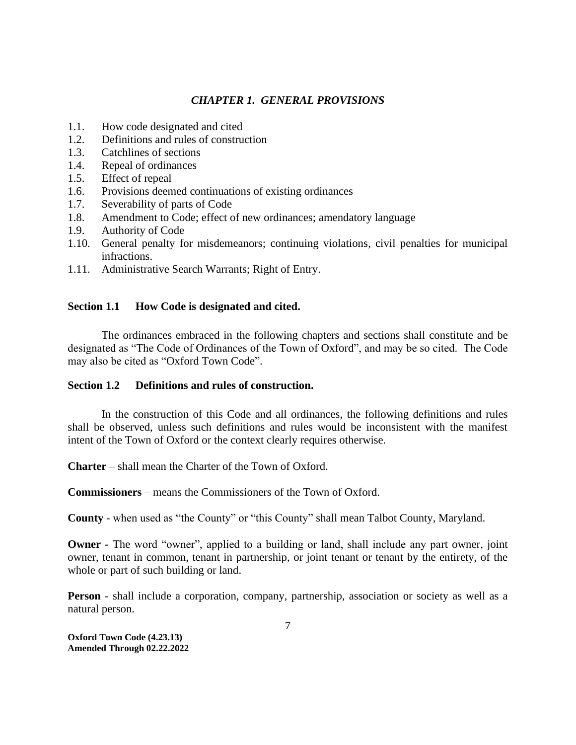## *CHAPTER 1. GENERAL PROVISIONS*

1.1. How code designated and cited
1.2. Definitions and rules of construction
1.3. Catchlines of sections
1.4. Repeal of ordinances
1.5. Effect of repeal
1.6. Provisions deemed continuations of existing ordinances
1.7. Severability of parts of Code
1.8. Amendment to Code; effect of new ordinances; amendatory language
1.9. Authority of Code
1.10. General penalty for misdemeanors; continuing violations, civil penalties for municipal infractions.
1.11. Administrative Search Warrants; Right of Entry.

### Section 1.1 How Code is designated and cited.

The ordinances embraced in the following chapters and sections shall constitute and be designated as "The Code of Ordinances of the Town of Oxford", and may be so cited. The Code may also be cited as "Oxford Town Code".

### Section 1.2 Definitions and rules of construction.

In the construction of this Code and all ordinances, the following definitions and rules shall be observed, unless such definitions and rules would be inconsistent with the manifest intent of the Town of Oxford or the context clearly requires otherwise.

**Charter** – shall mean the Charter of the Town of Oxford.

**Commissioners** – means the Commissioners of the Town of Oxford.

**County** - when used as "the County" or "this County" shall mean Talbot County, Maryland.

**Owner -** The word "owner", applied to a building or land, shall include any part owner, joint owner, tenant in common, tenant in partnership, or joint tenant or tenant by the entirety, of the whole or part of such building or land.

**Person** - shall include a corporation, company, partnership, association or society as well as a natural person.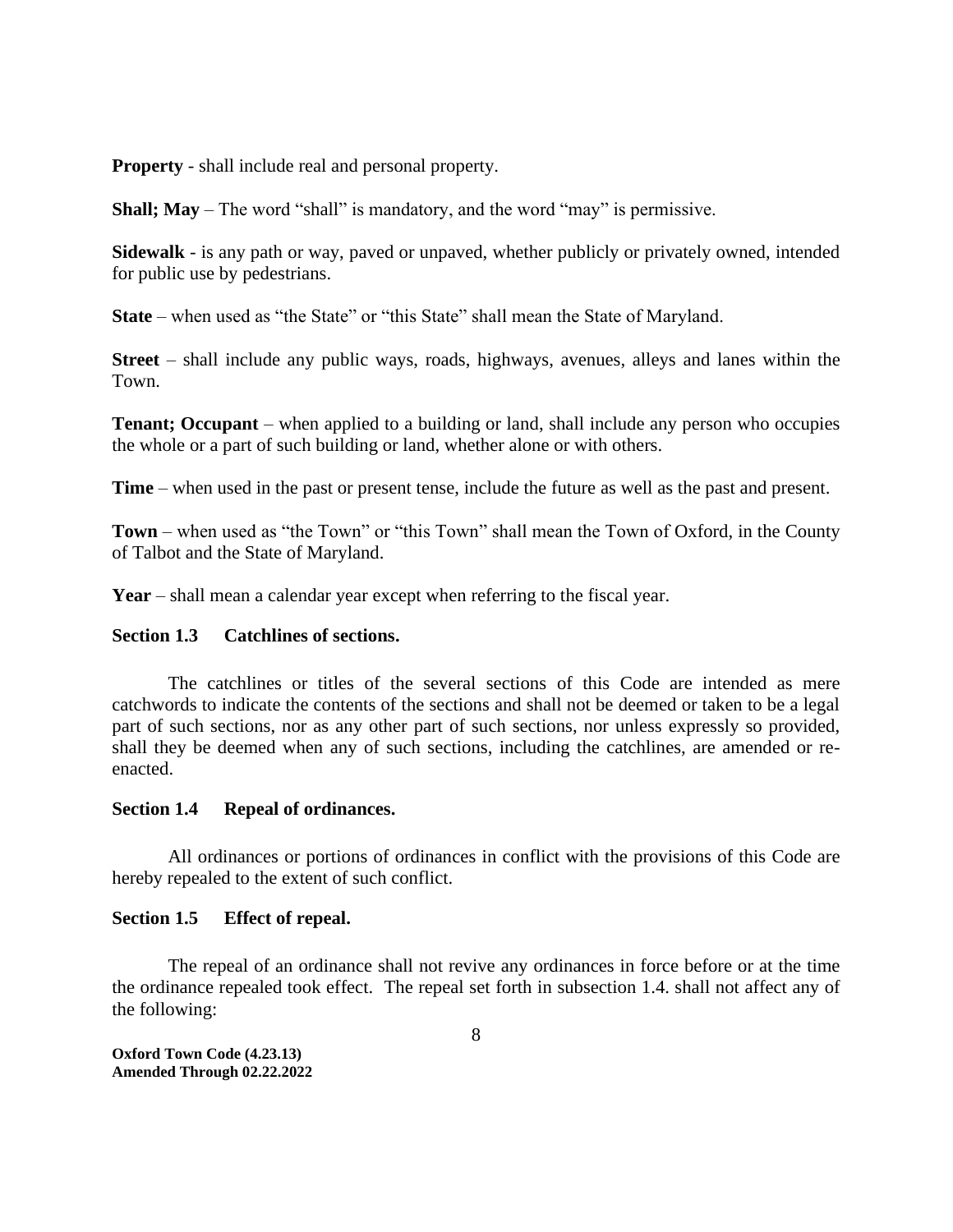**Property** - shall include real and personal property.

**Shall; May** – The word "shall" is mandatory, and the word "may" is permissive.

**Sidewalk** - is any path or way, paved or unpaved, whether publicly or privately owned, intended for public use by pedestrians.

**State** – when used as "the State" or "this State" shall mean the State of Maryland.

**Street** – shall include any public ways, roads, highways, avenues, alleys and lanes within the Town.

**Tenant; Occupant** – when applied to a building or land, shall include any person who occupies the whole or a part of such building or land, whether alone or with others.

**Time** – when used in the past or present tense, include the future as well as the past and present.

**Town** – when used as "the Town" or "this Town" shall mean the Town of Oxford, in the County of Talbot and the State of Maryland.

**Year** – shall mean a calendar year except when referring to the fiscal year.

### Section 1.3 Catchlines of sections.

The catchlines or titles of the several sections of this Code are intended as mere catchwords to indicate the contents of the sections and shall not be deemed or taken to be a legal part of such sections, nor as any other part of such sections, nor unless expressly so provided, shall they be deemed when any of such sections, including the catchlines, are amended or re-enacted.

### Section 1.4 Repeal of ordinances.

All ordinances or portions of ordinances in conflict with the provisions of this Code are hereby repealed to the extent of such conflict.

### Section 1.5 Effect of repeal.

The repeal of an ordinance shall not revive any ordinances in force before or at the time the ordinance repealed took effect. The repeal set forth in subsection 1.4. shall not affect any of the following: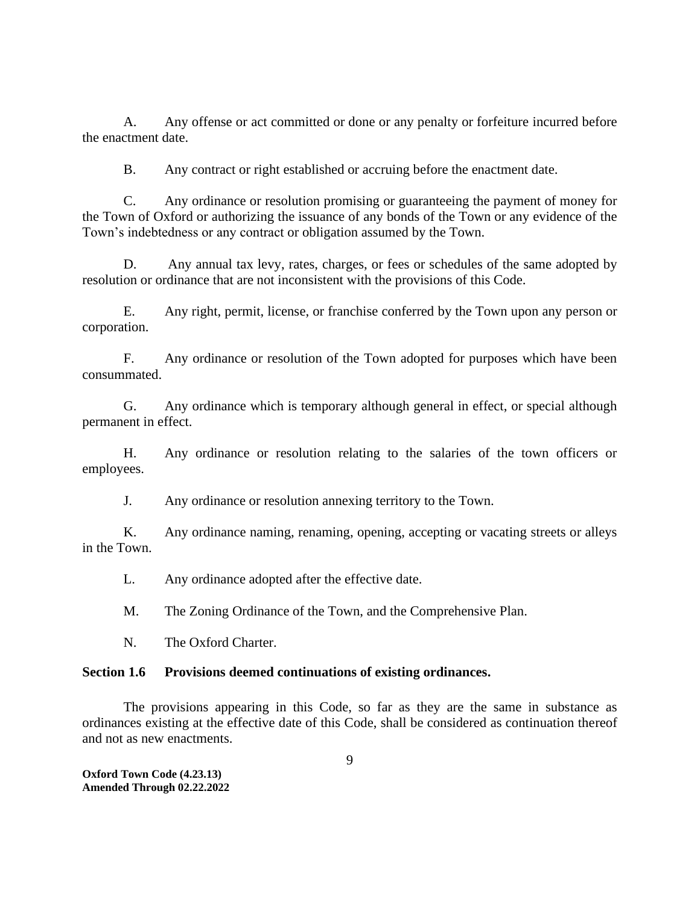A. Any offense or act committed or done or any penalty or forfeiture incurred before the enactment date.

B. Any contract or right established or accruing before the enactment date.

C. Any ordinance or resolution promising or guaranteeing the payment of money for the Town of Oxford or authorizing the issuance of any bonds of the Town or any evidence of the Town's indebtedness or any contract or obligation assumed by the Town.

D. Any annual tax levy, rates, charges, or fees or schedules of the same adopted by resolution or ordinance that are not inconsistent with the provisions of this Code.

E. Any right, permit, license, or franchise conferred by the Town upon any person or corporation.

F. Any ordinance or resolution of the Town adopted for purposes which have been consummated.

G. Any ordinance which is temporary although general in effect, or special although permanent in effect.

H. Any ordinance or resolution relating to the salaries of the town officers or employees.

J. Any ordinance or resolution annexing territory to the Town.

K. Any ordinance naming, renaming, opening, accepting or vacating streets or alleys in the Town.

L. Any ordinance adopted after the effective date.

M. The Zoning Ordinance of the Town, and the Comprehensive Plan.

N. The Oxford Charter.

**Section 1.6 Provisions deemed continuations of existing ordinances.**

The provisions appearing in this Code, so far as they are the same in substance as ordinances existing at the effective date of this Code, shall be considered as continuation thereof and not as new enactments.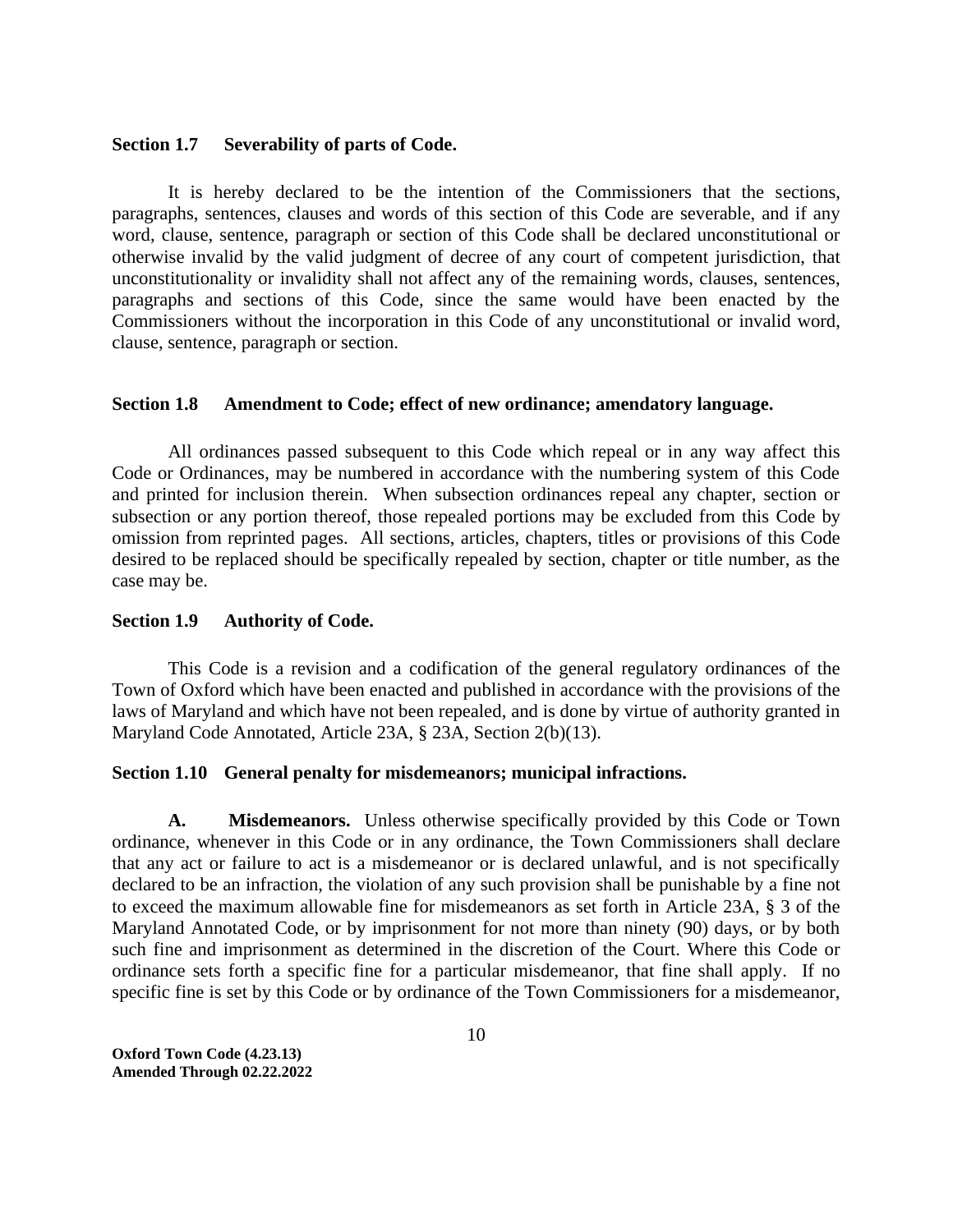**Section 1.7 Severability of parts of Code.**

It is hereby declared to be the intention of the Commissioners that the sections, paragraphs, sentences, clauses and words of this section of this Code are severable, and if any word, clause, sentence, paragraph or section of this Code shall be declared unconstitutional or otherwise invalid by the valid judgment of decree of any court of competent jurisdiction, that unconstitutionality or invalidity shall not affect any of the remaining words, clauses, sentences, paragraphs and sections of this Code, since the same would have been enacted by the Commissioners without the incorporation in this Code of any unconstitutional or invalid word, clause, sentence, paragraph or section.

**Section 1.8 Amendment to Code; effect of new ordinance; amendatory language.**

All ordinances passed subsequent to this Code which repeal or in any way affect this Code or Ordinances, may be numbered in accordance with the numbering system of this Code and printed for inclusion therein. When subsection ordinances repeal any chapter, section or subsection or any portion thereof, those repealed portions may be excluded from this Code by omission from reprinted pages. All sections, articles, chapters, titles or provisions of this Code desired to be replaced should be specifically repealed by section, chapter or title number, as the case may be.

**Section 1.9 Authority of Code.**

This Code is a revision and a codification of the general regulatory ordinances of the Town of Oxford which have been enacted and published in accordance with the provisions of the laws of Maryland and which have not been repealed, and is done by virtue of authority granted in Maryland Code Annotated, Article 23A, § 23A, Section 2(b)(13).

**Section 1.10 General penalty for misdemeanors; municipal infractions.**

**A. Misdemeanors.** Unless otherwise specifically provided by this Code or Town ordinance, whenever in this Code or in any ordinance, the Town Commissioners shall declare that any act or failure to act is a misdemeanor or is declared unlawful, and is not specifically declared to be an infraction, the violation of any such provision shall be punishable by a fine not to exceed the maximum allowable fine for misdemeanors as set forth in Article 23A, § 3 of the Maryland Annotated Code, or by imprisonment for not more than ninety (90) days, or by both such fine and imprisonment as determined in the discretion of the Court. Where this Code or ordinance sets forth a specific fine for a particular misdemeanor, that fine shall apply. If no specific fine is set by this Code or by ordinance of the Town Commissioners for a misdemeanor,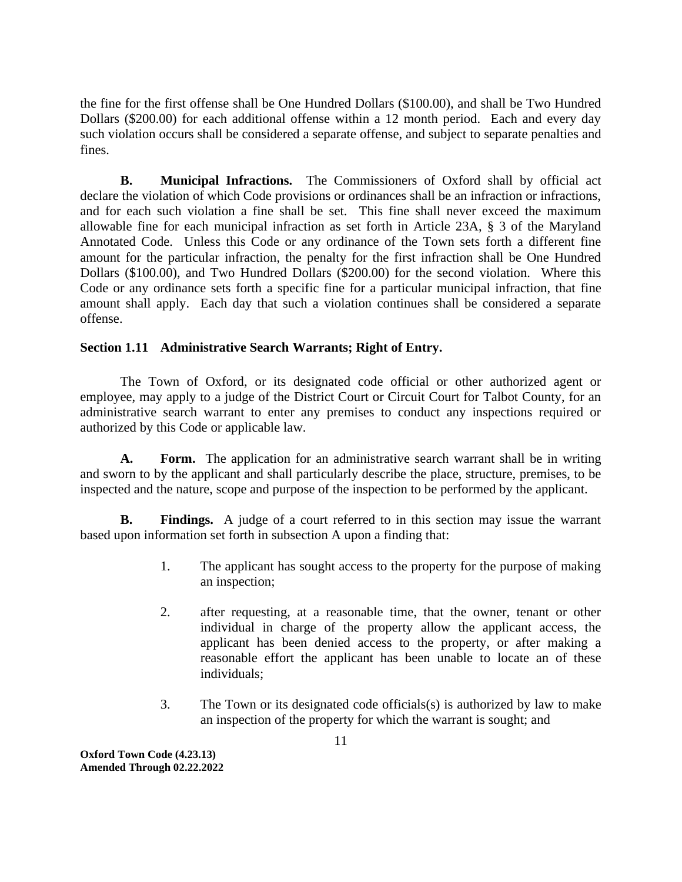the fine for the first offense shall be One Hundred Dollars ($100.00), and shall be Two Hundred Dollars ($200.00) for each additional offense within a 12 month period. Each and every day such violation occurs shall be considered a separate offense, and subject to separate penalties and fines.

**B. Municipal Infractions.** The Commissioners of Oxford shall by official act declare the violation of which Code provisions or ordinances shall be an infraction or infractions, and for each such violation a fine shall be set. This fine shall never exceed the maximum allowable fine for each municipal infraction as set forth in Article 23A, § 3 of the Maryland Annotated Code. Unless this Code or any ordinance of the Town sets forth a different fine amount for the particular infraction, the penalty for the first infraction shall be One Hundred Dollars ($100.00), and Two Hundred Dollars ($200.00) for the second violation. Where this Code or any ordinance sets forth a specific fine for a particular municipal infraction, that fine amount shall apply. Each day that such a violation continues shall be considered a separate offense.

**Section 1.11 Administrative Search Warrants; Right of Entry.**

The Town of Oxford, or its designated code official or other authorized agent or employee, may apply to a judge of the District Court or Circuit Court for Talbot County, for an administrative search warrant to enter any premises to conduct any inspections required or authorized by this Code or applicable law.

**A. Form.** The application for an administrative search warrant shall be in writing and sworn to by the applicant and shall particularly describe the place, structure, premises, to be inspected and the nature, scope and purpose of the inspection to be performed by the applicant.

**B. Findings.** A judge of a court referred to in this section may issue the warrant based upon information set forth in subsection A upon a finding that:

1. The applicant has sought access to the property for the purpose of making an inspection;

2. after requesting, at a reasonable time, that the owner, tenant or other individual in charge of the property allow the applicant access, the applicant has been denied access to the property, or after making a reasonable effort the applicant has been unable to locate an of these individuals;

3. The Town or its designated code officials(s) is authorized by law to make an inspection of the property for which the warrant is sought; and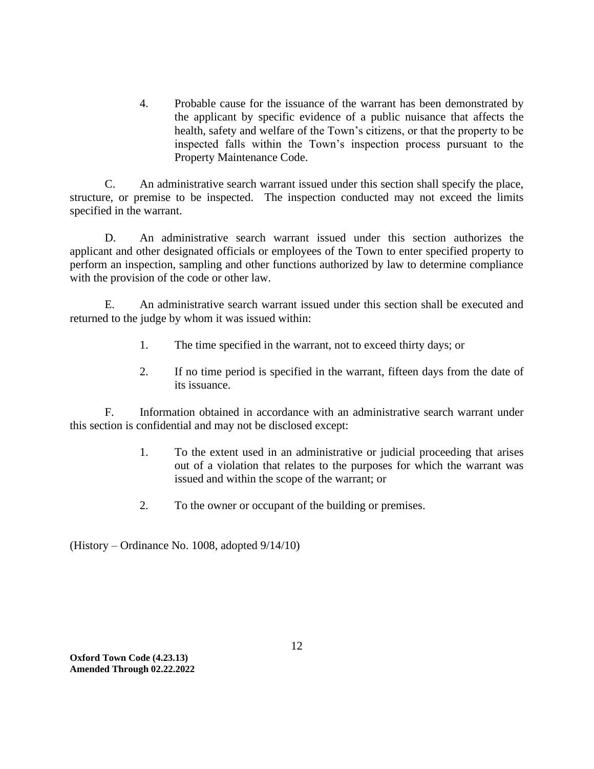4. Probable cause for the issuance of the warrant has been demonstrated by the applicant by specific evidence of a public nuisance that affects the health, safety and welfare of the Town's citizens, or that the property to be inspected falls within the Town's inspection process pursuant to the Property Maintenance Code.

C. An administrative search warrant issued under this section shall specify the place, structure, or premise to be inspected. The inspection conducted may not exceed the limits specified in the warrant.

D. An administrative search warrant issued under this section authorizes the applicant and other designated officials or employees of the Town to enter specified property to perform an inspection, sampling and other functions authorized by law to determine compliance with the provision of the code or other law.

E. An administrative search warrant issued under this section shall be executed and returned to the judge by whom it was issued within:

1. The time specified in the warrant, not to exceed thirty days; or

2. If no time period is specified in the warrant, fifteen days from the date of its issuance.

F. Information obtained in accordance with an administrative search warrant under this section is confidential and may not be disclosed except:

1. To the extent used in an administrative or judicial proceeding that arises out of a violation that relates to the purposes for which the warrant was issued and within the scope of the warrant; or

2. To the owner or occupant of the building or premises.

(History – Ordinance No. 1008, adopted 9/14/10)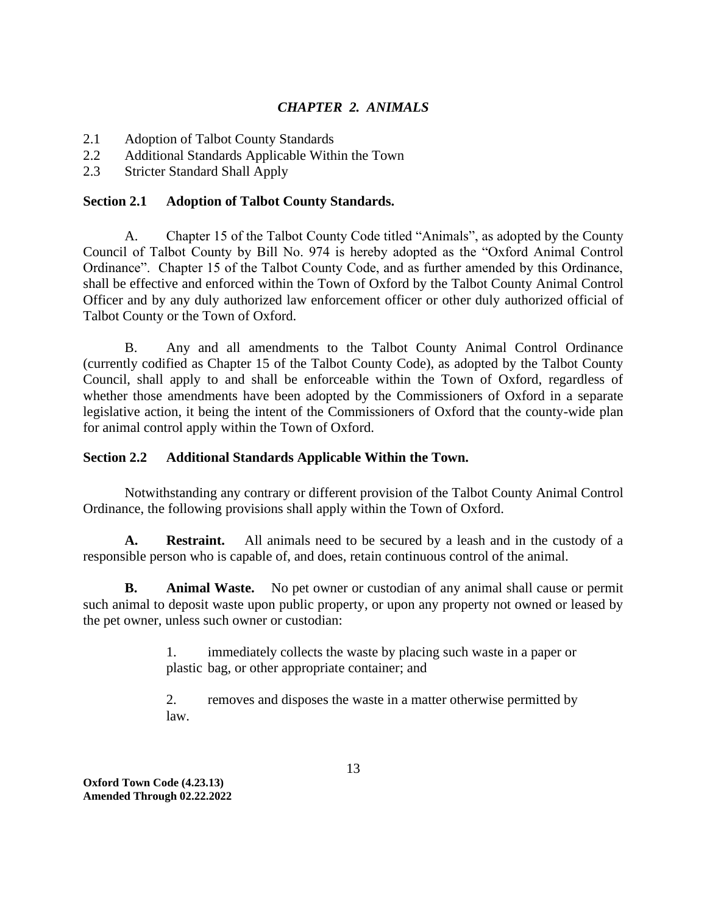## *CHAPTER 2. ANIMALS*

2.1 Adoption of Talbot County Standards
2.2 Additional Standards Applicable Within the Town
2.3 Stricter Standard Shall Apply

### Section 2.1 Adoption of Talbot County Standards.

A. Chapter 15 of the Talbot County Code titled "Animals", as adopted by the County Council of Talbot County by Bill No. 974 is hereby adopted as the "Oxford Animal Control Ordinance". Chapter 15 of the Talbot County Code, and as further amended by this Ordinance, shall be effective and enforced within the Town of Oxford by the Talbot County Animal Control Officer and by any duly authorized law enforcement officer or other duly authorized official of Talbot County or the Town of Oxford.

B. Any and all amendments to the Talbot County Animal Control Ordinance (currently codified as Chapter 15 of the Talbot County Code), as adopted by the Talbot County Council, shall apply to and shall be enforceable within the Town of Oxford, regardless of whether those amendments have been adopted by the Commissioners of Oxford in a separate legislative action, it being the intent of the Commissioners of Oxford that the county-wide plan for animal control apply within the Town of Oxford.

### Section 2.2 Additional Standards Applicable Within the Town.

Notwithstanding any contrary or different provision of the Talbot County Animal Control Ordinance, the following provisions shall apply within the Town of Oxford.

**A. Restraint.** All animals need to be secured by a leash and in the custody of a responsible person who is capable of, and does, retain continuous control of the animal.

**B. Animal Waste.** No pet owner or custodian of any animal shall cause or permit such animal to deposit waste upon public property, or upon any property not owned or leased by the pet owner, unless such owner or custodian:

1. immediately collects the waste by placing such waste in a paper or plastic bag, or other appropriate container; and

2. removes and disposes the waste in a matter otherwise permitted by law.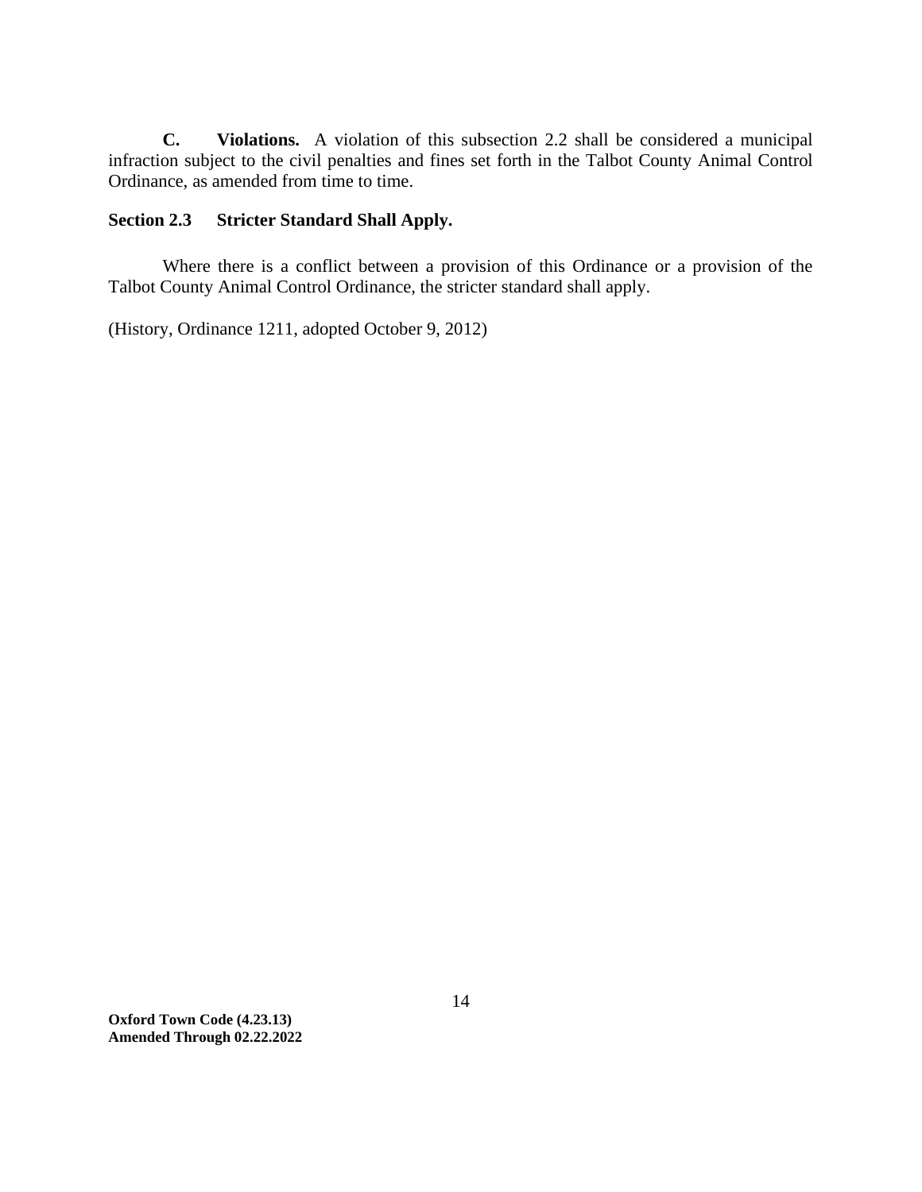**C. Violations.** A violation of this subsection 2.2 shall be considered a municipal infraction subject to the civil penalties and fines set forth in the Talbot County Animal Control Ordinance, as amended from time to time.

### Section 2.3 Stricter Standard Shall Apply.

Where there is a conflict between a provision of this Ordinance or a provision of the Talbot County Animal Control Ordinance, the stricter standard shall apply.

(History, Ordinance 1211, adopted October 9, 2012)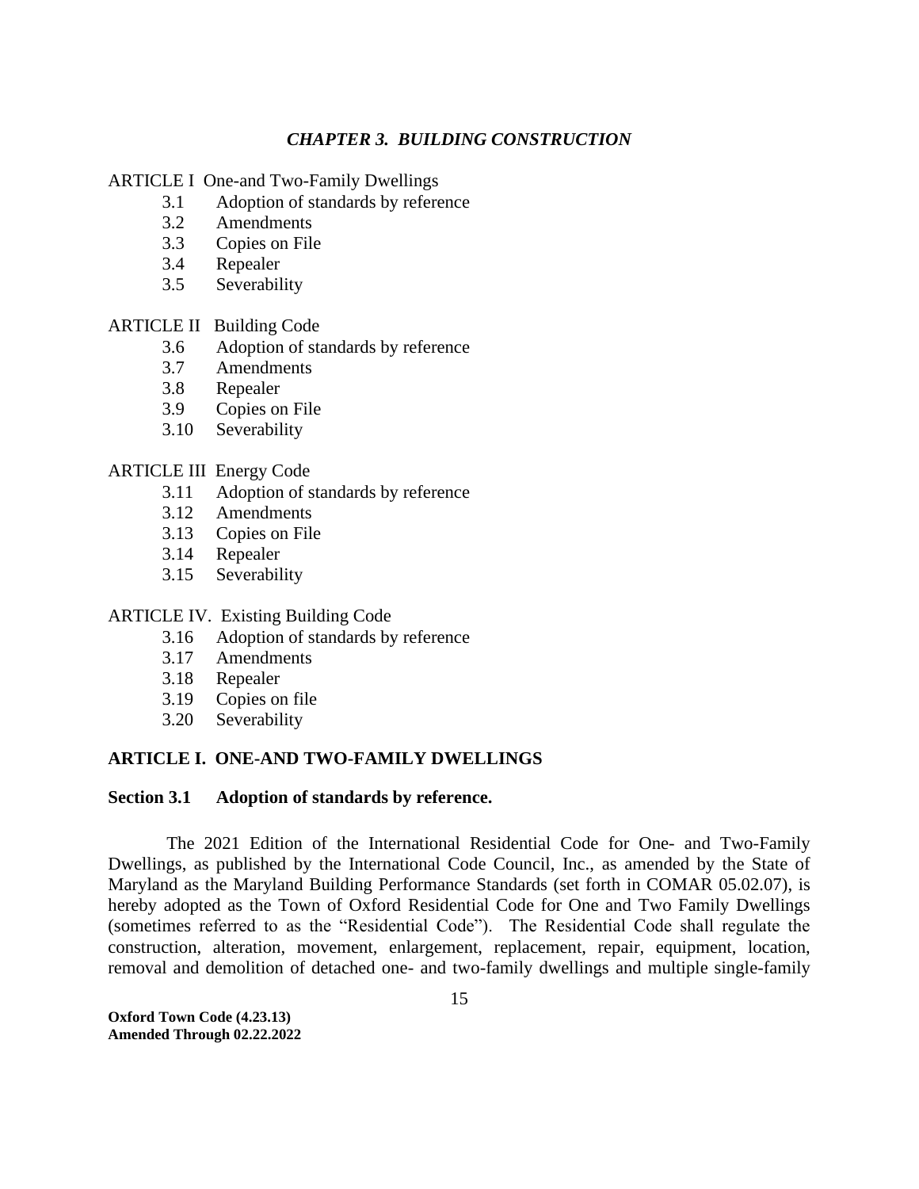### *CHAPTER 3. BUILDING CONSTRUCTION*

ARTICLE I One-and Two-Family Dwellings

- 3.1 Adoption of standards by reference
- 3.2 Amendments
- 3.3 Copies on File
- 3.4 Repealer
- 3.5 Severability

ARTICLE II Building Code

- 3.6 Adoption of standards by reference
- 3.7 Amendments
- 3.8 Repealer
- 3.9 Copies on File
- 3.10 Severability

ARTICLE III Energy Code

- 3.11 Adoption of standards by reference
- 3.12 Amendments
- 3.13 Copies on File
- 3.14 Repealer
- 3.15 Severability

ARTICLE IV. Existing Building Code

- 3.16 Adoption of standards by reference
- 3.17 Amendments
- 3.18 Repealer
- 3.19 Copies on file
- 3.20 Severability

## ARTICLE I. ONE-AND TWO-FAMILY DWELLINGS

### Section 3.1 Adoption of standards by reference.

The 2021 Edition of the International Residential Code for One- and Two-Family Dwellings, as published by the International Code Council, Inc., as amended by the State of Maryland as the Maryland Building Performance Standards (set forth in COMAR 05.02.07), is hereby adopted as the Town of Oxford Residential Code for One and Two Family Dwellings (sometimes referred to as the "Residential Code"). The Residential Code shall regulate the construction, alteration, movement, enlargement, replacement, repair, equipment, location, removal and demolition of detached one- and two-family dwellings and multiple single-family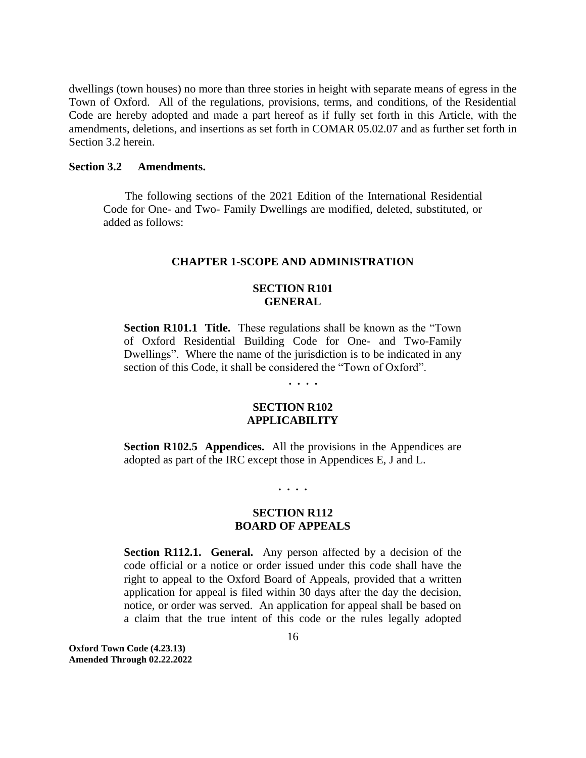dwellings (town houses) no more than three stories in height with separate means of egress in the Town of Oxford. All of the regulations, provisions, terms, and conditions, of the Residential Code are hereby adopted and made a part hereof as if fully set forth in this Article, with the amendments, deletions, and insertions as set forth in COMAR 05.02.07 and as further set forth in Section 3.2 herein.

**Section 3.2 Amendments.**

The following sections of the 2021 Edition of the International Residential Code for One- and Two- Family Dwellings are modified, deleted, substituted, or added as follows:

## CHAPTER 1-SCOPE AND ADMINISTRATION

### SECTION R101
### GENERAL

**Section R101.1 Title.** These regulations shall be known as the "Town of Oxford Residential Building Code for One- and Two-Family Dwellings". Where the name of the jurisdiction is to be indicated in any section of this Code, it shall be considered the "Town of Oxford".

. . . .

### SECTION R102
### APPLICABILITY

**Section R102.5 Appendices.** All the provisions in the Appendices are adopted as part of the IRC except those in Appendices E, J and L.

. . . .

### SECTION R112
### BOARD OF APPEALS

**Section R112.1. General.** Any person affected by a decision of the code official or a notice or order issued under this code shall have the right to appeal to the Oxford Board of Appeals, provided that a written application for appeal is filed within 30 days after the day the decision, notice, or order was served. An application for appeal shall be based on a claim that the true intent of this code or the rules legally adopted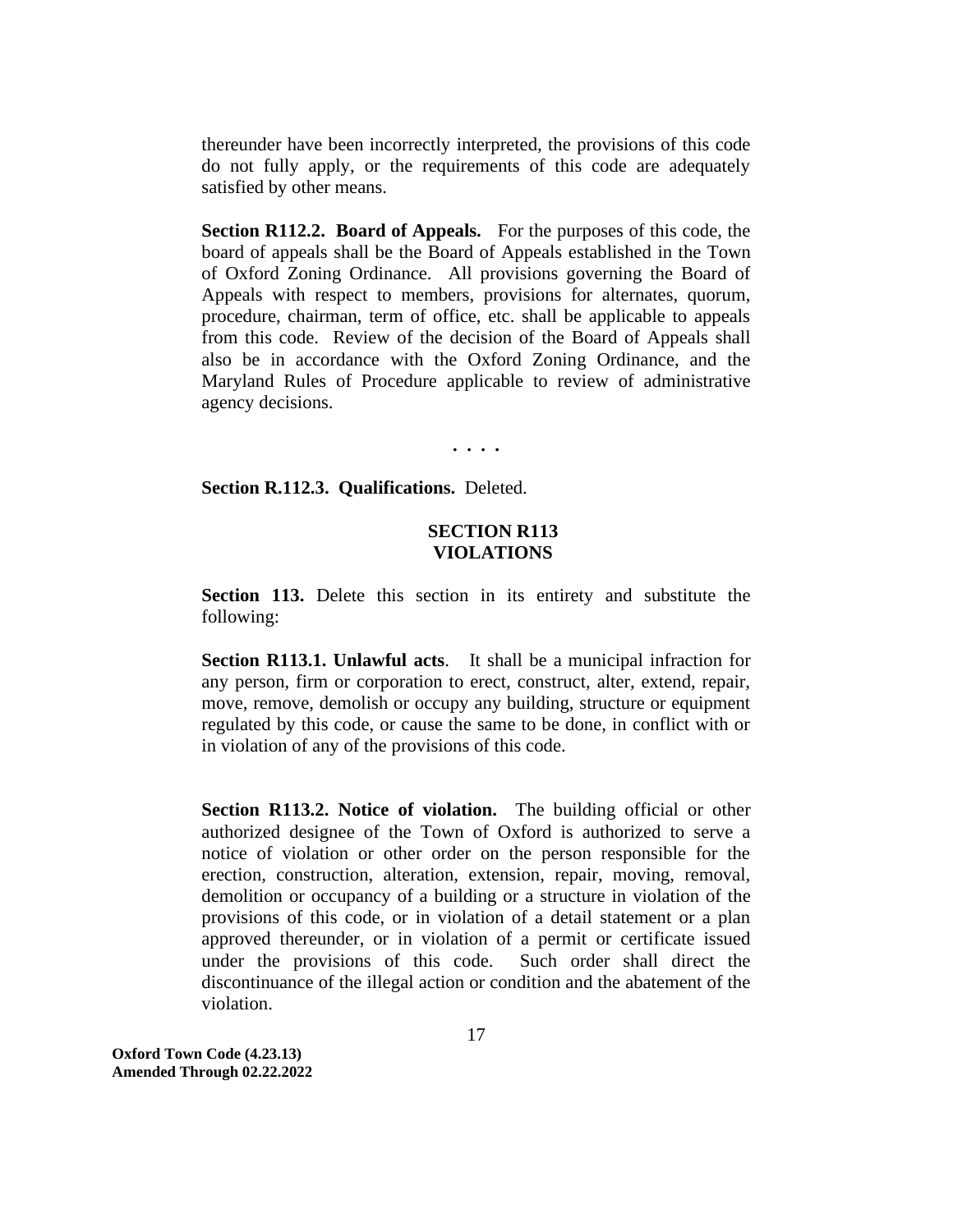thereunder have been incorrectly interpreted, the provisions of this code do not fully apply, or the requirements of this code are adequately satisfied by other means.

**Section R112.2. Board of Appeals.** For the purposes of this code, the board of appeals shall be the Board of Appeals established in the Town of Oxford Zoning Ordinance. All provisions governing the Board of Appeals with respect to members, provisions for alternates, quorum, procedure, chairman, term of office, etc. shall be applicable to appeals from this code. Review of the decision of the Board of Appeals shall also be in accordance with the Oxford Zoning Ordinance, and the Maryland Rules of Procedure applicable to review of administrative agency decisions.

. . . .

**Section R.112.3. Qualifications.** Deleted.

## SECTION R113
## VIOLATIONS

**Section 113.** Delete this section in its entirety and substitute the following:

**Section R113.1. Unlawful acts**. It shall be a municipal infraction for any person, firm or corporation to erect, construct, alter, extend, repair, move, remove, demolish or occupy any building, structure or equipment regulated by this code, or cause the same to be done, in conflict with or in violation of any of the provisions of this code.

**Section R113.2. Notice of violation.** The building official or other authorized designee of the Town of Oxford is authorized to serve a notice of violation or other order on the person responsible for the erection, construction, alteration, extension, repair, moving, removal, demolition or occupancy of a building or a structure in violation of the provisions of this code, or in violation of a detail statement or a plan approved thereunder, or in violation of a permit or certificate issued under the provisions of this code. Such order shall direct the discontinuance of the illegal action or condition and the abatement of the violation.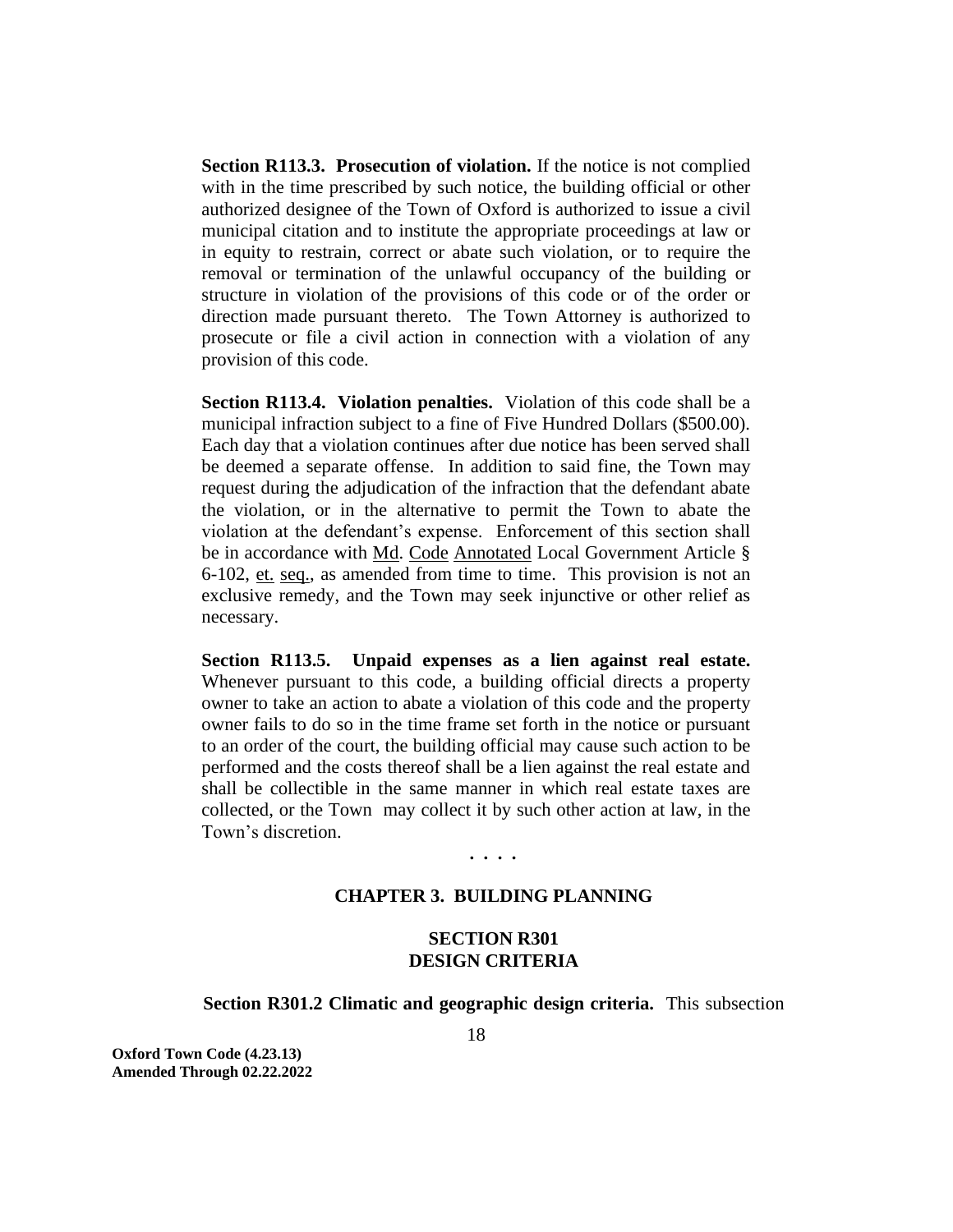**Section R113.3. Prosecution of violation.** If the notice is not complied with in the time prescribed by such notice, the building official or other authorized designee of the Town of Oxford is authorized to issue a civil municipal citation and to institute the appropriate proceedings at law or in equity to restrain, correct or abate such violation, or to require the removal or termination of the unlawful occupancy of the building or structure in violation of the provisions of this code or of the order or direction made pursuant thereto. The Town Attorney is authorized to prosecute or file a civil action in connection with a violation of any provision of this code.

**Section R113.4. Violation penalties.** Violation of this code shall be a municipal infraction subject to a fine of Five Hundred Dollars ($500.00). Each day that a violation continues after due notice has been served shall be deemed a separate offense. In addition to said fine, the Town may request during the adjudication of the infraction that the defendant abate the violation, or in the alternative to permit the Town to abate the violation at the defendant's expense. Enforcement of this section shall be in accordance with Md. Code Annotated Local Government Article § 6-102, et. seq., as amended from time to time. This provision is not an exclusive remedy, and the Town may seek injunctive or other relief as necessary.

**Section R113.5. Unpaid expenses as a lien against real estate.** Whenever pursuant to this code, a building official directs a property owner to take an action to abate a violation of this code and the property owner fails to do so in the time frame set forth in the notice or pursuant to an order of the court, the building official may cause such action to be performed and the costs thereof shall be a lien against the real estate and shall be collectible in the same manner in which real estate taxes are collected, or the Town may collect it by such other action at law, in the Town's discretion.

. . . .

## CHAPTER 3. BUILDING PLANNING

### SECTION R301
### DESIGN CRITERIA

**Section R301.2 Climatic and geographic design criteria.** This subsection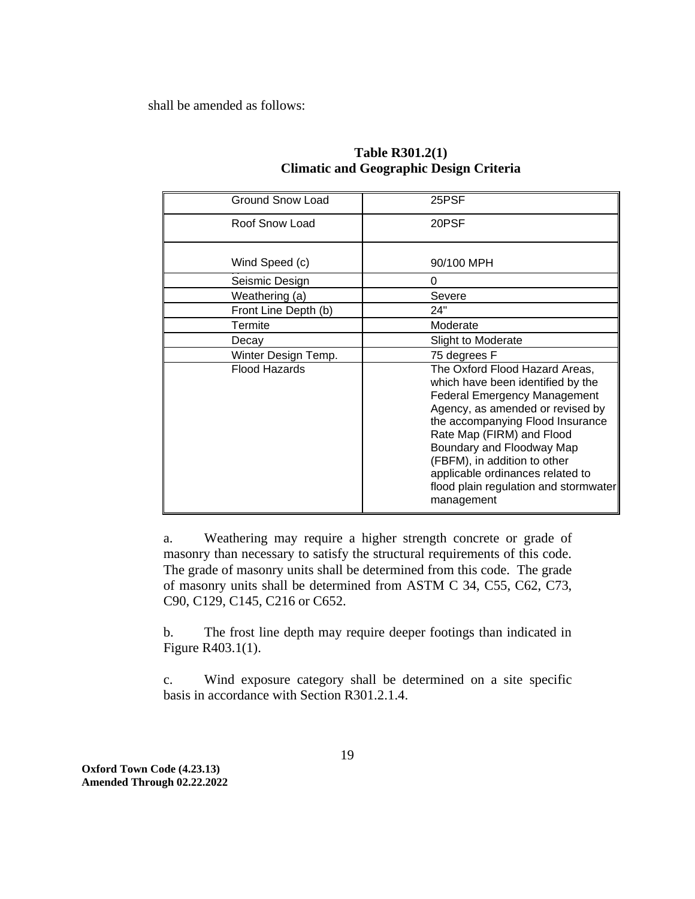shall be amended as follows:

**Table R301.2(1)**
**Climatic and Geographic Design Criteria**

| | |
|---|---|
| Ground Snow Load | 25PSF |
| Roof Snow Load | 20PSF |
| Wind Speed (c) | 90/100 MPH |
| Seismic Design | 0 |
| Weathering (a) | Severe |
| Front Line Depth (b) | 24" |
| Termite | Moderate |
| Decay | Slight to Moderate |
| Winter Design Temp. | 75 degrees F |
| Flood Hazards | The Oxford Flood Hazard Areas, which have been identified by the Federal Emergency Management Agency, as amended or revised by the accompanying Flood Insurance Rate Map (FIRM) and Flood Boundary and Floodway Map (FBFM), in addition to other applicable ordinances related to flood plain regulation and stormwater management |

a. Weathering may require a higher strength concrete or grade of masonry than necessary to satisfy the structural requirements of this code. The grade of masonry units shall be determined from this code. The grade of masonry units shall be determined from ASTM C 34, C55, C62, C73, C90, C129, C145, C216 or C652.

b. The frost line depth may require deeper footings than indicated in Figure R403.1(1).

c. Wind exposure category shall be determined on a site specific basis in accordance with Section R301.2.1.4.

**Oxford Town Code (4.23.13)**
**Amended Through 02.22.2022**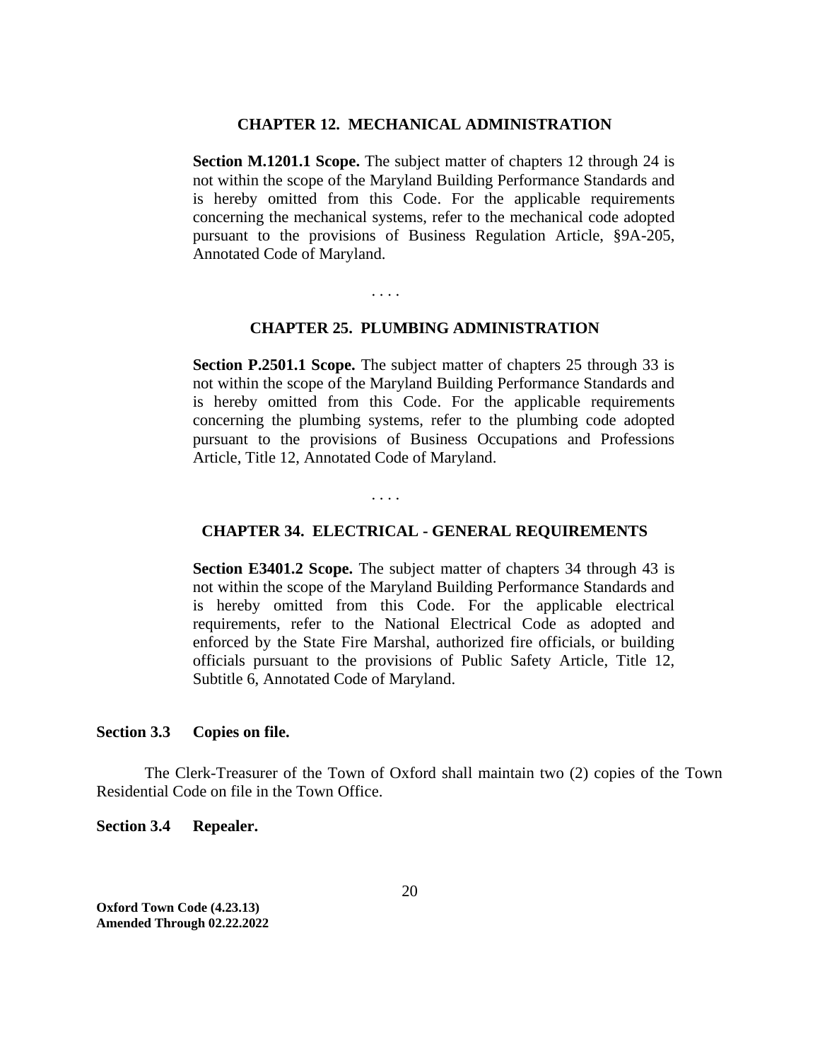### CHAPTER 12. MECHANICAL ADMINISTRATION

**Section M.1201.1 Scope.** The subject matter of chapters 12 through 24 is not within the scope of the Maryland Building Performance Standards and is hereby omitted from this Code. For the applicable requirements concerning the mechanical systems, refer to the mechanical code adopted pursuant to the provisions of Business Regulation Article, §9A-205, Annotated Code of Maryland.

. . . .

### CHAPTER 25. PLUMBING ADMINISTRATION

**Section P.2501.1 Scope.** The subject matter of chapters 25 through 33 is not within the scope of the Maryland Building Performance Standards and is hereby omitted from this Code. For the applicable requirements concerning the plumbing systems, refer to the plumbing code adopted pursuant to the provisions of Business Occupations and Professions Article, Title 12, Annotated Code of Maryland.

. . . .

### CHAPTER 34. ELECTRICAL - GENERAL REQUIREMENTS

**Section E3401.2 Scope.** The subject matter of chapters 34 through 43 is not within the scope of the Maryland Building Performance Standards and is hereby omitted from this Code. For the applicable electrical requirements, refer to the National Electrical Code as adopted and enforced by the State Fire Marshal, authorized fire officials, or building officials pursuant to the provisions of Public Safety Article, Title 12, Subtitle 6, Annotated Code of Maryland.

**Section 3.3 Copies on file.**

The Clerk-Treasurer of the Town of Oxford shall maintain two (2) copies of the Town Residential Code on file in the Town Office.

**Section 3.4 Repealer.**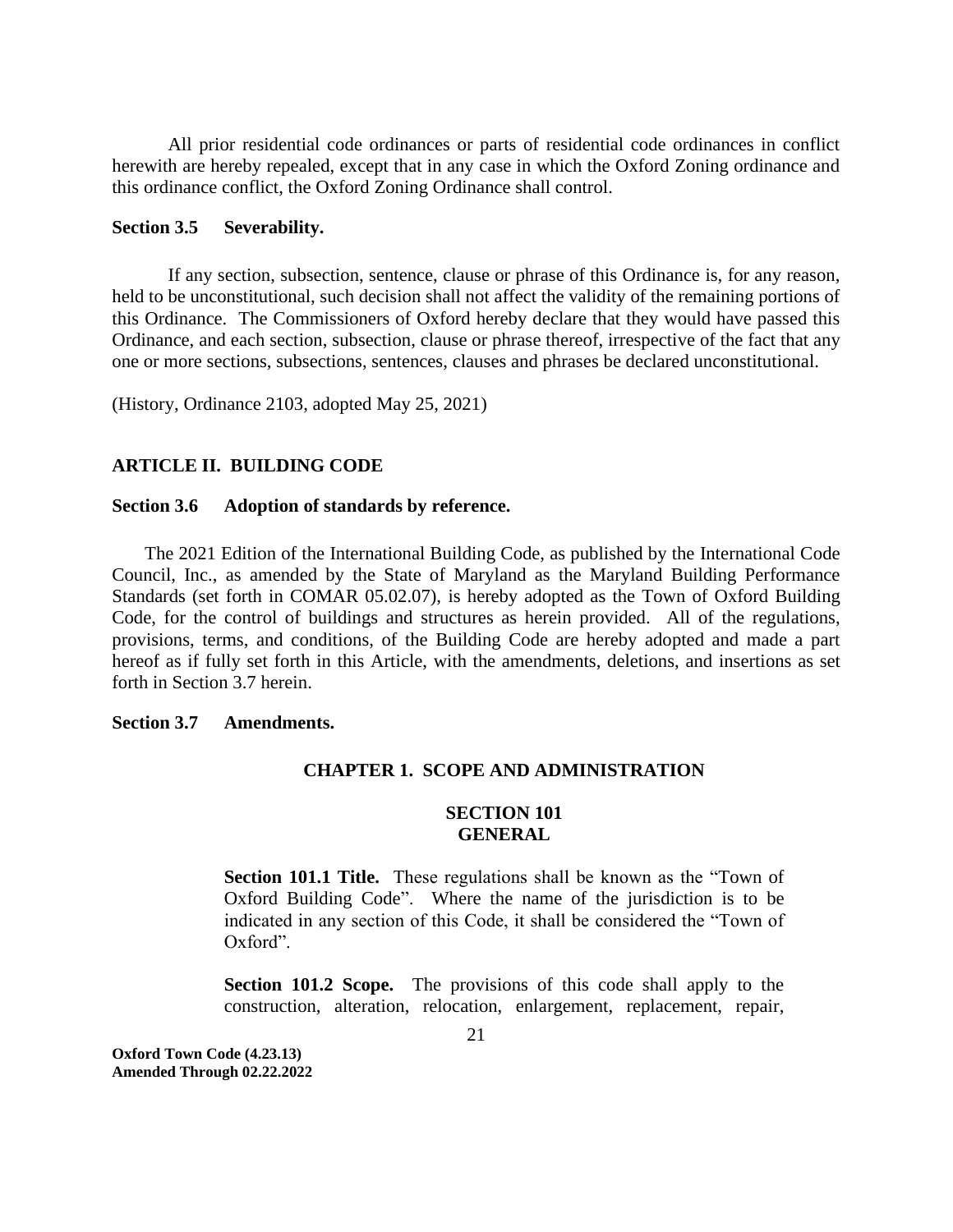All prior residential code ordinances or parts of residential code ordinances in conflict herewith are hereby repealed, except that in any case in which the Oxford Zoning ordinance and this ordinance conflict, the Oxford Zoning Ordinance shall control.

**Section 3.5 Severability.**

If any section, subsection, sentence, clause or phrase of this Ordinance is, for any reason, held to be unconstitutional, such decision shall not affect the validity of the remaining portions of this Ordinance. The Commissioners of Oxford hereby declare that they would have passed this Ordinance, and each section, subsection, clause or phrase thereof, irrespective of the fact that any one or more sections, subsections, sentences, clauses and phrases be declared unconstitutional.

(History, Ordinance 2103, adopted May 25, 2021)

## ARTICLE II. BUILDING CODE

**Section 3.6 Adoption of standards by reference.**

The 2021 Edition of the International Building Code, as published by the International Code Council, Inc., as amended by the State of Maryland as the Maryland Building Performance Standards (set forth in COMAR 05.02.07), is hereby adopted as the Town of Oxford Building Code, for the control of buildings and structures as herein provided. All of the regulations, provisions, terms, and conditions, of the Building Code are hereby adopted and made a part hereof as if fully set forth in this Article, with the amendments, deletions, and insertions as set forth in Section 3.7 herein.

**Section 3.7 Amendments.**

### CHAPTER 1. SCOPE AND ADMINISTRATION

#### SECTION 101 GENERAL

**Section 101.1 Title.** These regulations shall be known as the "Town of Oxford Building Code". Where the name of the jurisdiction is to be indicated in any section of this Code, it shall be considered the "Town of Oxford".

**Section 101.2 Scope.** The provisions of this code shall apply to the construction, alteration, relocation, enlargement, replacement, repair,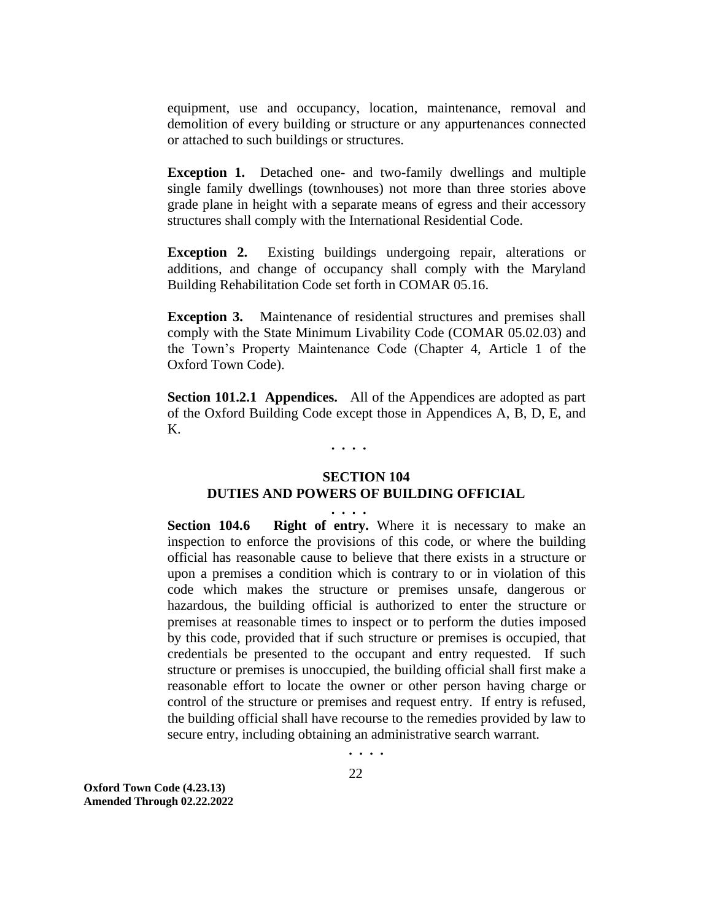equipment, use and occupancy, location, maintenance, removal and demolition of every building or structure or any appurtenances connected or attached to such buildings or structures.

**Exception 1.** Detached one- and two-family dwellings and multiple single family dwellings (townhouses) not more than three stories above grade plane in height with a separate means of egress and their accessory structures shall comply with the International Residential Code.

**Exception 2.** Existing buildings undergoing repair, alterations or additions, and change of occupancy shall comply with the Maryland Building Rehabilitation Code set forth in COMAR 05.16.

**Exception 3.** Maintenance of residential structures and premises shall comply with the State Minimum Livability Code (COMAR 05.02.03) and the Town's Property Maintenance Code (Chapter 4, Article 1 of the Oxford Town Code).

**Section 101.2.1 Appendices.** All of the Appendices are adopted as part of the Oxford Building Code except those in Appendices A, B, D, E, and K.

. . . .

## SECTION 104
## DUTIES AND POWERS OF BUILDING OFFICIAL

. . . .

**Section 104.6 Right of entry.** Where it is necessary to make an inspection to enforce the provisions of this code, or where the building official has reasonable cause to believe that there exists in a structure or upon a premises a condition which is contrary to or in violation of this code which makes the structure or premises unsafe, dangerous or hazardous, the building official is authorized to enter the structure or premises at reasonable times to inspect or to perform the duties imposed by this code, provided that if such structure or premises is occupied, that credentials be presented to the occupant and entry requested. If such structure or premises is unoccupied, the building official shall first make a reasonable effort to locate the owner or other person having charge or control of the structure or premises and request entry. If entry is refused, the building official shall have recourse to the remedies provided by law to secure entry, including obtaining an administrative search warrant.

. . . .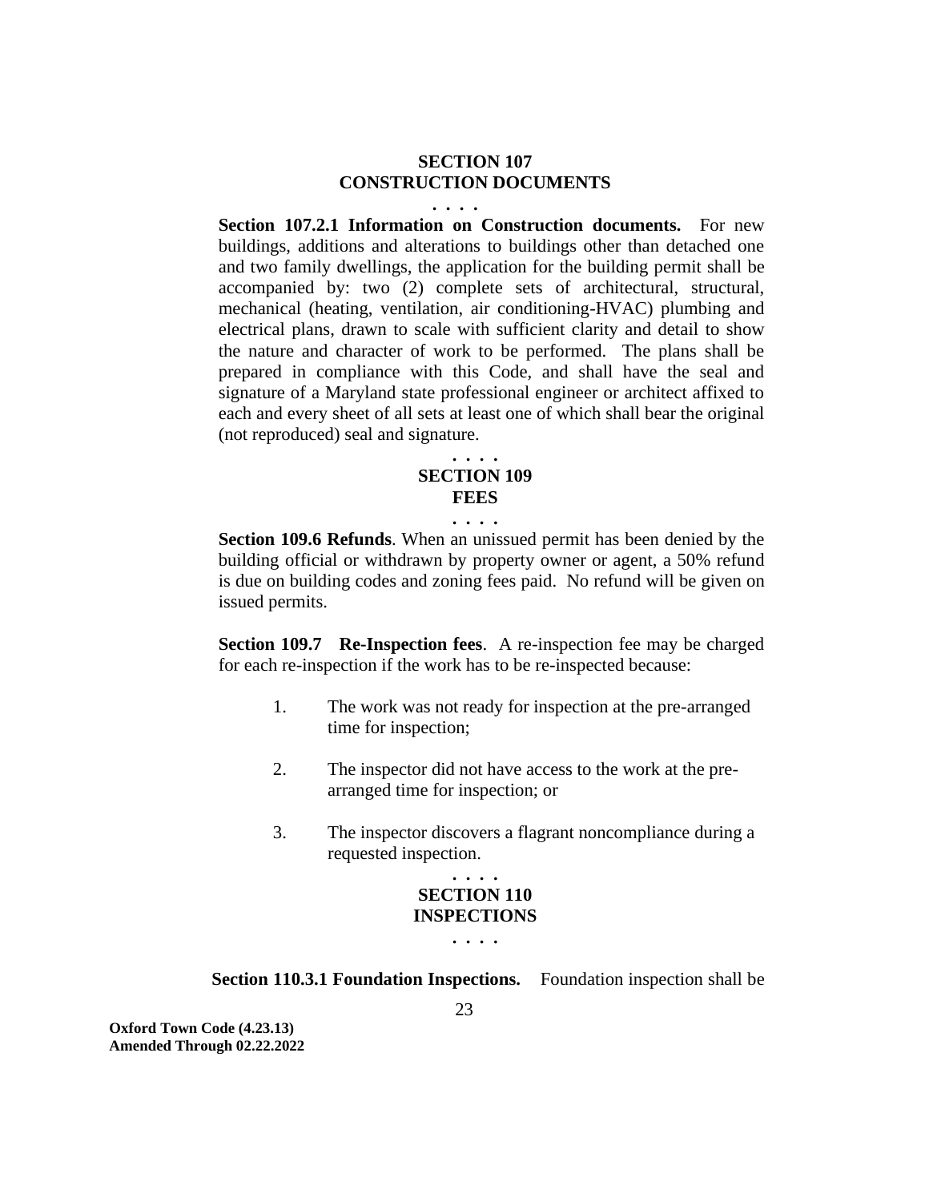## SECTION 107
## CONSTRUCTION DOCUMENTS

. . . .

**Section 107.2.1 Information on Construction documents.** For new buildings, additions and alterations to buildings other than detached one and two family dwellings, the application for the building permit shall be accompanied by: two (2) complete sets of architectural, structural, mechanical (heating, ventilation, air conditioning-HVAC) plumbing and electrical plans, drawn to scale with sufficient clarity and detail to show the nature and character of work to be performed. The plans shall be prepared in compliance with this Code, and shall have the seal and signature of a Maryland state professional engineer or architect affixed to each and every sheet of all sets at least one of which shall bear the original (not reproduced) seal and signature.

. . . .

## SECTION 109
## FEES

. . . .

**Section 109.6 Refunds**. When an unissued permit has been denied by the building official or withdrawn by property owner or agent, a 50% refund is due on building codes and zoning fees paid. No refund will be given on issued permits.

**Section 109.7 Re-Inspection fees**. A re-inspection fee may be charged for each re-inspection if the work has to be re-inspected because:

1. The work was not ready for inspection at the pre-arranged time for inspection;
2. The inspector did not have access to the work at the pre-arranged time for inspection; or
3. The inspector discovers a flagrant noncompliance during a requested inspection.

. . . .

## SECTION 110
## INSPECTIONS

. . . .

**Section 110.3.1 Foundation Inspections.** Foundation inspection shall be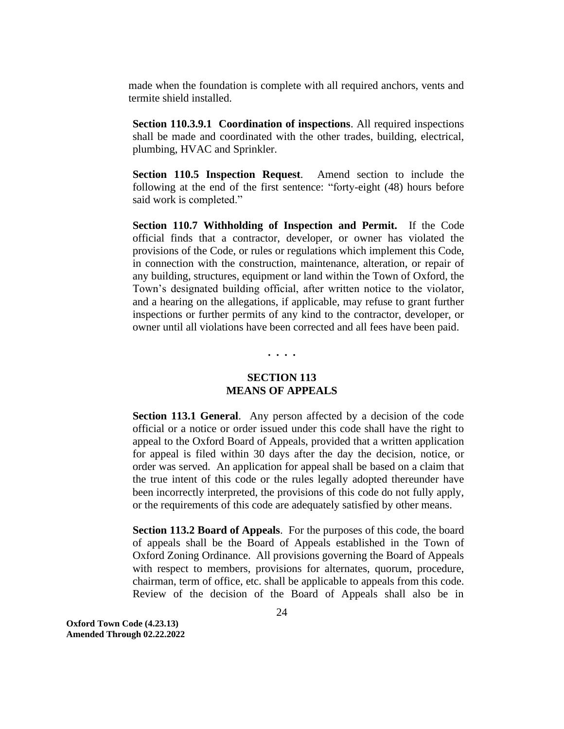made when the foundation is complete with all required anchors, vents and termite shield installed.

**Section 110.3.9.1 Coordination of inspections**. All required inspections shall be made and coordinated with the other trades, building, electrical, plumbing, HVAC and Sprinkler.

**Section 110.5 Inspection Request**. Amend section to include the following at the end of the first sentence: "forty-eight (48) hours before said work is completed."

**Section 110.7 Withholding of Inspection and Permit.** If the Code official finds that a contractor, developer, or owner has violated the provisions of the Code, or rules or regulations which implement this Code, in connection with the construction, maintenance, alteration, or repair of any building, structures, equipment or land within the Town of Oxford, the Town's designated building official, after written notice to the violator, and a hearing on the allegations, if applicable, may refuse to grant further inspections or further permits of any kind to the contractor, developer, or owner until all violations have been corrected and all fees have been paid.

. . . .

## SECTION 113
## MEANS OF APPEALS

**Section 113.1 General**. Any person affected by a decision of the code official or a notice or order issued under this code shall have the right to appeal to the Oxford Board of Appeals, provided that a written application for appeal is filed within 30 days after the day the decision, notice, or order was served. An application for appeal shall be based on a claim that the true intent of this code or the rules legally adopted thereunder have been incorrectly interpreted, the provisions of this code do not fully apply, or the requirements of this code are adequately satisfied by other means.

**Section 113.2 Board of Appeals**. For the purposes of this code, the board of appeals shall be the Board of Appeals established in the Town of Oxford Zoning Ordinance. All provisions governing the Board of Appeals with respect to members, provisions for alternates, quorum, procedure, chairman, term of office, etc. shall be applicable to appeals from this code. Review of the decision of the Board of Appeals shall also be in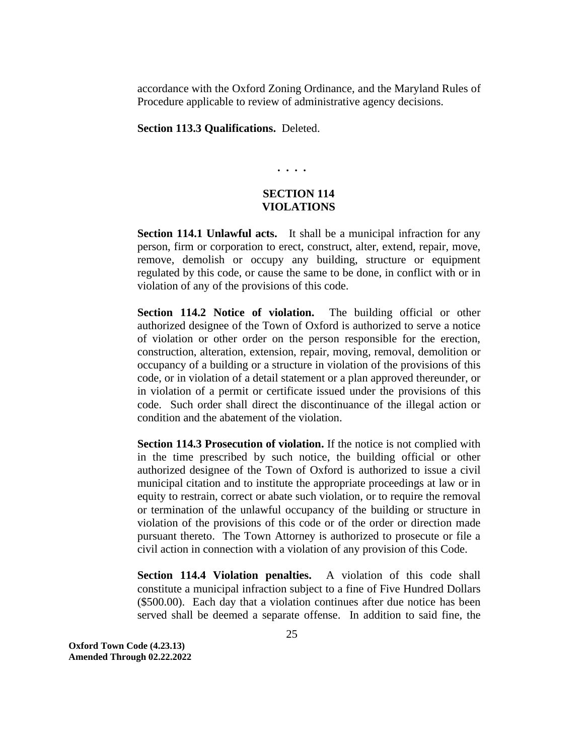accordance with the Oxford Zoning Ordinance, and the Maryland Rules of Procedure applicable to review of administrative agency decisions.

**Section 113.3 Qualifications.** Deleted.

. . . .

## SECTION 114
## VIOLATIONS

**Section 114.1 Unlawful acts.** It shall be a municipal infraction for any person, firm or corporation to erect, construct, alter, extend, repair, move, remove, demolish or occupy any building, structure or equipment regulated by this code, or cause the same to be done, in conflict with or in violation of any of the provisions of this code.

**Section 114.2 Notice of violation.** The building official or other authorized designee of the Town of Oxford is authorized to serve a notice of violation or other order on the person responsible for the erection, construction, alteration, extension, repair, moving, removal, demolition or occupancy of a building or a structure in violation of the provisions of this code, or in violation of a detail statement or a plan approved thereunder, or in violation of a permit or certificate issued under the provisions of this code. Such order shall direct the discontinuance of the illegal action or condition and the abatement of the violation.

**Section 114.3 Prosecution of violation.** If the notice is not complied with in the time prescribed by such notice, the building official or other authorized designee of the Town of Oxford is authorized to issue a civil municipal citation and to institute the appropriate proceedings at law or in equity to restrain, correct or abate such violation, or to require the removal or termination of the unlawful occupancy of the building or structure in violation of the provisions of this code or of the order or direction made pursuant thereto. The Town Attorney is authorized to prosecute or file a civil action in connection with a violation of any provision of this Code.

**Section 114.4 Violation penalties.** A violation of this code shall constitute a municipal infraction subject to a fine of Five Hundred Dollars ($500.00). Each day that a violation continues after due notice has been served shall be deemed a separate offense. In addition to said fine, the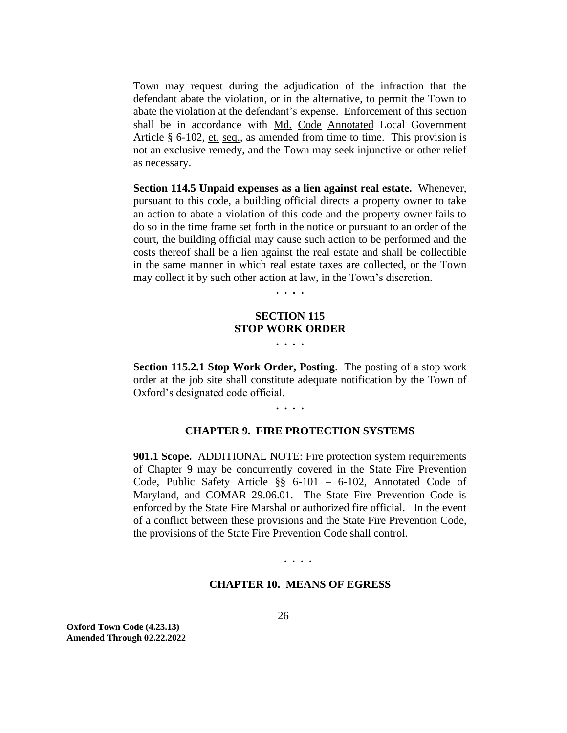Town may request during the adjudication of the infraction that the defendant abate the violation, or in the alternative, to permit the Town to abate the violation at the defendant's expense. Enforcement of this section shall be in accordance with Md. Code Annotated Local Government Article § 6-102, et. seq., as amended from time to time. This provision is not an exclusive remedy, and the Town may seek injunctive or other relief as necessary.

**Section 114.5 Unpaid expenses as a lien against real estate.** Whenever, pursuant to this code, a building official directs a property owner to take an action to abate a violation of this code and the property owner fails to do so in the time frame set forth in the notice or pursuant to an order of the court, the building official may cause such action to be performed and the costs thereof shall be a lien against the real estate and shall be collectible in the same manner in which real estate taxes are collected, or the Town may collect it by such other action at law, in the Town's discretion.

. . . .

**SECTION 115**
**STOP WORK ORDER**

. . . .

**Section 115.2.1 Stop Work Order, Posting**. The posting of a stop work order at the job site shall constitute adequate notification by the Town of Oxford's designated code official.

. . . .

## CHAPTER 9. FIRE PROTECTION SYSTEMS

**901.1 Scope.** ADDITIONAL NOTE: Fire protection system requirements of Chapter 9 may be concurrently covered in the State Fire Prevention Code, Public Safety Article §§ 6-101 – 6-102, Annotated Code of Maryland, and COMAR 29.06.01. The State Fire Prevention Code is enforced by the State Fire Marshal or authorized fire official. In the event of a conflict between these provisions and the State Fire Prevention Code, the provisions of the State Fire Prevention Code shall control.

. . . .

## CHAPTER 10. MEANS OF EGRESS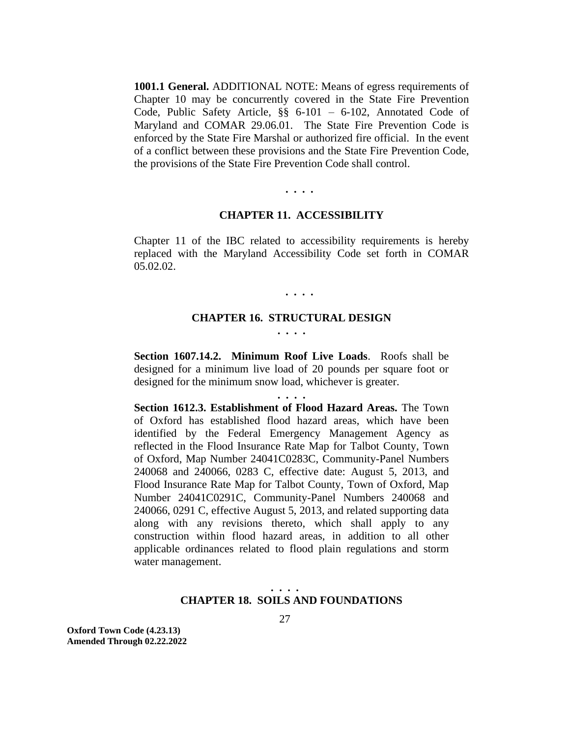**1001.1 General.** ADDITIONAL NOTE: Means of egress requirements of Chapter 10 may be concurrently covered in the State Fire Prevention Code, Public Safety Article, §§ 6-101 – 6-102, Annotated Code of Maryland and COMAR 29.06.01. The State Fire Prevention Code is enforced by the State Fire Marshal or authorized fire official. In the event of a conflict between these provisions and the State Fire Prevention Code, the provisions of the State Fire Prevention Code shall control.

. . . .

## CHAPTER 11. ACCESSIBILITY

Chapter 11 of the IBC related to accessibility requirements is hereby replaced with the Maryland Accessibility Code set forth in COMAR 05.02.02.

. . . .

## CHAPTER 16. STRUCTURAL DESIGN

. . . .

**Section 1607.14.2. Minimum Roof Live Loads**. Roofs shall be designed for a minimum live load of 20 pounds per square foot or designed for the minimum snow load, whichever is greater.

. . . .

**Section 1612.3. Establishment of Flood Hazard Areas.** The Town of Oxford has established flood hazard areas, which have been identified by the Federal Emergency Management Agency as reflected in the Flood Insurance Rate Map for Talbot County, Town of Oxford, Map Number 24041C0283C, Community-Panel Numbers 240068 and 240066, 0283 C, effective date: August 5, 2013, and Flood Insurance Rate Map for Talbot County, Town of Oxford, Map Number 24041C0291C, Community-Panel Numbers 240068 and 240066, 0291 C, effective August 5, 2013, and related supporting data along with any revisions thereto, which shall apply to any construction within flood hazard areas, in addition to all other applicable ordinances related to flood plain regulations and storm water management.

. . . .

## CHAPTER 18. SOILS AND FOUNDATIONS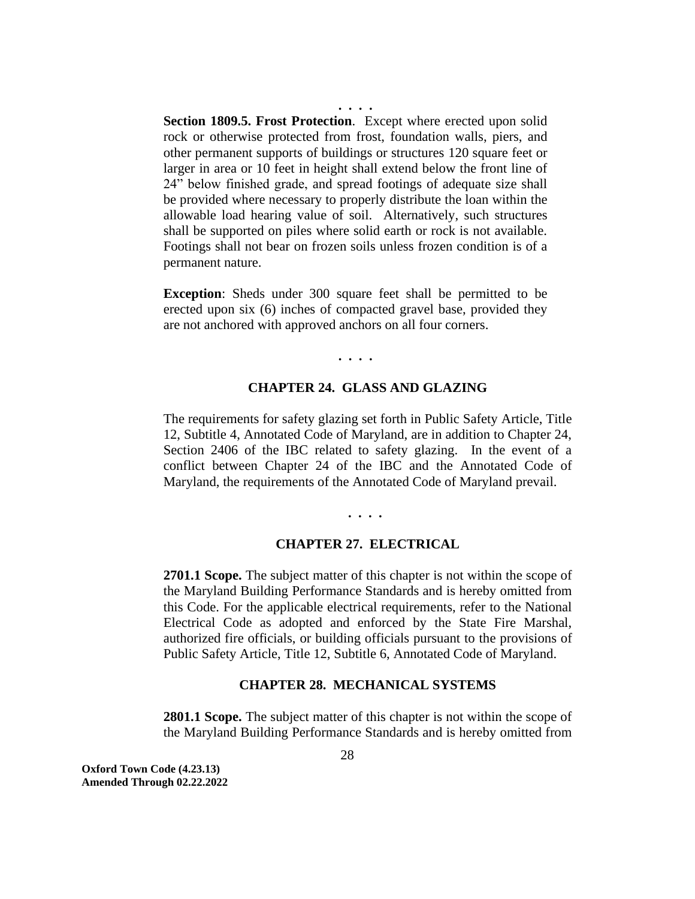. . . .

**Section 1809.5. Frost Protection**. Except where erected upon solid rock or otherwise protected from frost, foundation walls, piers, and other permanent supports of buildings or structures 120 square feet or larger in area or 10 feet in height shall extend below the front line of 24" below finished grade, and spread footings of adequate size shall be provided where necessary to properly distribute the loan within the allowable load hearing value of soil. Alternatively, such structures shall be supported on piles where solid earth or rock is not available. Footings shall not bear on frozen soils unless frozen condition is of a permanent nature.

**Exception**: Sheds under 300 square feet shall be permitted to be erected upon six (6) inches of compacted gravel base, provided they are not anchored with approved anchors on all four corners.

. . . .

## CHAPTER 24. GLASS AND GLAZING

The requirements for safety glazing set forth in Public Safety Article, Title 12, Subtitle 4, Annotated Code of Maryland, are in addition to Chapter 24, Section 2406 of the IBC related to safety glazing. In the event of a conflict between Chapter 24 of the IBC and the Annotated Code of Maryland, the requirements of the Annotated Code of Maryland prevail.

. . . .

## CHAPTER 27. ELECTRICAL

**2701.1 Scope.** The subject matter of this chapter is not within the scope of the Maryland Building Performance Standards and is hereby omitted from this Code. For the applicable electrical requirements, refer to the National Electrical Code as adopted and enforced by the State Fire Marshal, authorized fire officials, or building officials pursuant to the provisions of Public Safety Article, Title 12, Subtitle 6, Annotated Code of Maryland.

## CHAPTER 28. MECHANICAL SYSTEMS

**2801.1 Scope.** The subject matter of this chapter is not within the scope of the Maryland Building Performance Standards and is hereby omitted from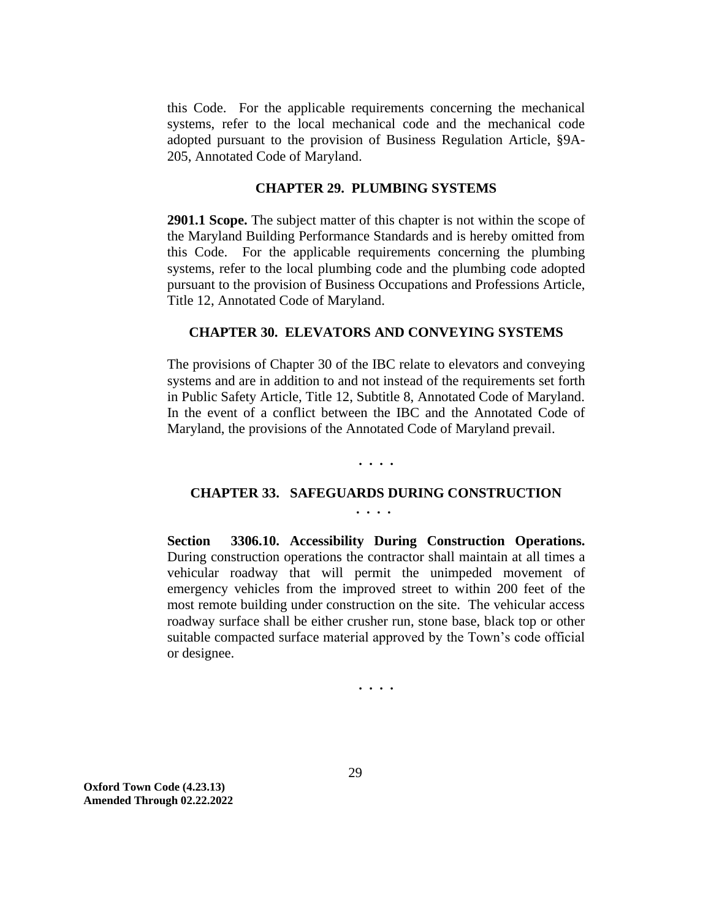this Code. For the applicable requirements concerning the mechanical systems, refer to the local mechanical code and the mechanical code adopted pursuant to the provision of Business Regulation Article, §9A-205, Annotated Code of Maryland.

## CHAPTER 29. PLUMBING SYSTEMS

**2901.1 Scope.** The subject matter of this chapter is not within the scope of the Maryland Building Performance Standards and is hereby omitted from this Code. For the applicable requirements concerning the plumbing systems, refer to the local plumbing code and the plumbing code adopted pursuant to the provision of Business Occupations and Professions Article, Title 12, Annotated Code of Maryland.

## CHAPTER 30. ELEVATORS AND CONVEYING SYSTEMS

The provisions of Chapter 30 of the IBC relate to elevators and conveying systems and are in addition to and not instead of the requirements set forth in Public Safety Article, Title 12, Subtitle 8, Annotated Code of Maryland. In the event of a conflict between the IBC and the Annotated Code of Maryland, the provisions of the Annotated Code of Maryland prevail.

. . . .

## CHAPTER 33. SAFEGUARDS DURING CONSTRUCTION

. . . .

**Section 3306.10. Accessibility During Construction Operations.** During construction operations the contractor shall maintain at all times a vehicular roadway that will permit the unimpeded movement of emergency vehicles from the improved street to within 200 feet of the most remote building under construction on the site. The vehicular access roadway surface shall be either crusher run, stone base, black top or other suitable compacted surface material approved by the Town's code official or designee.

. . . .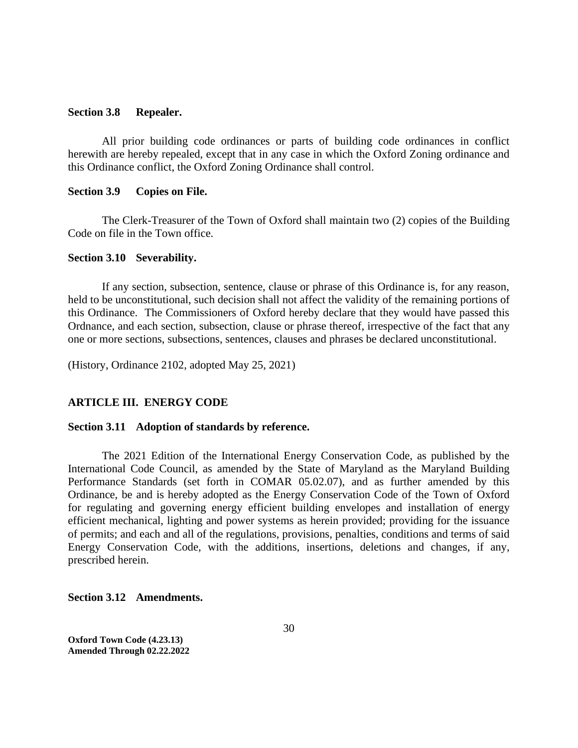**Section 3.8 Repealer.**

All prior building code ordinances or parts of building code ordinances in conflict herewith are hereby repealed, except that in any case in which the Oxford Zoning ordinance and this Ordinance conflict, the Oxford Zoning Ordinance shall control.

**Section 3.9 Copies on File.**

The Clerk-Treasurer of the Town of Oxford shall maintain two (2) copies of the Building Code on file in the Town office.

**Section 3.10 Severability.**

If any section, subsection, sentence, clause or phrase of this Ordinance is, for any reason, held to be unconstitutional, such decision shall not affect the validity of the remaining portions of this Ordinance. The Commissioners of Oxford hereby declare that they would have passed this Ordnance, and each section, subsection, clause or phrase thereof, irrespective of the fact that any one or more sections, subsections, sentences, clauses and phrases be declared unconstitutional.

(History, Ordinance 2102, adopted May 25, 2021)

## ARTICLE III. ENERGY CODE

**Section 3.11 Adoption of standards by reference.**

The 2021 Edition of the International Energy Conservation Code, as published by the International Code Council, as amended by the State of Maryland as the Maryland Building Performance Standards (set forth in COMAR 05.02.07), and as further amended by this Ordinance, be and is hereby adopted as the Energy Conservation Code of the Town of Oxford for regulating and governing energy efficient building envelopes and installation of energy efficient mechanical, lighting and power systems as herein provided; providing for the issuance of permits; and each and all of the regulations, provisions, penalties, conditions and terms of said Energy Conservation Code, with the additions, insertions, deletions and changes, if any, prescribed herein.

**Section 3.12 Amendments.**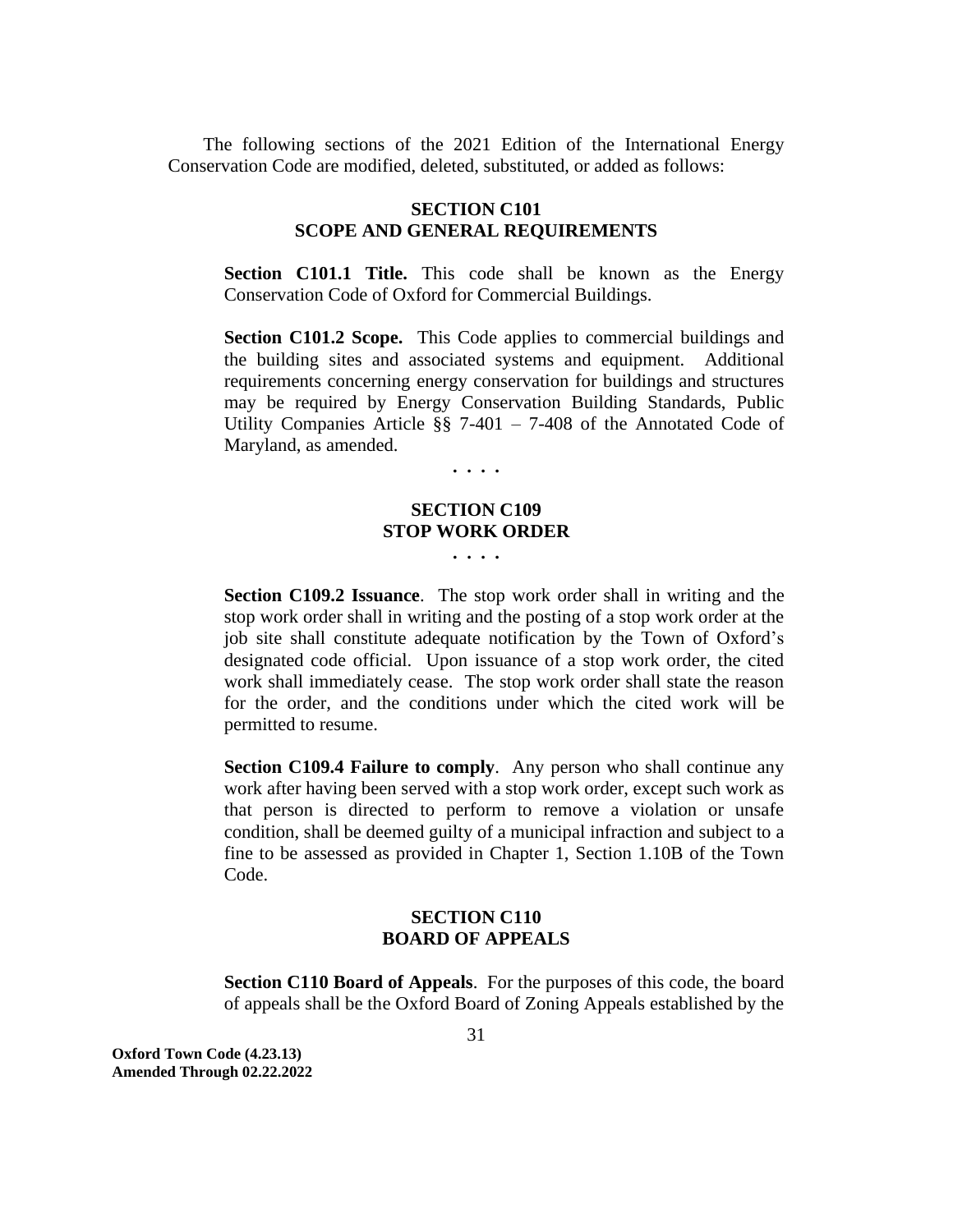The following sections of the 2021 Edition of the International Energy Conservation Code are modified, deleted, substituted, or added as follows:

### SECTION C101
### SCOPE AND GENERAL REQUIREMENTS

**Section C101.1 Title.** This code shall be known as the Energy Conservation Code of Oxford for Commercial Buildings.

**Section C101.2 Scope.** This Code applies to commercial buildings and the building sites and associated systems and equipment. Additional requirements concerning energy conservation for buildings and structures may be required by Energy Conservation Building Standards, Public Utility Companies Article §§ 7-401 – 7-408 of the Annotated Code of Maryland, as amended.

. . . .

### SECTION C109
### STOP WORK ORDER

. . . .

**Section C109.2 Issuance**. The stop work order shall in writing and the stop work order shall in writing and the posting of a stop work order at the job site shall constitute adequate notification by the Town of Oxford's designated code official. Upon issuance of a stop work order, the cited work shall immediately cease. The stop work order shall state the reason for the order, and the conditions under which the cited work will be permitted to resume.

**Section C109.4 Failure to comply**. Any person who shall continue any work after having been served with a stop work order, except such work as that person is directed to perform to remove a violation or unsafe condition, shall be deemed guilty of a municipal infraction and subject to a fine to be assessed as provided in Chapter 1, Section 1.10B of the Town Code.

### SECTION C110
### BOARD OF APPEALS

**Section C110 Board of Appeals**. For the purposes of this code, the board of appeals shall be the Oxford Board of Zoning Appeals established by the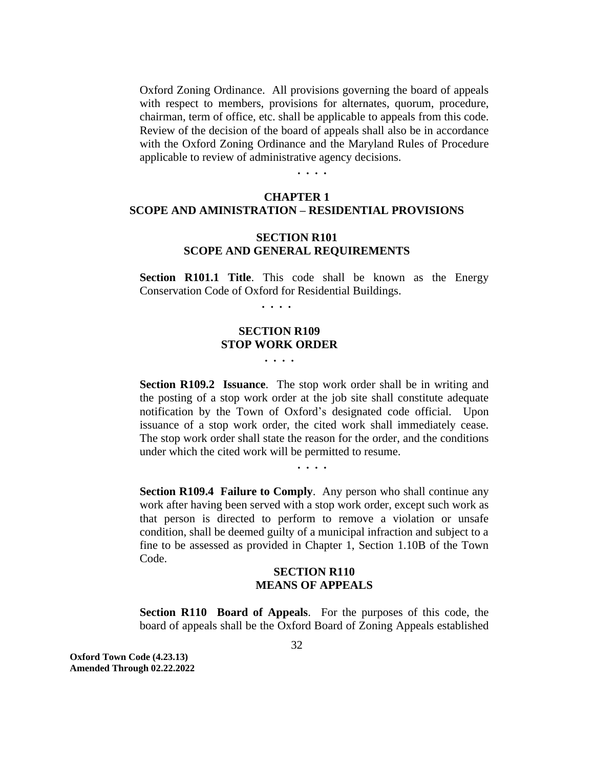Oxford Zoning Ordinance. All provisions governing the board of appeals with respect to members, provisions for alternates, quorum, procedure, chairman, term of office, etc. shall be applicable to appeals from this code. Review of the decision of the board of appeals shall also be in accordance with the Oxford Zoning Ordinance and the Maryland Rules of Procedure applicable to review of administrative agency decisions.

. . . .

# CHAPTER 1
# SCOPE AND AMINISTRATION – RESIDENTIAL PROVISIONS

## SECTION R101
## SCOPE AND GENERAL REQUIREMENTS

**Section R101.1 Title**. This code shall be known as the Energy Conservation Code of Oxford for Residential Buildings.

. . . .

## SECTION R109
## STOP WORK ORDER

. . . .

**Section R109.2 Issuance**. The stop work order shall be in writing and the posting of a stop work order at the job site shall constitute adequate notification by the Town of Oxford's designated code official. Upon issuance of a stop work order, the cited work shall immediately cease. The stop work order shall state the reason for the order, and the conditions under which the cited work will be permitted to resume.

. . . .

**Section R109.4 Failure to Comply**. Any person who shall continue any work after having been served with a stop work order, except such work as that person is directed to perform to remove a violation or unsafe condition, shall be deemed guilty of a municipal infraction and subject to a fine to be assessed as provided in Chapter 1, Section 1.10B of the Town Code.

## SECTION R110
## MEANS OF APPEALS

**Section R110 Board of Appeals**. For the purposes of this code, the board of appeals shall be the Oxford Board of Zoning Appeals established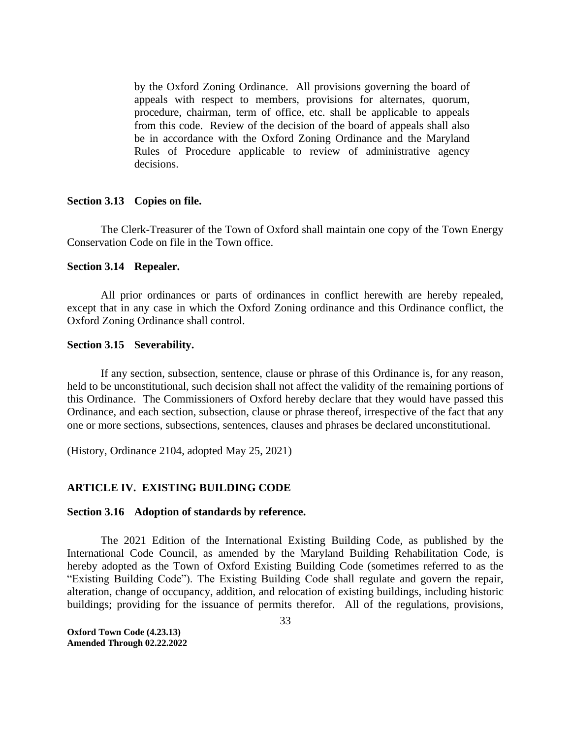by the Oxford Zoning Ordinance. All provisions governing the board of appeals with respect to members, provisions for alternates, quorum, procedure, chairman, term of office, etc. shall be applicable to appeals from this code. Review of the decision of the board of appeals shall also be in accordance with the Oxford Zoning Ordinance and the Maryland Rules of Procedure applicable to review of administrative agency decisions.

**Section 3.13 Copies on file.**

The Clerk-Treasurer of the Town of Oxford shall maintain one copy of the Town Energy Conservation Code on file in the Town office.

**Section 3.14 Repealer.**

All prior ordinances or parts of ordinances in conflict herewith are hereby repealed, except that in any case in which the Oxford Zoning ordinance and this Ordinance conflict, the Oxford Zoning Ordinance shall control.

**Section 3.15 Severability.**

If any section, subsection, sentence, clause or phrase of this Ordinance is, for any reason, held to be unconstitutional, such decision shall not affect the validity of the remaining portions of this Ordinance. The Commissioners of Oxford hereby declare that they would have passed this Ordinance, and each section, subsection, clause or phrase thereof, irrespective of the fact that any one or more sections, subsections, sentences, clauses and phrases be declared unconstitutional.

(History, Ordinance 2104, adopted May 25, 2021)

## ARTICLE IV. EXISTING BUILDING CODE

**Section 3.16 Adoption of standards by reference.**

The 2021 Edition of the International Existing Building Code, as published by the International Code Council, as amended by the Maryland Building Rehabilitation Code, is hereby adopted as the Town of Oxford Existing Building Code (sometimes referred to as the "Existing Building Code"). The Existing Building Code shall regulate and govern the repair, alteration, change of occupancy, addition, and relocation of existing buildings, including historic buildings; providing for the issuance of permits therefor. All of the regulations, provisions,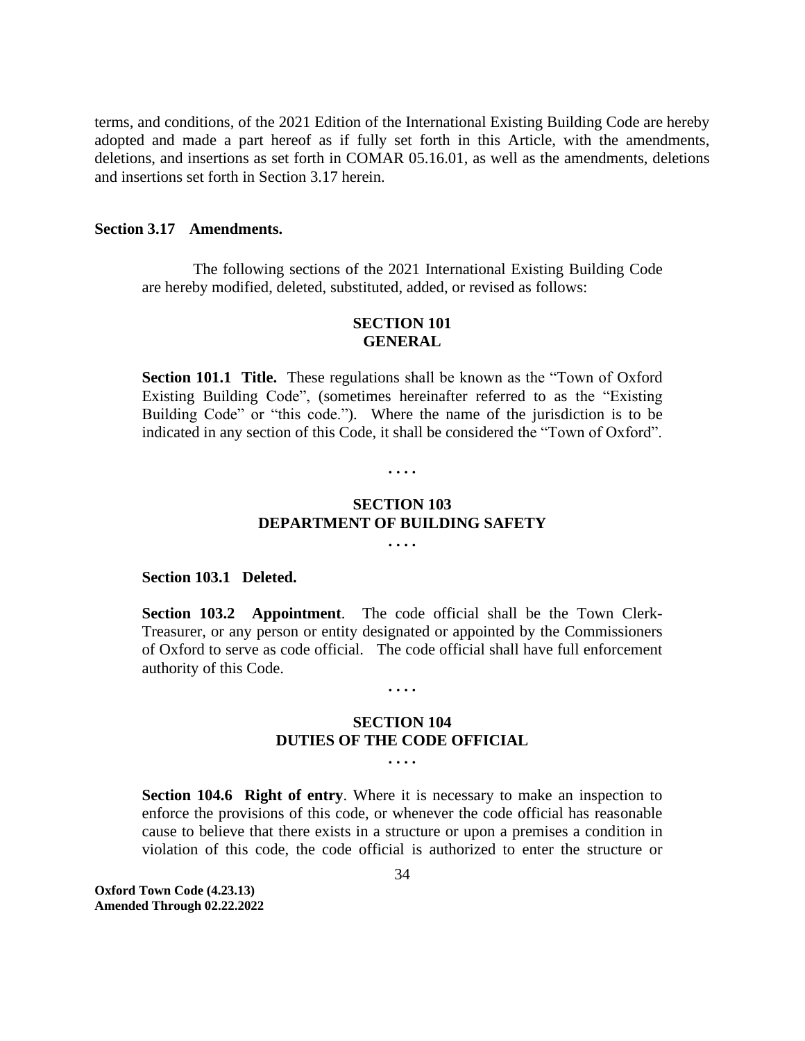terms, and conditions, of the 2021 Edition of the International Existing Building Code are hereby adopted and made a part hereof as if fully set forth in this Article, with the amendments, deletions, and insertions as set forth in COMAR 05.16.01, as well as the amendments, deletions and insertions set forth in Section 3.17 herein.

**Section 3.17 Amendments.**

The following sections of the 2021 International Existing Building Code are hereby modified, deleted, substituted, added, or revised as follows:

**SECTION 101**
**GENERAL**

**Section 101.1 Title.** These regulations shall be known as the "Town of Oxford Existing Building Code", (sometimes hereinafter referred to as the "Existing Building Code" or "this code."). Where the name of the jurisdiction is to be indicated in any section of this Code, it shall be considered the "Town of Oxford".

. . . .

**SECTION 103**
**DEPARTMENT OF BUILDING SAFETY**

. . . .

**Section 103.1 Deleted.**

**Section 103.2 Appointment**. The code official shall be the Town Clerk-Treasurer, or any person or entity designated or appointed by the Commissioners of Oxford to serve as code official. The code official shall have full enforcement authority of this Code.

. . . .

**SECTION 104**
**DUTIES OF THE CODE OFFICIAL**

. . . .

**Section 104.6 Right of entry**. Where it is necessary to make an inspection to enforce the provisions of this code, or whenever the code official has reasonable cause to believe that there exists in a structure or upon a premises a condition in violation of this code, the code official is authorized to enter the structure or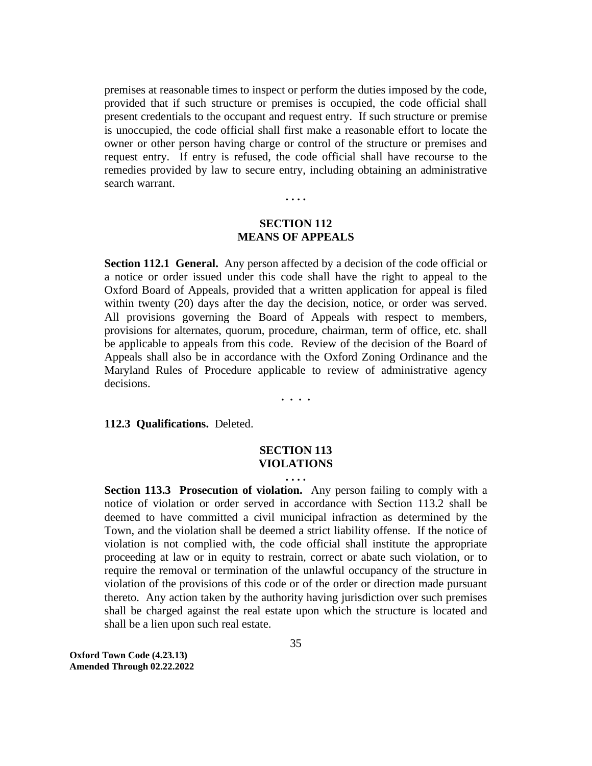premises at reasonable times to inspect or perform the duties imposed by the code, provided that if such structure or premises is occupied, the code official shall present credentials to the occupant and request entry. If such structure or premise is unoccupied, the code official shall first make a reasonable effort to locate the owner or other person having charge or control of the structure or premises and request entry. If entry is refused, the code official shall have recourse to the remedies provided by law to secure entry, including obtaining an administrative search warrant.

. . . .

## SECTION 112
## MEANS OF APPEALS

**Section 112.1 General.** Any person affected by a decision of the code official or a notice or order issued under this code shall have the right to appeal to the Oxford Board of Appeals, provided that a written application for appeal is filed within twenty (20) days after the day the decision, notice, or order was served. All provisions governing the Board of Appeals with respect to members, provisions for alternates, quorum, procedure, chairman, term of office, etc. shall be applicable to appeals from this code. Review of the decision of the Board of Appeals shall also be in accordance with the Oxford Zoning Ordinance and the Maryland Rules of Procedure applicable to review of administrative agency decisions.

. . . .

**112.3 Qualifications.** Deleted.

## SECTION 113
## VIOLATIONS

. . . .

**Section 113.3 Prosecution of violation.** Any person failing to comply with a notice of violation or order served in accordance with Section 113.2 shall be deemed to have committed a civil municipal infraction as determined by the Town, and the violation shall be deemed a strict liability offense. If the notice of violation is not complied with, the code official shall institute the appropriate proceeding at law or in equity to restrain, correct or abate such violation, or to require the removal or termination of the unlawful occupancy of the structure in violation of the provisions of this code or of the order or direction made pursuant thereto. Any action taken by the authority having jurisdiction over such premises shall be charged against the real estate upon which the structure is located and shall be a lien upon such real estate.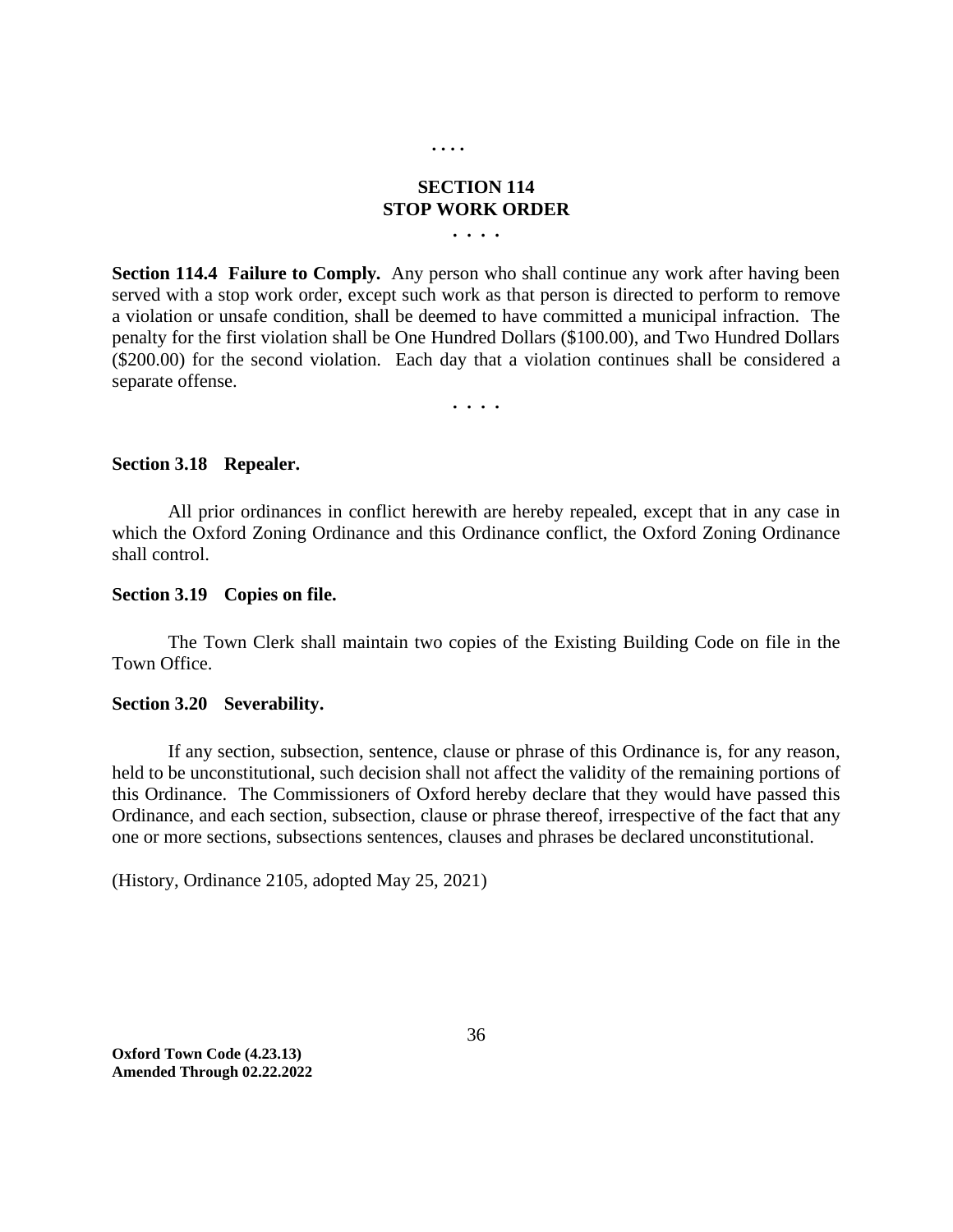. . . .

**SECTION 114**
**STOP WORK ORDER**

. . . .

**Section 114.4 Failure to Comply.** Any person who shall continue any work after having been served with a stop work order, except such work as that person is directed to perform to remove a violation or unsafe condition, shall be deemed to have committed a municipal infraction. The penalty for the first violation shall be One Hundred Dollars ($100.00), and Two Hundred Dollars ($200.00) for the second violation. Each day that a violation continues shall be considered a separate offense.

. . . .

**Section 3.18 Repealer.**

All prior ordinances in conflict herewith are hereby repealed, except that in any case in which the Oxford Zoning Ordinance and this Ordinance conflict, the Oxford Zoning Ordinance shall control.

**Section 3.19 Copies on file.**

The Town Clerk shall maintain two copies of the Existing Building Code on file in the Town Office.

**Section 3.20 Severability.**

If any section, subsection, sentence, clause or phrase of this Ordinance is, for any reason, held to be unconstitutional, such decision shall not affect the validity of the remaining portions of this Ordinance. The Commissioners of Oxford hereby declare that they would have passed this Ordinance, and each section, subsection, clause or phrase thereof, irrespective of the fact that any one or more sections, subsections sentences, clauses and phrases be declared unconstitutional.

(History, Ordinance 2105, adopted May 25, 2021)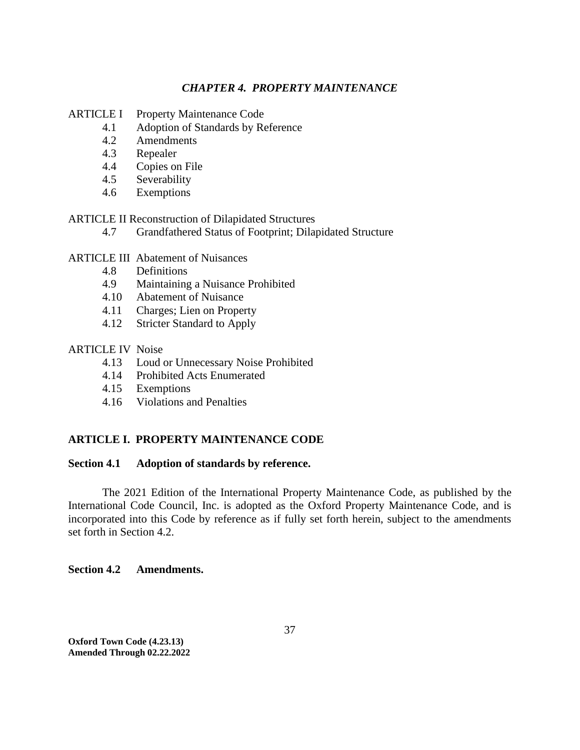# *CHAPTER 4. PROPERTY MAINTENANCE*

ARTICLE I Property Maintenance Code
- 4.1 Adoption of Standards by Reference
- 4.2 Amendments
- 4.3 Repealer
- 4.4 Copies on File
- 4.5 Severability
- 4.6 Exemptions

ARTICLE II Reconstruction of Dilapidated Structures
- 4.7 Grandfathered Status of Footprint; Dilapidated Structure

ARTICLE III Abatement of Nuisances
- 4.8 Definitions
- 4.9 Maintaining a Nuisance Prohibited
- 4.10 Abatement of Nuisance
- 4.11 Charges; Lien on Property
- 4.12 Stricter Standard to Apply

ARTICLE IV Noise
- 4.13 Loud or Unnecessary Noise Prohibited
- 4.14 Prohibited Acts Enumerated
- 4.15 Exemptions
- 4.16 Violations and Penalties

## ARTICLE I. PROPERTY MAINTENANCE CODE

### Section 4.1 Adoption of standards by reference.

The 2021 Edition of the International Property Maintenance Code, as published by the International Code Council, Inc. is adopted as the Oxford Property Maintenance Code, and is incorporated into this Code by reference as if fully set forth herein, subject to the amendments set forth in Section 4.2.

### Section 4.2 Amendments.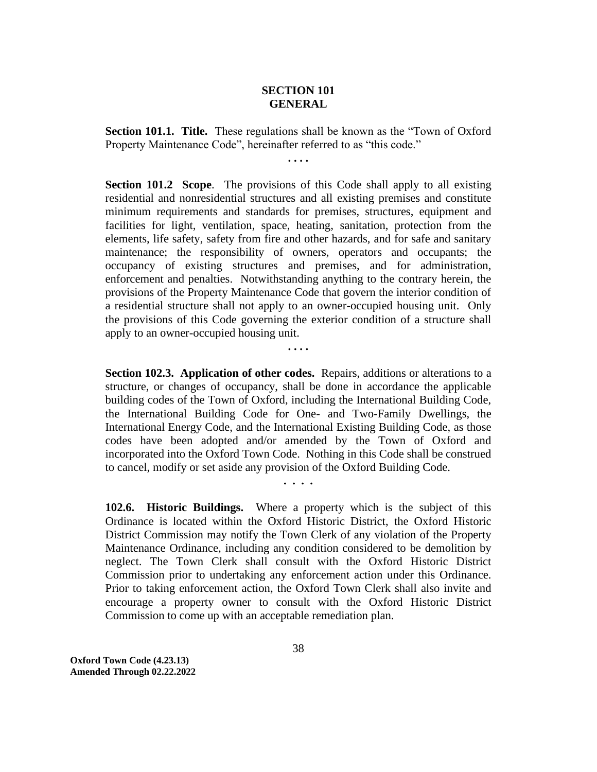## SECTION 101
## GENERAL

**Section 101.1. Title.** These regulations shall be known as the "Town of Oxford Property Maintenance Code", hereinafter referred to as "this code."

. . . .

**Section 101.2 Scope**. The provisions of this Code shall apply to all existing residential and nonresidential structures and all existing premises and constitute minimum requirements and standards for premises, structures, equipment and facilities for light, ventilation, space, heating, sanitation, protection from the elements, life safety, safety from fire and other hazards, and for safe and sanitary maintenance; the responsibility of owners, operators and occupants; the occupancy of existing structures and premises, and for administration, enforcement and penalties. Notwithstanding anything to the contrary herein, the provisions of the Property Maintenance Code that govern the interior condition of a residential structure shall not apply to an owner-occupied housing unit. Only the provisions of this Code governing the exterior condition of a structure shall apply to an owner-occupied housing unit.

. . . .

**Section 102.3. Application of other codes.** Repairs, additions or alterations to a structure, or changes of occupancy, shall be done in accordance the applicable building codes of the Town of Oxford, including the International Building Code, the International Building Code for One- and Two-Family Dwellings, the International Energy Code, and the International Existing Building Code, as those codes have been adopted and/or amended by the Town of Oxford and incorporated into the Oxford Town Code. Nothing in this Code shall be construed to cancel, modify or set aside any provision of the Oxford Building Code.

. . . .

**102.6. Historic Buildings.** Where a property which is the subject of this Ordinance is located within the Oxford Historic District, the Oxford Historic District Commission may notify the Town Clerk of any violation of the Property Maintenance Ordinance, including any condition considered to be demolition by neglect. The Town Clerk shall consult with the Oxford Historic District Commission prior to undertaking any enforcement action under this Ordinance. Prior to taking enforcement action, the Oxford Town Clerk shall also invite and encourage a property owner to consult with the Oxford Historic District Commission to come up with an acceptable remediation plan.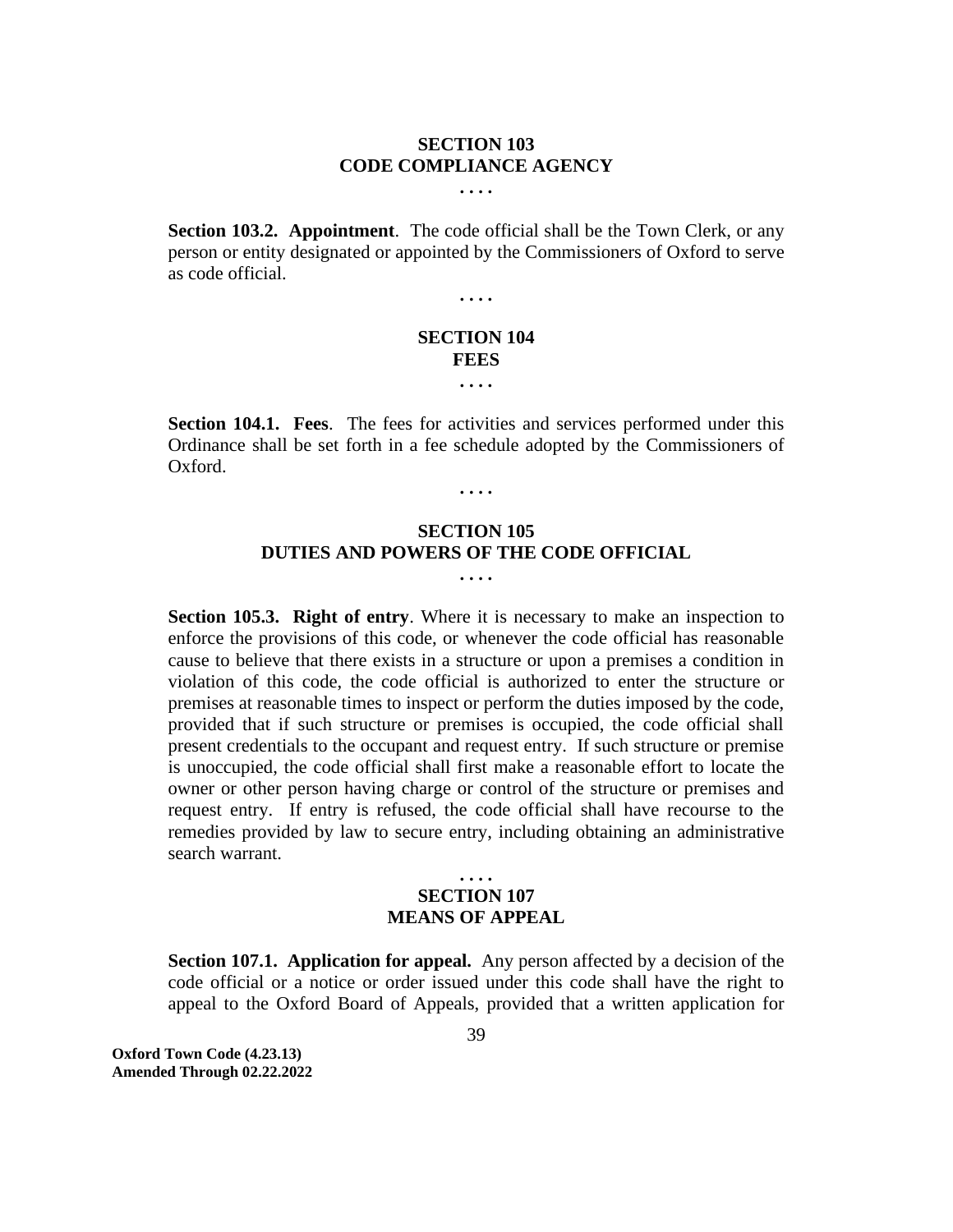## SECTION 103
## CODE COMPLIANCE AGENCY

. . . .

**Section 103.2. Appointment**. The code official shall be the Town Clerk, or any person or entity designated or appointed by the Commissioners of Oxford to serve as code official.

. . . .

## SECTION 104
## FEES

. . . .

**Section 104.1. Fees**. The fees for activities and services performed under this Ordinance shall be set forth in a fee schedule adopted by the Commissioners of Oxford.

. . . .

## SECTION 105
## DUTIES AND POWERS OF THE CODE OFFICIAL

. . . .

**Section 105.3. Right of entry**. Where it is necessary to make an inspection to enforce the provisions of this code, or whenever the code official has reasonable cause to believe that there exists in a structure or upon a premises a condition in violation of this code, the code official is authorized to enter the structure or premises at reasonable times to inspect or perform the duties imposed by the code, provided that if such structure or premises is occupied, the code official shall present credentials to the occupant and request entry. If such structure or premise is unoccupied, the code official shall first make a reasonable effort to locate the owner or other person having charge or control of the structure or premises and request entry. If entry is refused, the code official shall have recourse to the remedies provided by law to secure entry, including obtaining an administrative search warrant.

. . . .

## SECTION 107
## MEANS OF APPEAL

**Section 107.1. Application for appeal.** Any person affected by a decision of the code official or a notice or order issued under this code shall have the right to appeal to the Oxford Board of Appeals, provided that a written application for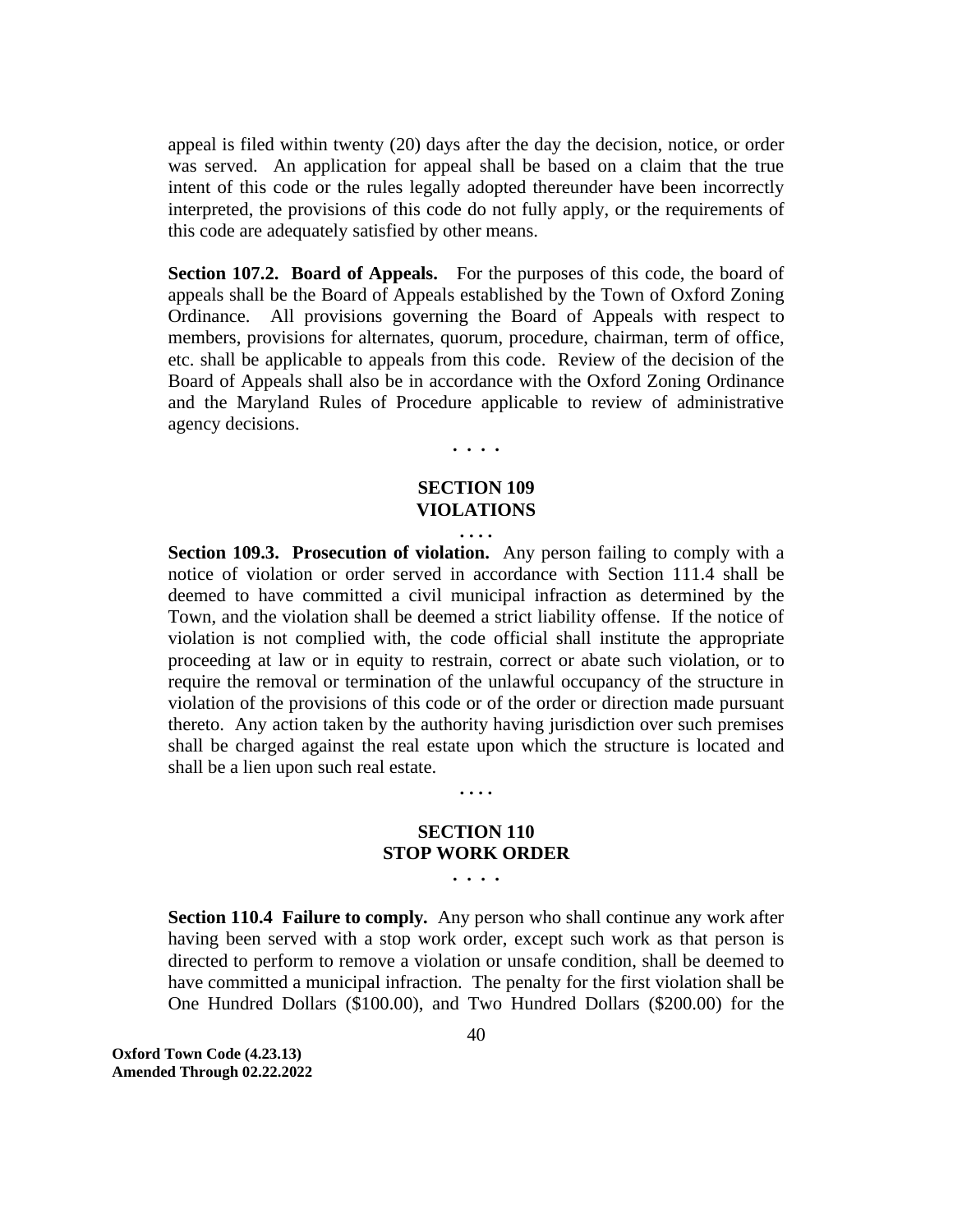appeal is filed within twenty (20) days after the day the decision, notice, or order was served. An application for appeal shall be based on a claim that the true intent of this code or the rules legally adopted thereunder have been incorrectly interpreted, the provisions of this code do not fully apply, or the requirements of this code are adequately satisfied by other means.

**Section 107.2. Board of Appeals.** For the purposes of this code, the board of appeals shall be the Board of Appeals established by the Town of Oxford Zoning Ordinance. All provisions governing the Board of Appeals with respect to members, provisions for alternates, quorum, procedure, chairman, term of office, etc. shall be applicable to appeals from this code. Review of the decision of the Board of Appeals shall also be in accordance with the Oxford Zoning Ordinance and the Maryland Rules of Procedure applicable to review of administrative agency decisions.

. . . .

## SECTION 109
## VIOLATIONS

. . . .

**Section 109.3. Prosecution of violation.** Any person failing to comply with a notice of violation or order served in accordance with Section 111.4 shall be deemed to have committed a civil municipal infraction as determined by the Town, and the violation shall be deemed a strict liability offense. If the notice of violation is not complied with, the code official shall institute the appropriate proceeding at law or in equity to restrain, correct or abate such violation, or to require the removal or termination of the unlawful occupancy of the structure in violation of the provisions of this code or of the order or direction made pursuant thereto. Any action taken by the authority having jurisdiction over such premises shall be charged against the real estate upon which the structure is located and shall be a lien upon such real estate.

. . . .

## SECTION 110
## STOP WORK ORDER

. . . .

**Section 110.4 Failure to comply.** Any person who shall continue any work after having been served with a stop work order, except such work as that person is directed to perform to remove a violation or unsafe condition, shall be deemed to have committed a municipal infraction. The penalty for the first violation shall be One Hundred Dollars ($100.00), and Two Hundred Dollars ($200.00) for the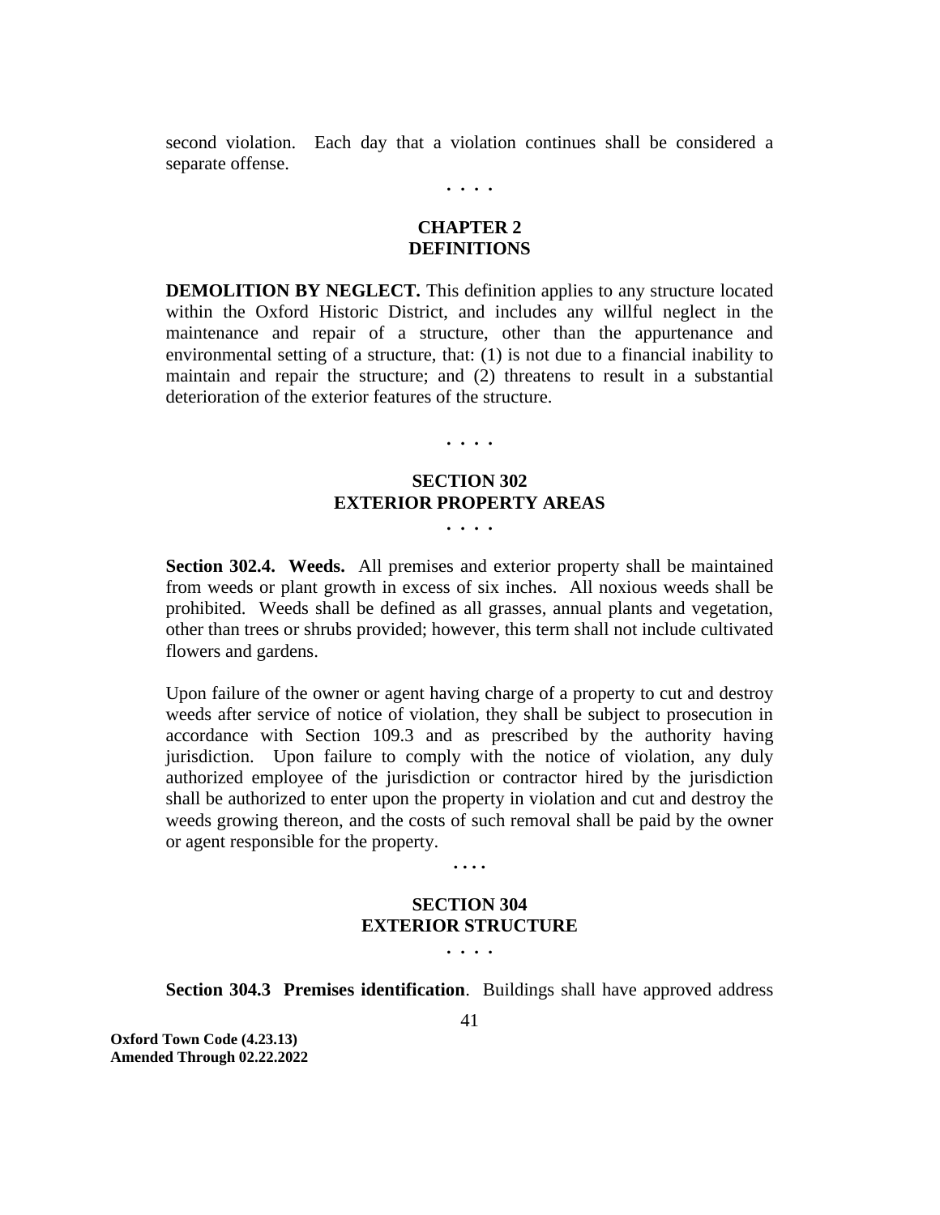second violation. Each day that a violation continues shall be considered a separate offense.

. . . .

## CHAPTER 2
## DEFINITIONS

**DEMOLITION BY NEGLECT.** This definition applies to any structure located within the Oxford Historic District, and includes any willful neglect in the maintenance and repair of a structure, other than the appurtenance and environmental setting of a structure, that: (1) is not due to a financial inability to maintain and repair the structure; and (2) threatens to result in a substantial deterioration of the exterior features of the structure.

. . . .

## SECTION 302
## EXTERIOR PROPERTY AREAS

. . . .

**Section 302.4. Weeds.** All premises and exterior property shall be maintained from weeds or plant growth in excess of six inches. All noxious weeds shall be prohibited. Weeds shall be defined as all grasses, annual plants and vegetation, other than trees or shrubs provided; however, this term shall not include cultivated flowers and gardens.

Upon failure of the owner or agent having charge of a property to cut and destroy weeds after service of notice of violation, they shall be subject to prosecution in accordance with Section 109.3 and as prescribed by the authority having jurisdiction. Upon failure to comply with the notice of violation, any duly authorized employee of the jurisdiction or contractor hired by the jurisdiction shall be authorized to enter upon the property in violation and cut and destroy the weeds growing thereon, and the costs of such removal shall be paid by the owner or agent responsible for the property.

. . . .

## SECTION 304
## EXTERIOR STRUCTURE

. . . .

**Section 304.3 Premises identification**. Buildings shall have approved address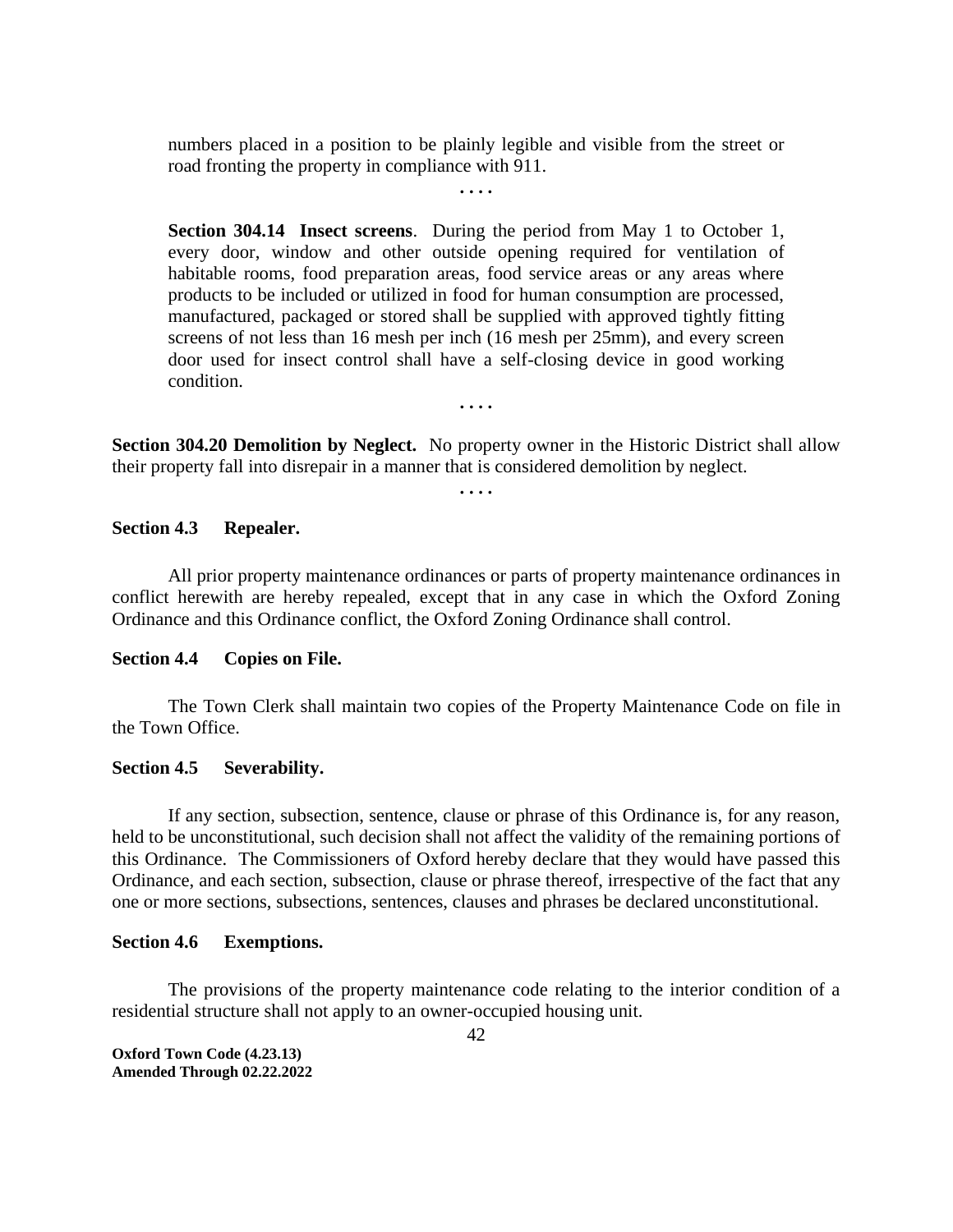numbers placed in a position to be plainly legible and visible from the street or road fronting the property in compliance with 911.

. . . .

**Section 304.14 Insect screens**. During the period from May 1 to October 1, every door, window and other outside opening required for ventilation of habitable rooms, food preparation areas, food service areas or any areas where products to be included or utilized in food for human consumption are processed, manufactured, packaged or stored shall be supplied with approved tightly fitting screens of not less than 16 mesh per inch (16 mesh per 25mm), and every screen door used for insect control shall have a self-closing device in good working condition.

. . . .

**Section 304.20 Demolition by Neglect.** No property owner in the Historic District shall allow their property fall into disrepair in a manner that is considered demolition by neglect.

. . . .

**Section 4.3 Repealer.**

All prior property maintenance ordinances or parts of property maintenance ordinances in conflict herewith are hereby repealed, except that in any case in which the Oxford Zoning Ordinance and this Ordinance conflict, the Oxford Zoning Ordinance shall control.

**Section 4.4 Copies on File.**

The Town Clerk shall maintain two copies of the Property Maintenance Code on file in the Town Office.

**Section 4.5 Severability.**

If any section, subsection, sentence, clause or phrase of this Ordinance is, for any reason, held to be unconstitutional, such decision shall not affect the validity of the remaining portions of this Ordinance. The Commissioners of Oxford hereby declare that they would have passed this Ordinance, and each section, subsection, clause or phrase thereof, irrespective of the fact that any one or more sections, subsections, sentences, clauses and phrases be declared unconstitutional.

**Section 4.6 Exemptions.**

The provisions of the property maintenance code relating to the interior condition of a residential structure shall not apply to an owner-occupied housing unit.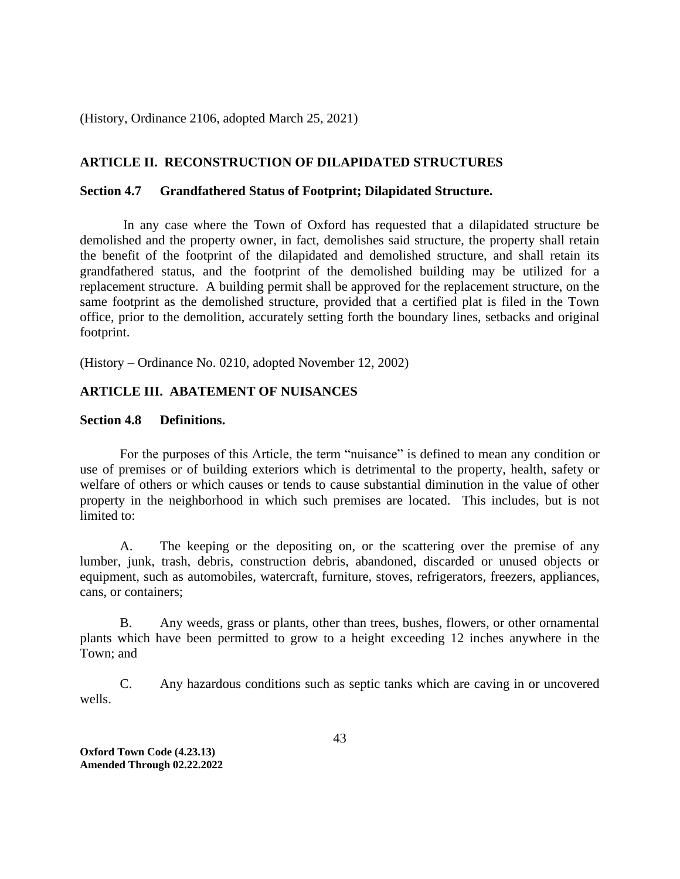(History, Ordinance 2106, adopted March 25, 2021)

## ARTICLE II. RECONSTRUCTION OF DILAPIDATED STRUCTURES

### Section 4.7 Grandfathered Status of Footprint; Dilapidated Structure.

In any case where the Town of Oxford has requested that a dilapidated structure be demolished and the property owner, in fact, demolishes said structure, the property shall retain the benefit of the footprint of the dilapidated and demolished structure, and shall retain its grandfathered status, and the footprint of the demolished building may be utilized for a replacement structure. A building permit shall be approved for the replacement structure, on the same footprint as the demolished structure, provided that a certified plat is filed in the Town office, prior to the demolition, accurately setting forth the boundary lines, setbacks and original footprint.

(History – Ordinance No. 0210, adopted November 12, 2002)

## ARTICLE III. ABATEMENT OF NUISANCES

### Section 4.8 Definitions.

For the purposes of this Article, the term "nuisance" is defined to mean any condition or use of premises or of building exteriors which is detrimental to the property, health, safety or welfare of others or which causes or tends to cause substantial diminution in the value of other property in the neighborhood in which such premises are located. This includes, but is not limited to:

A. The keeping or the depositing on, or the scattering over the premise of any lumber, junk, trash, debris, construction debris, abandoned, discarded or unused objects or equipment, such as automobiles, watercraft, furniture, stoves, refrigerators, freezers, appliances, cans, or containers;

B. Any weeds, grass or plants, other than trees, bushes, flowers, or other ornamental plants which have been permitted to grow to a height exceeding 12 inches anywhere in the Town; and

C. Any hazardous conditions such as septic tanks which are caving in or uncovered wells.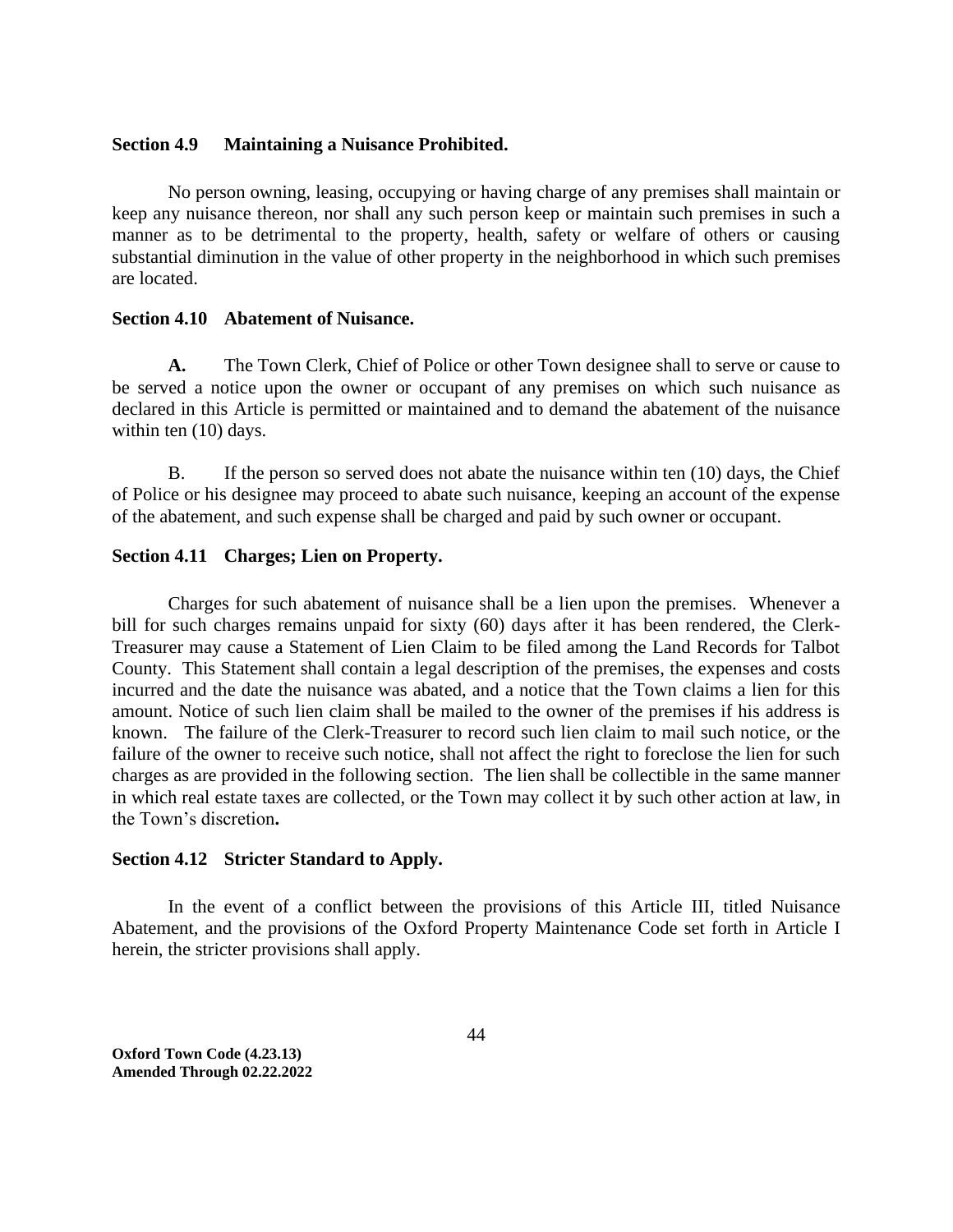**Section 4.9 Maintaining a Nuisance Prohibited.**

No person owning, leasing, occupying or having charge of any premises shall maintain or keep any nuisance thereon, nor shall any such person keep or maintain such premises in such a manner as to be detrimental to the property, health, safety or welfare of others or causing substantial diminution in the value of other property in the neighborhood in which such premises are located.

**Section 4.10 Abatement of Nuisance.**

**A.** The Town Clerk, Chief of Police or other Town designee shall to serve or cause to be served a notice upon the owner or occupant of any premises on which such nuisance as declared in this Article is permitted or maintained and to demand the abatement of the nuisance within ten (10) days.

B. If the person so served does not abate the nuisance within ten (10) days, the Chief of Police or his designee may proceed to abate such nuisance, keeping an account of the expense of the abatement, and such expense shall be charged and paid by such owner or occupant.

**Section 4.11 Charges; Lien on Property.**

Charges for such abatement of nuisance shall be a lien upon the premises. Whenever a bill for such charges remains unpaid for sixty (60) days after it has been rendered, the Clerk-Treasurer may cause a Statement of Lien Claim to be filed among the Land Records for Talbot County. This Statement shall contain a legal description of the premises, the expenses and costs incurred and the date the nuisance was abated, and a notice that the Town claims a lien for this amount. Notice of such lien claim shall be mailed to the owner of the premises if his address is known. The failure of the Clerk-Treasurer to record such lien claim to mail such notice, or the failure of the owner to receive such notice, shall not affect the right to foreclose the lien for such charges as are provided in the following section. The lien shall be collectible in the same manner in which real estate taxes are collected, or the Town may collect it by such other action at law, in the Town's discretion**.**

**Section 4.12 Stricter Standard to Apply.**

In the event of a conflict between the provisions of this Article III, titled Nuisance Abatement, and the provisions of the Oxford Property Maintenance Code set forth in Article I herein, the stricter provisions shall apply.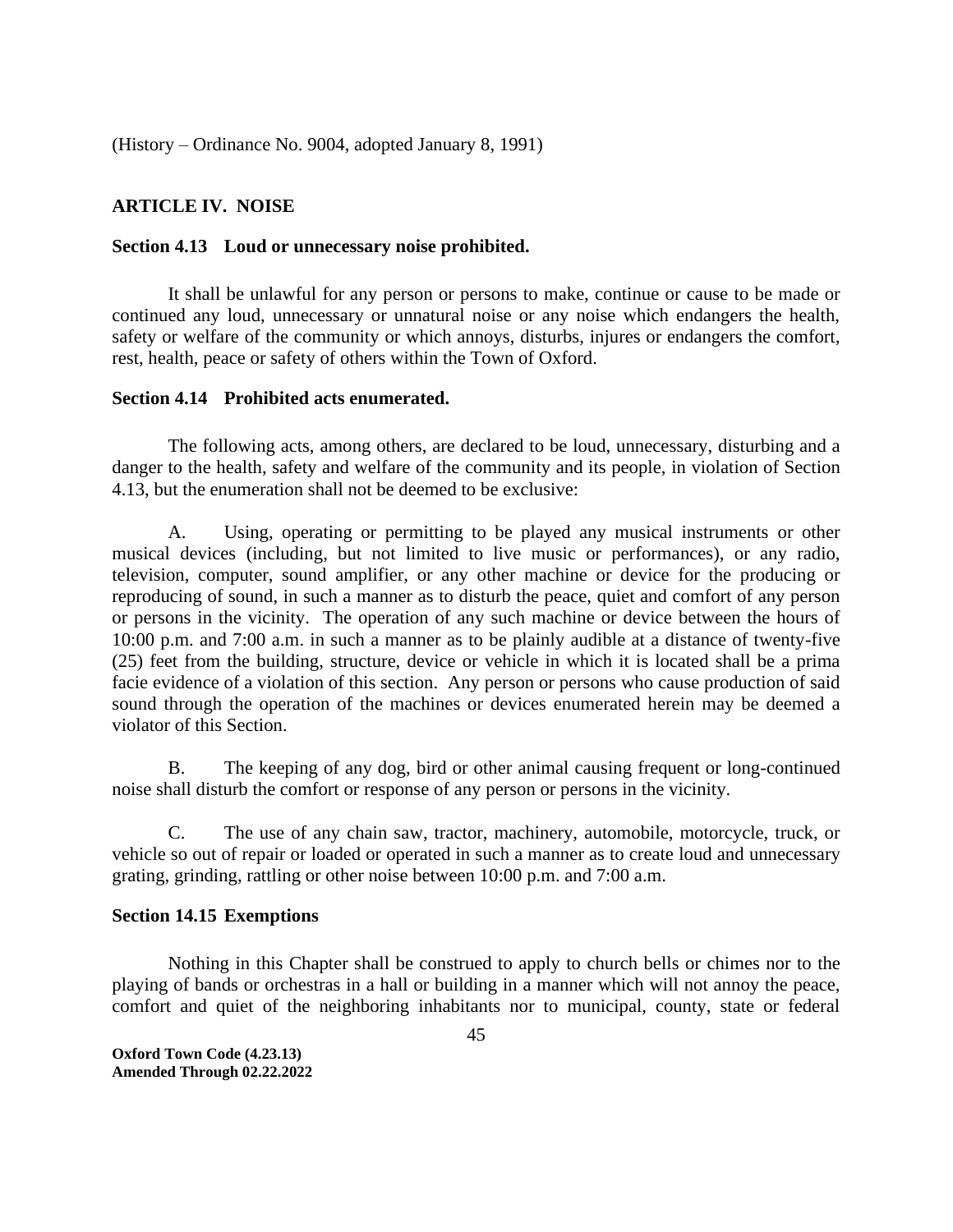(History – Ordinance No. 9004, adopted January 8, 1991)

## ARTICLE IV. NOISE

### Section 4.13 Loud or unnecessary noise prohibited.

It shall be unlawful for any person or persons to make, continue or cause to be made or continued any loud, unnecessary or unnatural noise or any noise which endangers the health, safety or welfare of the community or which annoys, disturbs, injures or endangers the comfort, rest, health, peace or safety of others within the Town of Oxford.

### Section 4.14 Prohibited acts enumerated.

The following acts, among others, are declared to be loud, unnecessary, disturbing and a danger to the health, safety and welfare of the community and its people, in violation of Section 4.13, but the enumeration shall not be deemed to be exclusive:

A. Using, operating or permitting to be played any musical instruments or other musical devices (including, but not limited to live music or performances), or any radio, television, computer, sound amplifier, or any other machine or device for the producing or reproducing of sound, in such a manner as to disturb the peace, quiet and comfort of any person or persons in the vicinity. The operation of any such machine or device between the hours of 10:00 p.m. and 7:00 a.m. in such a manner as to be plainly audible at a distance of twenty-five (25) feet from the building, structure, device or vehicle in which it is located shall be a prima facie evidence of a violation of this section. Any person or persons who cause production of said sound through the operation of the machines or devices enumerated herein may be deemed a violator of this Section.

B. The keeping of any dog, bird or other animal causing frequent or long-continued noise shall disturb the comfort or response of any person or persons in the vicinity.

C. The use of any chain saw, tractor, machinery, automobile, motorcycle, truck, or vehicle so out of repair or loaded or operated in such a manner as to create loud and unnecessary grating, grinding, rattling or other noise between 10:00 p.m. and 7:00 a.m.

### Section 14.15 Exemptions

Nothing in this Chapter shall be construed to apply to church bells or chimes nor to the playing of bands or orchestras in a hall or building in a manner which will not annoy the peace, comfort and quiet of the neighboring inhabitants nor to municipal, county, state or federal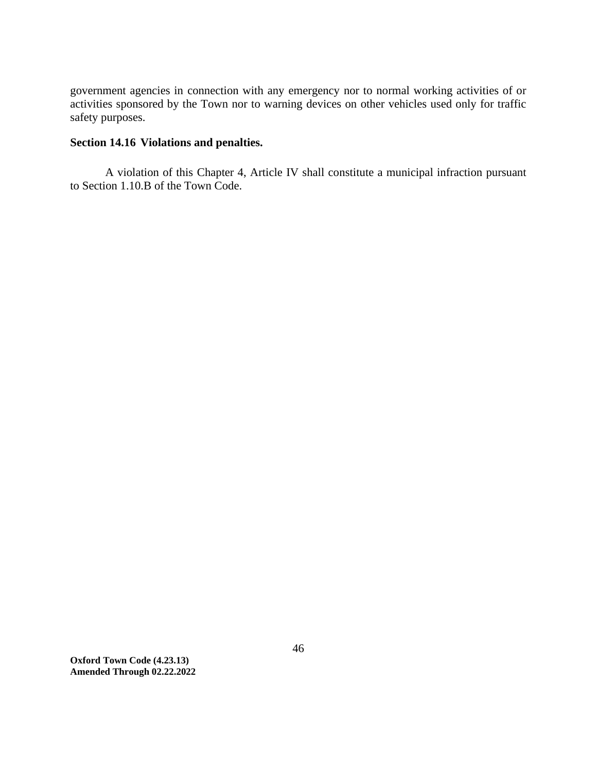government agencies in connection with any emergency nor to normal working activities of or activities sponsored by the Town nor to warning devices on other vehicles used only for traffic safety purposes.

**Section 14.16 Violations and penalties.**

A violation of this Chapter 4, Article IV shall constitute a municipal infraction pursuant to Section 1.10.B of the Town Code.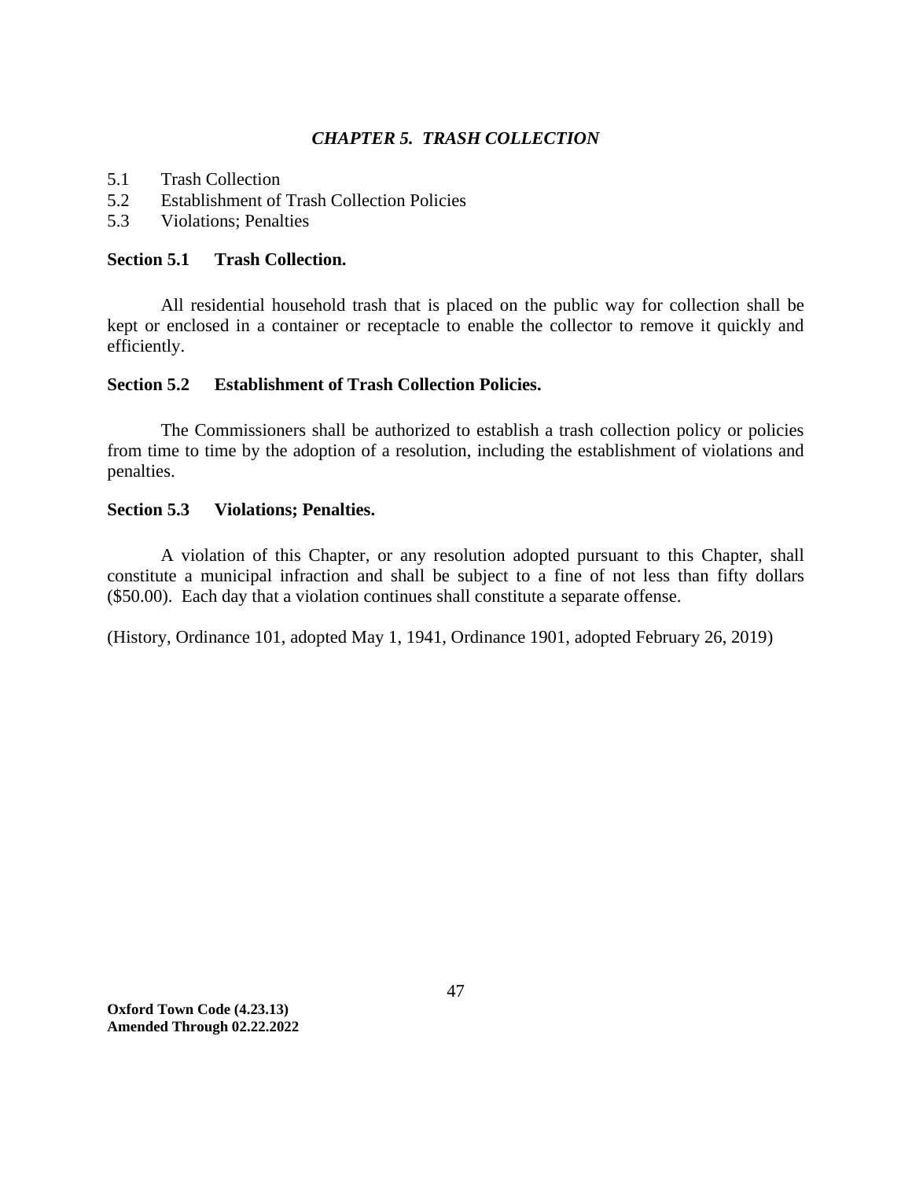## *CHAPTER 5. TRASH COLLECTION*

5.1 Trash Collection
5.2 Establishment of Trash Collection Policies
5.3 Violations; Penalties

### Section 5.1 Trash Collection.

All residential household trash that is placed on the public way for collection shall be kept or enclosed in a container or receptacle to enable the collector to remove it quickly and efficiently.

### Section 5.2 Establishment of Trash Collection Policies.

The Commissioners shall be authorized to establish a trash collection policy or policies from time to time by the adoption of a resolution, including the establishment of violations and penalties.

### Section 5.3 Violations; Penalties.

A violation of this Chapter, or any resolution adopted pursuant to this Chapter, shall constitute a municipal infraction and shall be subject to a fine of not less than fifty dollars ($50.00). Each day that a violation continues shall constitute a separate offense.

(History, Ordinance 101, adopted May 1, 1941, Ordinance 1901, adopted February 26, 2019)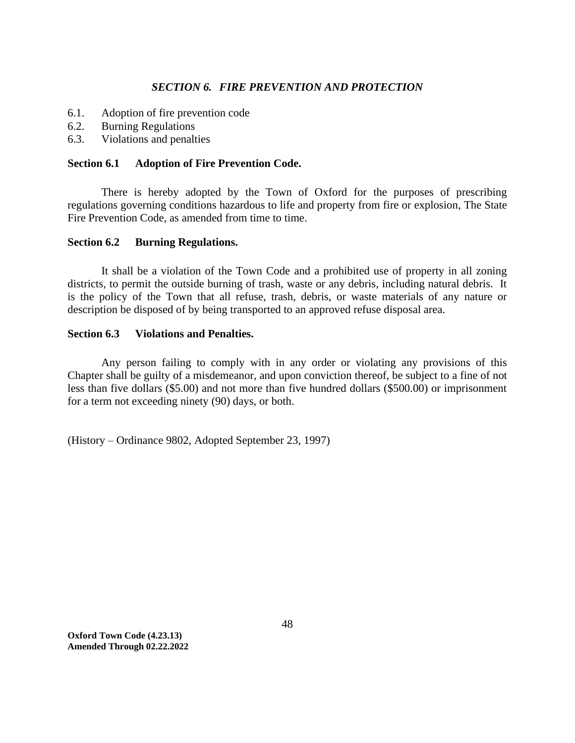## *SECTION 6. FIRE PREVENTION AND PROTECTION*

6.1. Adoption of fire prevention code
6.2. Burning Regulations
6.3. Violations and penalties

### Section 6.1 Adoption of Fire Prevention Code.

There is hereby adopted by the Town of Oxford for the purposes of prescribing regulations governing conditions hazardous to life and property from fire or explosion, The State Fire Prevention Code, as amended from time to time.

### Section 6.2 Burning Regulations.

It shall be a violation of the Town Code and a prohibited use of property in all zoning districts, to permit the outside burning of trash, waste or any debris, including natural debris. It is the policy of the Town that all refuse, trash, debris, or waste materials of any nature or description be disposed of by being transported to an approved refuse disposal area.

### Section 6.3 Violations and Penalties.

Any person failing to comply with in any order or violating any provisions of this Chapter shall be guilty of a misdemeanor, and upon conviction thereof, be subject to a fine of not less than five dollars ($5.00) and not more than five hundred dollars ($500.00) or imprisonment for a term not exceeding ninety (90) days, or both.

(History – Ordinance 9802, Adopted September 23, 1997)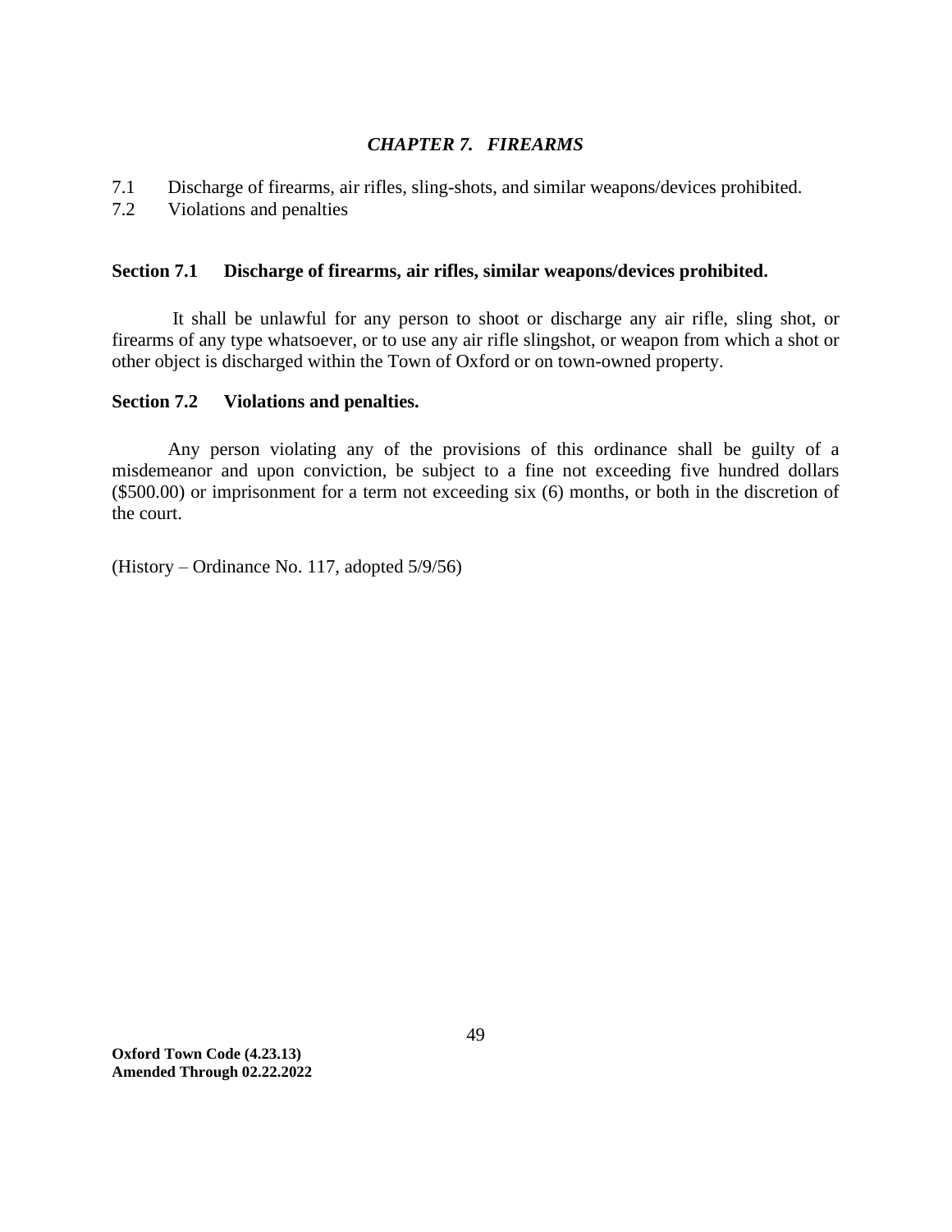## *CHAPTER 7. FIREARMS*

7.1 Discharge of firearms, air rifles, sling-shots, and similar weapons/devices prohibited.
7.2 Violations and penalties

### Section 7.1 Discharge of firearms, air rifles, similar weapons/devices prohibited.

It shall be unlawful for any person to shoot or discharge any air rifle, sling shot, or firearms of any type whatsoever, or to use any air rifle slingshot, or weapon from which a shot or other object is discharged within the Town of Oxford or on town-owned property.

### Section 7.2 Violations and penalties.

Any person violating any of the provisions of this ordinance shall be guilty of a misdemeanor and upon conviction, be subject to a fine not exceeding five hundred dollars ($500.00) or imprisonment for a term not exceeding six (6) months, or both in the discretion of the court.

(History – Ordinance No. 117, adopted 5/9/56)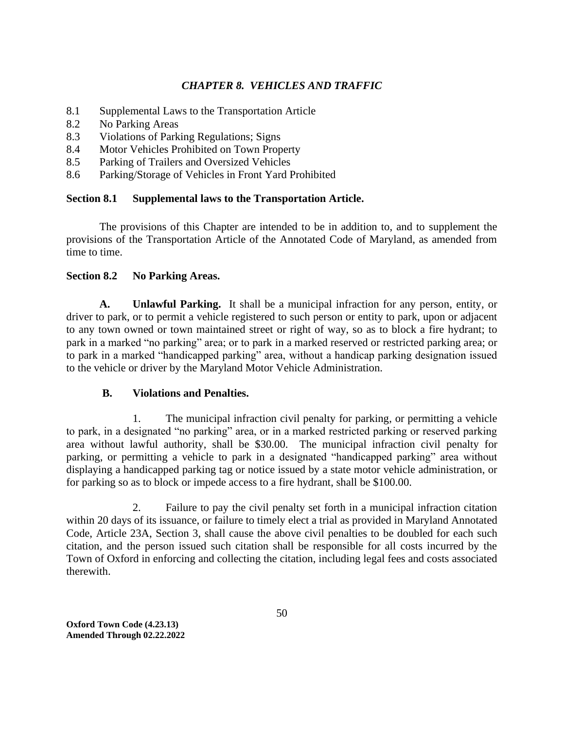## *CHAPTER 8. VEHICLES AND TRAFFIC*

8.1 Supplemental Laws to the Transportation Article
8.2 No Parking Areas
8.3 Violations of Parking Regulations; Signs
8.4 Motor Vehicles Prohibited on Town Property
8.5 Parking of Trailers and Oversized Vehicles
8.6 Parking/Storage of Vehicles in Front Yard Prohibited

### Section 8.1 Supplemental laws to the Transportation Article.

The provisions of this Chapter are intended to be in addition to, and to supplement the provisions of the Transportation Article of the Annotated Code of Maryland, as amended from time to time.

### Section 8.2 No Parking Areas.

**A. Unlawful Parking.** It shall be a municipal infraction for any person, entity, or driver to park, or to permit a vehicle registered to such person or entity to park, upon or adjacent to any town owned or town maintained street or right of way, so as to block a fire hydrant; to park in a marked "no parking" area; or to park in a marked reserved or restricted parking area; or to park in a marked "handicapped parking" area, without a handicap parking designation issued to the vehicle or driver by the Maryland Motor Vehicle Administration.

**B. Violations and Penalties.**

1. The municipal infraction civil penalty for parking, or permitting a vehicle to park, in a designated "no parking" area, or in a marked restricted parking or reserved parking area without lawful authority, shall be $30.00. The municipal infraction civil penalty for parking, or permitting a vehicle to park in a designated "handicapped parking" area without displaying a handicapped parking tag or notice issued by a state motor vehicle administration, or for parking so as to block or impede access to a fire hydrant, shall be $100.00.

2. Failure to pay the civil penalty set forth in a municipal infraction citation within 20 days of its issuance, or failure to timely elect a trial as provided in Maryland Annotated Code, Article 23A, Section 3, shall cause the above civil penalties to be doubled for each such citation, and the person issued such citation shall be responsible for all costs incurred by the Town of Oxford in enforcing and collecting the citation, including legal fees and costs associated therewith.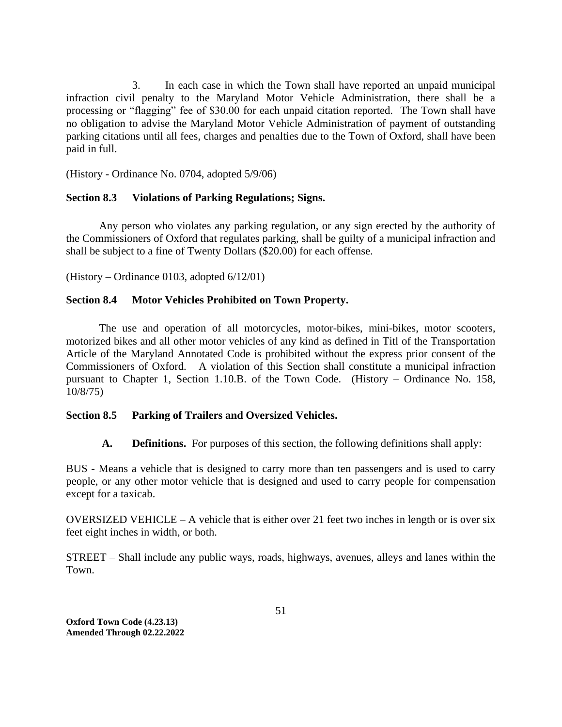3. In each case in which the Town shall have reported an unpaid municipal infraction civil penalty to the Maryland Motor Vehicle Administration, there shall be a processing or "flagging" fee of $30.00 for each unpaid citation reported. The Town shall have no obligation to advise the Maryland Motor Vehicle Administration of payment of outstanding parking citations until all fees, charges and penalties due to the Town of Oxford, shall have been paid in full.

(History - Ordinance No. 0704, adopted 5/9/06)

**Section 8.3 Violations of Parking Regulations; Signs.**

Any person who violates any parking regulation, or any sign erected by the authority of the Commissioners of Oxford that regulates parking, shall be guilty of a municipal infraction and shall be subject to a fine of Twenty Dollars ($20.00) for each offense.

(History – Ordinance 0103, adopted 6/12/01)

**Section 8.4 Motor Vehicles Prohibited on Town Property.**

The use and operation of all motorcycles, motor-bikes, mini-bikes, motor scooters, motorized bikes and all other motor vehicles of any kind as defined in Titl of the Transportation Article of the Maryland Annotated Code is prohibited without the express prior consent of the Commissioners of Oxford. A violation of this Section shall constitute a municipal infraction pursuant to Chapter 1, Section 1.10.B. of the Town Code. (History – Ordinance No. 158, 10/8/75)

**Section 8.5 Parking of Trailers and Oversized Vehicles.**

**A. Definitions.** For purposes of this section, the following definitions shall apply:

BUS - Means a vehicle that is designed to carry more than ten passengers and is used to carry people, or any other motor vehicle that is designed and used to carry people for compensation except for a taxicab.

OVERSIZED VEHICLE – A vehicle that is either over 21 feet two inches in length or is over six feet eight inches in width, or both.

STREET – Shall include any public ways, roads, highways, avenues, alleys and lanes within the Town.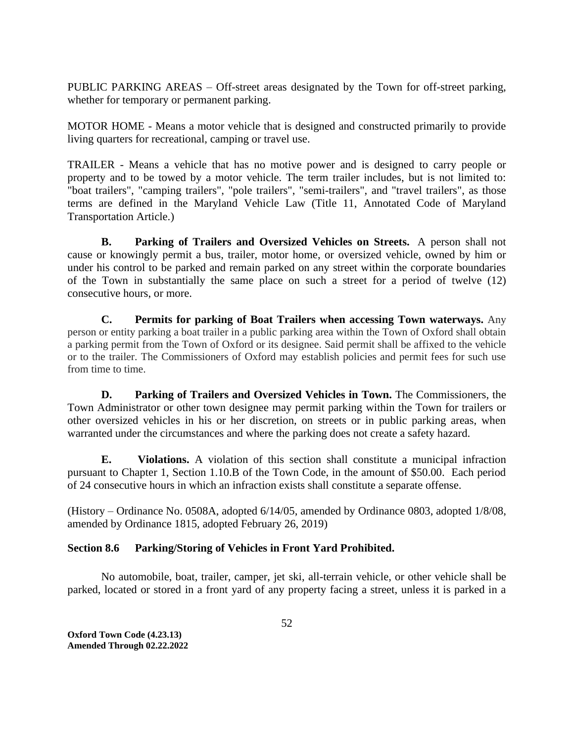PUBLIC PARKING AREAS – Off-street areas designated by the Town for off-street parking, whether for temporary or permanent parking.

MOTOR HOME - Means a motor vehicle that is designed and constructed primarily to provide living quarters for recreational, camping or travel use.

TRAILER - Means a vehicle that has no motive power and is designed to carry people or property and to be towed by a motor vehicle. The term trailer includes, but is not limited to: "boat trailers", "camping trailers", "pole trailers", "semi-trailers", and "travel trailers", as those terms are defined in the Maryland Vehicle Law (Title 11, Annotated Code of Maryland Transportation Article.)

**B. Parking of Trailers and Oversized Vehicles on Streets.** A person shall not cause or knowingly permit a bus, trailer, motor home, or oversized vehicle, owned by him or under his control to be parked and remain parked on any street within the corporate boundaries of the Town in substantially the same place on such a street for a period of twelve (12) consecutive hours, or more.

**C. Permits for parking of Boat Trailers when accessing Town waterways.** Any person or entity parking a boat trailer in a public parking area within the Town of Oxford shall obtain a parking permit from the Town of Oxford or its designee. Said permit shall be affixed to the vehicle or to the trailer. The Commissioners of Oxford may establish policies and permit fees for such use from time to time.

**D. Parking of Trailers and Oversized Vehicles in Town.** The Commissioners, the Town Administrator or other town designee may permit parking within the Town for trailers or other oversized vehicles in his or her discretion, on streets or in public parking areas, when warranted under the circumstances and where the parking does not create a safety hazard.

**E. Violations.** A violation of this section shall constitute a municipal infraction pursuant to Chapter 1, Section 1.10.B of the Town Code, in the amount of $50.00. Each period of 24 consecutive hours in which an infraction exists shall constitute a separate offense.

(History – Ordinance No. 0508A, adopted 6/14/05, amended by Ordinance 0803, adopted 1/8/08, amended by Ordinance 1815, adopted February 26, 2019)

**Section 8.6 Parking/Storing of Vehicles in Front Yard Prohibited.**

No automobile, boat, trailer, camper, jet ski, all-terrain vehicle, or other vehicle shall be parked, located or stored in a front yard of any property facing a street, unless it is parked in a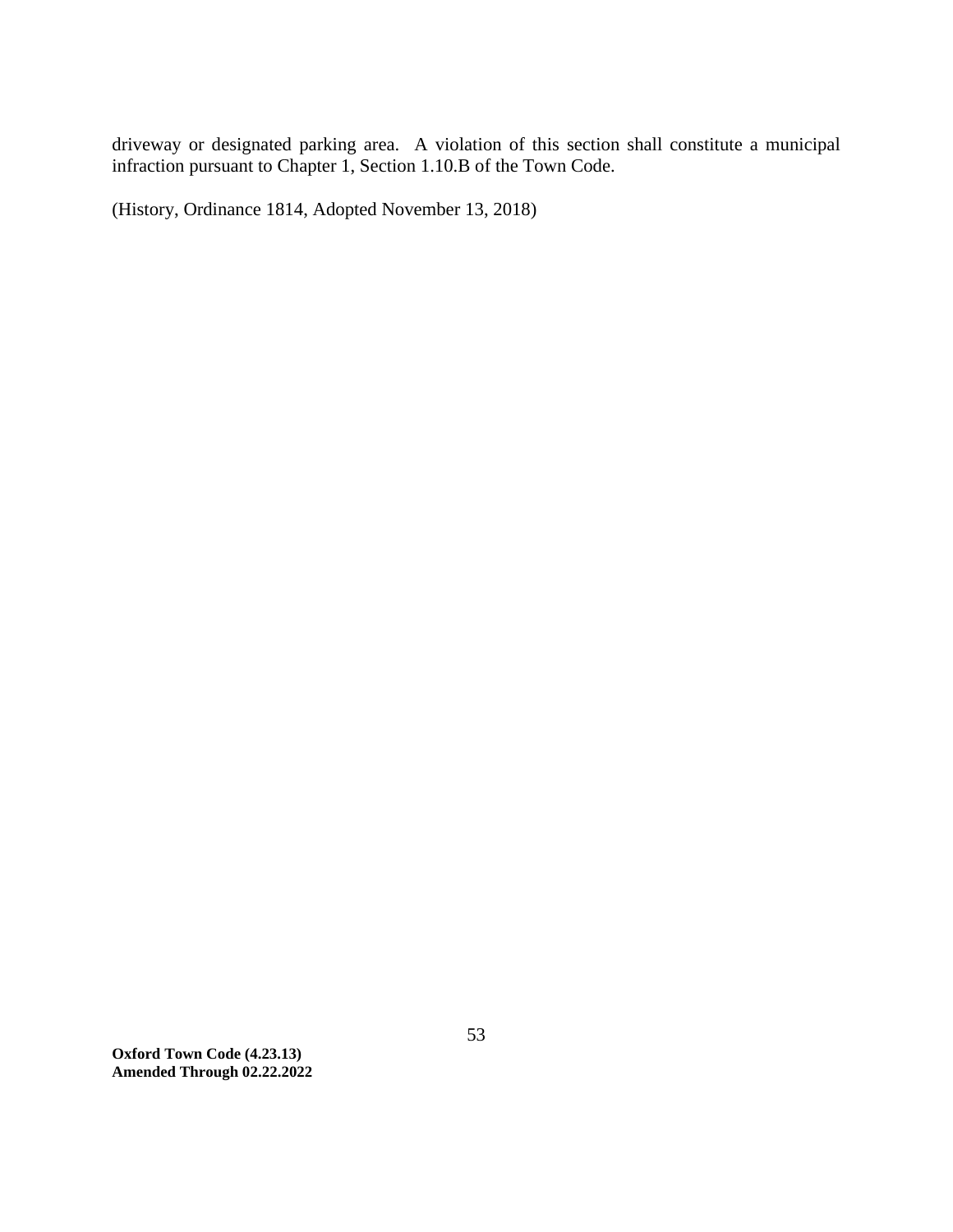driveway or designated parking area. A violation of this section shall constitute a municipal infraction pursuant to Chapter 1, Section 1.10.B of the Town Code.

(History, Ordinance 1814, Adopted November 13, 2018)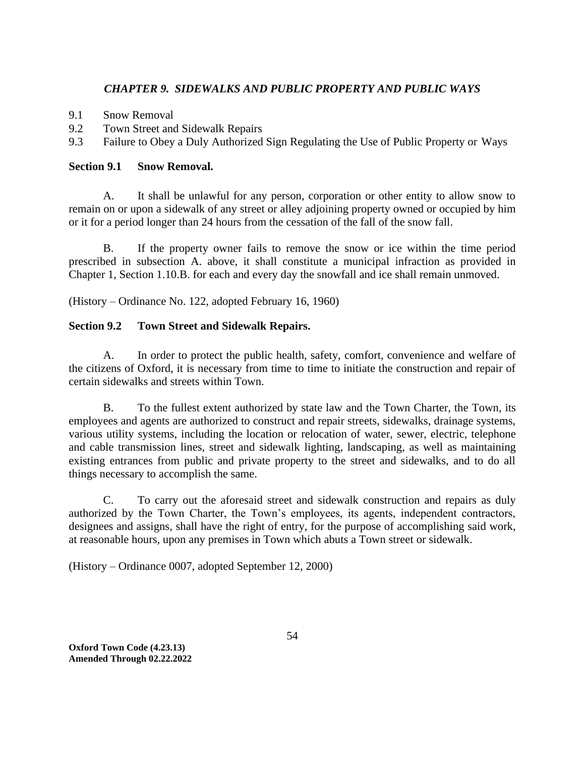## *CHAPTER 9. SIDEWALKS AND PUBLIC PROPERTY AND PUBLIC WAYS*

9.1 Snow Removal
9.2 Town Street and Sidewalk Repairs
9.3 Failure to Obey a Duly Authorized Sign Regulating the Use of Public Property or Ways

### Section 9.1 Snow Removal.

A. It shall be unlawful for any person, corporation or other entity to allow snow to remain on or upon a sidewalk of any street or alley adjoining property owned or occupied by him or it for a period longer than 24 hours from the cessation of the fall of the snow fall.

B. If the property owner fails to remove the snow or ice within the time period prescribed in subsection A. above, it shall constitute a municipal infraction as provided in Chapter 1, Section 1.10.B. for each and every day the snowfall and ice shall remain unmoved.

(History – Ordinance No. 122, adopted February 16, 1960)

### Section 9.2 Town Street and Sidewalk Repairs.

A. In order to protect the public health, safety, comfort, convenience and welfare of the citizens of Oxford, it is necessary from time to time to initiate the construction and repair of certain sidewalks and streets within Town.

B. To the fullest extent authorized by state law and the Town Charter, the Town, its employees and agents are authorized to construct and repair streets, sidewalks, drainage systems, various utility systems, including the location or relocation of water, sewer, electric, telephone and cable transmission lines, street and sidewalk lighting, landscaping, as well as maintaining existing entrances from public and private property to the street and sidewalks, and to do all things necessary to accomplish the same.

C. To carry out the aforesaid street and sidewalk construction and repairs as duly authorized by the Town Charter, the Town's employees, its agents, independent contractors, designees and assigns, shall have the right of entry, for the purpose of accomplishing said work, at reasonable hours, upon any premises in Town which abuts a Town street or sidewalk.

(History – Ordinance 0007, adopted September 12, 2000)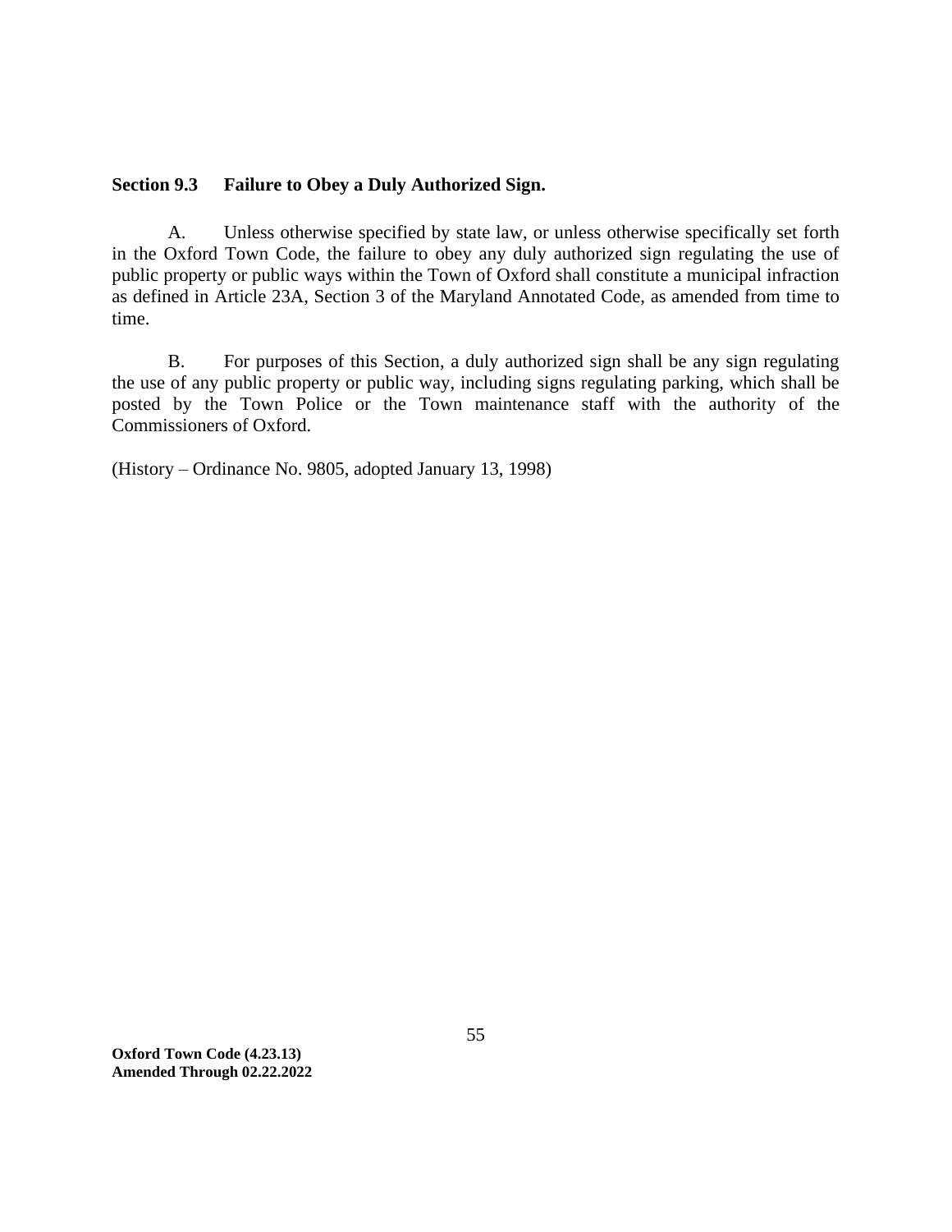### Section 9.3 Failure to Obey a Duly Authorized Sign.

A. Unless otherwise specified by state law, or unless otherwise specifically set forth in the Oxford Town Code, the failure to obey any duly authorized sign regulating the use of public property or public ways within the Town of Oxford shall constitute a municipal infraction as defined in Article 23A, Section 3 of the Maryland Annotated Code, as amended from time to time.

B. For purposes of this Section, a duly authorized sign shall be any sign regulating the use of any public property or public way, including signs regulating parking, which shall be posted by the Town Police or the Town maintenance staff with the authority of the Commissioners of Oxford.

(History – Ordinance No. 9805, adopted January 13, 1998)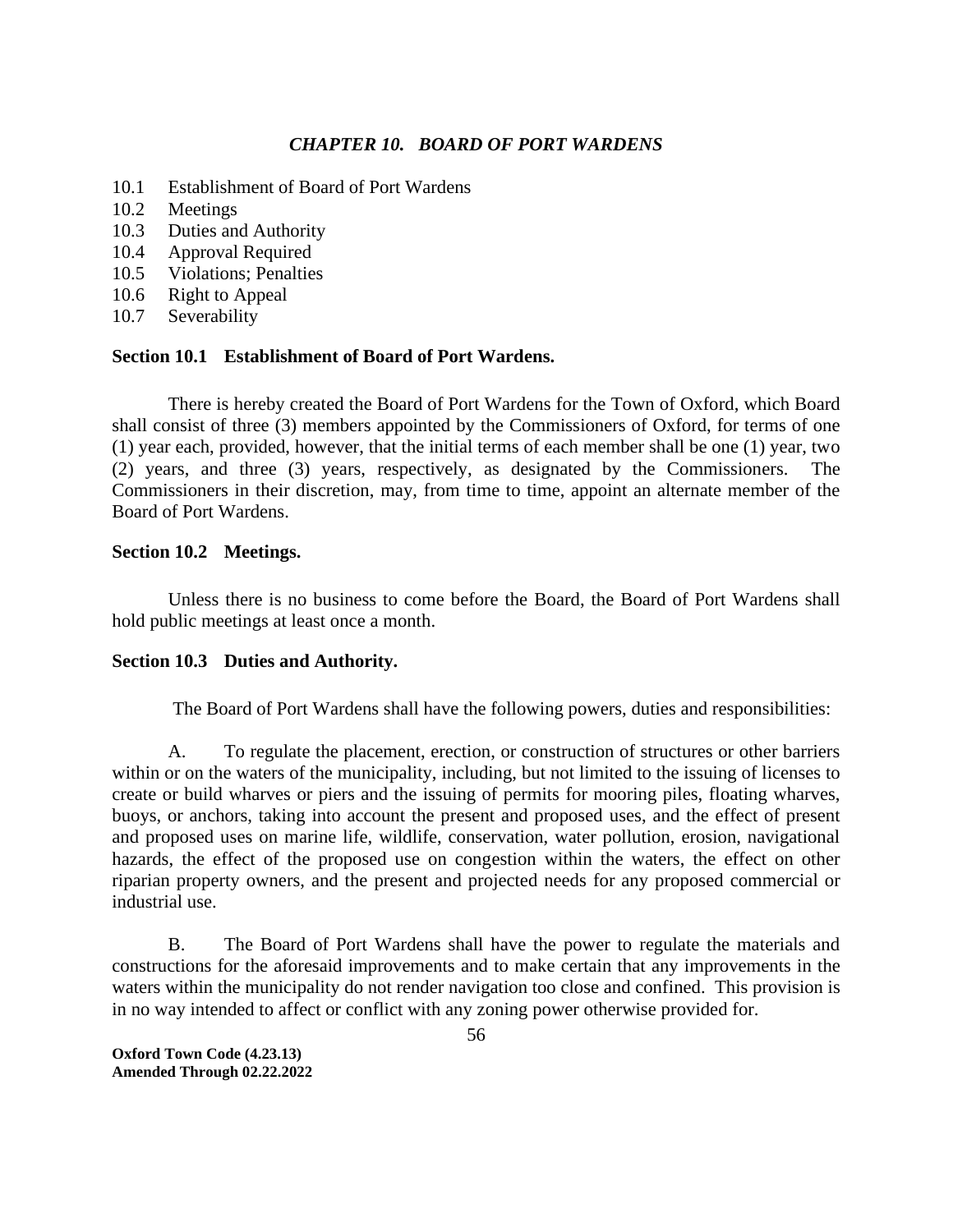## *CHAPTER 10. BOARD OF PORT WARDENS*

10.1 Establishment of Board of Port Wardens
10.2 Meetings
10.3 Duties and Authority
10.4 Approval Required
10.5 Violations; Penalties
10.6 Right to Appeal
10.7 Severability

### Section 10.1 Establishment of Board of Port Wardens.

There is hereby created the Board of Port Wardens for the Town of Oxford, which Board shall consist of three (3) members appointed by the Commissioners of Oxford, for terms of one (1) year each, provided, however, that the initial terms of each member shall be one (1) year, two (2) years, and three (3) years, respectively, as designated by the Commissioners. The Commissioners in their discretion, may, from time to time, appoint an alternate member of the Board of Port Wardens.

### Section 10.2 Meetings.

Unless there is no business to come before the Board, the Board of Port Wardens shall hold public meetings at least once a month.

### Section 10.3 Duties and Authority.

The Board of Port Wardens shall have the following powers, duties and responsibilities:

A. To regulate the placement, erection, or construction of structures or other barriers within or on the waters of the municipality, including, but not limited to the issuing of licenses to create or build wharves or piers and the issuing of permits for mooring piles, floating wharves, buoys, or anchors, taking into account the present and proposed uses, and the effect of present and proposed uses on marine life, wildlife, conservation, water pollution, erosion, navigational hazards, the effect of the proposed use on congestion within the waters, the effect on other riparian property owners, and the present and projected needs for any proposed commercial or industrial use.

B. The Board of Port Wardens shall have the power to regulate the materials and constructions for the aforesaid improvements and to make certain that any improvements in the waters within the municipality do not render navigation too close and confined. This provision is in no way intended to affect or conflict with any zoning power otherwise provided for.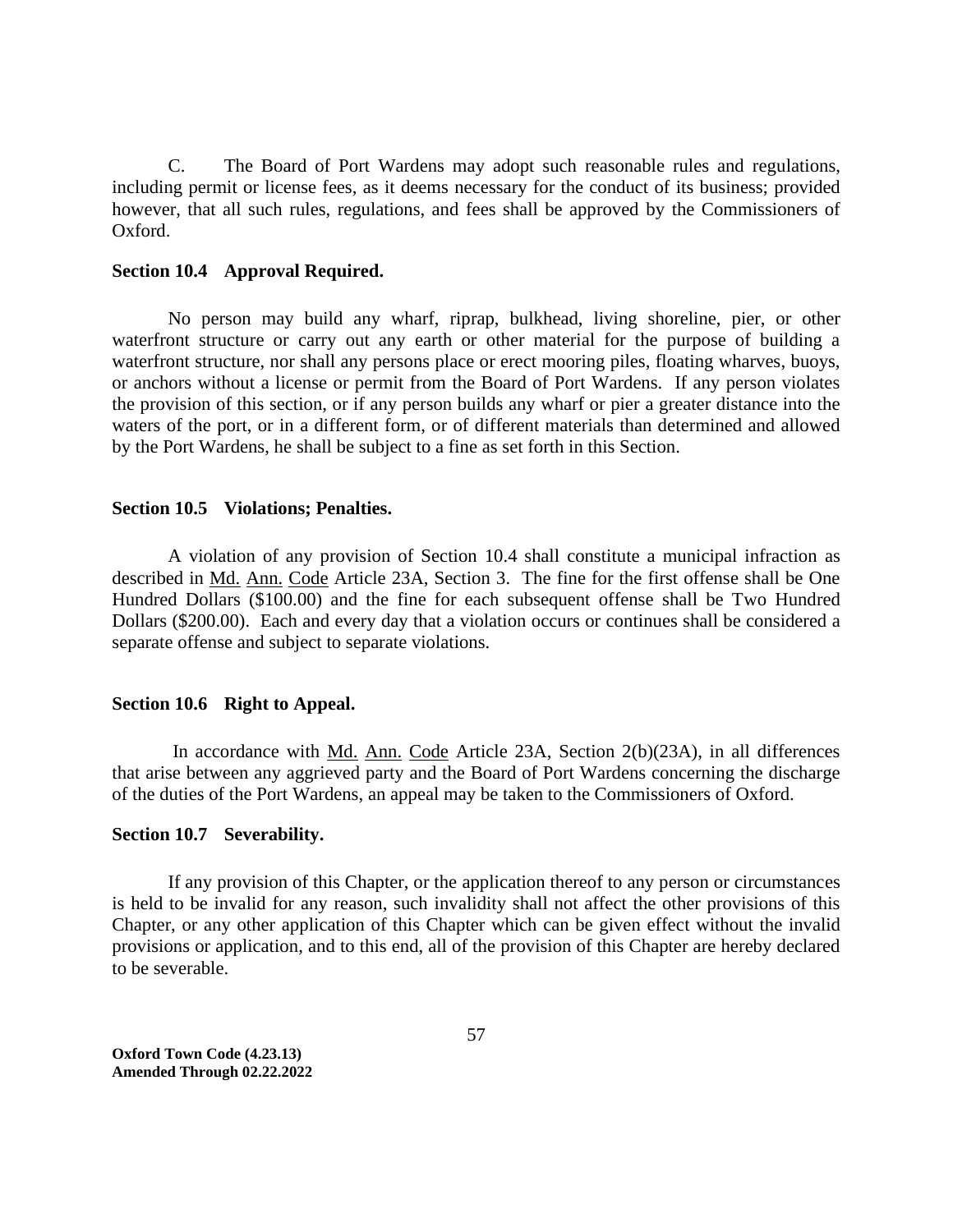C. The Board of Port Wardens may adopt such reasonable rules and regulations, including permit or license fees, as it deems necessary for the conduct of its business; provided however, that all such rules, regulations, and fees shall be approved by the Commissioners of Oxford.

**Section 10.4 Approval Required.**

No person may build any wharf, riprap, bulkhead, living shoreline, pier, or other waterfront structure or carry out any earth or other material for the purpose of building a waterfront structure, nor shall any persons place or erect mooring piles, floating wharves, buoys, or anchors without a license or permit from the Board of Port Wardens. If any person violates the provision of this section, or if any person builds any wharf or pier a greater distance into the waters of the port, or in a different form, or of different materials than determined and allowed by the Port Wardens, he shall be subject to a fine as set forth in this Section.

**Section 10.5 Violations; Penalties.**

A violation of any provision of Section 10.4 shall constitute a municipal infraction as described in Md. Ann. Code Article 23A, Section 3. The fine for the first offense shall be One Hundred Dollars ($100.00) and the fine for each subsequent offense shall be Two Hundred Dollars ($200.00). Each and every day that a violation occurs or continues shall be considered a separate offense and subject to separate violations.

**Section 10.6 Right to Appeal.**

In accordance with Md. Ann. Code Article 23A, Section 2(b)(23A), in all differences that arise between any aggrieved party and the Board of Port Wardens concerning the discharge of the duties of the Port Wardens, an appeal may be taken to the Commissioners of Oxford.

**Section 10.7 Severability.**

If any provision of this Chapter, or the application thereof to any person or circumstances is held to be invalid for any reason, such invalidity shall not affect the other provisions of this Chapter, or any other application of this Chapter which can be given effect without the invalid provisions or application, and to this end, all of the provision of this Chapter are hereby declared to be severable.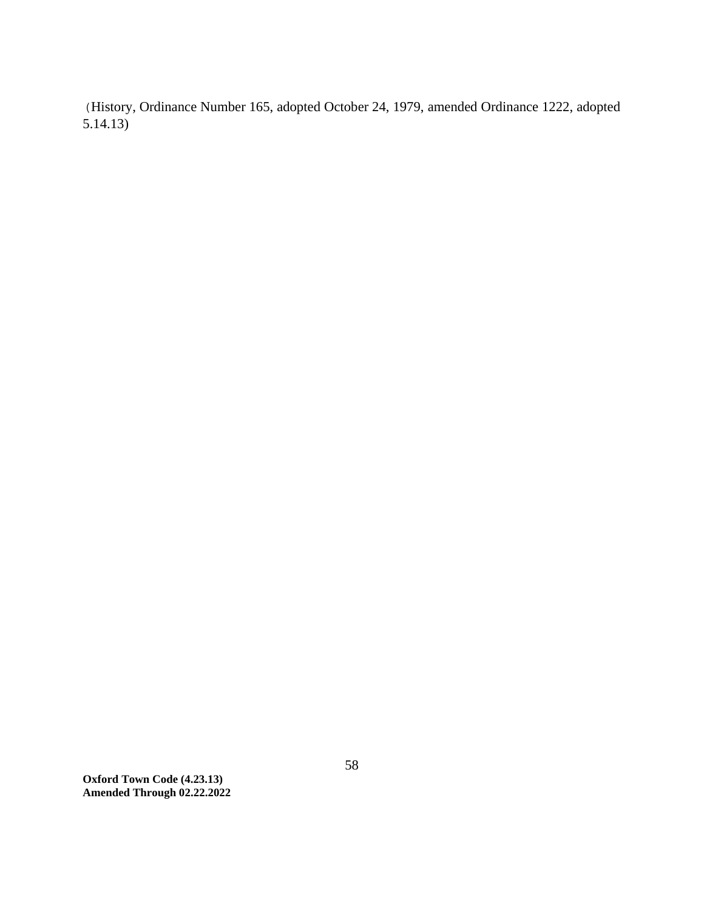(History, Ordinance Number 165, adopted October 24, 1979, amended Ordinance 1222, adopted 5.14.13)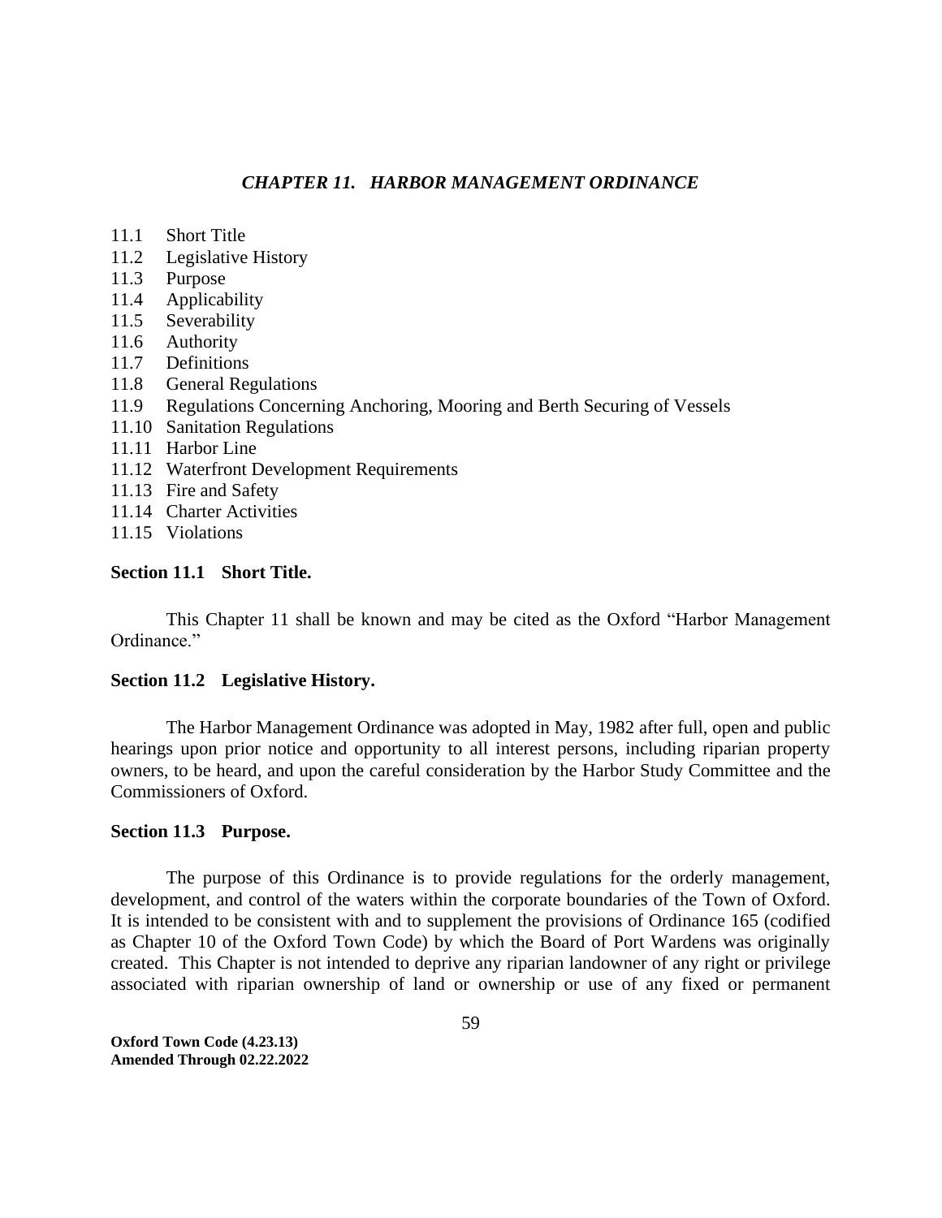# *CHAPTER 11. HARBOR MANAGEMENT ORDINANCE*

11.1 Short Title
11.2 Legislative History
11.3 Purpose
11.4 Applicability
11.5 Severability
11.6 Authority
11.7 Definitions
11.8 General Regulations
11.9 Regulations Concerning Anchoring, Mooring and Berth Securing of Vessels
11.10 Sanitation Regulations
11.11 Harbor Line
11.12 Waterfront Development Requirements
11.13 Fire and Safety
11.14 Charter Activities
11.15 Violations

**Section 11.1 Short Title.**

This Chapter 11 shall be known and may be cited as the Oxford "Harbor Management Ordinance."

**Section 11.2 Legislative History.**

The Harbor Management Ordinance was adopted in May, 1982 after full, open and public hearings upon prior notice and opportunity to all interest persons, including riparian property owners, to be heard, and upon the careful consideration by the Harbor Study Committee and the Commissioners of Oxford.

**Section 11.3 Purpose.**

The purpose of this Ordinance is to provide regulations for the orderly management, development, and control of the waters within the corporate boundaries of the Town of Oxford. It is intended to be consistent with and to supplement the provisions of Ordinance 165 (codified as Chapter 10 of the Oxford Town Code) by which the Board of Port Wardens was originally created. This Chapter is not intended to deprive any riparian landowner of any right or privilege associated with riparian ownership of land or ownership or use of any fixed or permanent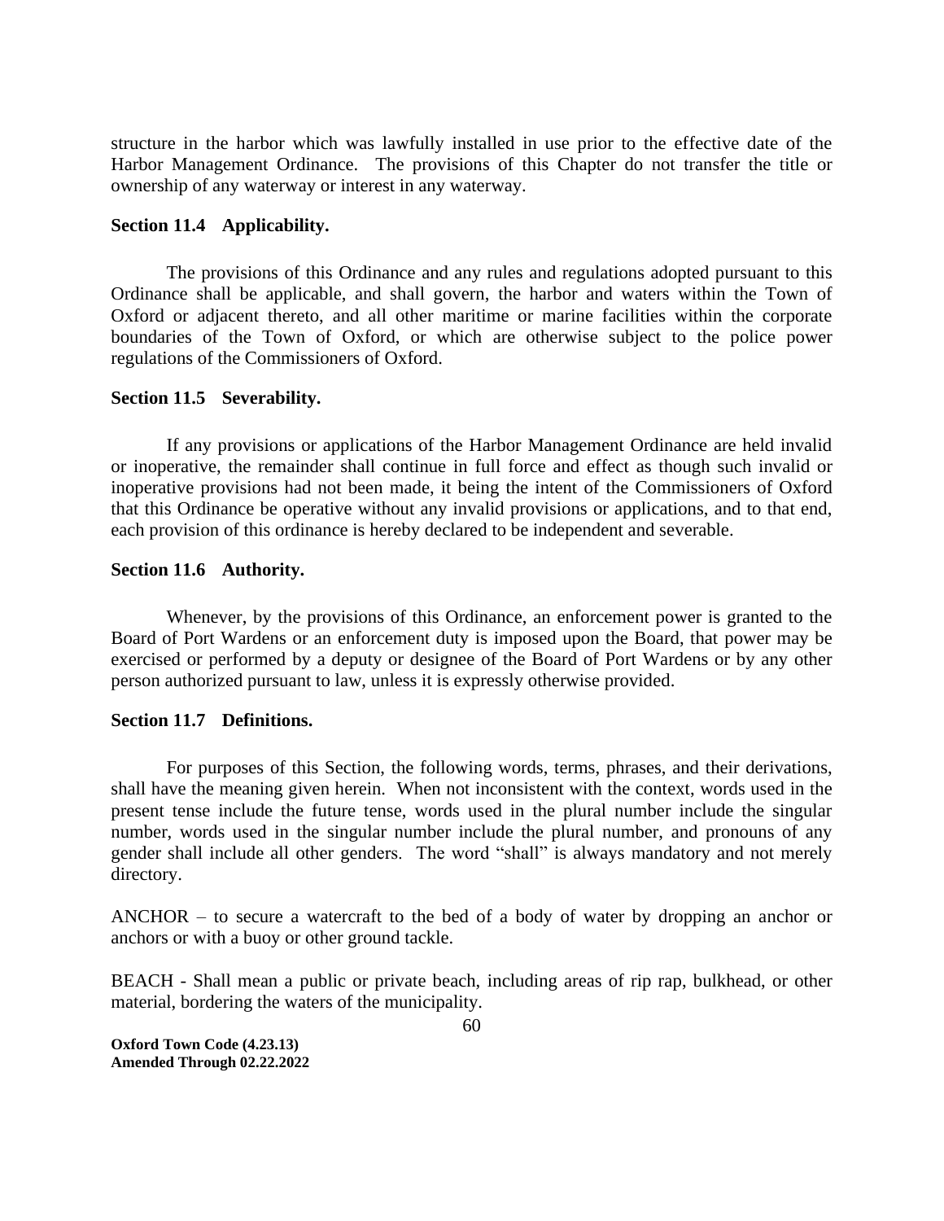structure in the harbor which was lawfully installed in use prior to the effective date of the Harbor Management Ordinance. The provisions of this Chapter do not transfer the title or ownership of any waterway or interest in any waterway.

**Section 11.4 Applicability.**

The provisions of this Ordinance and any rules and regulations adopted pursuant to this Ordinance shall be applicable, and shall govern, the harbor and waters within the Town of Oxford or adjacent thereto, and all other maritime or marine facilities within the corporate boundaries of the Town of Oxford, or which are otherwise subject to the police power regulations of the Commissioners of Oxford.

**Section 11.5 Severability.**

If any provisions or applications of the Harbor Management Ordinance are held invalid or inoperative, the remainder shall continue in full force and effect as though such invalid or inoperative provisions had not been made, it being the intent of the Commissioners of Oxford that this Ordinance be operative without any invalid provisions or applications, and to that end, each provision of this ordinance is hereby declared to be independent and severable.

**Section 11.6 Authority.**

Whenever, by the provisions of this Ordinance, an enforcement power is granted to the Board of Port Wardens or an enforcement duty is imposed upon the Board, that power may be exercised or performed by a deputy or designee of the Board of Port Wardens or by any other person authorized pursuant to law, unless it is expressly otherwise provided.

**Section 11.7 Definitions.**

For purposes of this Section, the following words, terms, phrases, and their derivations, shall have the meaning given herein. When not inconsistent with the context, words used in the present tense include the future tense, words used in the plural number include the singular number, words used in the singular number include the plural number, and pronouns of any gender shall include all other genders. The word "shall" is always mandatory and not merely directory.

ANCHOR – to secure a watercraft to the bed of a body of water by dropping an anchor or anchors or with a buoy or other ground tackle.

BEACH - Shall mean a public or private beach, including areas of rip rap, bulkhead, or other material, bordering the waters of the municipality.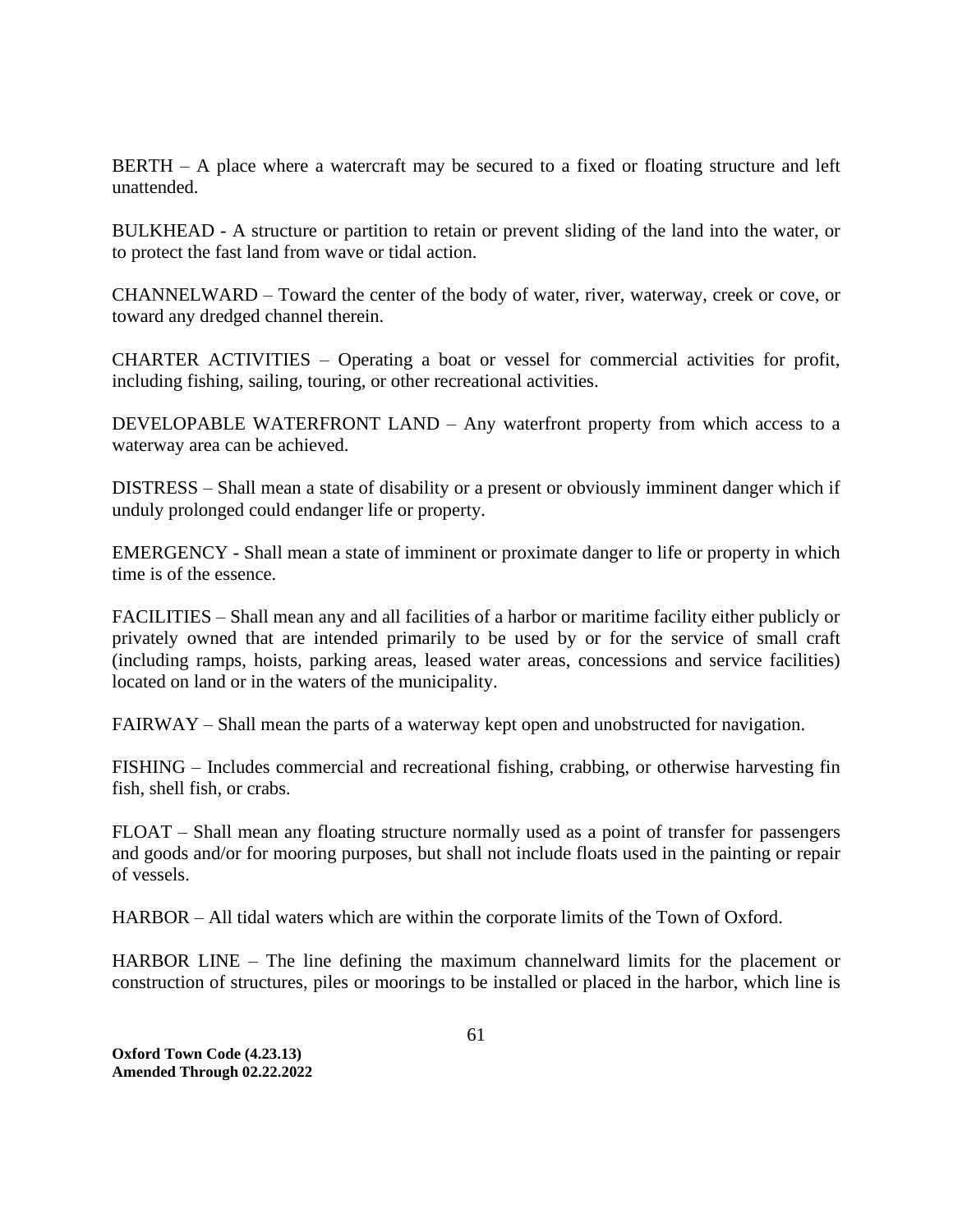BERTH – A place where a watercraft may be secured to a fixed or floating structure and left unattended.

BULKHEAD - A structure or partition to retain or prevent sliding of the land into the water, or to protect the fast land from wave or tidal action.

CHANNELWARD – Toward the center of the body of water, river, waterway, creek or cove, or toward any dredged channel therein.

CHARTER ACTIVITIES – Operating a boat or vessel for commercial activities for profit, including fishing, sailing, touring, or other recreational activities.

DEVELOPABLE WATERFRONT LAND – Any waterfront property from which access to a waterway area can be achieved.

DISTRESS – Shall mean a state of disability or a present or obviously imminent danger which if unduly prolonged could endanger life or property.

EMERGENCY - Shall mean a state of imminent or proximate danger to life or property in which time is of the essence.

FACILITIES – Shall mean any and all facilities of a harbor or maritime facility either publicly or privately owned that are intended primarily to be used by or for the service of small craft (including ramps, hoists, parking areas, leased water areas, concessions and service facilities) located on land or in the waters of the municipality.

FAIRWAY – Shall mean the parts of a waterway kept open and unobstructed for navigation.

FISHING – Includes commercial and recreational fishing, crabbing, or otherwise harvesting fin fish, shell fish, or crabs.

FLOAT – Shall mean any floating structure normally used as a point of transfer for passengers and goods and/or for mooring purposes, but shall not include floats used in the painting or repair of vessels.

HARBOR – All tidal waters which are within the corporate limits of the Town of Oxford.

HARBOR LINE – The line defining the maximum channelward limits for the placement or construction of structures, piles or moorings to be installed or placed in the harbor, which line is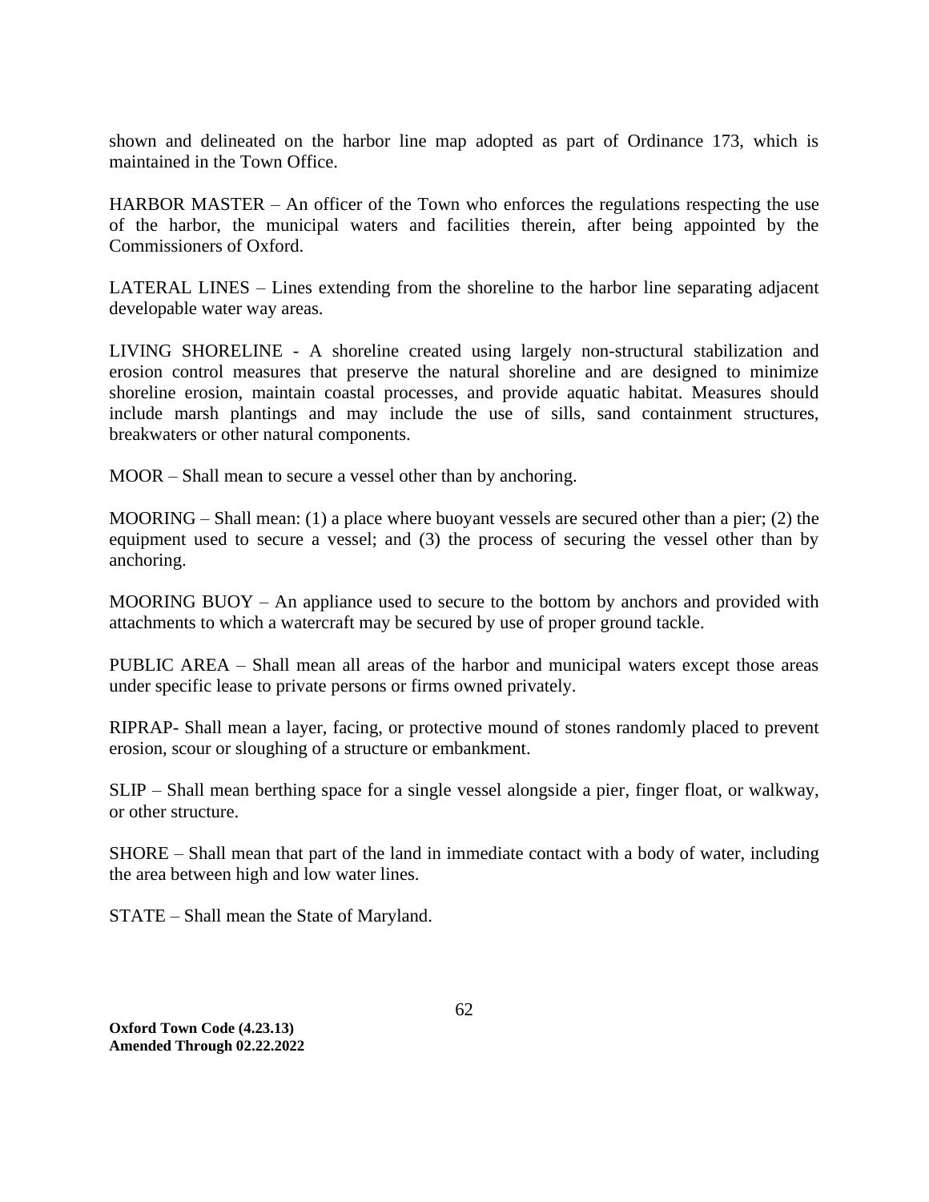shown and delineated on the harbor line map adopted as part of Ordinance 173, which is maintained in the Town Office.

HARBOR MASTER – An officer of the Town who enforces the regulations respecting the use of the harbor, the municipal waters and facilities therein, after being appointed by the Commissioners of Oxford.

LATERAL LINES – Lines extending from the shoreline to the harbor line separating adjacent developable water way areas.

LIVING SHORELINE - A shoreline created using largely non-structural stabilization and erosion control measures that preserve the natural shoreline and are designed to minimize shoreline erosion, maintain coastal processes, and provide aquatic habitat. Measures should include marsh plantings and may include the use of sills, sand containment structures, breakwaters or other natural components.

MOOR – Shall mean to secure a vessel other than by anchoring.

MOORING – Shall mean: (1) a place where buoyant vessels are secured other than a pier; (2) the equipment used to secure a vessel; and (3) the process of securing the vessel other than by anchoring.

MOORING BUOY – An appliance used to secure to the bottom by anchors and provided with attachments to which a watercraft may be secured by use of proper ground tackle.

PUBLIC AREA – Shall mean all areas of the harbor and municipal waters except those areas under specific lease to private persons or firms owned privately.

RIPRAP- Shall mean a layer, facing, or protective mound of stones randomly placed to prevent erosion, scour or sloughing of a structure or embankment.

SLIP – Shall mean berthing space for a single vessel alongside a pier, finger float, or walkway, or other structure.

SHORE – Shall mean that part of the land in immediate contact with a body of water, including the area between high and low water lines.

STATE – Shall mean the State of Maryland.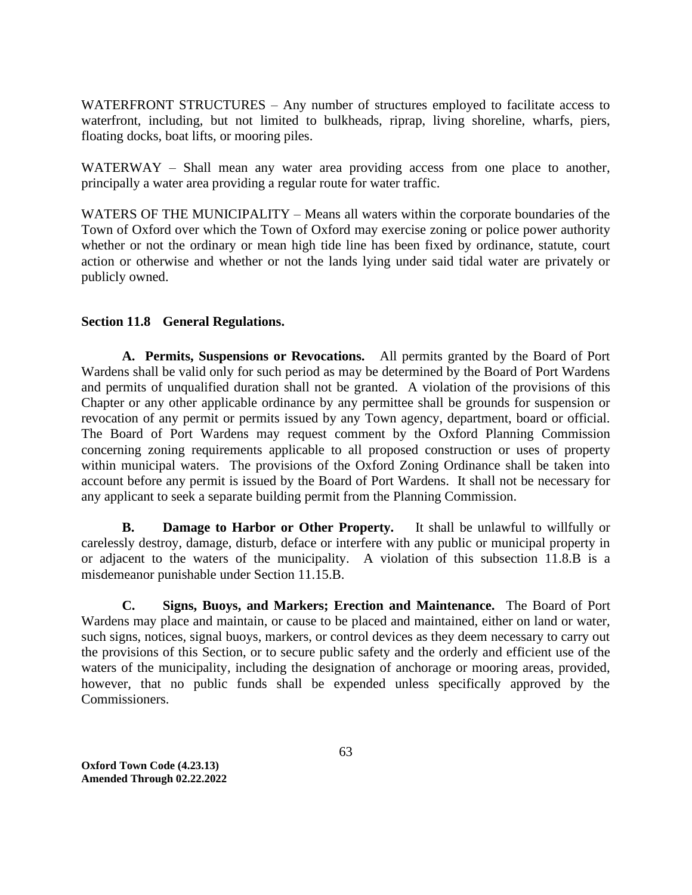WATERFRONT STRUCTURES – Any number of structures employed to facilitate access to waterfront, including, but not limited to bulkheads, riprap, living shoreline, wharfs, piers, floating docks, boat lifts, or mooring piles.

WATERWAY – Shall mean any water area providing access from one place to another, principally a water area providing a regular route for water traffic.

WATERS OF THE MUNICIPALITY – Means all waters within the corporate boundaries of the Town of Oxford over which the Town of Oxford may exercise zoning or police power authority whether or not the ordinary or mean high tide line has been fixed by ordinance, statute, court action or otherwise and whether or not the lands lying under said tidal water are privately or publicly owned.

### Section 11.8 General Regulations.

**A. Permits, Suspensions or Revocations.** All permits granted by the Board of Port Wardens shall be valid only for such period as may be determined by the Board of Port Wardens and permits of unqualified duration shall not be granted. A violation of the provisions of this Chapter or any other applicable ordinance by any permittee shall be grounds for suspension or revocation of any permit or permits issued by any Town agency, department, board or official. The Board of Port Wardens may request comment by the Oxford Planning Commission concerning zoning requirements applicable to all proposed construction or uses of property within municipal waters. The provisions of the Oxford Zoning Ordinance shall be taken into account before any permit is issued by the Board of Port Wardens. It shall not be necessary for any applicant to seek a separate building permit from the Planning Commission.

**B. Damage to Harbor or Other Property.** It shall be unlawful to willfully or carelessly destroy, damage, disturb, deface or interfere with any public or municipal property in or adjacent to the waters of the municipality. A violation of this subsection 11.8.B is a misdemeanor punishable under Section 11.15.B.

**C. Signs, Buoys, and Markers; Erection and Maintenance.** The Board of Port Wardens may place and maintain, or cause to be placed and maintained, either on land or water, such signs, notices, signal buoys, markers, or control devices as they deem necessary to carry out the provisions of this Section, or to secure public safety and the orderly and efficient use of the waters of the municipality, including the designation of anchorage or mooring areas, provided, however, that no public funds shall be expended unless specifically approved by the Commissioners.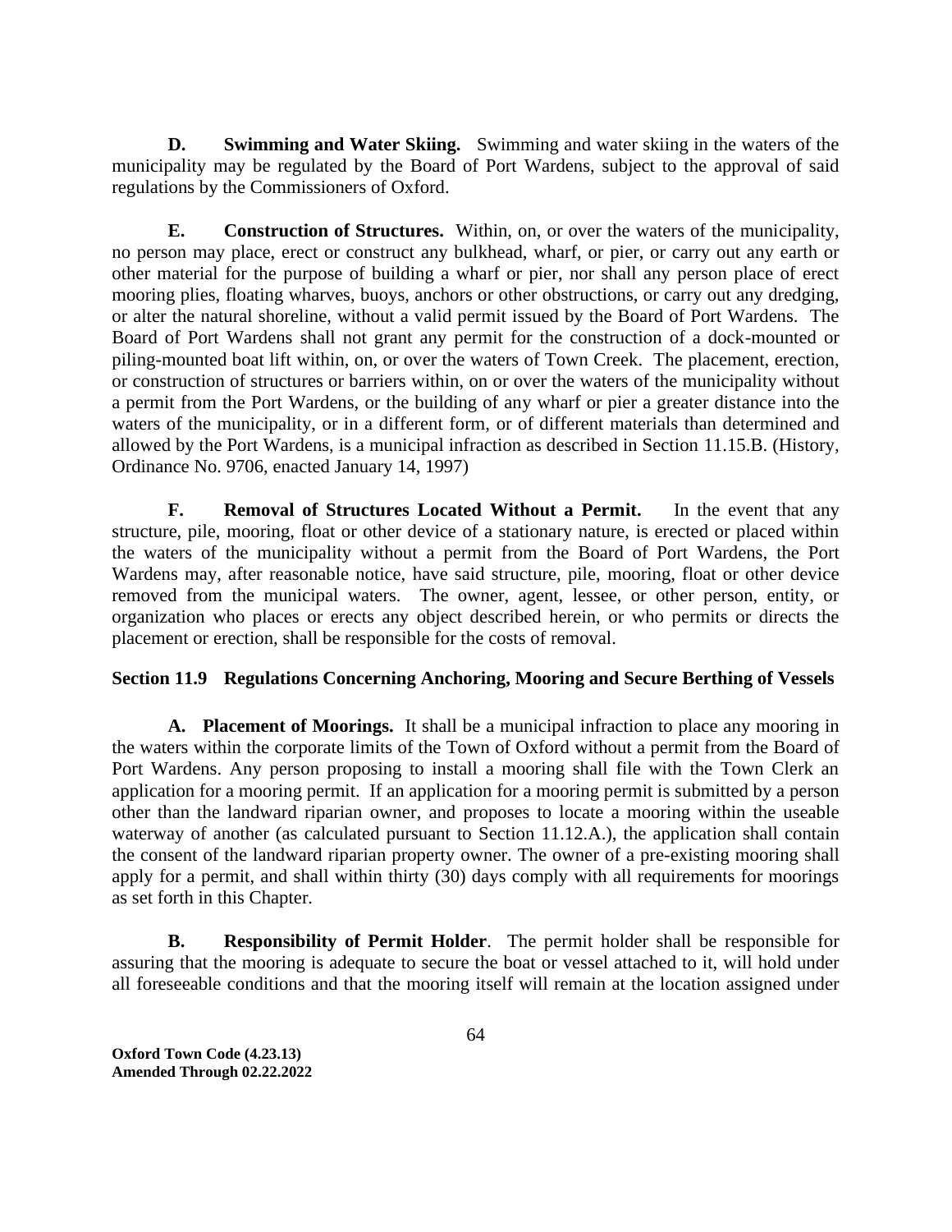**D. Swimming and Water Skiing.** Swimming and water skiing in the waters of the municipality may be regulated by the Board of Port Wardens, subject to the approval of said regulations by the Commissioners of Oxford.

**E. Construction of Structures.** Within, on, or over the waters of the municipality, no person may place, erect or construct any bulkhead, wharf, or pier, or carry out any earth or other material for the purpose of building a wharf or pier, nor shall any person place of erect mooring plies, floating wharves, buoys, anchors or other obstructions, or carry out any dredging, or alter the natural shoreline, without a valid permit issued by the Board of Port Wardens. The Board of Port Wardens shall not grant any permit for the construction of a dock-mounted or piling-mounted boat lift within, on, or over the waters of Town Creek. The placement, erection, or construction of structures or barriers within, on or over the waters of the municipality without a permit from the Port Wardens, or the building of any wharf or pier a greater distance into the waters of the municipality, or in a different form, or of different materials than determined and allowed by the Port Wardens, is a municipal infraction as described in Section 11.15.B. (History, Ordinance No. 9706, enacted January 14, 1997)

**F. Removal of Structures Located Without a Permit.** In the event that any structure, pile, mooring, float or other device of a stationary nature, is erected or placed within the waters of the municipality without a permit from the Board of Port Wardens, the Port Wardens may, after reasonable notice, have said structure, pile, mooring, float or other device removed from the municipal waters. The owner, agent, lessee, or other person, entity, or organization who places or erects any object described herein, or who permits or directs the placement or erection, shall be responsible for the costs of removal.

### Section 11.9 Regulations Concerning Anchoring, Mooring and Secure Berthing of Vessels

**A. Placement of Moorings.** It shall be a municipal infraction to place any mooring in the waters within the corporate limits of the Town of Oxford without a permit from the Board of Port Wardens. Any person proposing to install a mooring shall file with the Town Clerk an application for a mooring permit. If an application for a mooring permit is submitted by a person other than the landward riparian owner, and proposes to locate a mooring within the useable waterway of another (as calculated pursuant to Section 11.12.A.), the application shall contain the consent of the landward riparian property owner. The owner of a pre-existing mooring shall apply for a permit, and shall within thirty (30) days comply with all requirements for moorings as set forth in this Chapter.

**B. Responsibility of Permit Holder**. The permit holder shall be responsible for assuring that the mooring is adequate to secure the boat or vessel attached to it, will hold under all foreseeable conditions and that the mooring itself will remain at the location assigned under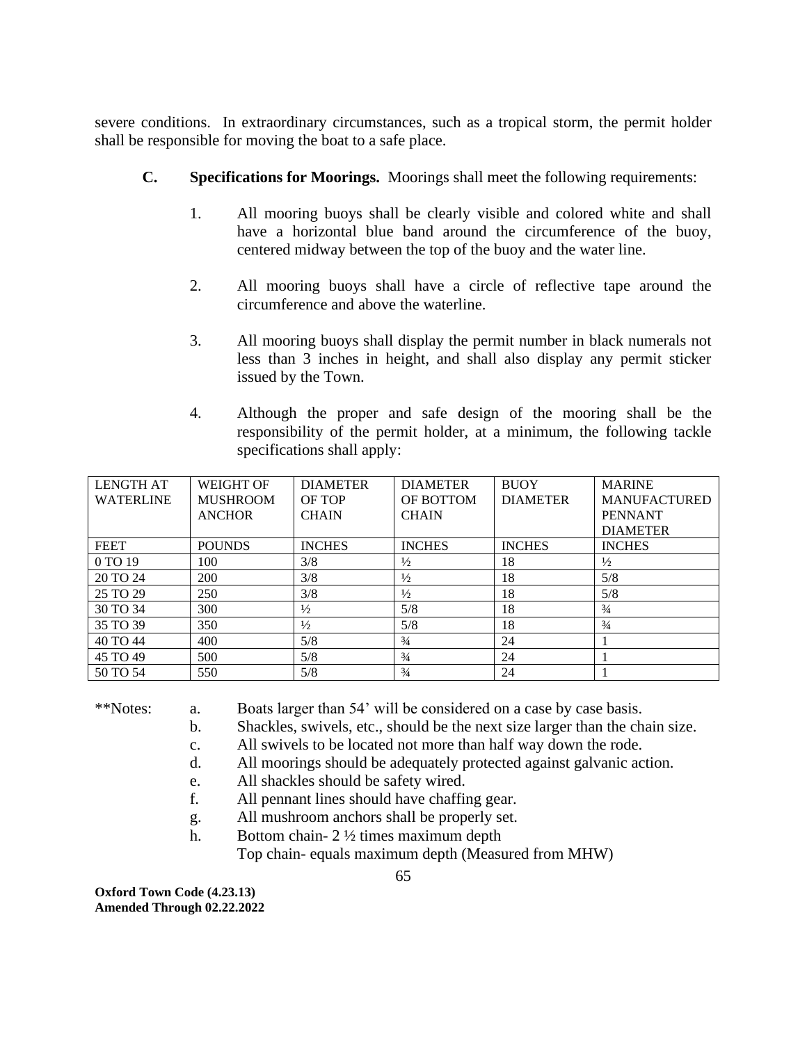severe conditions. In extraordinary circumstances, such as a tropical storm, the permit holder shall be responsible for moving the boat to a safe place.

**C. Specifications for Moorings.** Moorings shall meet the following requirements:

1. All mooring buoys shall be clearly visible and colored white and shall have a horizontal blue band around the circumference of the buoy, centered midway between the top of the buoy and the water line.

2. All mooring buoys shall have a circle of reflective tape around the circumference and above the waterline.

3. All mooring buoys shall display the permit number in black numerals not less than 3 inches in height, and shall also display any permit sticker issued by the Town.

4. Although the proper and safe design of the mooring shall be the responsibility of the permit holder, at a minimum, the following tackle specifications shall apply:

| LENGTH AT WATERLINE | WEIGHT OF MUSHROOM ANCHOR | DIAMETER OF TOP CHAIN | DIAMETER OF BOTTOM CHAIN | BUOY DIAMETER | MARINE MANUFACTURED PENNANT DIAMETER |
|---|---|---|---|---|---|
| FEET | POUNDS | INCHES | INCHES | INCHES | INCHES |
| 0 TO 19 | 100 | 3/8 | ½ | 18 | ½ |
| 20 TO 24 | 200 | 3/8 | ½ | 18 | 5/8 |
| 25 TO 29 | 250 | 3/8 | ½ | 18 | 5/8 |
| 30 TO 34 | 300 | ½ | 5/8 | 18 | ¾ |
| 35 TO 39 | 350 | ½ | 5/8 | 18 | ¾ |
| 40 TO 44 | 400 | 5/8 | ¾ | 24 | 1 |
| 45 TO 49 | 500 | 5/8 | ¾ | 24 | 1 |
| 50 TO 54 | 550 | 5/8 | ¾ | 24 | 1 |

**Notes:

a. Boats larger than 54' will be considered on a case by case basis.
b. Shackles, swivels, etc., should be the next size larger than the chain size.
c. All swivels to be located not more than half way down the rode.
d. All moorings should be adequately protected against galvanic action.
e. All shackles should be safety wired.
f. All pennant lines should have chaffing gear.
g. All mushroom anchors shall be properly set.
h. Bottom chain- 2 ½ times maximum depth
   Top chain- equals maximum depth (Measured from MHW)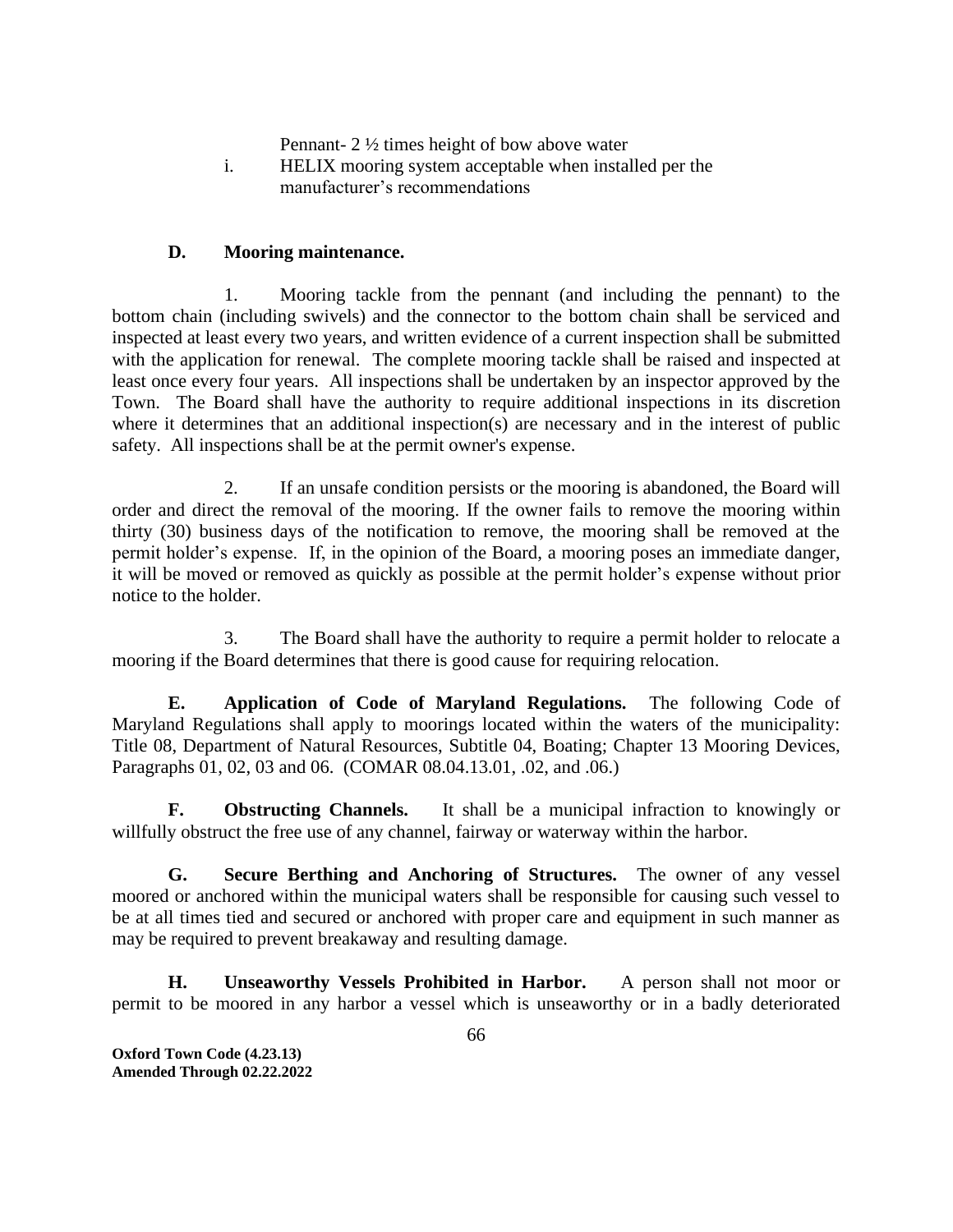Pennant- 2 ½ times height of bow above water

i. HELIX mooring system acceptable when installed per the manufacturer's recommendations

**D. Mooring maintenance.**

1. Mooring tackle from the pennant (and including the pennant) to the bottom chain (including swivels) and the connector to the bottom chain shall be serviced and inspected at least every two years, and written evidence of a current inspection shall be submitted with the application for renewal. The complete mooring tackle shall be raised and inspected at least once every four years. All inspections shall be undertaken by an inspector approved by the Town. The Board shall have the authority to require additional inspections in its discretion where it determines that an additional inspection(s) are necessary and in the interest of public safety. All inspections shall be at the permit owner's expense.

2. If an unsafe condition persists or the mooring is abandoned, the Board will order and direct the removal of the mooring. If the owner fails to remove the mooring within thirty (30) business days of the notification to remove, the mooring shall be removed at the permit holder's expense. If, in the opinion of the Board, a mooring poses an immediate danger, it will be moved or removed as quickly as possible at the permit holder's expense without prior notice to the holder.

3. The Board shall have the authority to require a permit holder to relocate a mooring if the Board determines that there is good cause for requiring relocation.

**E. Application of Code of Maryland Regulations.** The following Code of Maryland Regulations shall apply to moorings located within the waters of the municipality: Title 08, Department of Natural Resources, Subtitle 04, Boating; Chapter 13 Mooring Devices, Paragraphs 01, 02, 03 and 06. (COMAR 08.04.13.01, .02, and .06.)

**F. Obstructing Channels.** It shall be a municipal infraction to knowingly or willfully obstruct the free use of any channel, fairway or waterway within the harbor.

**G. Secure Berthing and Anchoring of Structures.** The owner of any vessel moored or anchored within the municipal waters shall be responsible for causing such vessel to be at all times tied and secured or anchored with proper care and equipment in such manner as may be required to prevent breakaway and resulting damage.

**H. Unseaworthy Vessels Prohibited in Harbor.** A person shall not moor or permit to be moored in any harbor a vessel which is unseaworthy or in a badly deteriorated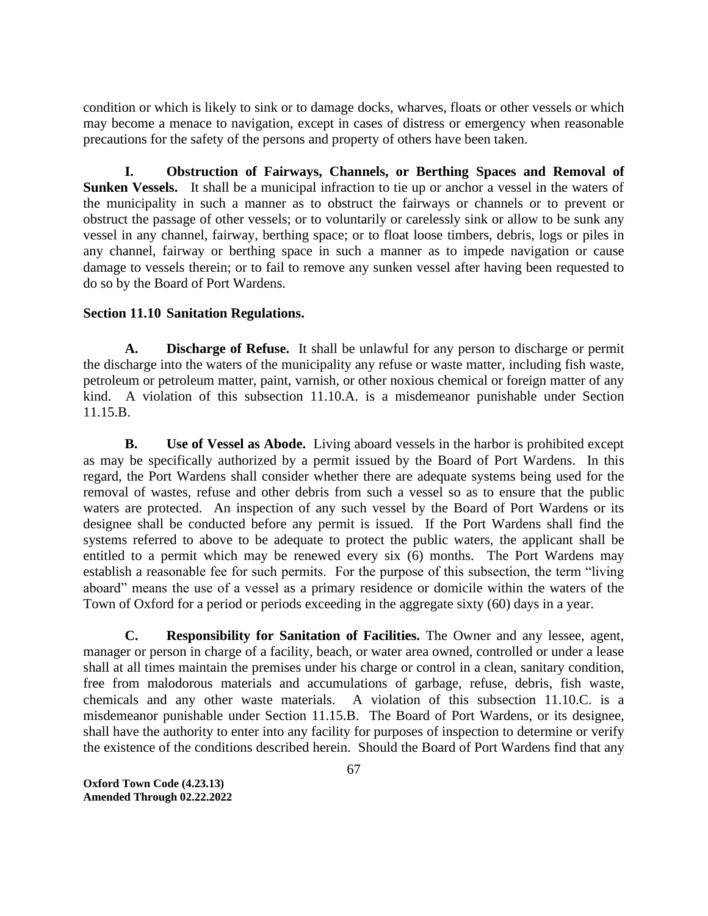condition or which is likely to sink or to damage docks, wharves, floats or other vessels or which may become a menace to navigation, except in cases of distress or emergency when reasonable precautions for the safety of the persons and property of others have been taken.

**I. Obstruction of Fairways, Channels, or Berthing Spaces and Removal of Sunken Vessels.** It shall be a municipal infraction to tie up or anchor a vessel in the waters of the municipality in such a manner as to obstruct the fairways or channels or to prevent or obstruct the passage of other vessels; or to voluntarily or carelessly sink or allow to be sunk any vessel in any channel, fairway, berthing space; or to float loose timbers, debris, logs or piles in any channel, fairway or berthing space in such a manner as to impede navigation or cause damage to vessels therein; or to fail to remove any sunken vessel after having been requested to do so by the Board of Port Wardens.

**Section 11.10 Sanitation Regulations.**

**A. Discharge of Refuse.** It shall be unlawful for any person to discharge or permit the discharge into the waters of the municipality any refuse or waste matter, including fish waste, petroleum or petroleum matter, paint, varnish, or other noxious chemical or foreign matter of any kind. A violation of this subsection 11.10.A. is a misdemeanor punishable under Section 11.15.B.

**B. Use of Vessel as Abode.** Living aboard vessels in the harbor is prohibited except as may be specifically authorized by a permit issued by the Board of Port Wardens. In this regard, the Port Wardens shall consider whether there are adequate systems being used for the removal of wastes, refuse and other debris from such a vessel so as to ensure that the public waters are protected. An inspection of any such vessel by the Board of Port Wardens or its designee shall be conducted before any permit is issued. If the Port Wardens shall find the systems referred to above to be adequate to protect the public waters, the applicant shall be entitled to a permit which may be renewed every six (6) months. The Port Wardens may establish a reasonable fee for such permits. For the purpose of this subsection, the term "living aboard" means the use of a vessel as a primary residence or domicile within the waters of the Town of Oxford for a period or periods exceeding in the aggregate sixty (60) days in a year.

**C. Responsibility for Sanitation of Facilities.** The Owner and any lessee, agent, manager or person in charge of a facility, beach, or water area owned, controlled or under a lease shall at all times maintain the premises under his charge or control in a clean, sanitary condition, free from malodorous materials and accumulations of garbage, refuse, debris, fish waste, chemicals and any other waste materials. A violation of this subsection 11.10.C. is a misdemeanor punishable under Section 11.15.B. The Board of Port Wardens, or its designee, shall have the authority to enter into any facility for purposes of inspection to determine or verify the existence of the conditions described herein. Should the Board of Port Wardens find that any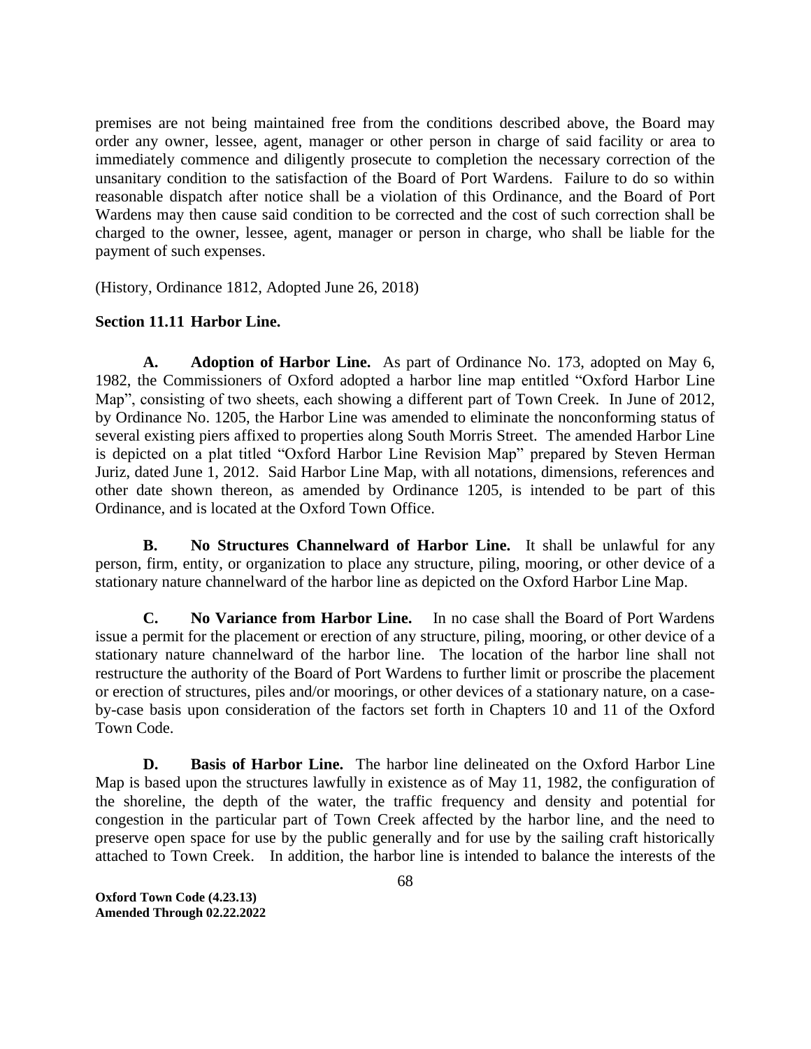premises are not being maintained free from the conditions described above, the Board may order any owner, lessee, agent, manager or other person in charge of said facility or area to immediately commence and diligently prosecute to completion the necessary correction of the unsanitary condition to the satisfaction of the Board of Port Wardens. Failure to do so within reasonable dispatch after notice shall be a violation of this Ordinance, and the Board of Port Wardens may then cause said condition to be corrected and the cost of such correction shall be charged to the owner, lessee, agent, manager or person in charge, who shall be liable for the payment of such expenses.

(History, Ordinance 1812, Adopted June 26, 2018)

**Section 11.11 Harbor Line.**

**A. Adoption of Harbor Line.** As part of Ordinance No. 173, adopted on May 6, 1982, the Commissioners of Oxford adopted a harbor line map entitled "Oxford Harbor Line Map", consisting of two sheets, each showing a different part of Town Creek. In June of 2012, by Ordinance No. 1205, the Harbor Line was amended to eliminate the nonconforming status of several existing piers affixed to properties along South Morris Street. The amended Harbor Line is depicted on a plat titled "Oxford Harbor Line Revision Map" prepared by Steven Herman Juriz, dated June 1, 2012. Said Harbor Line Map, with all notations, dimensions, references and other date shown thereon, as amended by Ordinance 1205, is intended to be part of this Ordinance, and is located at the Oxford Town Office.

**B. No Structures Channelward of Harbor Line.** It shall be unlawful for any person, firm, entity, or organization to place any structure, piling, mooring, or other device of a stationary nature channelward of the harbor line as depicted on the Oxford Harbor Line Map.

**C. No Variance from Harbor Line.** In no case shall the Board of Port Wardens issue a permit for the placement or erection of any structure, piling, mooring, or other device of a stationary nature channelward of the harbor line. The location of the harbor line shall not restructure the authority of the Board of Port Wardens to further limit or proscribe the placement or erection of structures, piles and/or moorings, or other devices of a stationary nature, on a case-by-case basis upon consideration of the factors set forth in Chapters 10 and 11 of the Oxford Town Code.

**D. Basis of Harbor Line.** The harbor line delineated on the Oxford Harbor Line Map is based upon the structures lawfully in existence as of May 11, 1982, the configuration of the shoreline, the depth of the water, the traffic frequency and density and potential for congestion in the particular part of Town Creek affected by the harbor line, and the need to preserve open space for use by the public generally and for use by the sailing craft historically attached to Town Creek. In addition, the harbor line is intended to balance the interests of the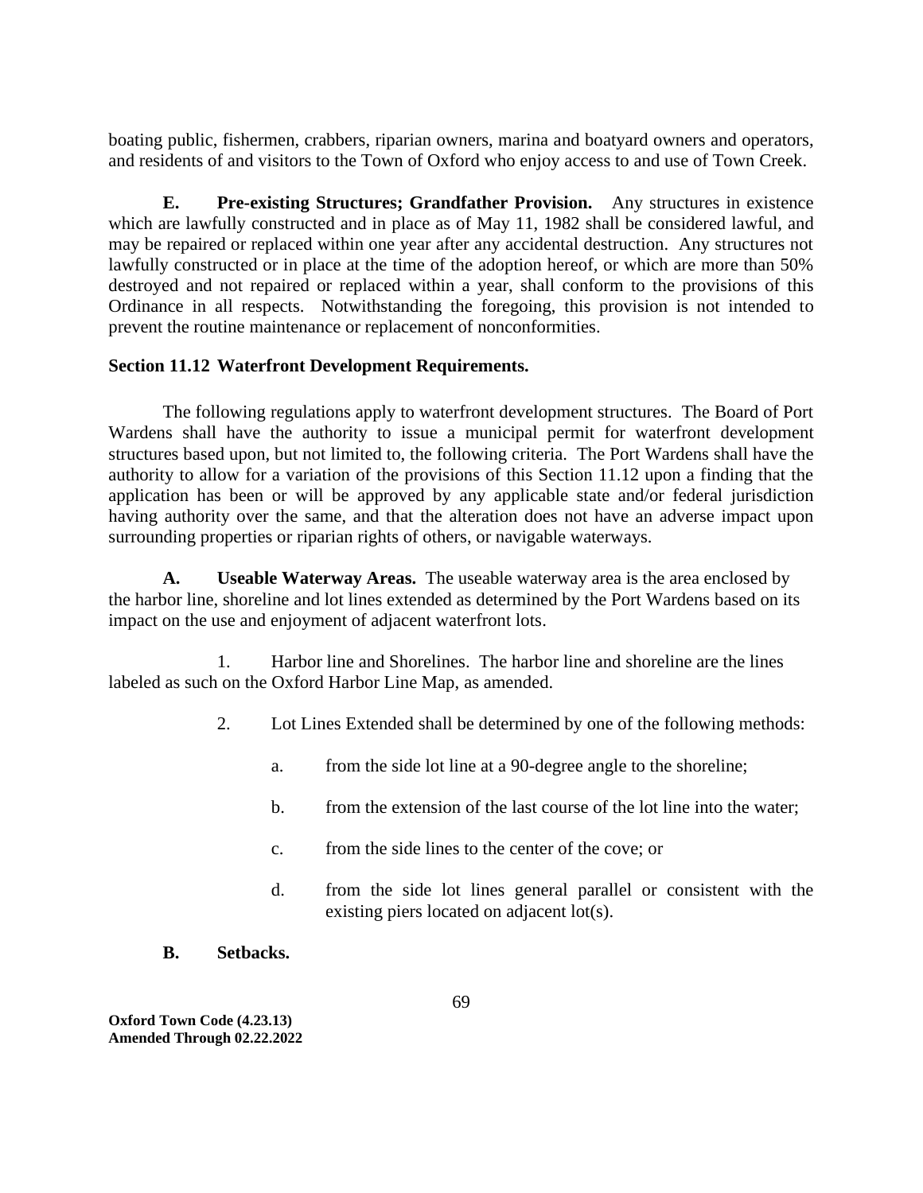boating public, fishermen, crabbers, riparian owners, marina and boatyard owners and operators, and residents of and visitors to the Town of Oxford who enjoy access to and use of Town Creek.

**E. Pre-existing Structures; Grandfather Provision.** Any structures in existence which are lawfully constructed and in place as of May 11, 1982 shall be considered lawful, and may be repaired or replaced within one year after any accidental destruction. Any structures not lawfully constructed or in place at the time of the adoption hereof, or which are more than 50% destroyed and not repaired or replaced within a year, shall conform to the provisions of this Ordinance in all respects. Notwithstanding the foregoing, this provision is not intended to prevent the routine maintenance or replacement of nonconformities.

**Section 11.12 Waterfront Development Requirements.**

The following regulations apply to waterfront development structures. The Board of Port Wardens shall have the authority to issue a municipal permit for waterfront development structures based upon, but not limited to, the following criteria. The Port Wardens shall have the authority to allow for a variation of the provisions of this Section 11.12 upon a finding that the application has been or will be approved by any applicable state and/or federal jurisdiction having authority over the same, and that the alteration does not have an adverse impact upon surrounding properties or riparian rights of others, or navigable waterways.

**A. Useable Waterway Areas.** The useable waterway area is the area enclosed by the harbor line, shoreline and lot lines extended as determined by the Port Wardens based on its impact on the use and enjoyment of adjacent waterfront lots.

1. Harbor line and Shorelines. The harbor line and shoreline are the lines labeled as such on the Oxford Harbor Line Map, as amended.

2. Lot Lines Extended shall be determined by one of the following methods:

   a. from the side lot line at a 90-degree angle to the shoreline;

   b. from the extension of the last course of the lot line into the water;

   c. from the side lines to the center of the cove; or

   d. from the side lot lines general parallel or consistent with the existing piers located on adjacent lot(s).

**B. Setbacks.**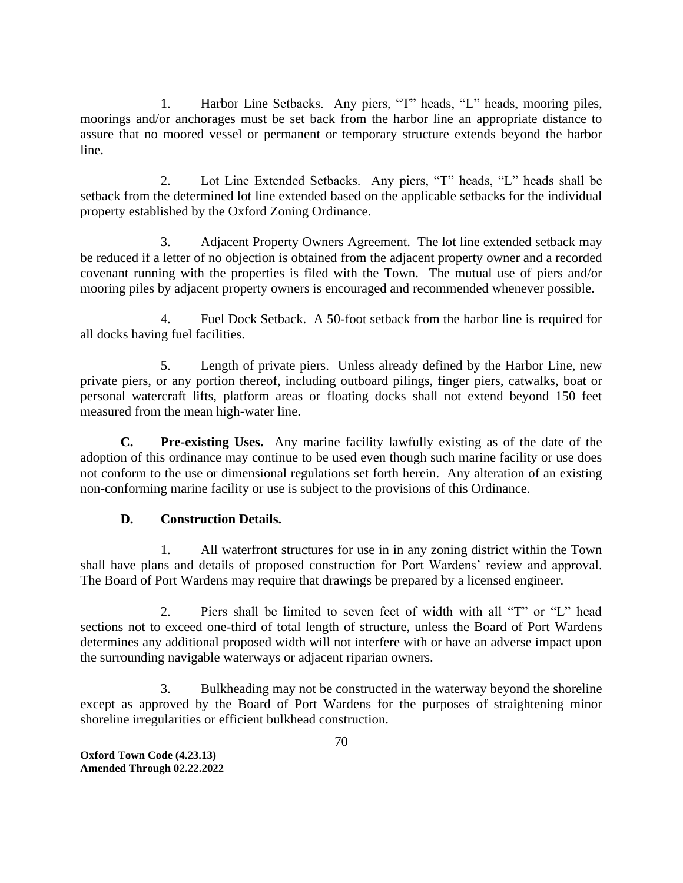1. Harbor Line Setbacks. Any piers, "T" heads, "L" heads, mooring piles, moorings and/or anchorages must be set back from the harbor line an appropriate distance to assure that no moored vessel or permanent or temporary structure extends beyond the harbor line.

2. Lot Line Extended Setbacks. Any piers, "T" heads, "L" heads shall be setback from the determined lot line extended based on the applicable setbacks for the individual property established by the Oxford Zoning Ordinance.

3. Adjacent Property Owners Agreement. The lot line extended setback may be reduced if a letter of no objection is obtained from the adjacent property owner and a recorded covenant running with the properties is filed with the Town. The mutual use of piers and/or mooring piles by adjacent property owners is encouraged and recommended whenever possible.

4. Fuel Dock Setback. A 50-foot setback from the harbor line is required for all docks having fuel facilities.

5. Length of private piers. Unless already defined by the Harbor Line, new private piers, or any portion thereof, including outboard pilings, finger piers, catwalks, boat or personal watercraft lifts, platform areas or floating docks shall not extend beyond 150 feet measured from the mean high-water line.

**C. Pre-existing Uses.** Any marine facility lawfully existing as of the date of the adoption of this ordinance may continue to be used even though such marine facility or use does not conform to the use or dimensional regulations set forth herein. Any alteration of an existing non-conforming marine facility or use is subject to the provisions of this Ordinance.

**D. Construction Details.**

1. All waterfront structures for use in in any zoning district within the Town shall have plans and details of proposed construction for Port Wardens' review and approval. The Board of Port Wardens may require that drawings be prepared by a licensed engineer.

2. Piers shall be limited to seven feet of width with all "T" or "L" head sections not to exceed one-third of total length of structure, unless the Board of Port Wardens determines any additional proposed width will not interfere with or have an adverse impact upon the surrounding navigable waterways or adjacent riparian owners.

3. Bulkheading may not be constructed in the waterway beyond the shoreline except as approved by the Board of Port Wardens for the purposes of straightening minor shoreline irregularities or efficient bulkhead construction.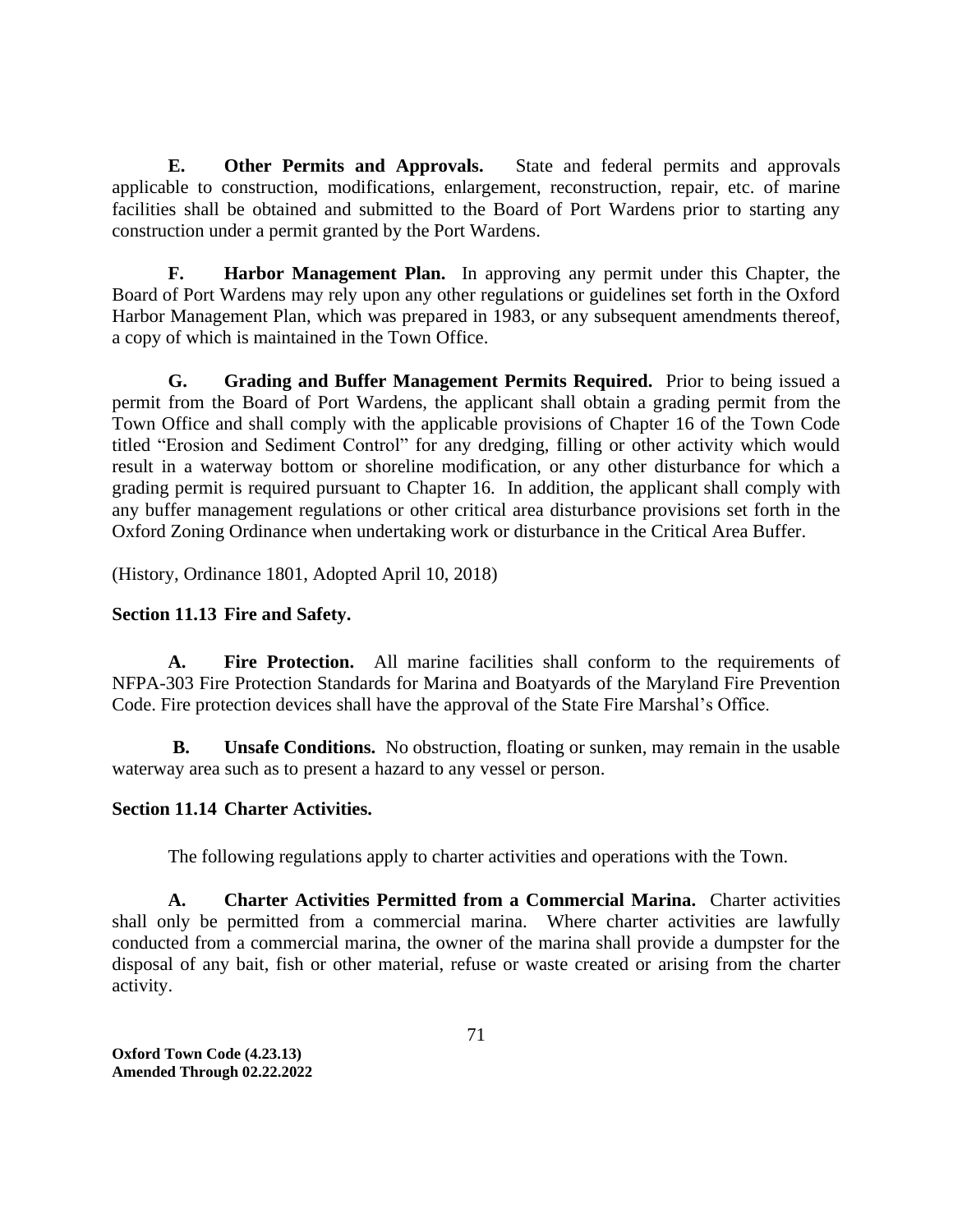**E. Other Permits and Approvals.** State and federal permits and approvals applicable to construction, modifications, enlargement, reconstruction, repair, etc. of marine facilities shall be obtained and submitted to the Board of Port Wardens prior to starting any construction under a permit granted by the Port Wardens.

**F. Harbor Management Plan.** In approving any permit under this Chapter, the Board of Port Wardens may rely upon any other regulations or guidelines set forth in the Oxford Harbor Management Plan, which was prepared in 1983, or any subsequent amendments thereof, a copy of which is maintained in the Town Office.

**G. Grading and Buffer Management Permits Required.** Prior to being issued a permit from the Board of Port Wardens, the applicant shall obtain a grading permit from the Town Office and shall comply with the applicable provisions of Chapter 16 of the Town Code titled "Erosion and Sediment Control" for any dredging, filling or other activity which would result in a waterway bottom or shoreline modification, or any other disturbance for which a grading permit is required pursuant to Chapter 16. In addition, the applicant shall comply with any buffer management regulations or other critical area disturbance provisions set forth in the Oxford Zoning Ordinance when undertaking work or disturbance in the Critical Area Buffer.

(History, Ordinance 1801, Adopted April 10, 2018)

**Section 11.13 Fire and Safety.**

**A. Fire Protection.** All marine facilities shall conform to the requirements of NFPA-303 Fire Protection Standards for Marina and Boatyards of the Maryland Fire Prevention Code. Fire protection devices shall have the approval of the State Fire Marshal's Office.

**B. Unsafe Conditions.** No obstruction, floating or sunken, may remain in the usable waterway area such as to present a hazard to any vessel or person.

**Section 11.14 Charter Activities.**

The following regulations apply to charter activities and operations with the Town.

**A. Charter Activities Permitted from a Commercial Marina.** Charter activities shall only be permitted from a commercial marina. Where charter activities are lawfully conducted from a commercial marina, the owner of the marina shall provide a dumpster for the disposal of any bait, fish or other material, refuse or waste created or arising from the charter activity.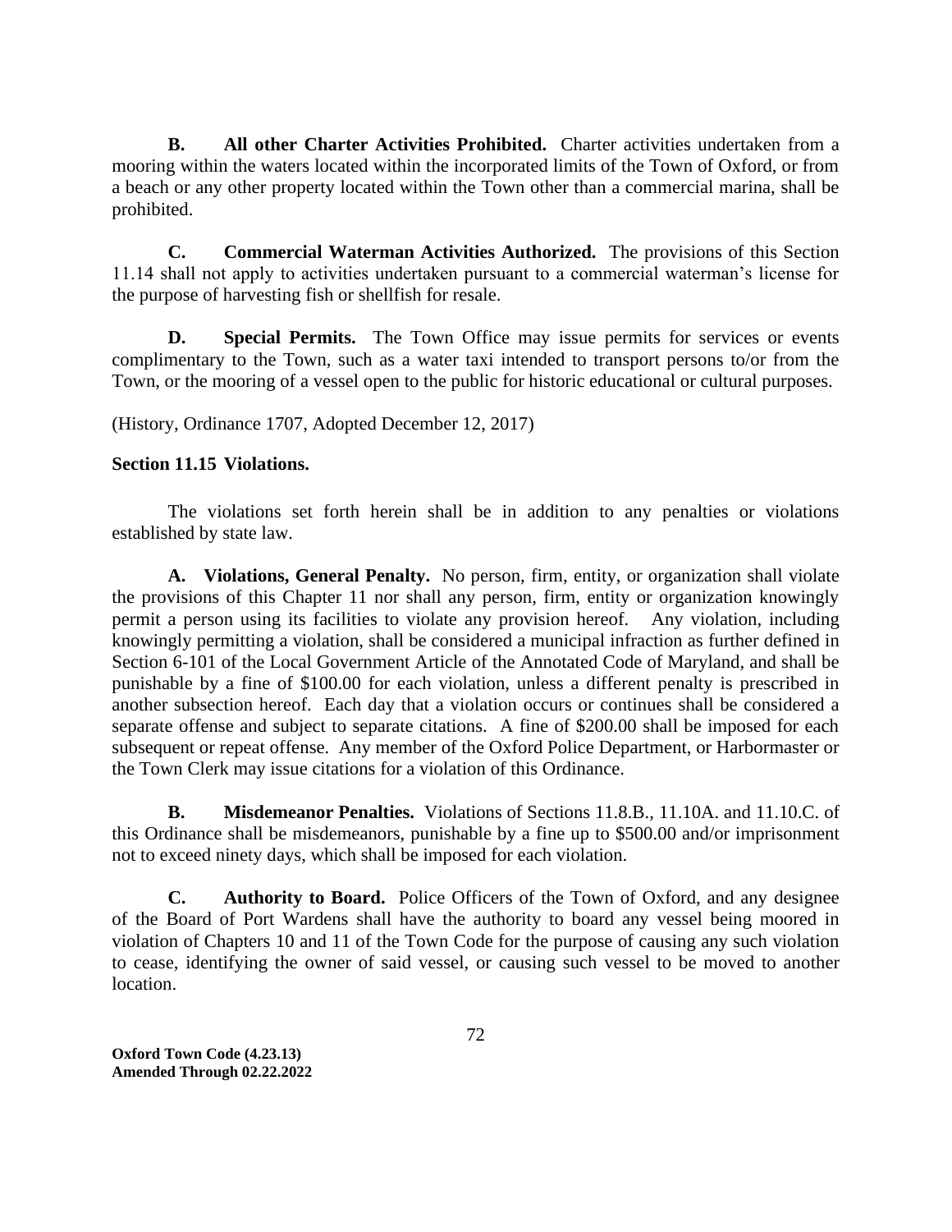**B. All other Charter Activities Prohibited.** Charter activities undertaken from a mooring within the waters located within the incorporated limits of the Town of Oxford, or from a beach or any other property located within the Town other than a commercial marina, shall be prohibited.

**C. Commercial Waterman Activities Authorized.** The provisions of this Section 11.14 shall not apply to activities undertaken pursuant to a commercial waterman's license for the purpose of harvesting fish or shellfish for resale.

**D. Special Permits.** The Town Office may issue permits for services or events complimentary to the Town, such as a water taxi intended to transport persons to/or from the Town, or the mooring of a vessel open to the public for historic educational or cultural purposes.

(History, Ordinance 1707, Adopted December 12, 2017)

**Section 11.15 Violations.**

The violations set forth herein shall be in addition to any penalties or violations established by state law.

**A. Violations, General Penalty.** No person, firm, entity, or organization shall violate the provisions of this Chapter 11 nor shall any person, firm, entity or organization knowingly permit a person using its facilities to violate any provision hereof. Any violation, including knowingly permitting a violation, shall be considered a municipal infraction as further defined in Section 6-101 of the Local Government Article of the Annotated Code of Maryland, and shall be punishable by a fine of $100.00 for each violation, unless a different penalty is prescribed in another subsection hereof. Each day that a violation occurs or continues shall be considered a separate offense and subject to separate citations. A fine of $200.00 shall be imposed for each subsequent or repeat offense. Any member of the Oxford Police Department, or Harbormaster or the Town Clerk may issue citations for a violation of this Ordinance.

**B. Misdemeanor Penalties.** Violations of Sections 11.8.B., 11.10A. and 11.10.C. of this Ordinance shall be misdemeanors, punishable by a fine up to $500.00 and/or imprisonment not to exceed ninety days, which shall be imposed for each violation.

**C. Authority to Board.** Police Officers of the Town of Oxford, and any designee of the Board of Port Wardens shall have the authority to board any vessel being moored in violation of Chapters 10 and 11 of the Town Code for the purpose of causing any such violation to cease, identifying the owner of said vessel, or causing such vessel to be moved to another location.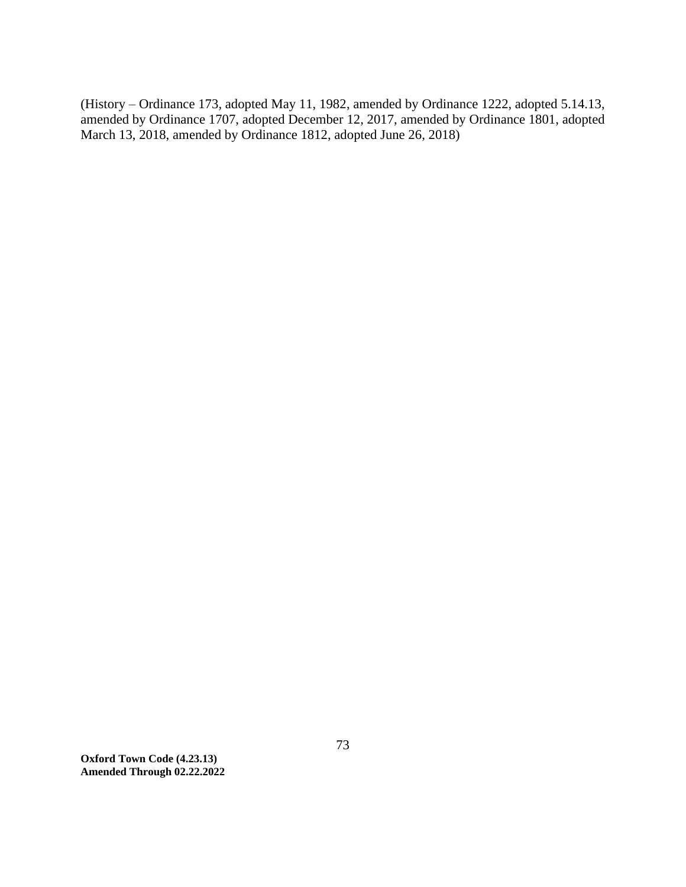(History – Ordinance 173, adopted May 11, 1982, amended by Ordinance 1222, adopted 5.14.13, amended by Ordinance 1707, adopted December 12, 2017, amended by Ordinance 1801, adopted March 13, 2018, amended by Ordinance 1812, adopted June 26, 2018)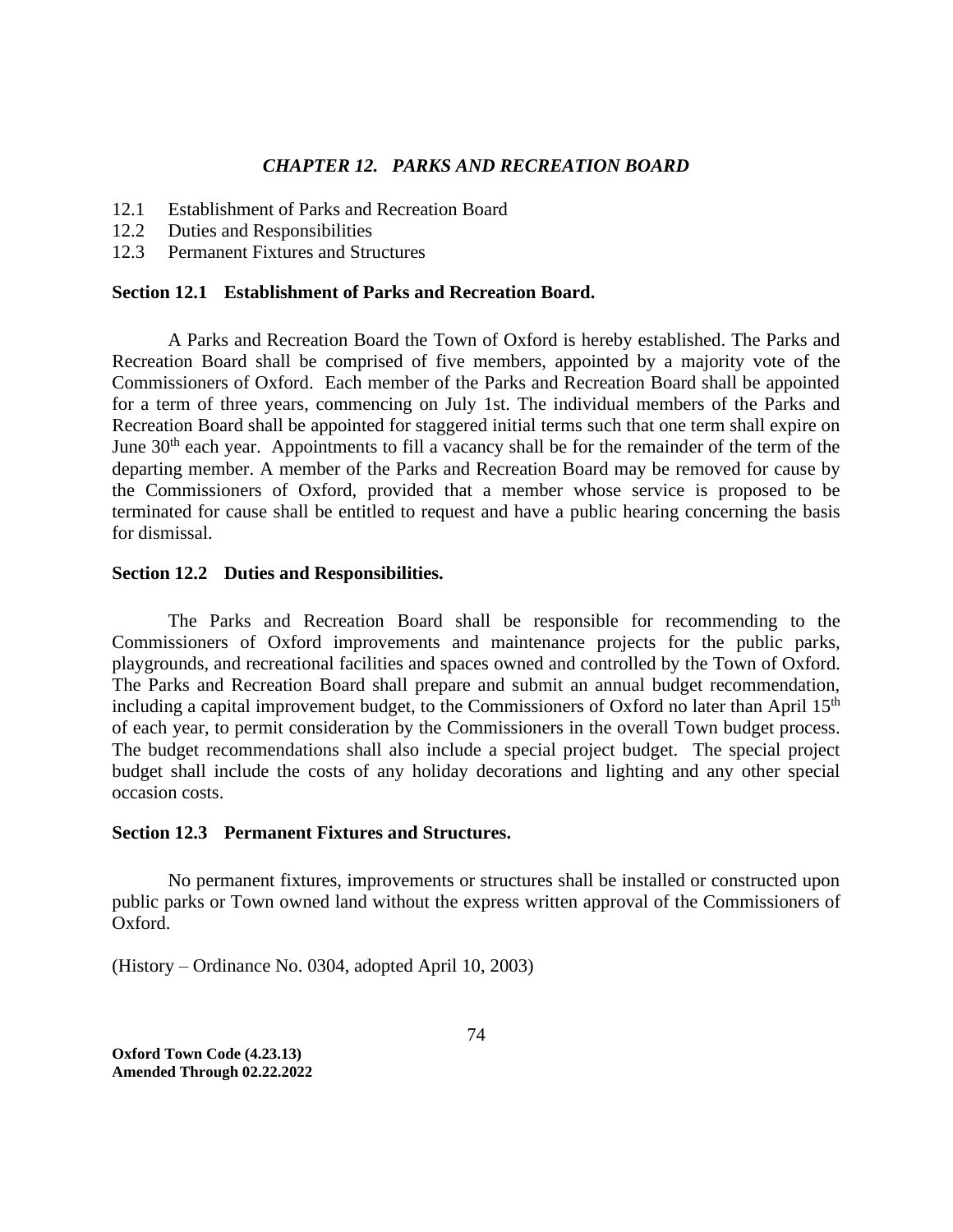## *CHAPTER 12. PARKS AND RECREATION BOARD*

12.1 Establishment of Parks and Recreation Board
12.2 Duties and Responsibilities
12.3 Permanent Fixtures and Structures

### Section 12.1 Establishment of Parks and Recreation Board.

A Parks and Recreation Board the Town of Oxford is hereby established. The Parks and Recreation Board shall be comprised of five members, appointed by a majority vote of the Commissioners of Oxford. Each member of the Parks and Recreation Board shall be appointed for a term of three years, commencing on July 1st. The individual members of the Parks and Recreation Board shall be appointed for staggered initial terms such that one term shall expire on June 30th each year. Appointments to fill a vacancy shall be for the remainder of the term of the departing member. A member of the Parks and Recreation Board may be removed for cause by the Commissioners of Oxford, provided that a member whose service is proposed to be terminated for cause shall be entitled to request and have a public hearing concerning the basis for dismissal.

### Section 12.2 Duties and Responsibilities.

The Parks and Recreation Board shall be responsible for recommending to the Commissioners of Oxford improvements and maintenance projects for the public parks, playgrounds, and recreational facilities and spaces owned and controlled by the Town of Oxford. The Parks and Recreation Board shall prepare and submit an annual budget recommendation, including a capital improvement budget, to the Commissioners of Oxford no later than April 15th of each year, to permit consideration by the Commissioners in the overall Town budget process. The budget recommendations shall also include a special project budget. The special project budget shall include the costs of any holiday decorations and lighting and any other special occasion costs.

### Section 12.3 Permanent Fixtures and Structures.

No permanent fixtures, improvements or structures shall be installed or constructed upon public parks or Town owned land without the express written approval of the Commissioners of Oxford.

(History – Ordinance No. 0304, adopted April 10, 2003)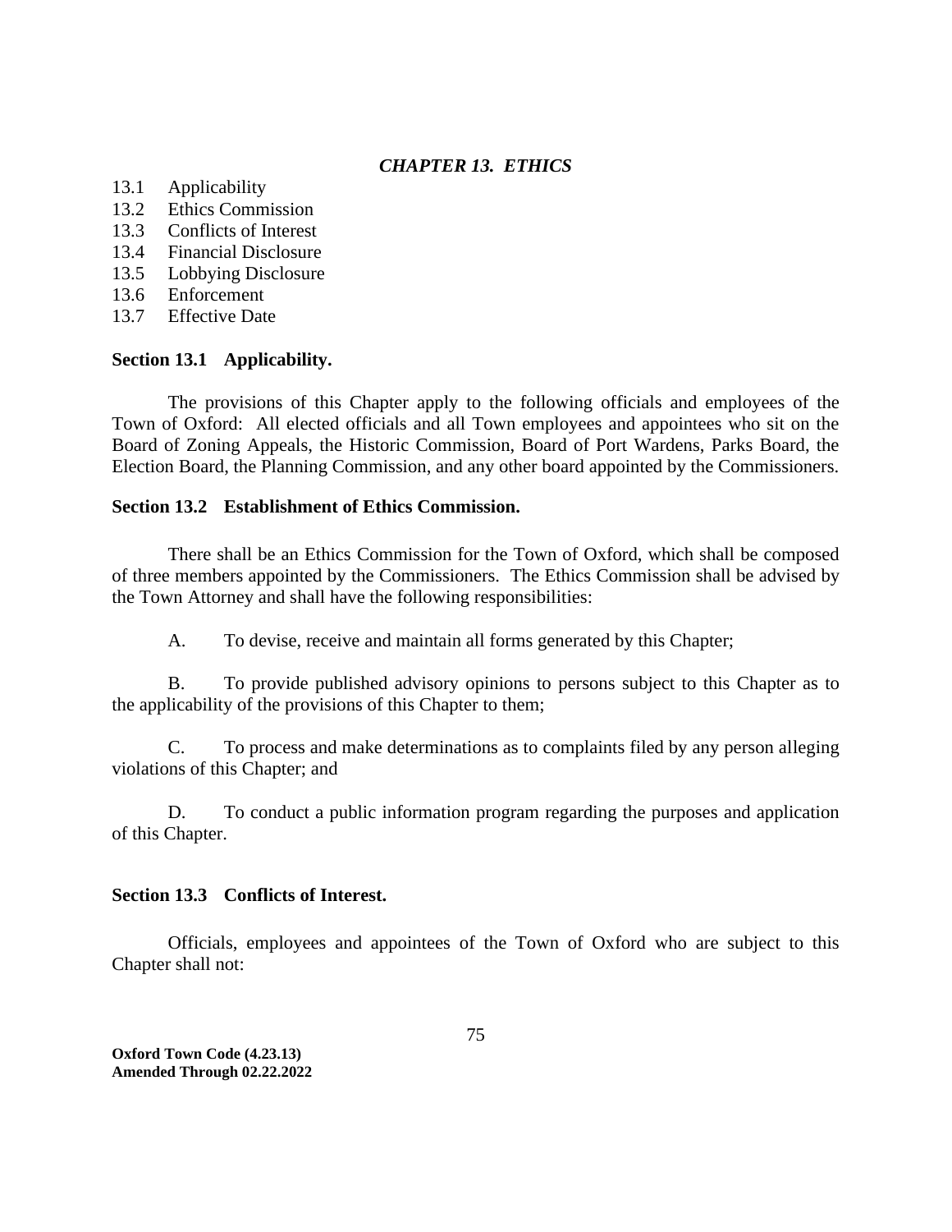## *CHAPTER 13. ETHICS*

13.1 Applicability
13.2 Ethics Commission
13.3 Conflicts of Interest
13.4 Financial Disclosure
13.5 Lobbying Disclosure
13.6 Enforcement
13.7 Effective Date

### Section 13.1 Applicability.

The provisions of this Chapter apply to the following officials and employees of the Town of Oxford: All elected officials and all Town employees and appointees who sit on the Board of Zoning Appeals, the Historic Commission, Board of Port Wardens, Parks Board, the Election Board, the Planning Commission, and any other board appointed by the Commissioners.

### Section 13.2 Establishment of Ethics Commission.

There shall be an Ethics Commission for the Town of Oxford, which shall be composed of three members appointed by the Commissioners. The Ethics Commission shall be advised by the Town Attorney and shall have the following responsibilities:

A. To devise, receive and maintain all forms generated by this Chapter;

B. To provide published advisory opinions to persons subject to this Chapter as to the applicability of the provisions of this Chapter to them;

C. To process and make determinations as to complaints filed by any person alleging violations of this Chapter; and

D. To conduct a public information program regarding the purposes and application of this Chapter.

### Section 13.3 Conflicts of Interest.

Officials, employees and appointees of the Town of Oxford who are subject to this Chapter shall not: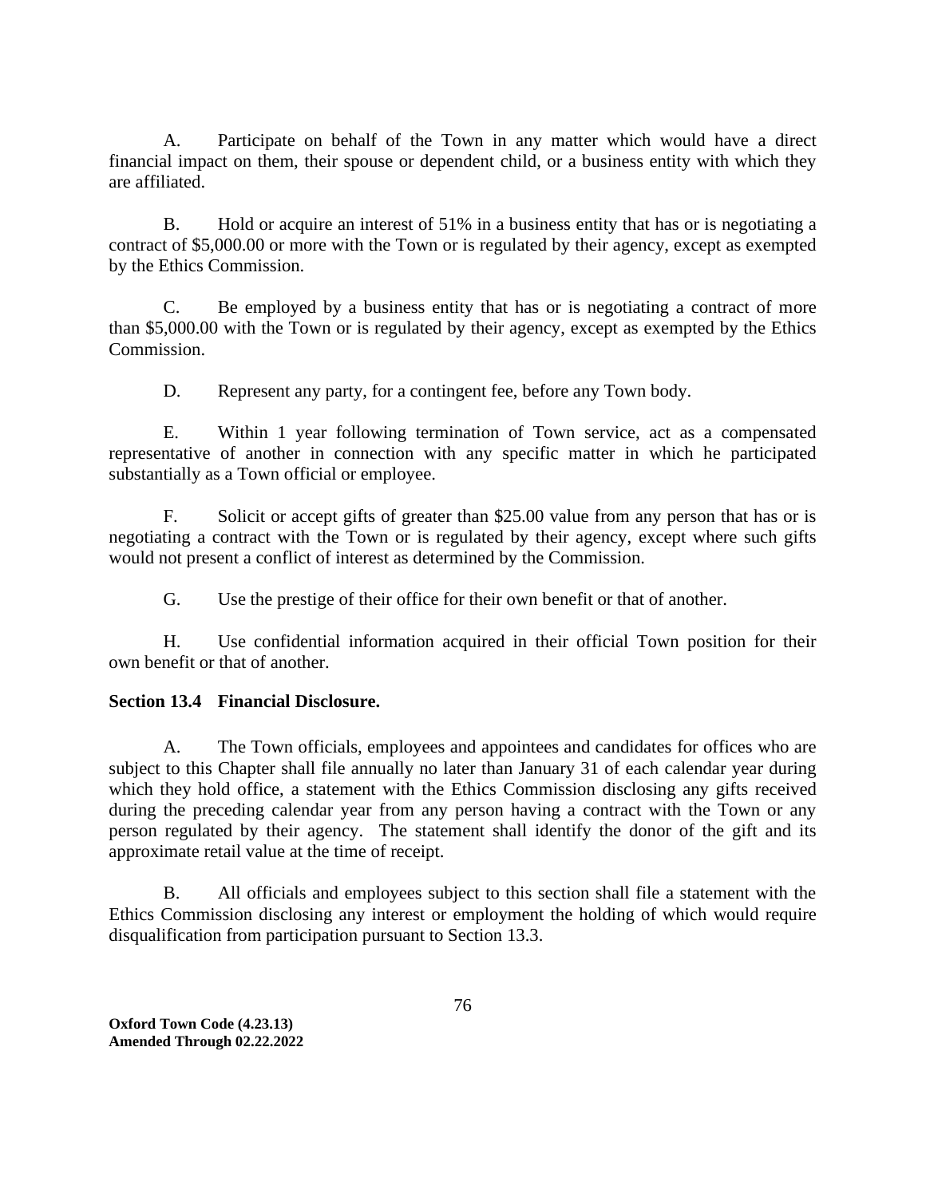A. Participate on behalf of the Town in any matter which would have a direct financial impact on them, their spouse or dependent child, or a business entity with which they are affiliated.

B. Hold or acquire an interest of 51% in a business entity that has or is negotiating a contract of $5,000.00 or more with the Town or is regulated by their agency, except as exempted by the Ethics Commission.

C. Be employed by a business entity that has or is negotiating a contract of more than $5,000.00 with the Town or is regulated by their agency, except as exempted by the Ethics Commission.

D. Represent any party, for a contingent fee, before any Town body.

E. Within 1 year following termination of Town service, act as a compensated representative of another in connection with any specific matter in which he participated substantially as a Town official or employee.

F. Solicit or accept gifts of greater than $25.00 value from any person that has or is negotiating a contract with the Town or is regulated by their agency, except where such gifts would not present a conflict of interest as determined by the Commission.

G. Use the prestige of their office for their own benefit or that of another.

H. Use confidential information acquired in their official Town position for their own benefit or that of another.

**Section 13.4 Financial Disclosure.**

A. The Town officials, employees and appointees and candidates for offices who are subject to this Chapter shall file annually no later than January 31 of each calendar year during which they hold office, a statement with the Ethics Commission disclosing any gifts received during the preceding calendar year from any person having a contract with the Town or any person regulated by their agency. The statement shall identify the donor of the gift and its approximate retail value at the time of receipt.

B. All officials and employees subject to this section shall file a statement with the Ethics Commission disclosing any interest or employment the holding of which would require disqualification from participation pursuant to Section 13.3.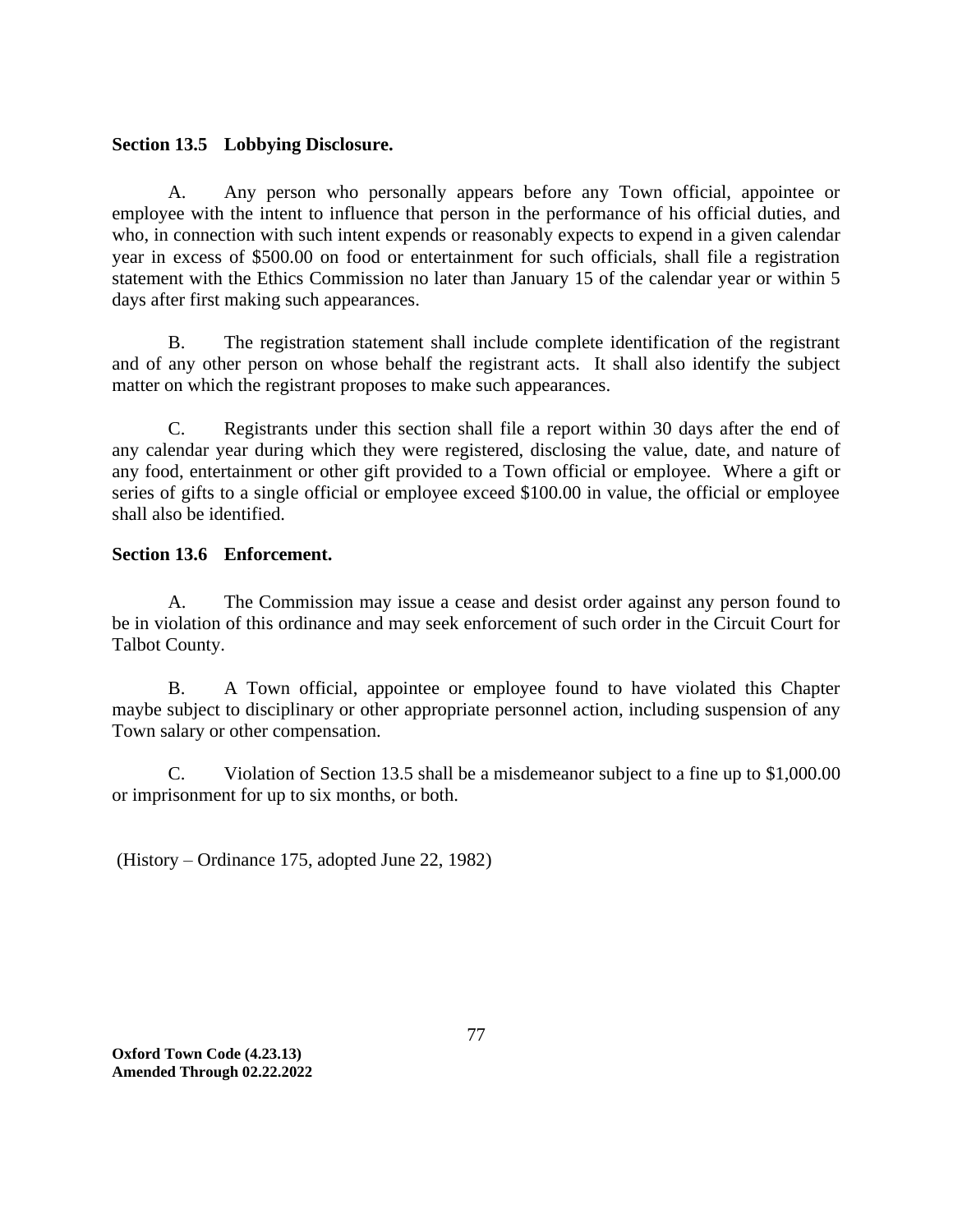**Section 13.5 Lobbying Disclosure.**

A. Any person who personally appears before any Town official, appointee or employee with the intent to influence that person in the performance of his official duties, and who, in connection with such intent expends or reasonably expects to expend in a given calendar year in excess of $500.00 on food or entertainment for such officials, shall file a registration statement with the Ethics Commission no later than January 15 of the calendar year or within 5 days after first making such appearances.

B. The registration statement shall include complete identification of the registrant and of any other person on whose behalf the registrant acts. It shall also identify the subject matter on which the registrant proposes to make such appearances.

C. Registrants under this section shall file a report within 30 days after the end of any calendar year during which they were registered, disclosing the value, date, and nature of any food, entertainment or other gift provided to a Town official or employee. Where a gift or series of gifts to a single official or employee exceed $100.00 in value, the official or employee shall also be identified.

**Section 13.6 Enforcement.**

A. The Commission may issue a cease and desist order against any person found to be in violation of this ordinance and may seek enforcement of such order in the Circuit Court for Talbot County.

B. A Town official, appointee or employee found to have violated this Chapter maybe subject to disciplinary or other appropriate personnel action, including suspension of any Town salary or other compensation.

C. Violation of Section 13.5 shall be a misdemeanor subject to a fine up to $1,000.00 or imprisonment for up to six months, or both.

(History – Ordinance 175, adopted June 22, 1982)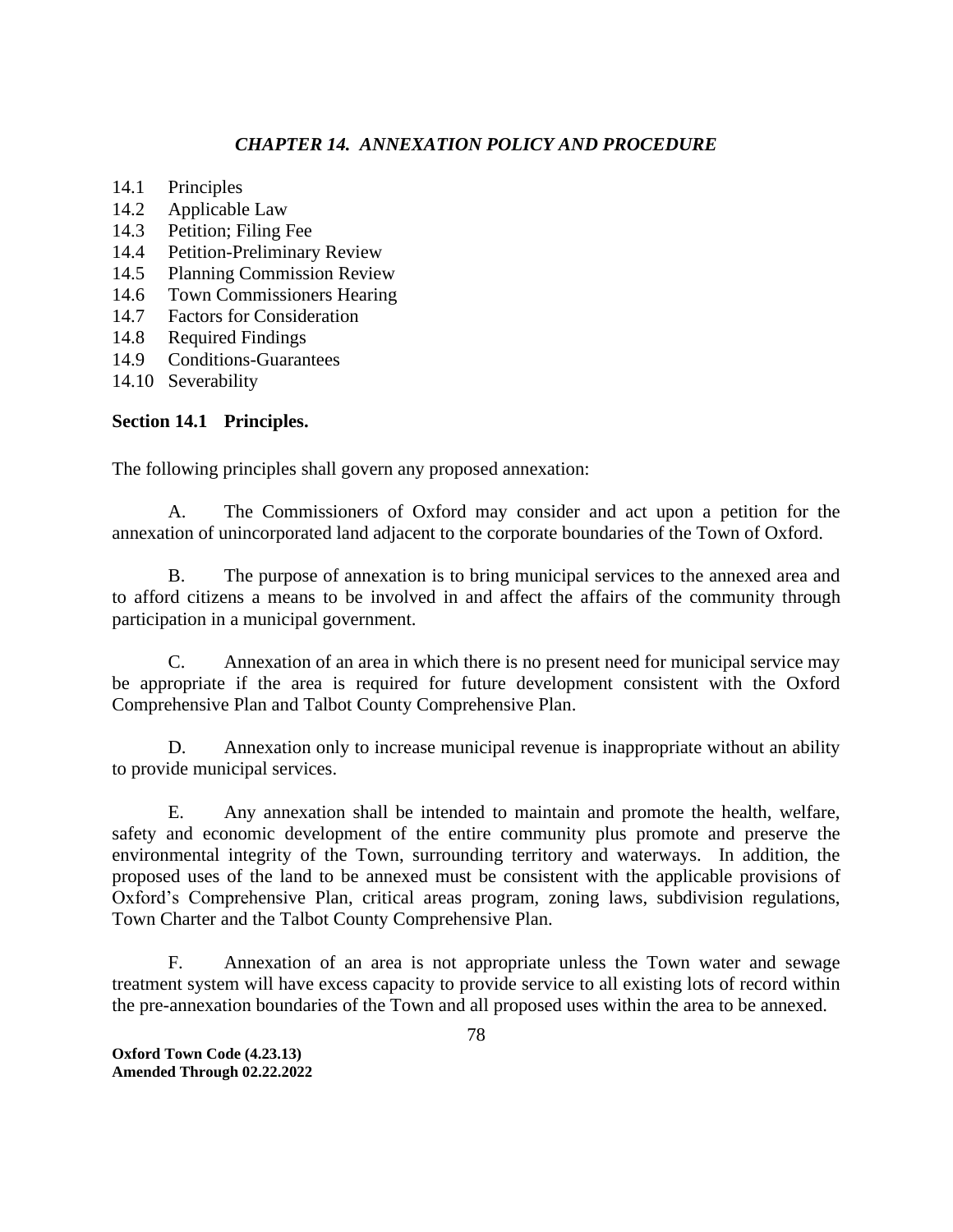## *CHAPTER 14. ANNEXATION POLICY AND PROCEDURE*

14.1 Principles
14.2 Applicable Law
14.3 Petition; Filing Fee
14.4 Petition-Preliminary Review
14.5 Planning Commission Review
14.6 Town Commissioners Hearing
14.7 Factors for Consideration
14.8 Required Findings
14.9 Conditions-Guarantees
14.10 Severability

### Section 14.1 Principles.

The following principles shall govern any proposed annexation:

A. The Commissioners of Oxford may consider and act upon a petition for the annexation of unincorporated land adjacent to the corporate boundaries of the Town of Oxford.

B. The purpose of annexation is to bring municipal services to the annexed area and to afford citizens a means to be involved in and affect the affairs of the community through participation in a municipal government.

C. Annexation of an area in which there is no present need for municipal service may be appropriate if the area is required for future development consistent with the Oxford Comprehensive Plan and Talbot County Comprehensive Plan.

D. Annexation only to increase municipal revenue is inappropriate without an ability to provide municipal services.

E. Any annexation shall be intended to maintain and promote the health, welfare, safety and economic development of the entire community plus promote and preserve the environmental integrity of the Town, surrounding territory and waterways. In addition, the proposed uses of the land to be annexed must be consistent with the applicable provisions of Oxford's Comprehensive Plan, critical areas program, zoning laws, subdivision regulations, Town Charter and the Talbot County Comprehensive Plan.

F. Annexation of an area is not appropriate unless the Town water and sewage treatment system will have excess capacity to provide service to all existing lots of record within the pre-annexation boundaries of the Town and all proposed uses within the area to be annexed.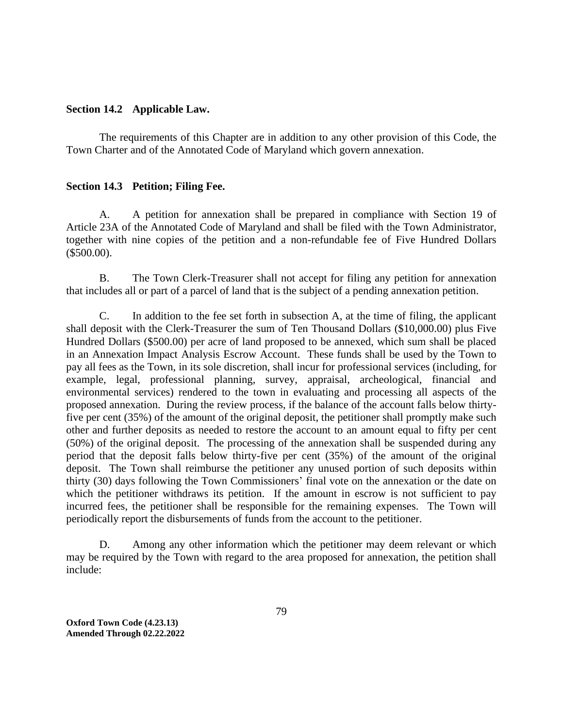**Section 14.2 Applicable Law.**

The requirements of this Chapter are in addition to any other provision of this Code, the Town Charter and of the Annotated Code of Maryland which govern annexation.

**Section 14.3 Petition; Filing Fee.**

A. A petition for annexation shall be prepared in compliance with Section 19 of Article 23A of the Annotated Code of Maryland and shall be filed with the Town Administrator, together with nine copies of the petition and a non-refundable fee of Five Hundred Dollars ($500.00).

B. The Town Clerk-Treasurer shall not accept for filing any petition for annexation that includes all or part of a parcel of land that is the subject of a pending annexation petition.

C. In addition to the fee set forth in subsection A, at the time of filing, the applicant shall deposit with the Clerk-Treasurer the sum of Ten Thousand Dollars ($10,000.00) plus Five Hundred Dollars ($500.00) per acre of land proposed to be annexed, which sum shall be placed in an Annexation Impact Analysis Escrow Account. These funds shall be used by the Town to pay all fees as the Town, in its sole discretion, shall incur for professional services (including, for example, legal, professional planning, survey, appraisal, archeological, financial and environmental services) rendered to the town in evaluating and processing all aspects of the proposed annexation. During the review process, if the balance of the account falls below thirty-five per cent (35%) of the amount of the original deposit, the petitioner shall promptly make such other and further deposits as needed to restore the account to an amount equal to fifty per cent (50%) of the original deposit. The processing of the annexation shall be suspended during any period that the deposit falls below thirty-five per cent (35%) of the amount of the original deposit. The Town shall reimburse the petitioner any unused portion of such deposits within thirty (30) days following the Town Commissioners' final vote on the annexation or the date on which the petitioner withdraws its petition. If the amount in escrow is not sufficient to pay incurred fees, the petitioner shall be responsible for the remaining expenses. The Town will periodically report the disbursements of funds from the account to the petitioner.

D. Among any other information which the petitioner may deem relevant or which may be required by the Town with regard to the area proposed for annexation, the petition shall include: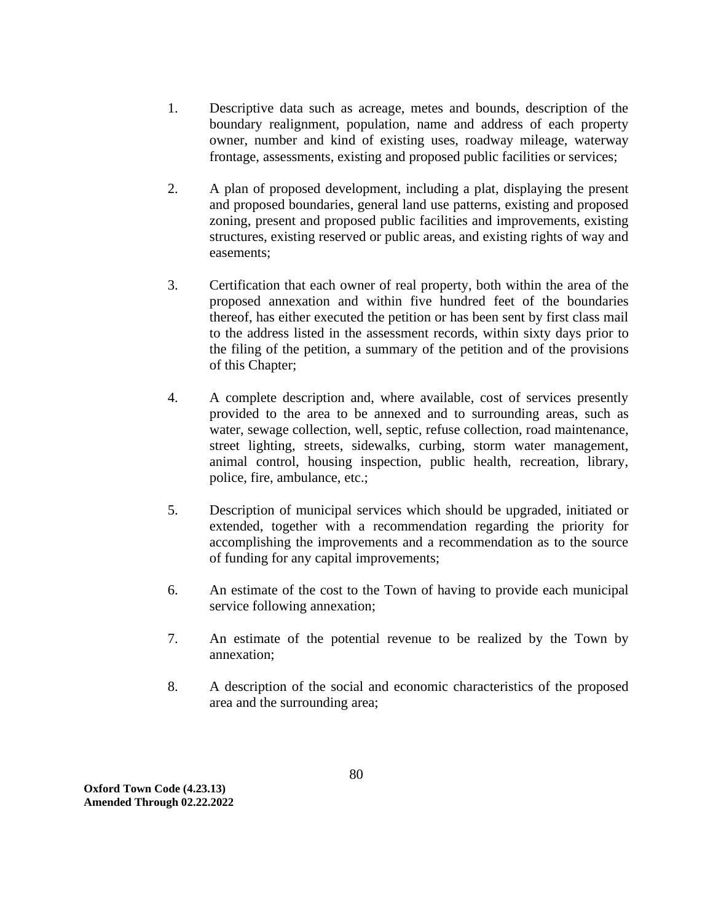1. Descriptive data such as acreage, metes and bounds, description of the boundary realignment, population, name and address of each property owner, number and kind of existing uses, roadway mileage, waterway frontage, assessments, existing and proposed public facilities or services;

2. A plan of proposed development, including a plat, displaying the present and proposed boundaries, general land use patterns, existing and proposed zoning, present and proposed public facilities and improvements, existing structures, existing reserved or public areas, and existing rights of way and easements;

3. Certification that each owner of real property, both within the area of the proposed annexation and within five hundred feet of the boundaries thereof, has either executed the petition or has been sent by first class mail to the address listed in the assessment records, within sixty days prior to the filing of the petition, a summary of the petition and of the provisions of this Chapter;

4. A complete description and, where available, cost of services presently provided to the area to be annexed and to surrounding areas, such as water, sewage collection, well, septic, refuse collection, road maintenance, street lighting, streets, sidewalks, curbing, storm water management, animal control, housing inspection, public health, recreation, library, police, fire, ambulance, etc.;

5. Description of municipal services which should be upgraded, initiated or extended, together with a recommendation regarding the priority for accomplishing the improvements and a recommendation as to the source of funding for any capital improvements;

6. An estimate of the cost to the Town of having to provide each municipal service following annexation;

7. An estimate of the potential revenue to be realized by the Town by annexation;

8. A description of the social and economic characteristics of the proposed area and the surrounding area;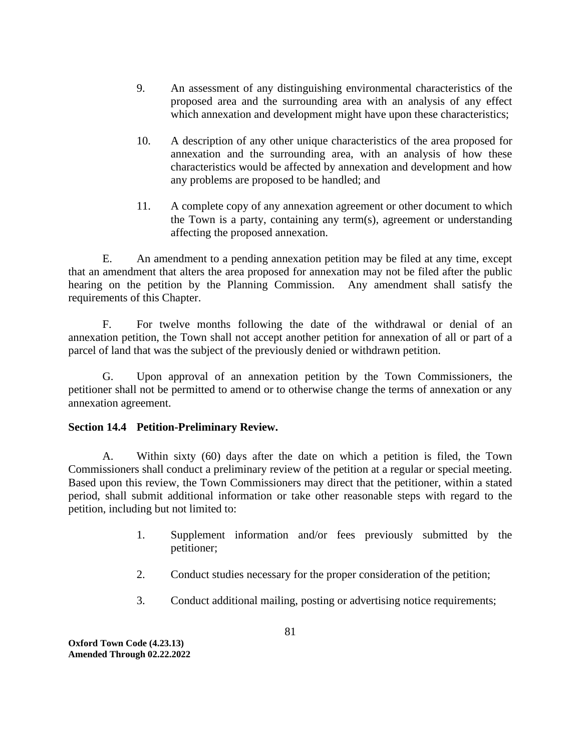9. An assessment of any distinguishing environmental characteristics of the proposed area and the surrounding area with an analysis of any effect which annexation and development might have upon these characteristics;

10. A description of any other unique characteristics of the area proposed for annexation and the surrounding area, with an analysis of how these characteristics would be affected by annexation and development and how any problems are proposed to be handled; and

11. A complete copy of any annexation agreement or other document to which the Town is a party, containing any term(s), agreement or understanding affecting the proposed annexation.

E. An amendment to a pending annexation petition may be filed at any time, except that an amendment that alters the area proposed for annexation may not be filed after the public hearing on the petition by the Planning Commission. Any amendment shall satisfy the requirements of this Chapter.

F. For twelve months following the date of the withdrawal or denial of an annexation petition, the Town shall not accept another petition for annexation of all or part of a parcel of land that was the subject of the previously denied or withdrawn petition.

G. Upon approval of an annexation petition by the Town Commissioners, the petitioner shall not be permitted to amend or to otherwise change the terms of annexation or any annexation agreement.

**Section 14.4 Petition-Preliminary Review.**

A. Within sixty (60) days after the date on which a petition is filed, the Town Commissioners shall conduct a preliminary review of the petition at a regular or special meeting. Based upon this review, the Town Commissioners may direct that the petitioner, within a stated period, shall submit additional information or take other reasonable steps with regard to the petition, including but not limited to:

1. Supplement information and/or fees previously submitted by the petitioner;

2. Conduct studies necessary for the proper consideration of the petition;

3. Conduct additional mailing, posting or advertising notice requirements;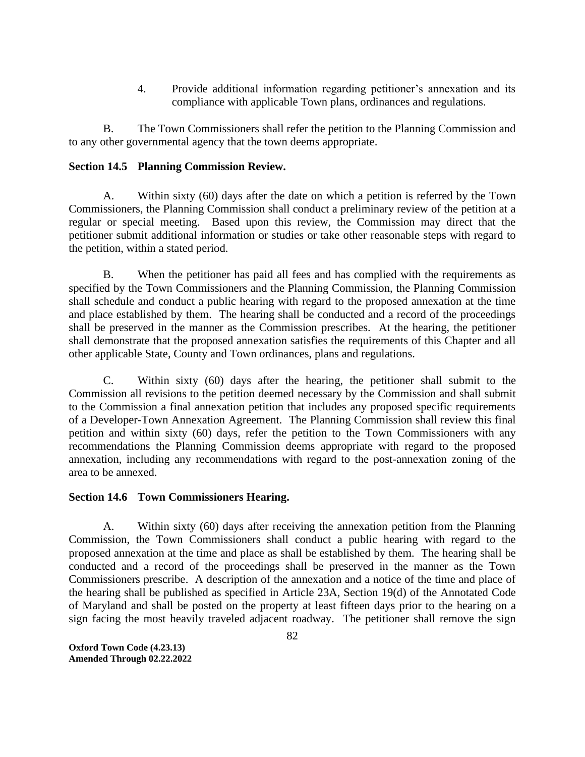4. Provide additional information regarding petitioner's annexation and its compliance with applicable Town plans, ordinances and regulations.

B. The Town Commissioners shall refer the petition to the Planning Commission and to any other governmental agency that the town deems appropriate.

**Section 14.5 Planning Commission Review.**

A. Within sixty (60) days after the date on which a petition is referred by the Town Commissioners, the Planning Commission shall conduct a preliminary review of the petition at a regular or special meeting. Based upon this review, the Commission may direct that the petitioner submit additional information or studies or take other reasonable steps with regard to the petition, within a stated period.

B. When the petitioner has paid all fees and has complied with the requirements as specified by the Town Commissioners and the Planning Commission, the Planning Commission shall schedule and conduct a public hearing with regard to the proposed annexation at the time and place established by them. The hearing shall be conducted and a record of the proceedings shall be preserved in the manner as the Commission prescribes. At the hearing, the petitioner shall demonstrate that the proposed annexation satisfies the requirements of this Chapter and all other applicable State, County and Town ordinances, plans and regulations.

C. Within sixty (60) days after the hearing, the petitioner shall submit to the Commission all revisions to the petition deemed necessary by the Commission and shall submit to the Commission a final annexation petition that includes any proposed specific requirements of a Developer-Town Annexation Agreement. The Planning Commission shall review this final petition and within sixty (60) days, refer the petition to the Town Commissioners with any recommendations the Planning Commission deems appropriate with regard to the proposed annexation, including any recommendations with regard to the post-annexation zoning of the area to be annexed.

**Section 14.6 Town Commissioners Hearing.**

A. Within sixty (60) days after receiving the annexation petition from the Planning Commission, the Town Commissioners shall conduct a public hearing with regard to the proposed annexation at the time and place as shall be established by them. The hearing shall be conducted and a record of the proceedings shall be preserved in the manner as the Town Commissioners prescribe. A description of the annexation and a notice of the time and place of the hearing shall be published as specified in Article 23A, Section 19(d) of the Annotated Code of Maryland and shall be posted on the property at least fifteen days prior to the hearing on a sign facing the most heavily traveled adjacent roadway. The petitioner shall remove the sign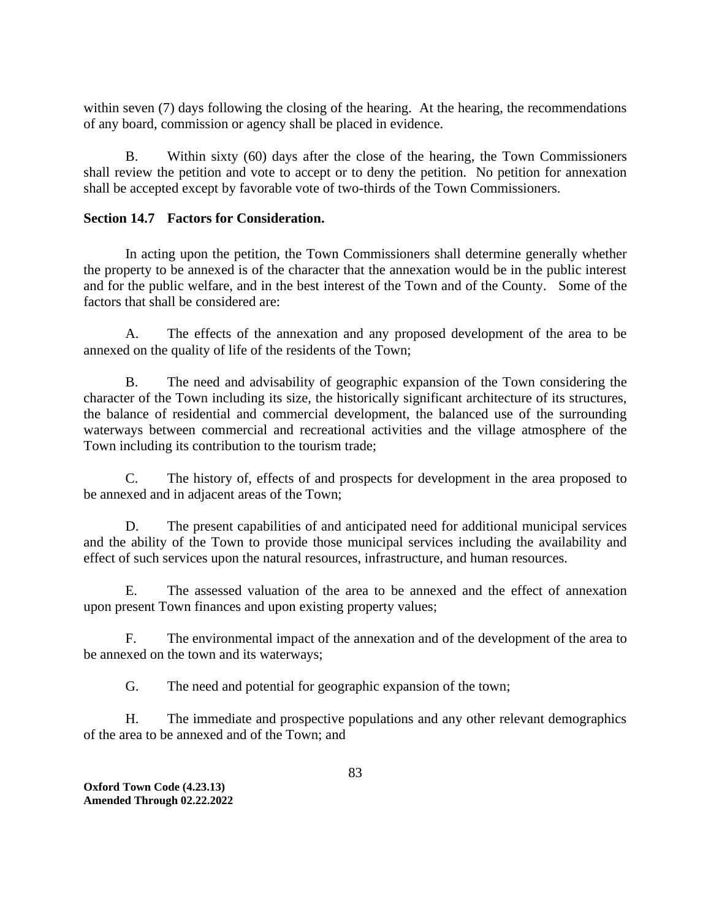within seven (7) days following the closing of the hearing. At the hearing, the recommendations of any board, commission or agency shall be placed in evidence.

B. Within sixty (60) days after the close of the hearing, the Town Commissioners shall review the petition and vote to accept or to deny the petition. No petition for annexation shall be accepted except by favorable vote of two-thirds of the Town Commissioners.

**Section 14.7 Factors for Consideration.**

In acting upon the petition, the Town Commissioners shall determine generally whether the property to be annexed is of the character that the annexation would be in the public interest and for the public welfare, and in the best interest of the Town and of the County. Some of the factors that shall be considered are:

A. The effects of the annexation and any proposed development of the area to be annexed on the quality of life of the residents of the Town;

B. The need and advisability of geographic expansion of the Town considering the character of the Town including its size, the historically significant architecture of its structures, the balance of residential and commercial development, the balanced use of the surrounding waterways between commercial and recreational activities and the village atmosphere of the Town including its contribution to the tourism trade;

C. The history of, effects of and prospects for development in the area proposed to be annexed and in adjacent areas of the Town;

D. The present capabilities of and anticipated need for additional municipal services and the ability of the Town to provide those municipal services including the availability and effect of such services upon the natural resources, infrastructure, and human resources.

E. The assessed valuation of the area to be annexed and the effect of annexation upon present Town finances and upon existing property values;

F. The environmental impact of the annexation and of the development of the area to be annexed on the town and its waterways;

G. The need and potential for geographic expansion of the town;

H. The immediate and prospective populations and any other relevant demographics of the area to be annexed and of the Town; and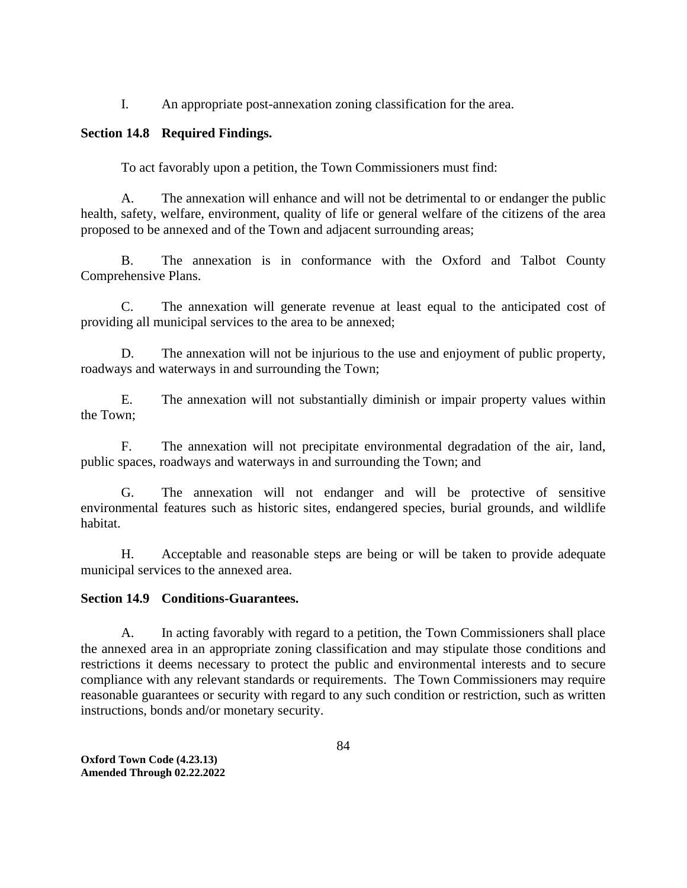I. An appropriate post-annexation zoning classification for the area.

**Section 14.8 Required Findings.**

To act favorably upon a petition, the Town Commissioners must find:

A. The annexation will enhance and will not be detrimental to or endanger the public health, safety, welfare, environment, quality of life or general welfare of the citizens of the area proposed to be annexed and of the Town and adjacent surrounding areas;

B. The annexation is in conformance with the Oxford and Talbot County Comprehensive Plans.

C. The annexation will generate revenue at least equal to the anticipated cost of providing all municipal services to the area to be annexed;

D. The annexation will not be injurious to the use and enjoyment of public property, roadways and waterways in and surrounding the Town;

E. The annexation will not substantially diminish or impair property values within the Town;

F. The annexation will not precipitate environmental degradation of the air, land, public spaces, roadways and waterways in and surrounding the Town; and

G. The annexation will not endanger and will be protective of sensitive environmental features such as historic sites, endangered species, burial grounds, and wildlife habitat.

H. Acceptable and reasonable steps are being or will be taken to provide adequate municipal services to the annexed area.

**Section 14.9 Conditions-Guarantees.**

A. In acting favorably with regard to a petition, the Town Commissioners shall place the annexed area in an appropriate zoning classification and may stipulate those conditions and restrictions it deems necessary to protect the public and environmental interests and to secure compliance with any relevant standards or requirements. The Town Commissioners may require reasonable guarantees or security with regard to any such condition or restriction, such as written instructions, bonds and/or monetary security.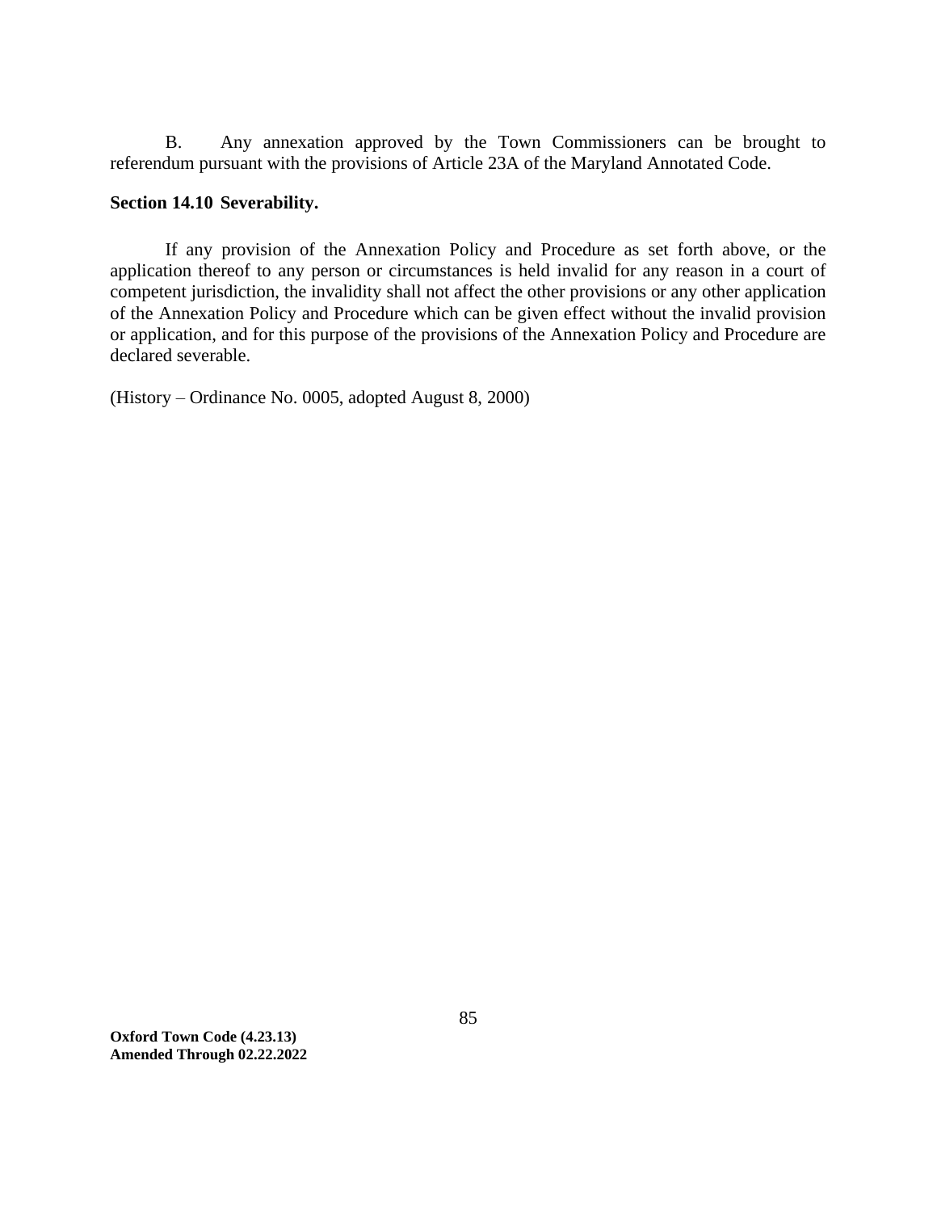B. Any annexation approved by the Town Commissioners can be brought to referendum pursuant with the provisions of Article 23A of the Maryland Annotated Code.

**Section 14.10 Severability.**

If any provision of the Annexation Policy and Procedure as set forth above, or the application thereof to any person or circumstances is held invalid for any reason in a court of competent jurisdiction, the invalidity shall not affect the other provisions or any other application of the Annexation Policy and Procedure which can be given effect without the invalid provision or application, and for this purpose of the provisions of the Annexation Policy and Procedure are declared severable.

(History – Ordinance No. 0005, adopted August 8, 2000)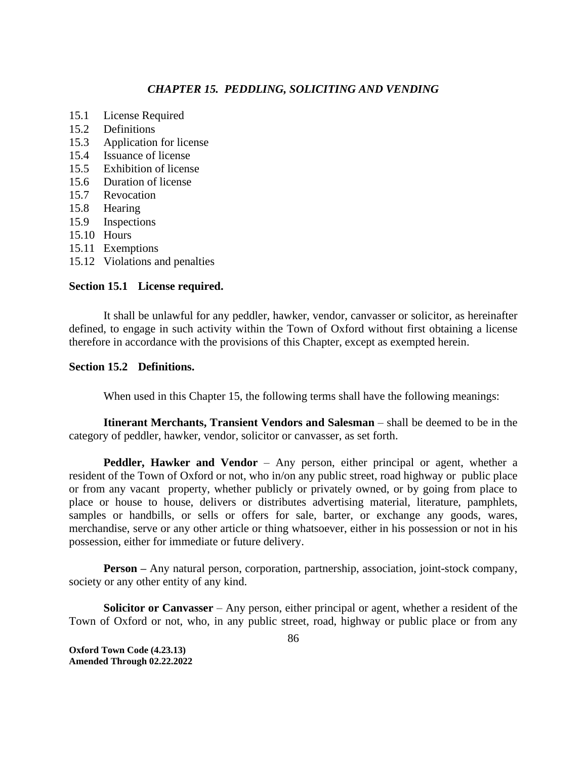## *CHAPTER 15. PEDDLING, SOLICITING AND VENDING*

15.1 License Required
15.2 Definitions
15.3 Application for license
15.4 Issuance of license
15.5 Exhibition of license
15.6 Duration of license
15.7 Revocation
15.8 Hearing
15.9 Inspections
15.10 Hours
15.11 Exemptions
15.12 Violations and penalties

### Section 15.1 License required.

It shall be unlawful for any peddler, hawker, vendor, canvasser or solicitor, as hereinafter defined, to engage in such activity within the Town of Oxford without first obtaining a license therefore in accordance with the provisions of this Chapter, except as exempted herein.

### Section 15.2 Definitions.

When used in this Chapter 15, the following terms shall have the following meanings:

**Itinerant Merchants, Transient Vendors and Salesman** – shall be deemed to be in the category of peddler, hawker, vendor, solicitor or canvasser, as set forth.

**Peddler, Hawker and Vendor** – Any person, either principal or agent, whether a resident of the Town of Oxford or not, who in/on any public street, road highway or public place or from any vacant property, whether publicly or privately owned, or by going from place to place or house to house, delivers or distributes advertising material, literature, pamphlets, samples or handbills, or sells or offers for sale, barter, or exchange any goods, wares, merchandise, serve or any other article or thing whatsoever, either in his possession or not in his possession, either for immediate or future delivery.

**Person –** Any natural person, corporation, partnership, association, joint-stock company, society or any other entity of any kind.

**Solicitor or Canvasser** – Any person, either principal or agent, whether a resident of the Town of Oxford or not, who, in any public street, road, highway or public place or from any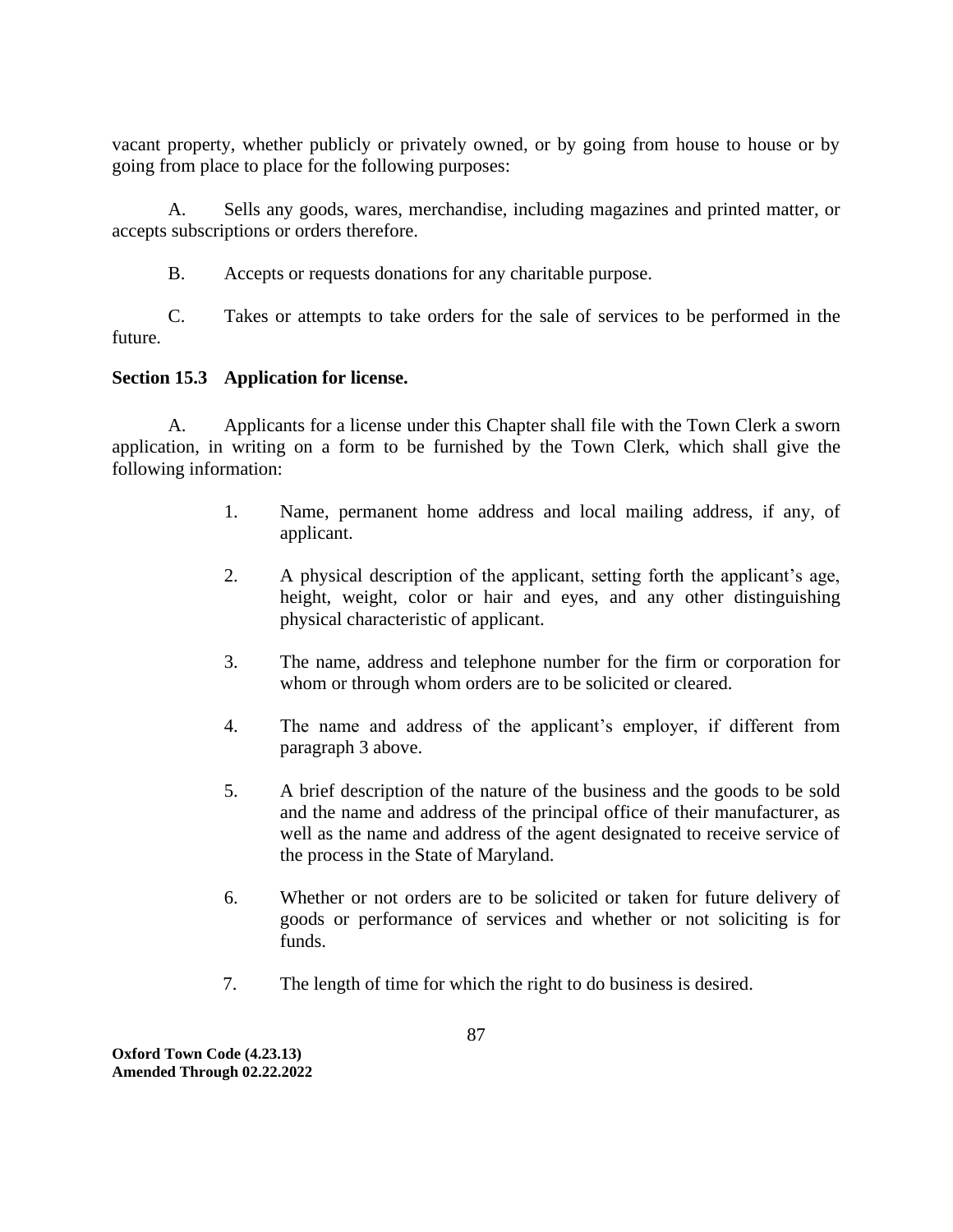vacant property, whether publicly or privately owned, or by going from house to house or by going from place to place for the following purposes:

A. Sells any goods, wares, merchandise, including magazines and printed matter, or accepts subscriptions or orders therefore.

B. Accepts or requests donations for any charitable purpose.

C. Takes or attempts to take orders for the sale of services to be performed in the future.

**Section 15.3 Application for license.**

A. Applicants for a license under this Chapter shall file with the Town Clerk a sworn application, in writing on a form to be furnished by the Town Clerk, which shall give the following information:

1. Name, permanent home address and local mailing address, if any, of applicant.

2. A physical description of the applicant, setting forth the applicant's age, height, weight, color or hair and eyes, and any other distinguishing physical characteristic of applicant.

3. The name, address and telephone number for the firm or corporation for whom or through whom orders are to be solicited or cleared.

4. The name and address of the applicant's employer, if different from paragraph 3 above.

5. A brief description of the nature of the business and the goods to be sold and the name and address of the principal office of their manufacturer, as well as the name and address of the agent designated to receive service of the process in the State of Maryland.

6. Whether or not orders are to be solicited or taken for future delivery of goods or performance of services and whether or not soliciting is for funds.

7. The length of time for which the right to do business is desired.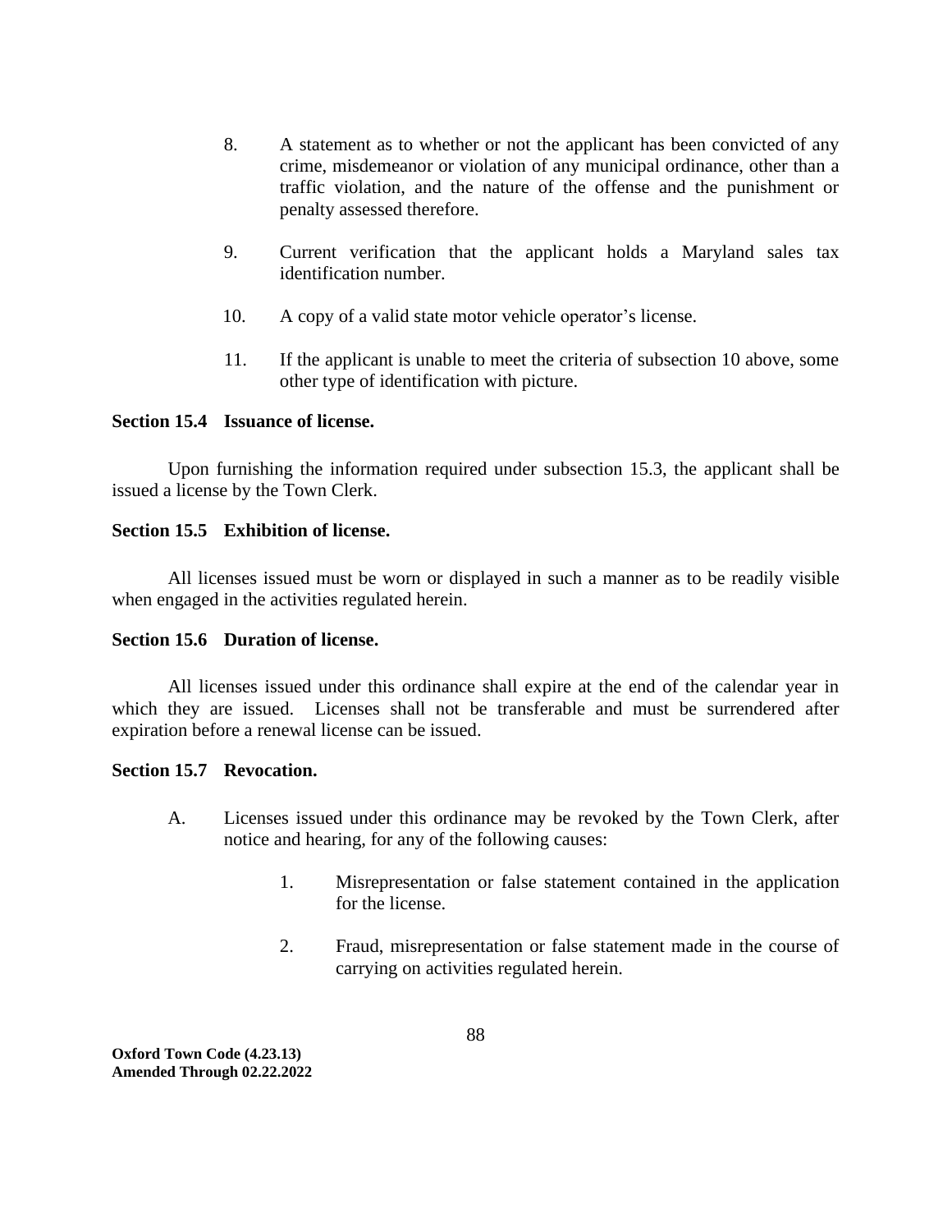8. A statement as to whether or not the applicant has been convicted of any crime, misdemeanor or violation of any municipal ordinance, other than a traffic violation, and the nature of the offense and the punishment or penalty assessed therefore.

9. Current verification that the applicant holds a Maryland sales tax identification number.

10. A copy of a valid state motor vehicle operator's license.

11. If the applicant is unable to meet the criteria of subsection 10 above, some other type of identification with picture.

**Section 15.4 Issuance of license.**

Upon furnishing the information required under subsection 15.3, the applicant shall be issued a license by the Town Clerk.

**Section 15.5 Exhibition of license.**

All licenses issued must be worn or displayed in such a manner as to be readily visible when engaged in the activities regulated herein.

**Section 15.6 Duration of license.**

All licenses issued under this ordinance shall expire at the end of the calendar year in which they are issued. Licenses shall not be transferable and must be surrendered after expiration before a renewal license can be issued.

**Section 15.7 Revocation.**

A. Licenses issued under this ordinance may be revoked by the Town Clerk, after notice and hearing, for any of the following causes:

   1. Misrepresentation or false statement contained in the application for the license.

   2. Fraud, misrepresentation or false statement made in the course of carrying on activities regulated herein.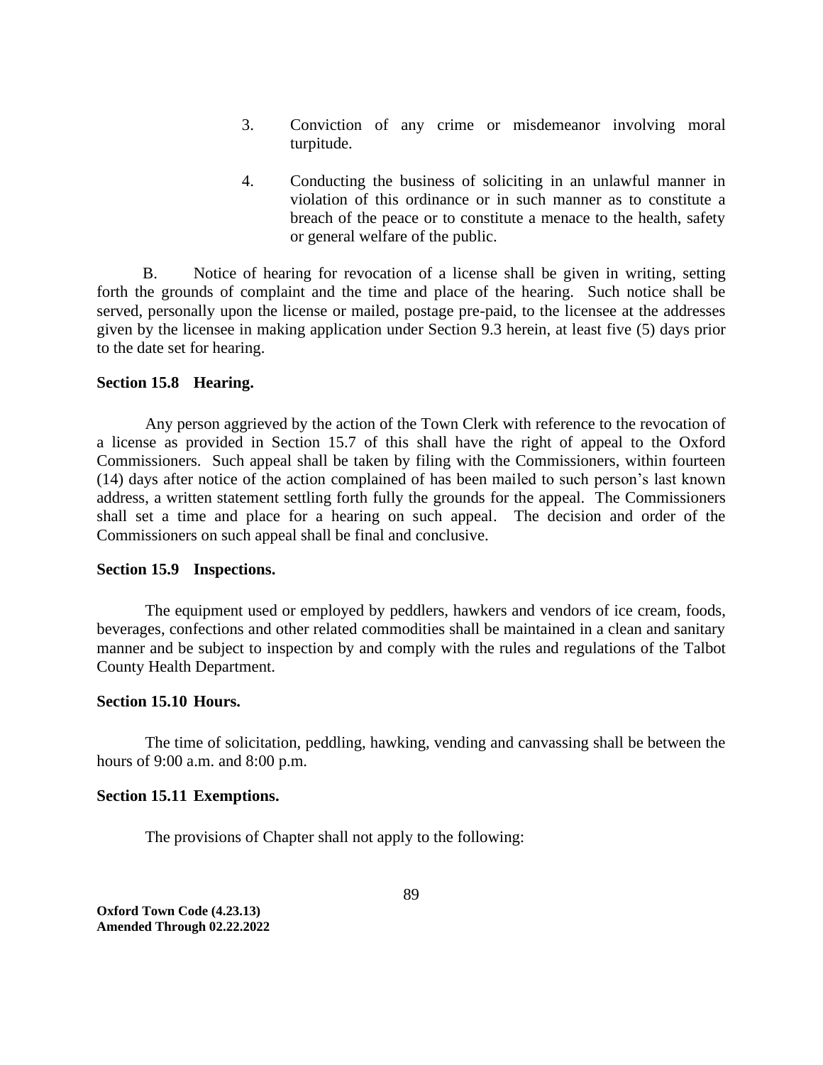3. Conviction of any crime or misdemeanor involving moral turpitude.

4. Conducting the business of soliciting in an unlawful manner in violation of this ordinance or in such manner as to constitute a breach of the peace or to constitute a menace to the health, safety or general welfare of the public.

B. Notice of hearing for revocation of a license shall be given in writing, setting forth the grounds of complaint and the time and place of the hearing. Such notice shall be served, personally upon the license or mailed, postage pre-paid, to the licensee at the addresses given by the licensee in making application under Section 9.3 herein, at least five (5) days prior to the date set for hearing.

**Section 15.8 Hearing.**

Any person aggrieved by the action of the Town Clerk with reference to the revocation of a license as provided in Section 15.7 of this shall have the right of appeal to the Oxford Commissioners. Such appeal shall be taken by filing with the Commissioners, within fourteen (14) days after notice of the action complained of has been mailed to such person's last known address, a written statement settling forth fully the grounds for the appeal. The Commissioners shall set a time and place for a hearing on such appeal. The decision and order of the Commissioners on such appeal shall be final and conclusive.

**Section 15.9 Inspections.**

The equipment used or employed by peddlers, hawkers and vendors of ice cream, foods, beverages, confections and other related commodities shall be maintained in a clean and sanitary manner and be subject to inspection by and comply with the rules and regulations of the Talbot County Health Department.

**Section 15.10 Hours.**

The time of solicitation, peddling, hawking, vending and canvassing shall be between the hours of 9:00 a.m. and 8:00 p.m.

**Section 15.11 Exemptions.**

The provisions of Chapter shall not apply to the following: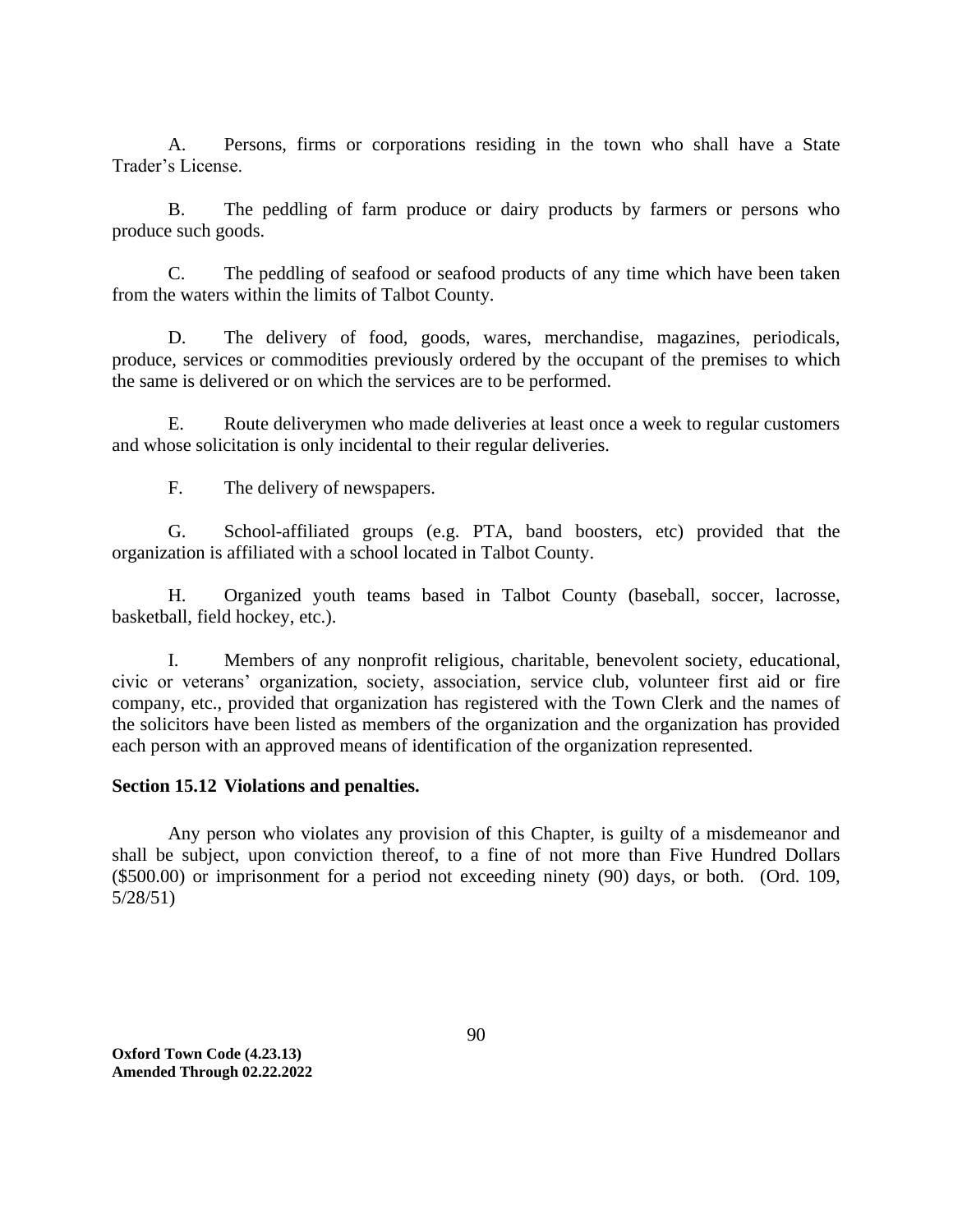A. Persons, firms or corporations residing in the town who shall have a State Trader's License.

B. The peddling of farm produce or dairy products by farmers or persons who produce such goods.

C. The peddling of seafood or seafood products of any time which have been taken from the waters within the limits of Talbot County.

D. The delivery of food, goods, wares, merchandise, magazines, periodicals, produce, services or commodities previously ordered by the occupant of the premises to which the same is delivered or on which the services are to be performed.

E. Route deliverymen who made deliveries at least once a week to regular customers and whose solicitation is only incidental to their regular deliveries.

F. The delivery of newspapers.

G. School-affiliated groups (e.g. PTA, band boosters, etc) provided that the organization is affiliated with a school located in Talbot County.

H. Organized youth teams based in Talbot County (baseball, soccer, lacrosse, basketball, field hockey, etc.).

I. Members of any nonprofit religious, charitable, benevolent society, educational, civic or veterans' organization, society, association, service club, volunteer first aid or fire company, etc., provided that organization has registered with the Town Clerk and the names of the solicitors have been listed as members of the organization and the organization has provided each person with an approved means of identification of the organization represented.

**Section 15.12 Violations and penalties.**

Any person who violates any provision of this Chapter, is guilty of a misdemeanor and shall be subject, upon conviction thereof, to a fine of not more than Five Hundred Dollars ($500.00) or imprisonment for a period not exceeding ninety (90) days, or both. (Ord. 109, 5/28/51)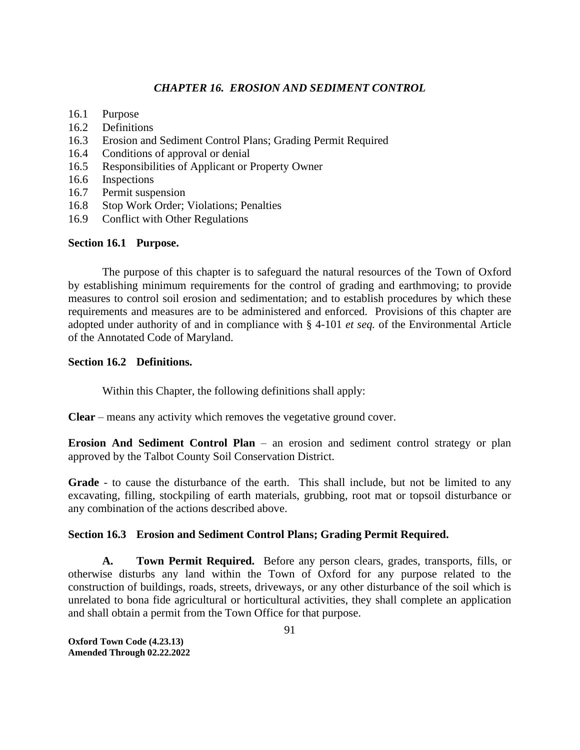## *CHAPTER 16. EROSION AND SEDIMENT CONTROL*

16.1 Purpose
16.2 Definitions
16.3 Erosion and Sediment Control Plans; Grading Permit Required
16.4 Conditions of approval or denial
16.5 Responsibilities of Applicant or Property Owner
16.6 Inspections
16.7 Permit suspension
16.8 Stop Work Order; Violations; Penalties
16.9 Conflict with Other Regulations

### Section 16.1 Purpose.

The purpose of this chapter is to safeguard the natural resources of the Town of Oxford by establishing minimum requirements for the control of grading and earthmoving; to provide measures to control soil erosion and sedimentation; and to establish procedures by which these requirements and measures are to be administered and enforced. Provisions of this chapter are adopted under authority of and in compliance with § 4-101 *et seq.* of the Environmental Article of the Annotated Code of Maryland.

### Section 16.2 Definitions.

Within this Chapter, the following definitions shall apply:

**Clear** – means any activity which removes the vegetative ground cover.

**Erosion And Sediment Control Plan** – an erosion and sediment control strategy or plan approved by the Talbot County Soil Conservation District.

**Grade** - to cause the disturbance of the earth. This shall include, but not be limited to any excavating, filling, stockpiling of earth materials, grubbing, root mat or topsoil disturbance or any combination of the actions described above.

### Section 16.3 Erosion and Sediment Control Plans; Grading Permit Required.

**A. Town Permit Required.** Before any person clears, grades, transports, fills, or otherwise disturbs any land within the Town of Oxford for any purpose related to the construction of buildings, roads, streets, driveways, or any other disturbance of the soil which is unrelated to bona fide agricultural or horticultural activities, they shall complete an application and shall obtain a permit from the Town Office for that purpose.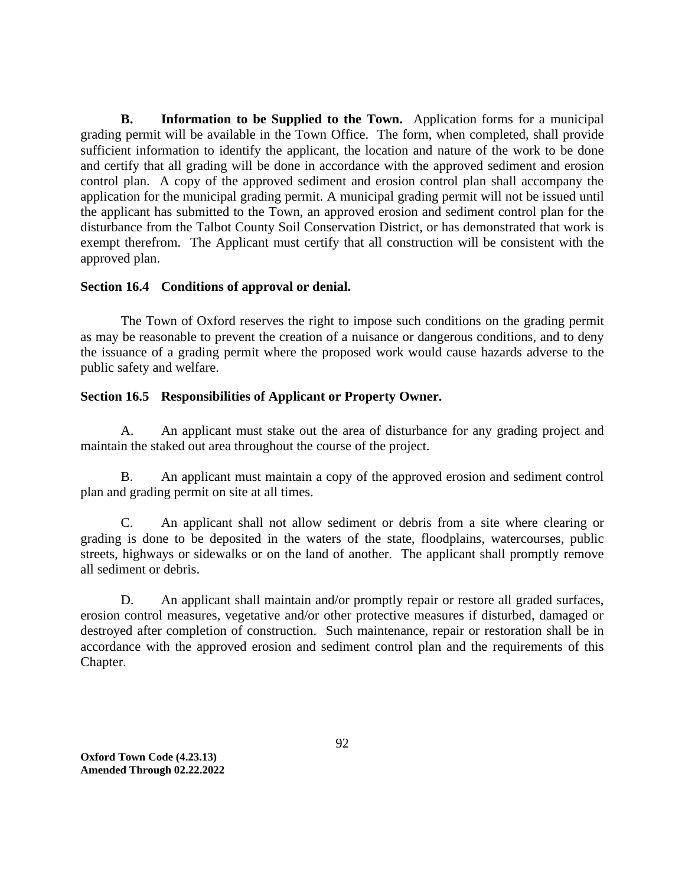**B. Information to be Supplied to the Town.** Application forms for a municipal grading permit will be available in the Town Office. The form, when completed, shall provide sufficient information to identify the applicant, the location and nature of the work to be done and certify that all grading will be done in accordance with the approved sediment and erosion control plan. A copy of the approved sediment and erosion control plan shall accompany the application for the municipal grading permit. A municipal grading permit will not be issued until the applicant has submitted to the Town, an approved erosion and sediment control plan for the disturbance from the Talbot County Soil Conservation District, or has demonstrated that work is exempt therefrom. The Applicant must certify that all construction will be consistent with the approved plan.

### Section 16.4 Conditions of approval or denial.

The Town of Oxford reserves the right to impose such conditions on the grading permit as may be reasonable to prevent the creation of a nuisance or dangerous conditions, and to deny the issuance of a grading permit where the proposed work would cause hazards adverse to the public safety and welfare.

### Section 16.5 Responsibilities of Applicant or Property Owner.

A. An applicant must stake out the area of disturbance for any grading project and maintain the staked out area throughout the course of the project.

B. An applicant must maintain a copy of the approved erosion and sediment control plan and grading permit on site at all times.

C. An applicant shall not allow sediment or debris from a site where clearing or grading is done to be deposited in the waters of the state, floodplains, watercourses, public streets, highways or sidewalks or on the land of another. The applicant shall promptly remove all sediment or debris.

D. An applicant shall maintain and/or promptly repair or restore all graded surfaces, erosion control measures, vegetative and/or other protective measures if disturbed, damaged or destroyed after completion of construction. Such maintenance, repair or restoration shall be in accordance with the approved erosion and sediment control plan and the requirements of this Chapter.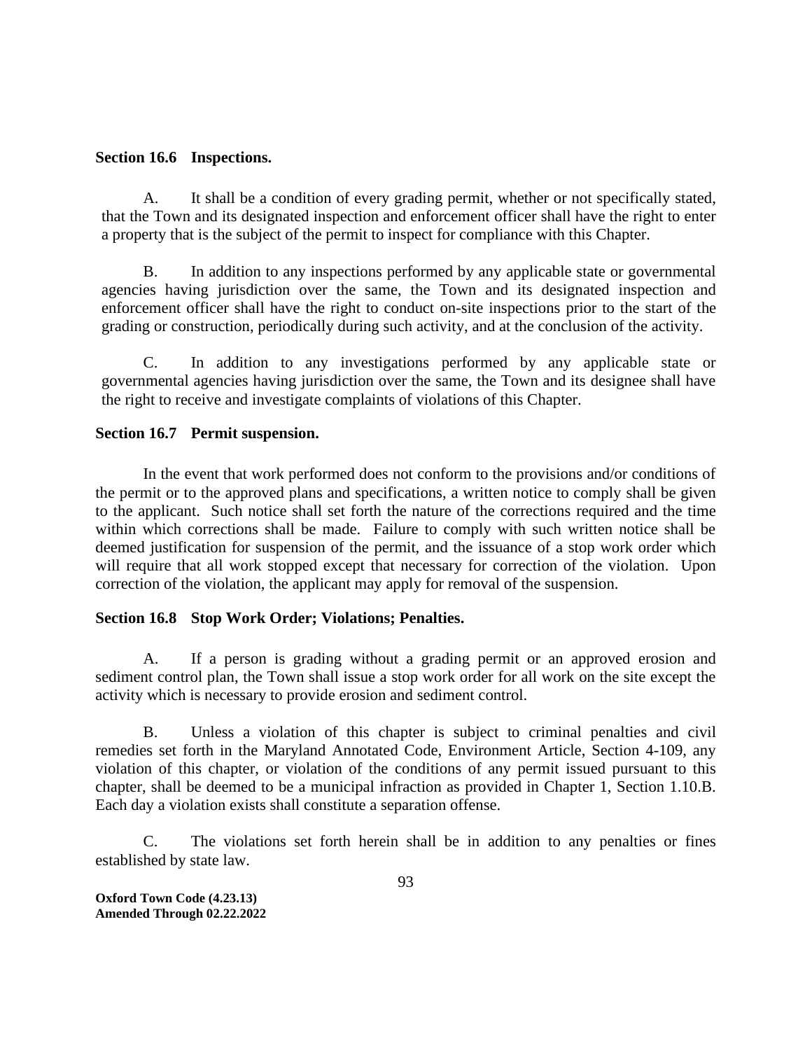### Section 16.6 Inspections.

A. It shall be a condition of every grading permit, whether or not specifically stated, that the Town and its designated inspection and enforcement officer shall have the right to enter a property that is the subject of the permit to inspect for compliance with this Chapter.

B. In addition to any inspections performed by any applicable state or governmental agencies having jurisdiction over the same, the Town and its designated inspection and enforcement officer shall have the right to conduct on-site inspections prior to the start of the grading or construction, periodically during such activity, and at the conclusion of the activity.

C. In addition to any investigations performed by any applicable state or governmental agencies having jurisdiction over the same, the Town and its designee shall have the right to receive and investigate complaints of violations of this Chapter.

### Section 16.7 Permit suspension.

In the event that work performed does not conform to the provisions and/or conditions of the permit or to the approved plans and specifications, a written notice to comply shall be given to the applicant. Such notice shall set forth the nature of the corrections required and the time within which corrections shall be made. Failure to comply with such written notice shall be deemed justification for suspension of the permit, and the issuance of a stop work order which will require that all work stopped except that necessary for correction of the violation. Upon correction of the violation, the applicant may apply for removal of the suspension.

### Section 16.8 Stop Work Order; Violations; Penalties.

A. If a person is grading without a grading permit or an approved erosion and sediment control plan, the Town shall issue a stop work order for all work on the site except the activity which is necessary to provide erosion and sediment control.

B. Unless a violation of this chapter is subject to criminal penalties and civil remedies set forth in the Maryland Annotated Code, Environment Article, Section 4-109, any violation of this chapter, or violation of the conditions of any permit issued pursuant to this chapter, shall be deemed to be a municipal infraction as provided in Chapter 1, Section 1.10.B. Each day a violation exists shall constitute a separation offense.

C. The violations set forth herein shall be in addition to any penalties or fines established by state law.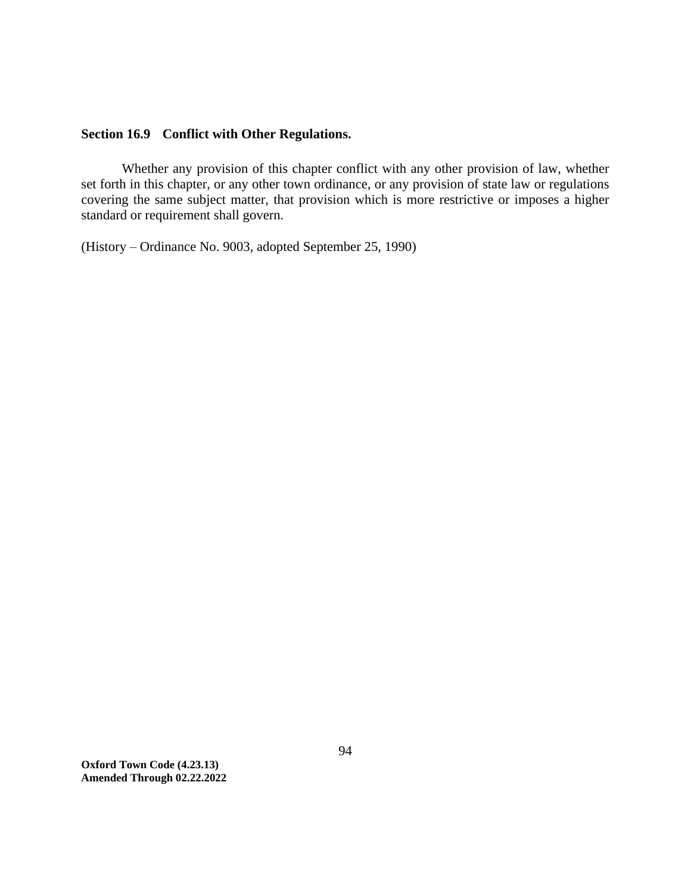**Section 16.9 Conflict with Other Regulations.**

Whether any provision of this chapter conflict with any other provision of law, whether set forth in this chapter, or any other town ordinance, or any provision of state law or regulations covering the same subject matter, that provision which is more restrictive or imposes a higher standard or requirement shall govern.

(History – Ordinance No. 9003, adopted September 25, 1990)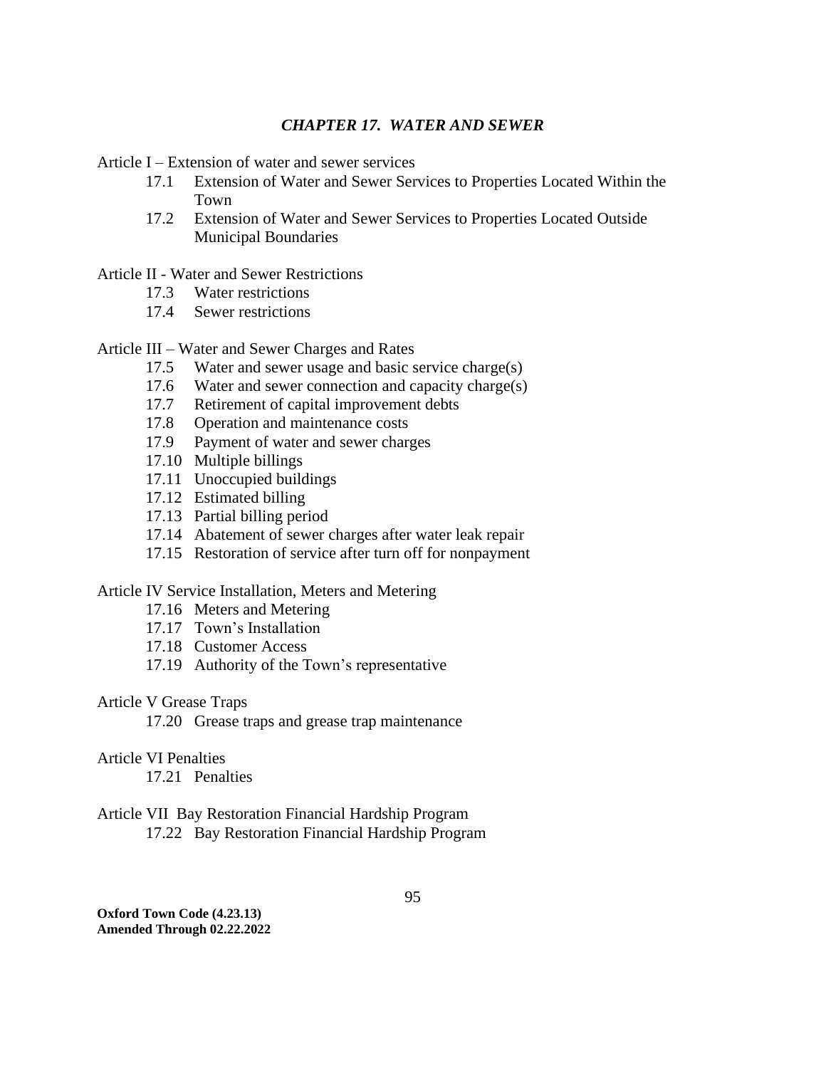# *CHAPTER 17. WATER AND SEWER*

Article I – Extension of water and sewer services

- 17.1 Extension of Water and Sewer Services to Properties Located Within the Town
- 17.2 Extension of Water and Sewer Services to Properties Located Outside Municipal Boundaries

Article II - Water and Sewer Restrictions

- 17.3 Water restrictions
- 17.4 Sewer restrictions

Article III – Water and Sewer Charges and Rates

- 17.5 Water and sewer usage and basic service charge(s)
- 17.6 Water and sewer connection and capacity charge(s)
- 17.7 Retirement of capital improvement debts
- 17.8 Operation and maintenance costs
- 17.9 Payment of water and sewer charges
- 17.10 Multiple billings
- 17.11 Unoccupied buildings
- 17.12 Estimated billing
- 17.13 Partial billing period
- 17.14 Abatement of sewer charges after water leak repair
- 17.15 Restoration of service after turn off for nonpayment

Article IV Service Installation, Meters and Metering

- 17.16 Meters and Metering
- 17.17 Town's Installation
- 17.18 Customer Access
- 17.19 Authority of the Town's representative

Article V Grease Traps

- 17.20 Grease traps and grease trap maintenance

Article VI Penalties

- 17.21 Penalties

Article VII Bay Restoration Financial Hardship Program

- 17.22 Bay Restoration Financial Hardship Program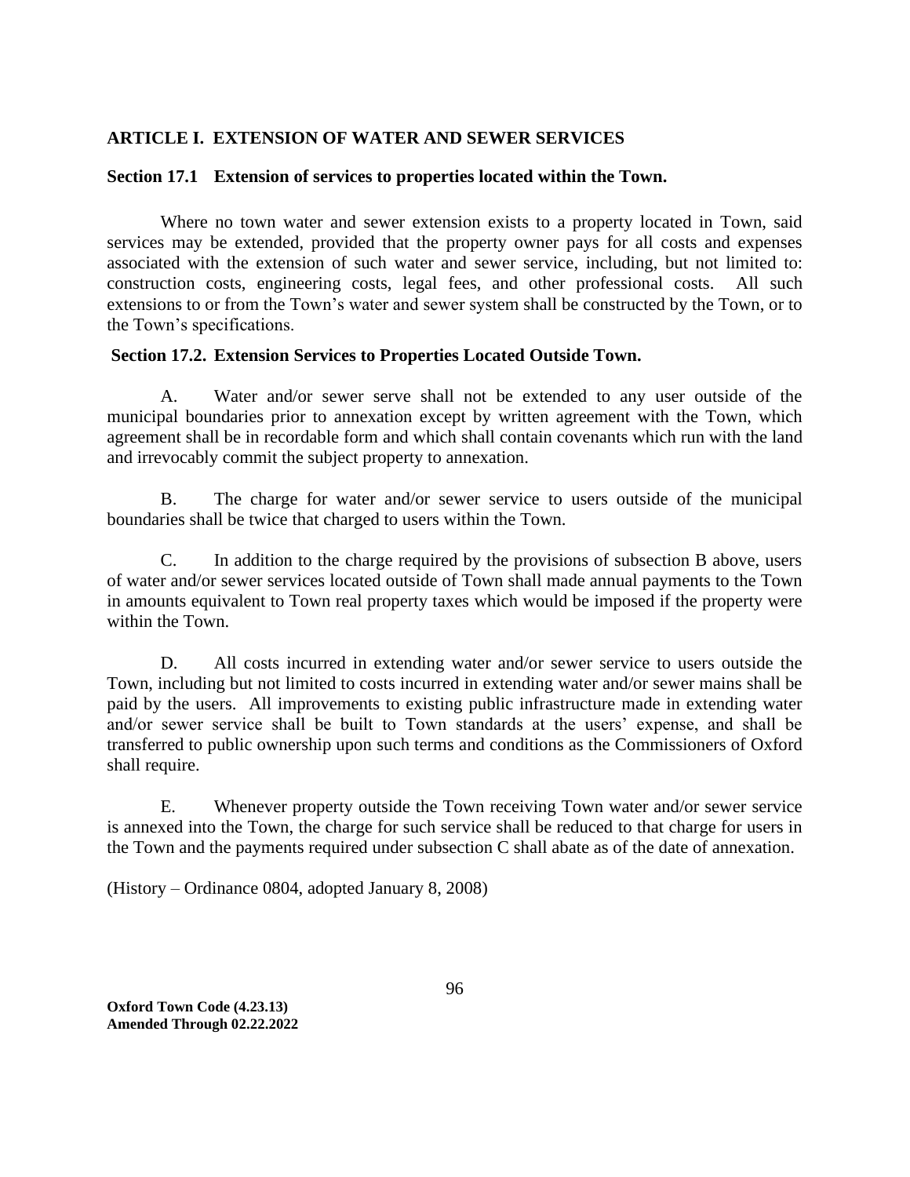## ARTICLE I. EXTENSION OF WATER AND SEWER SERVICES

### Section 17.1 Extension of services to properties located within the Town.

Where no town water and sewer extension exists to a property located in Town, said services may be extended, provided that the property owner pays for all costs and expenses associated with the extension of such water and sewer service, including, but not limited to: construction costs, engineering costs, legal fees, and other professional costs. All such extensions to or from the Town's water and sewer system shall be constructed by the Town, or to the Town's specifications.

### Section 17.2. Extension Services to Properties Located Outside Town.

A. Water and/or sewer serve shall not be extended to any user outside of the municipal boundaries prior to annexation except by written agreement with the Town, which agreement shall be in recordable form and which shall contain covenants which run with the land and irrevocably commit the subject property to annexation.

B. The charge for water and/or sewer service to users outside of the municipal boundaries shall be twice that charged to users within the Town.

C. In addition to the charge required by the provisions of subsection B above, users of water and/or sewer services located outside of Town shall made annual payments to the Town in amounts equivalent to Town real property taxes which would be imposed if the property were within the Town.

D. All costs incurred in extending water and/or sewer service to users outside the Town, including but not limited to costs incurred in extending water and/or sewer mains shall be paid by the users. All improvements to existing public infrastructure made in extending water and/or sewer service shall be built to Town standards at the users' expense, and shall be transferred to public ownership upon such terms and conditions as the Commissioners of Oxford shall require.

E. Whenever property outside the Town receiving Town water and/or sewer service is annexed into the Town, the charge for such service shall be reduced to that charge for users in the Town and the payments required under subsection C shall abate as of the date of annexation.

(History – Ordinance 0804, adopted January 8, 2008)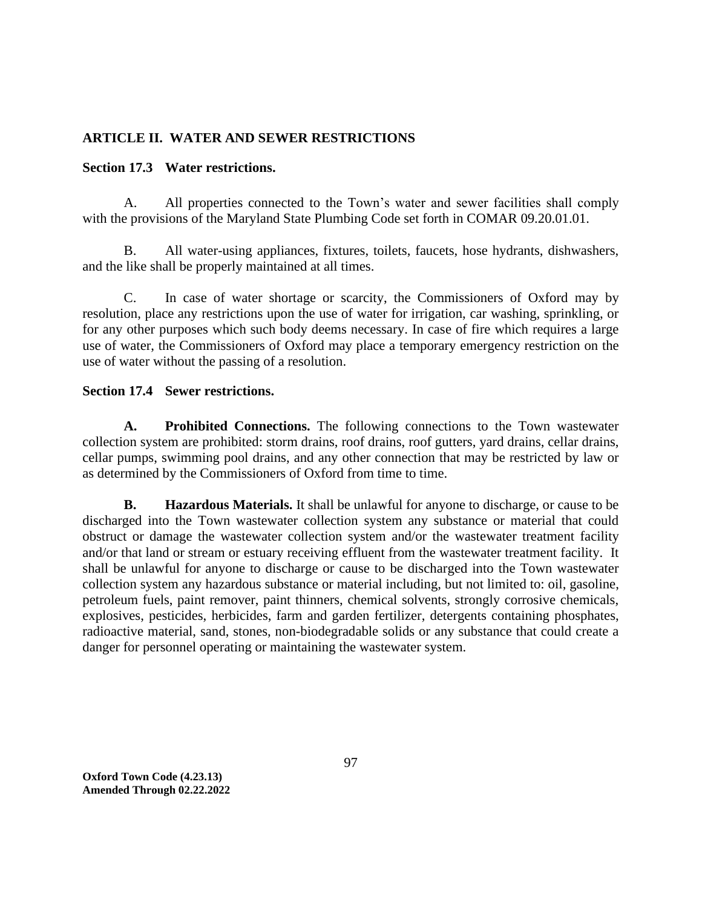## ARTICLE II. WATER AND SEWER RESTRICTIONS

### Section 17.3 Water restrictions.

A. All properties connected to the Town's water and sewer facilities shall comply with the provisions of the Maryland State Plumbing Code set forth in COMAR 09.20.01.01.

B. All water-using appliances, fixtures, toilets, faucets, hose hydrants, dishwashers, and the like shall be properly maintained at all times.

C. In case of water shortage or scarcity, the Commissioners of Oxford may by resolution, place any restrictions upon the use of water for irrigation, car washing, sprinkling, or for any other purposes which such body deems necessary. In case of fire which requires a large use of water, the Commissioners of Oxford may place a temporary emergency restriction on the use of water without the passing of a resolution.

### Section 17.4 Sewer restrictions.

**A. Prohibited Connections.** The following connections to the Town wastewater collection system are prohibited: storm drains, roof drains, roof gutters, yard drains, cellar drains, cellar pumps, swimming pool drains, and any other connection that may be restricted by law or as determined by the Commissioners of Oxford from time to time.

**B. Hazardous Materials.** It shall be unlawful for anyone to discharge, or cause to be discharged into the Town wastewater collection system any substance or material that could obstruct or damage the wastewater collection system and/or the wastewater treatment facility and/or that land or stream or estuary receiving effluent from the wastewater treatment facility. It shall be unlawful for anyone to discharge or cause to be discharged into the Town wastewater collection system any hazardous substance or material including, but not limited to: oil, gasoline, petroleum fuels, paint remover, paint thinners, chemical solvents, strongly corrosive chemicals, explosives, pesticides, herbicides, farm and garden fertilizer, detergents containing phosphates, radioactive material, sand, stones, non-biodegradable solids or any substance that could create a danger for personnel operating or maintaining the wastewater system.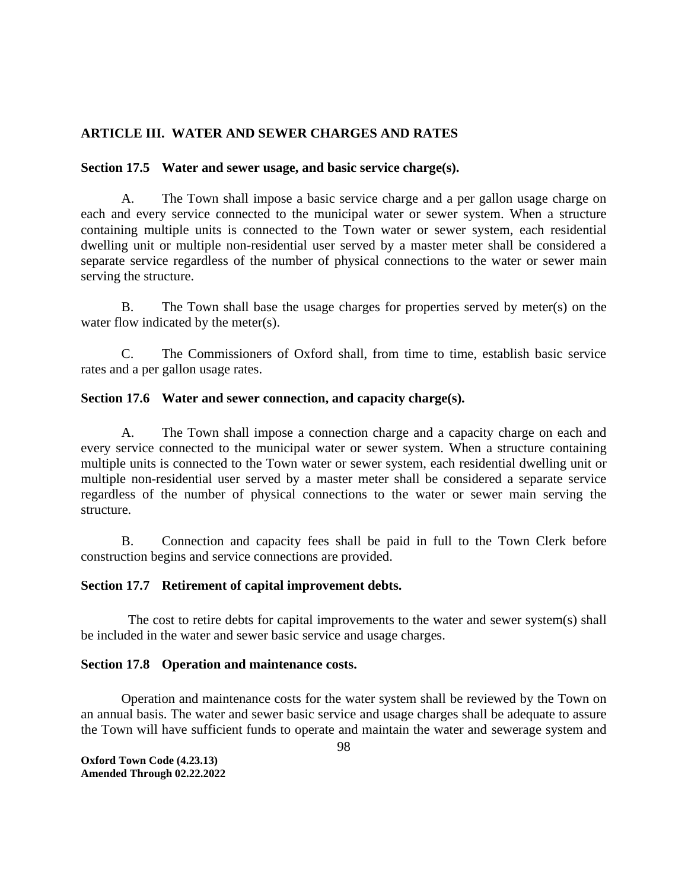## ARTICLE III. WATER AND SEWER CHARGES AND RATES

### Section 17.5 Water and sewer usage, and basic service charge(s).

A. The Town shall impose a basic service charge and a per gallon usage charge on each and every service connected to the municipal water or sewer system. When a structure containing multiple units is connected to the Town water or sewer system, each residential dwelling unit or multiple non-residential user served by a master meter shall be considered a separate service regardless of the number of physical connections to the water or sewer main serving the structure.

B. The Town shall base the usage charges for properties served by meter(s) on the water flow indicated by the meter(s).

C. The Commissioners of Oxford shall, from time to time, establish basic service rates and a per gallon usage rates.

### Section 17.6 Water and sewer connection, and capacity charge(s).

A. The Town shall impose a connection charge and a capacity charge on each and every service connected to the municipal water or sewer system. When a structure containing multiple units is connected to the Town water or sewer system, each residential dwelling unit or multiple non-residential user served by a master meter shall be considered a separate service regardless of the number of physical connections to the water or sewer main serving the structure.

B. Connection and capacity fees shall be paid in full to the Town Clerk before construction begins and service connections are provided.

### Section 17.7 Retirement of capital improvement debts.

The cost to retire debts for capital improvements to the water and sewer system(s) shall be included in the water and sewer basic service and usage charges.

### Section 17.8 Operation and maintenance costs.

Operation and maintenance costs for the water system shall be reviewed by the Town on an annual basis. The water and sewer basic service and usage charges shall be adequate to assure the Town will have sufficient funds to operate and maintain the water and sewerage system and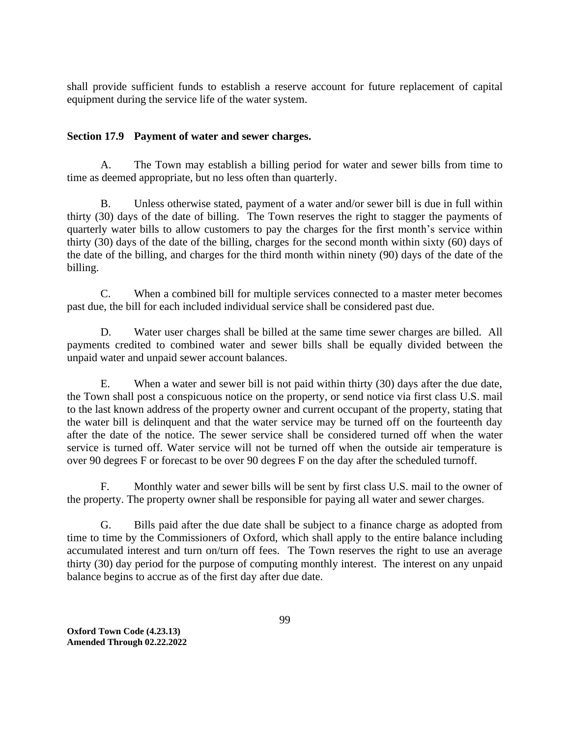shall provide sufficient funds to establish a reserve account for future replacement of capital equipment during the service life of the water system.

**Section 17.9 Payment of water and sewer charges.**

A. The Town may establish a billing period for water and sewer bills from time to time as deemed appropriate, but no less often than quarterly.

B. Unless otherwise stated, payment of a water and/or sewer bill is due in full within thirty (30) days of the date of billing. The Town reserves the right to stagger the payments of quarterly water bills to allow customers to pay the charges for the first month's service within thirty (30) days of the date of the billing, charges for the second month within sixty (60) days of the date of the billing, and charges for the third month within ninety (90) days of the date of the billing.

C. When a combined bill for multiple services connected to a master meter becomes past due, the bill for each included individual service shall be considered past due.

D. Water user charges shall be billed at the same time sewer charges are billed. All payments credited to combined water and sewer bills shall be equally divided between the unpaid water and unpaid sewer account balances.

E. When a water and sewer bill is not paid within thirty (30) days after the due date, the Town shall post a conspicuous notice on the property, or send notice via first class U.S. mail to the last known address of the property owner and current occupant of the property, stating that the water bill is delinquent and that the water service may be turned off on the fourteenth day after the date of the notice. The sewer service shall be considered turned off when the water service is turned off. Water service will not be turned off when the outside air temperature is over 90 degrees F or forecast to be over 90 degrees F on the day after the scheduled turnoff.

F. Monthly water and sewer bills will be sent by first class U.S. mail to the owner of the property. The property owner shall be responsible for paying all water and sewer charges.

G. Bills paid after the due date shall be subject to a finance charge as adopted from time to time by the Commissioners of Oxford, which shall apply to the entire balance including accumulated interest and turn on/turn off fees. The Town reserves the right to use an average thirty (30) day period for the purpose of computing monthly interest. The interest on any unpaid balance begins to accrue as of the first day after due date.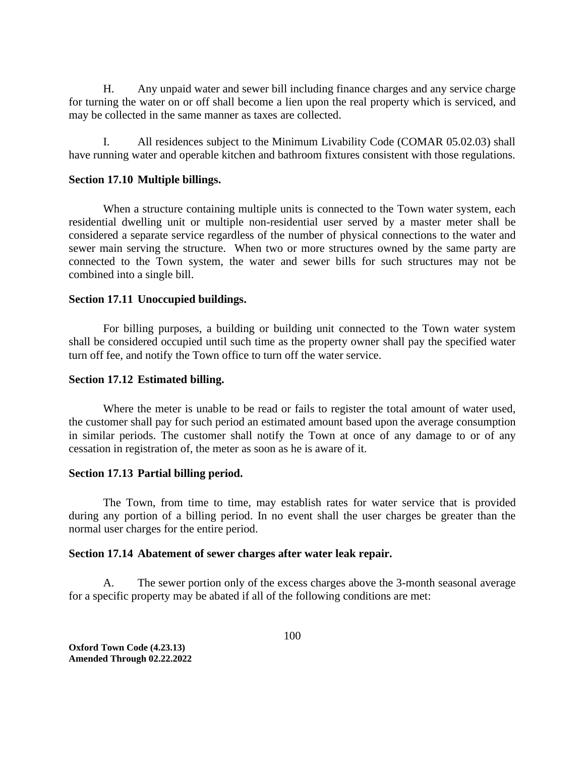H. Any unpaid water and sewer bill including finance charges and any service charge for turning the water on or off shall become a lien upon the real property which is serviced, and may be collected in the same manner as taxes are collected.

I. All residences subject to the Minimum Livability Code (COMAR 05.02.03) shall have running water and operable kitchen and bathroom fixtures consistent with those regulations.

**Section 17.10 Multiple billings.**

When a structure containing multiple units is connected to the Town water system, each residential dwelling unit or multiple non-residential user served by a master meter shall be considered a separate service regardless of the number of physical connections to the water and sewer main serving the structure. When two or more structures owned by the same party are connected to the Town system, the water and sewer bills for such structures may not be combined into a single bill.

**Section 17.11 Unoccupied buildings.**

For billing purposes, a building or building unit connected to the Town water system shall be considered occupied until such time as the property owner shall pay the specified water turn off fee, and notify the Town office to turn off the water service.

**Section 17.12 Estimated billing.**

Where the meter is unable to be read or fails to register the total amount of water used, the customer shall pay for such period an estimated amount based upon the average consumption in similar periods. The customer shall notify the Town at once of any damage to or of any cessation in registration of, the meter as soon as he is aware of it.

**Section 17.13 Partial billing period.**

The Town, from time to time, may establish rates for water service that is provided during any portion of a billing period. In no event shall the user charges be greater than the normal user charges for the entire period.

**Section 17.14 Abatement of sewer charges after water leak repair.**

A. The sewer portion only of the excess charges above the 3-month seasonal average for a specific property may be abated if all of the following conditions are met: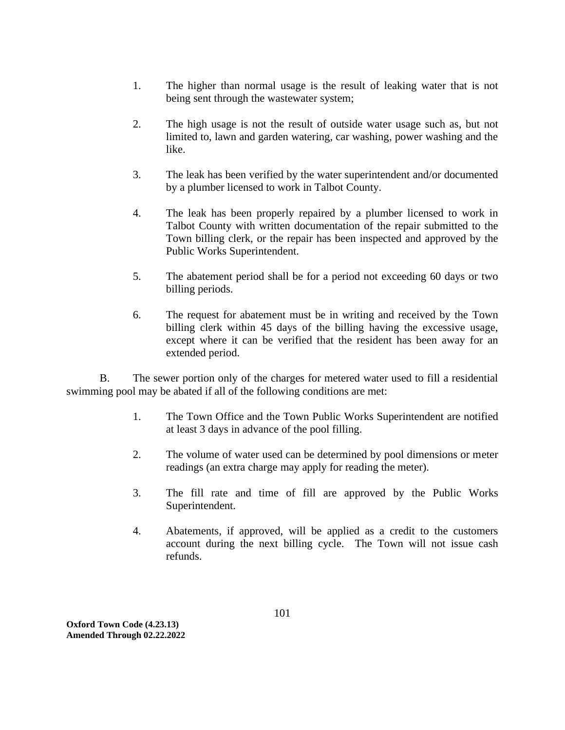1. The higher than normal usage is the result of leaking water that is not being sent through the wastewater system;

2. The high usage is not the result of outside water usage such as, but not limited to, lawn and garden watering, car washing, power washing and the like.

3. The leak has been verified by the water superintendent and/or documented by a plumber licensed to work in Talbot County.

4. The leak has been properly repaired by a plumber licensed to work in Talbot County with written documentation of the repair submitted to the Town billing clerk, or the repair has been inspected and approved by the Public Works Superintendent.

5. The abatement period shall be for a period not exceeding 60 days or two billing periods.

6. The request for abatement must be in writing and received by the Town billing clerk within 45 days of the billing having the excessive usage, except where it can be verified that the resident has been away for an extended period.

B. The sewer portion only of the charges for metered water used to fill a residential swimming pool may be abated if all of the following conditions are met:

1. The Town Office and the Town Public Works Superintendent are notified at least 3 days in advance of the pool filling.

2. The volume of water used can be determined by pool dimensions or meter readings (an extra charge may apply for reading the meter).

3. The fill rate and time of fill are approved by the Public Works Superintendent.

4. Abatements, if approved, will be applied as a credit to the customers account during the next billing cycle. The Town will not issue cash refunds.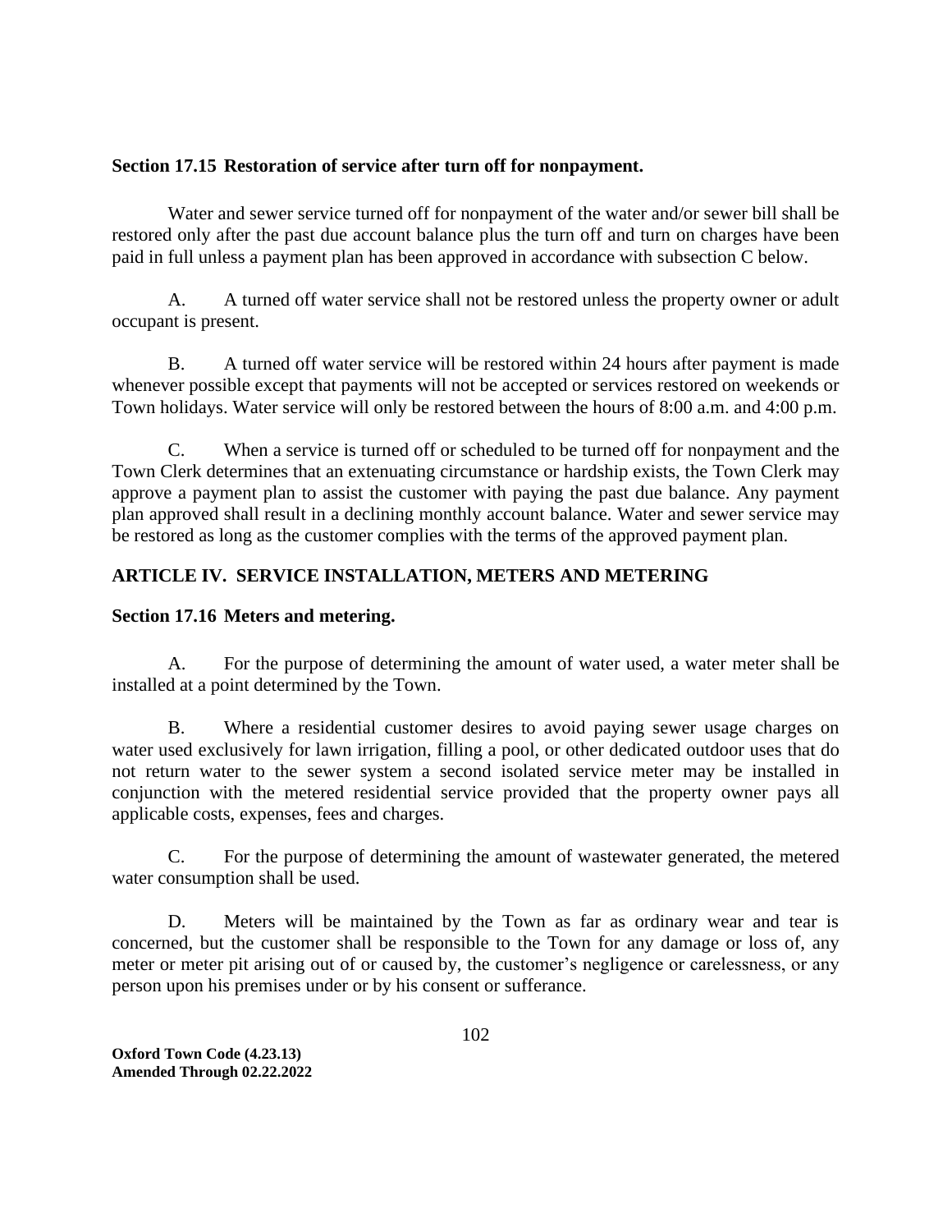### Section 17.15 Restoration of service after turn off for nonpayment.

Water and sewer service turned off for nonpayment of the water and/or sewer bill shall be restored only after the past due account balance plus the turn off and turn on charges have been paid in full unless a payment plan has been approved in accordance with subsection C below.

A. A turned off water service shall not be restored unless the property owner or adult occupant is present.

B. A turned off water service will be restored within 24 hours after payment is made whenever possible except that payments will not be accepted or services restored on weekends or Town holidays. Water service will only be restored between the hours of 8:00 a.m. and 4:00 p.m.

C. When a service is turned off or scheduled to be turned off for nonpayment and the Town Clerk determines that an extenuating circumstance or hardship exists, the Town Clerk may approve a payment plan to assist the customer with paying the past due balance. Any payment plan approved shall result in a declining monthly account balance. Water and sewer service may be restored as long as the customer complies with the terms of the approved payment plan.

## ARTICLE IV. SERVICE INSTALLATION, METERS AND METERING

### Section 17.16 Meters and metering.

A. For the purpose of determining the amount of water used, a water meter shall be installed at a point determined by the Town.

B. Where a residential customer desires to avoid paying sewer usage charges on water used exclusively for lawn irrigation, filling a pool, or other dedicated outdoor uses that do not return water to the sewer system a second isolated service meter may be installed in conjunction with the metered residential service provided that the property owner pays all applicable costs, expenses, fees and charges.

C. For the purpose of determining the amount of wastewater generated, the metered water consumption shall be used.

D. Meters will be maintained by the Town as far as ordinary wear and tear is concerned, but the customer shall be responsible to the Town for any damage or loss of, any meter or meter pit arising out of or caused by, the customer's negligence or carelessness, or any person upon his premises under or by his consent or sufferance.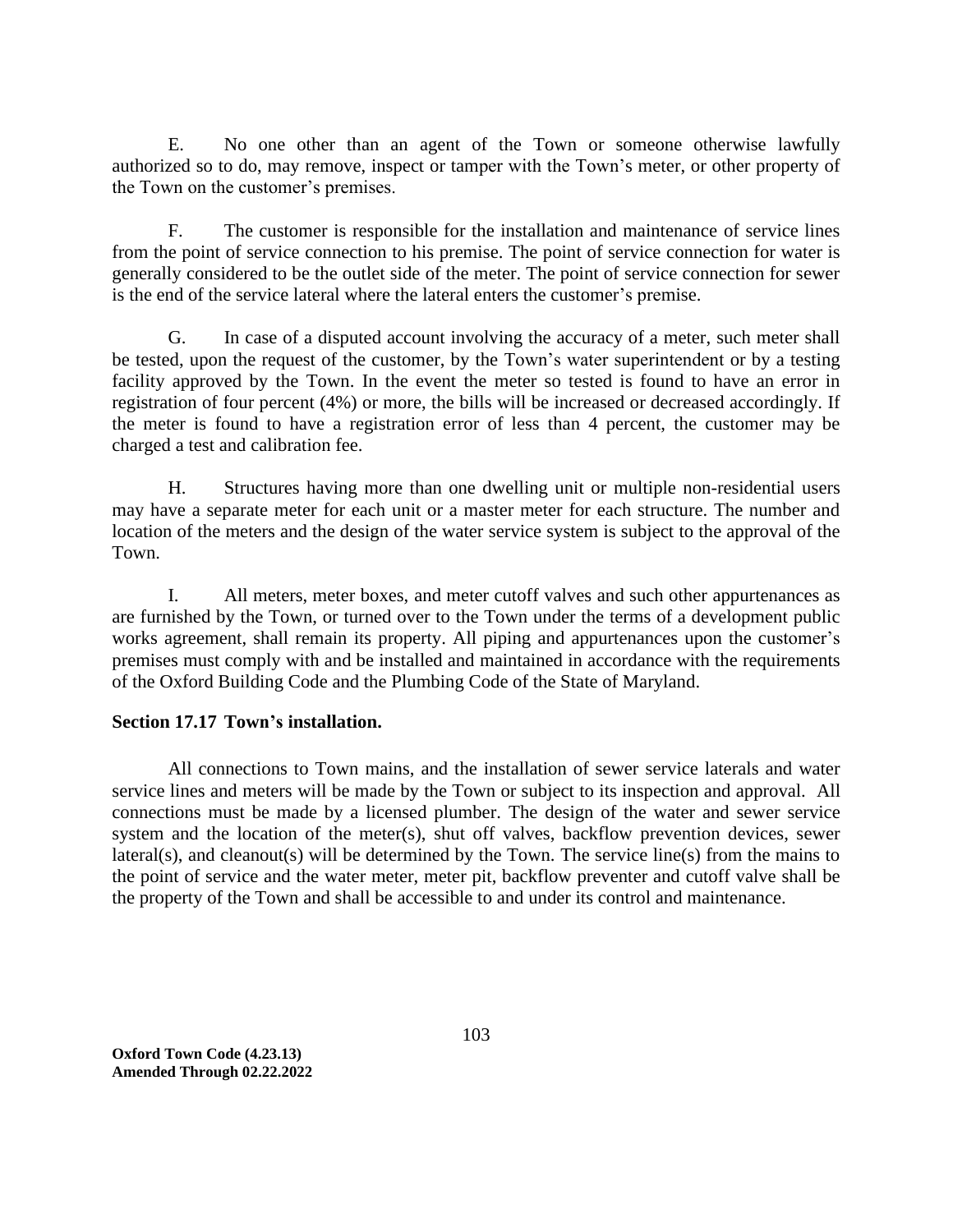E. No one other than an agent of the Town or someone otherwise lawfully authorized so to do, may remove, inspect or tamper with the Town's meter, or other property of the Town on the customer's premises.

F. The customer is responsible for the installation and maintenance of service lines from the point of service connection to his premise. The point of service connection for water is generally considered to be the outlet side of the meter. The point of service connection for sewer is the end of the service lateral where the lateral enters the customer's premise.

G. In case of a disputed account involving the accuracy of a meter, such meter shall be tested, upon the request of the customer, by the Town's water superintendent or by a testing facility approved by the Town. In the event the meter so tested is found to have an error in registration of four percent (4%) or more, the bills will be increased or decreased accordingly. If the meter is found to have a registration error of less than 4 percent, the customer may be charged a test and calibration fee.

H. Structures having more than one dwelling unit or multiple non-residential users may have a separate meter for each unit or a master meter for each structure. The number and location of the meters and the design of the water service system is subject to the approval of the Town.

I. All meters, meter boxes, and meter cutoff valves and such other appurtenances as are furnished by the Town, or turned over to the Town under the terms of a development public works agreement, shall remain its property. All piping and appurtenances upon the customer's premises must comply with and be installed and maintained in accordance with the requirements of the Oxford Building Code and the Plumbing Code of the State of Maryland.

**Section 17.17 Town's installation.**

All connections to Town mains, and the installation of sewer service laterals and water service lines and meters will be made by the Town or subject to its inspection and approval. All connections must be made by a licensed plumber. The design of the water and sewer service system and the location of the meter(s), shut off valves, backflow prevention devices, sewer lateral(s), and cleanout(s) will be determined by the Town. The service line(s) from the mains to the point of service and the water meter, meter pit, backflow preventer and cutoff valve shall be the property of the Town and shall be accessible to and under its control and maintenance.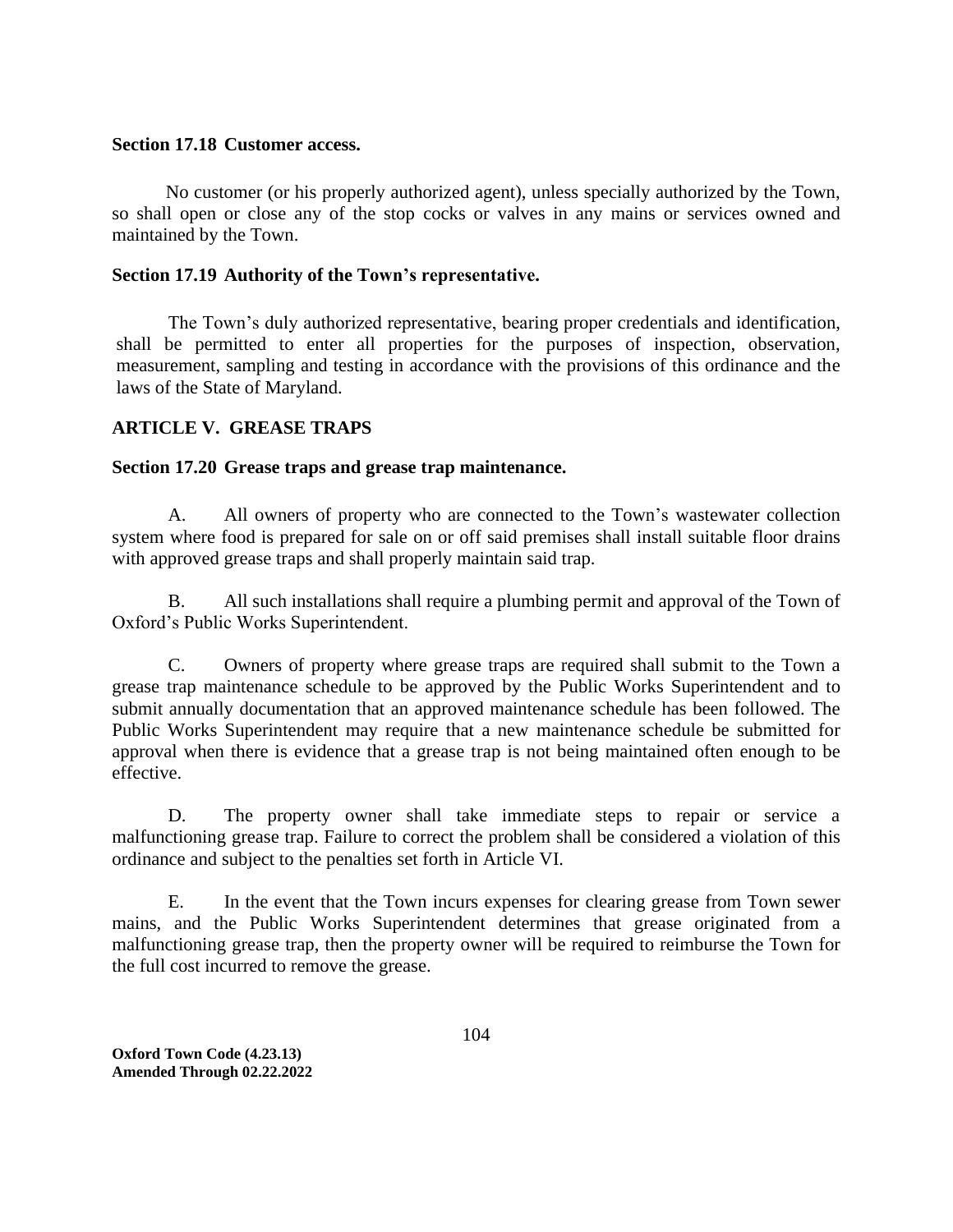**Section 17.18 Customer access.**

No customer (or his properly authorized agent), unless specially authorized by the Town, so shall open or close any of the stop cocks or valves in any mains or services owned and maintained by the Town.

**Section 17.19 Authority of the Town's representative.**

The Town's duly authorized representative, bearing proper credentials and identification, shall be permitted to enter all properties for the purposes of inspection, observation, measurement, sampling and testing in accordance with the provisions of this ordinance and the laws of the State of Maryland.

## ARTICLE V. GREASE TRAPS

**Section 17.20 Grease traps and grease trap maintenance.**

A. All owners of property who are connected to the Town's wastewater collection system where food is prepared for sale on or off said premises shall install suitable floor drains with approved grease traps and shall properly maintain said trap.

B. All such installations shall require a plumbing permit and approval of the Town of Oxford's Public Works Superintendent.

C. Owners of property where grease traps are required shall submit to the Town a grease trap maintenance schedule to be approved by the Public Works Superintendent and to submit annually documentation that an approved maintenance schedule has been followed. The Public Works Superintendent may require that a new maintenance schedule be submitted for approval when there is evidence that a grease trap is not being maintained often enough to be effective.

D. The property owner shall take immediate steps to repair or service a malfunctioning grease trap. Failure to correct the problem shall be considered a violation of this ordinance and subject to the penalties set forth in Article VI.

E. In the event that the Town incurs expenses for clearing grease from Town sewer mains, and the Public Works Superintendent determines that grease originated from a malfunctioning grease trap, then the property owner will be required to reimburse the Town for the full cost incurred to remove the grease.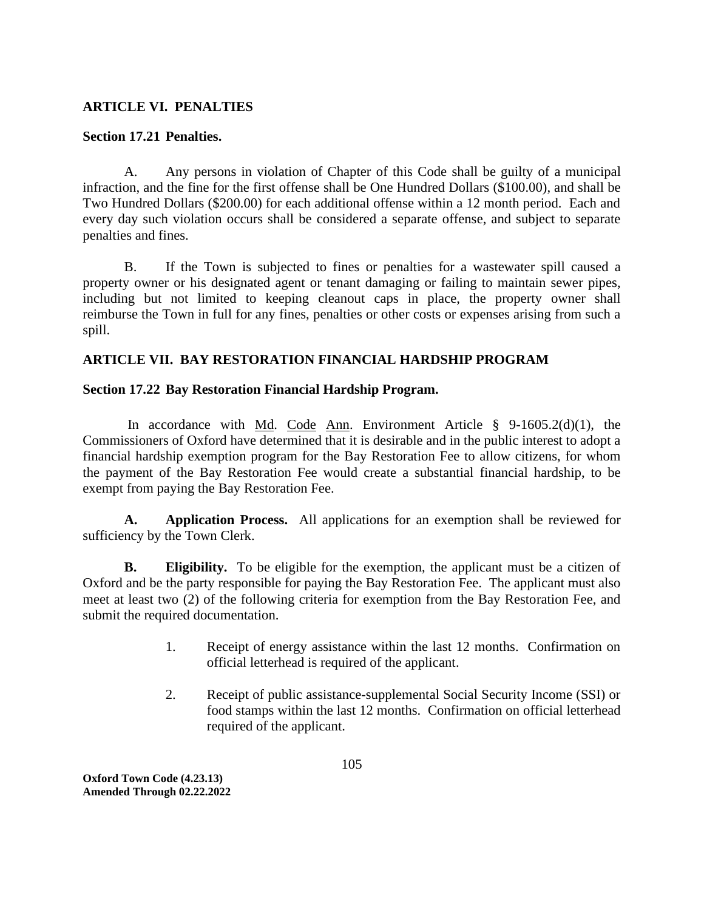## ARTICLE VI. PENALTIES

### Section 17.21 Penalties.

A. Any persons in violation of Chapter of this Code shall be guilty of a municipal infraction, and the fine for the first offense shall be One Hundred Dollars ($100.00), and shall be Two Hundred Dollars ($200.00) for each additional offense within a 12 month period. Each and every day such violation occurs shall be considered a separate offense, and subject to separate penalties and fines.

B. If the Town is subjected to fines or penalties for a wastewater spill caused a property owner or his designated agent or tenant damaging or failing to maintain sewer pipes, including but not limited to keeping cleanout caps in place, the property owner shall reimburse the Town in full for any fines, penalties or other costs or expenses arising from such a spill.

## ARTICLE VII. BAY RESTORATION FINANCIAL HARDSHIP PROGRAM

### Section 17.22 Bay Restoration Financial Hardship Program.

In accordance with Md. Code Ann. Environment Article § 9-1605.2(d)(1), the Commissioners of Oxford have determined that it is desirable and in the public interest to adopt a financial hardship exemption program for the Bay Restoration Fee to allow citizens, for whom the payment of the Bay Restoration Fee would create a substantial financial hardship, to be exempt from paying the Bay Restoration Fee.

**A. Application Process.** All applications for an exemption shall be reviewed for sufficiency by the Town Clerk.

**B. Eligibility.** To be eligible for the exemption, the applicant must be a citizen of Oxford and be the party responsible for paying the Bay Restoration Fee. The applicant must also meet at least two (2) of the following criteria for exemption from the Bay Restoration Fee, and submit the required documentation.

1. Receipt of energy assistance within the last 12 months. Confirmation on official letterhead is required of the applicant.

2. Receipt of public assistance-supplemental Social Security Income (SSI) or food stamps within the last 12 months. Confirmation on official letterhead required of the applicant.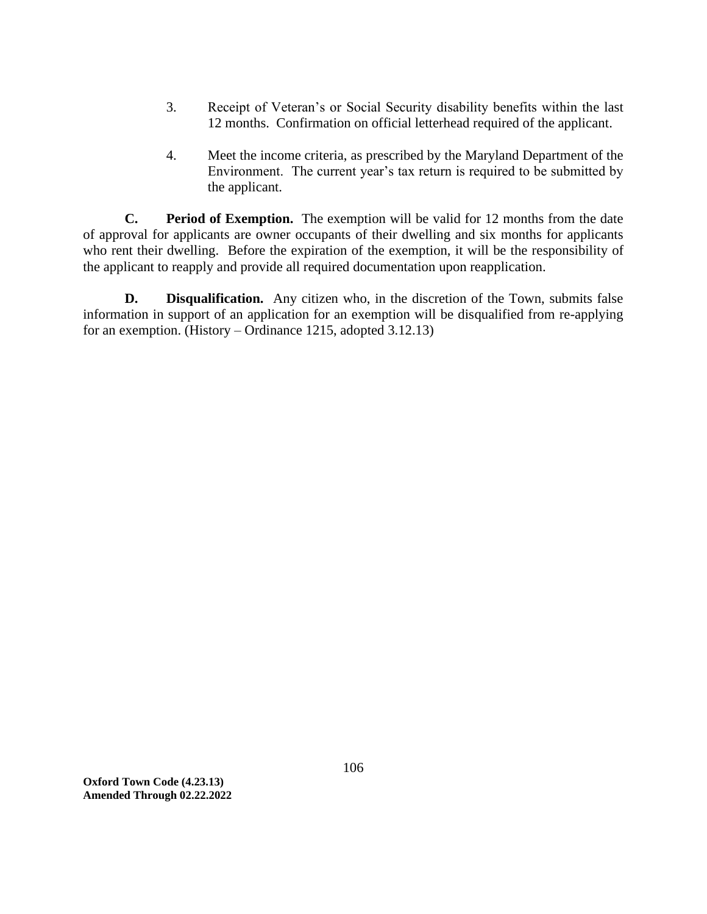3. Receipt of Veteran's or Social Security disability benefits within the last 12 months. Confirmation on official letterhead required of the applicant.

4. Meet the income criteria, as prescribed by the Maryland Department of the Environment. The current year's tax return is required to be submitted by the applicant.

**C. Period of Exemption.** The exemption will be valid for 12 months from the date of approval for applicants are owner occupants of their dwelling and six months for applicants who rent their dwelling. Before the expiration of the exemption, it will be the responsibility of the applicant to reapply and provide all required documentation upon reapplication.

**D. Disqualification.** Any citizen who, in the discretion of the Town, submits false information in support of an application for an exemption will be disqualified from re-applying for an exemption. (History – Ordinance 1215, adopted 3.12.13)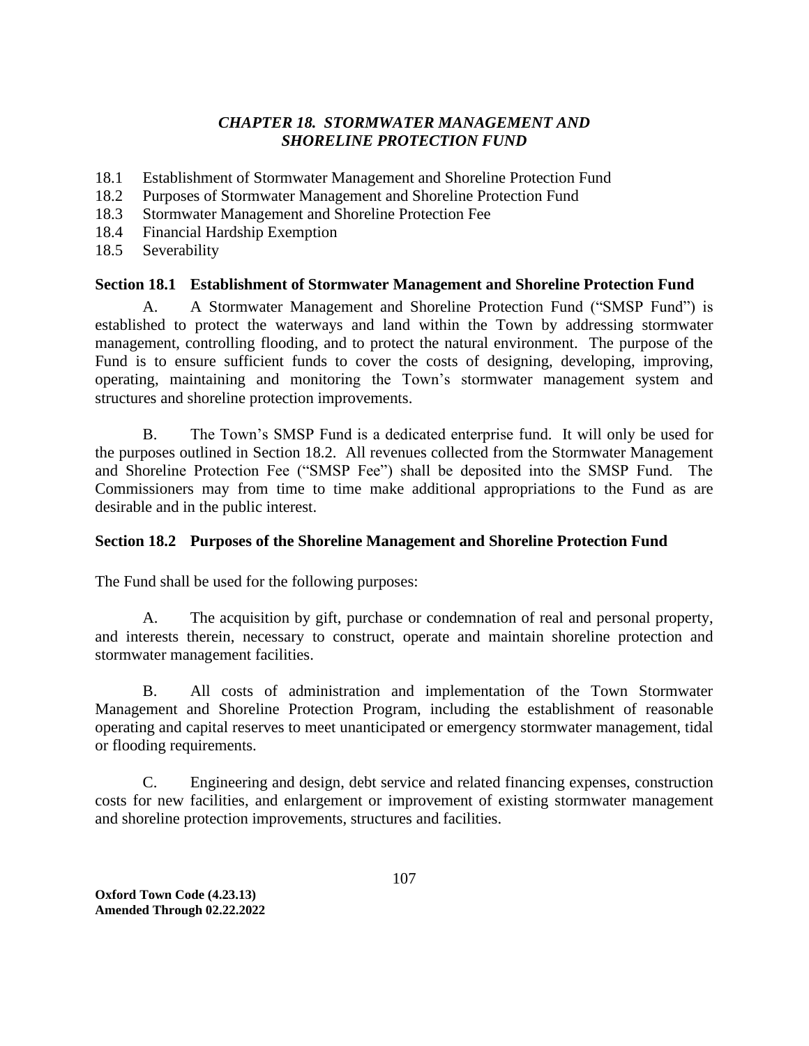## *CHAPTER 18. STORMWATER MANAGEMENT AND SHORELINE PROTECTION FUND*

18.1 Establishment of Stormwater Management and Shoreline Protection Fund
18.2 Purposes of Stormwater Management and Shoreline Protection Fund
18.3 Stormwater Management and Shoreline Protection Fee
18.4 Financial Hardship Exemption
18.5 Severability

### Section 18.1 Establishment of Stormwater Management and Shoreline Protection Fund

A. A Stormwater Management and Shoreline Protection Fund ("SMSP Fund") is established to protect the waterways and land within the Town by addressing stormwater management, controlling flooding, and to protect the natural environment. The purpose of the Fund is to ensure sufficient funds to cover the costs of designing, developing, improving, operating, maintaining and monitoring the Town's stormwater management system and structures and shoreline protection improvements.

B. The Town's SMSP Fund is a dedicated enterprise fund. It will only be used for the purposes outlined in Section 18.2. All revenues collected from the Stormwater Management and Shoreline Protection Fee ("SMSP Fee") shall be deposited into the SMSP Fund. The Commissioners may from time to time make additional appropriations to the Fund as are desirable and in the public interest.

### Section 18.2 Purposes of the Shoreline Management and Shoreline Protection Fund

The Fund shall be used for the following purposes:

A. The acquisition by gift, purchase or condemnation of real and personal property, and interests therein, necessary to construct, operate and maintain shoreline protection and stormwater management facilities.

B. All costs of administration and implementation of the Town Stormwater Management and Shoreline Protection Program, including the establishment of reasonable operating and capital reserves to meet unanticipated or emergency stormwater management, tidal or flooding requirements.

C. Engineering and design, debt service and related financing expenses, construction costs for new facilities, and enlargement or improvement of existing stormwater management and shoreline protection improvements, structures and facilities.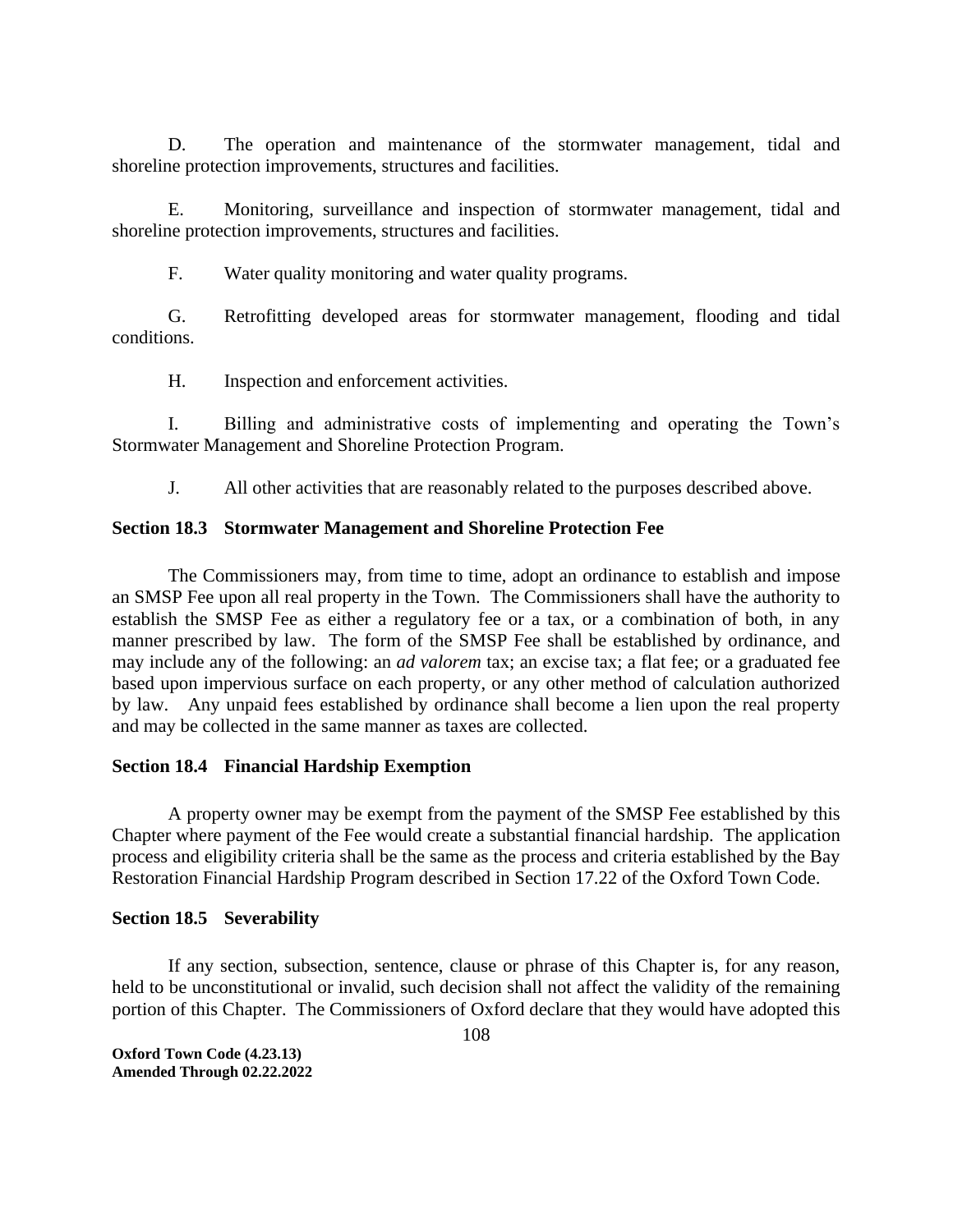D. The operation and maintenance of the stormwater management, tidal and shoreline protection improvements, structures and facilities.

E. Monitoring, surveillance and inspection of stormwater management, tidal and shoreline protection improvements, structures and facilities.

F. Water quality monitoring and water quality programs.

G. Retrofitting developed areas for stormwater management, flooding and tidal conditions.

H. Inspection and enforcement activities.

I. Billing and administrative costs of implementing and operating the Town's Stormwater Management and Shoreline Protection Program.

J. All other activities that are reasonably related to the purposes described above.

**Section 18.3 Stormwater Management and Shoreline Protection Fee**

The Commissioners may, from time to time, adopt an ordinance to establish and impose an SMSP Fee upon all real property in the Town. The Commissioners shall have the authority to establish the SMSP Fee as either a regulatory fee or a tax, or a combination of both, in any manner prescribed by law. The form of the SMSP Fee shall be established by ordinance, and may include any of the following: an *ad valorem* tax; an excise tax; a flat fee; or a graduated fee based upon impervious surface on each property, or any other method of calculation authorized by law. Any unpaid fees established by ordinance shall become a lien upon the real property and may be collected in the same manner as taxes are collected.

**Section 18.4 Financial Hardship Exemption**

A property owner may be exempt from the payment of the SMSP Fee established by this Chapter where payment of the Fee would create a substantial financial hardship. The application process and eligibility criteria shall be the same as the process and criteria established by the Bay Restoration Financial Hardship Program described in Section 17.22 of the Oxford Town Code.

**Section 18.5 Severability**

If any section, subsection, sentence, clause or phrase of this Chapter is, for any reason, held to be unconstitutional or invalid, such decision shall not affect the validity of the remaining portion of this Chapter. The Commissioners of Oxford declare that they would have adopted this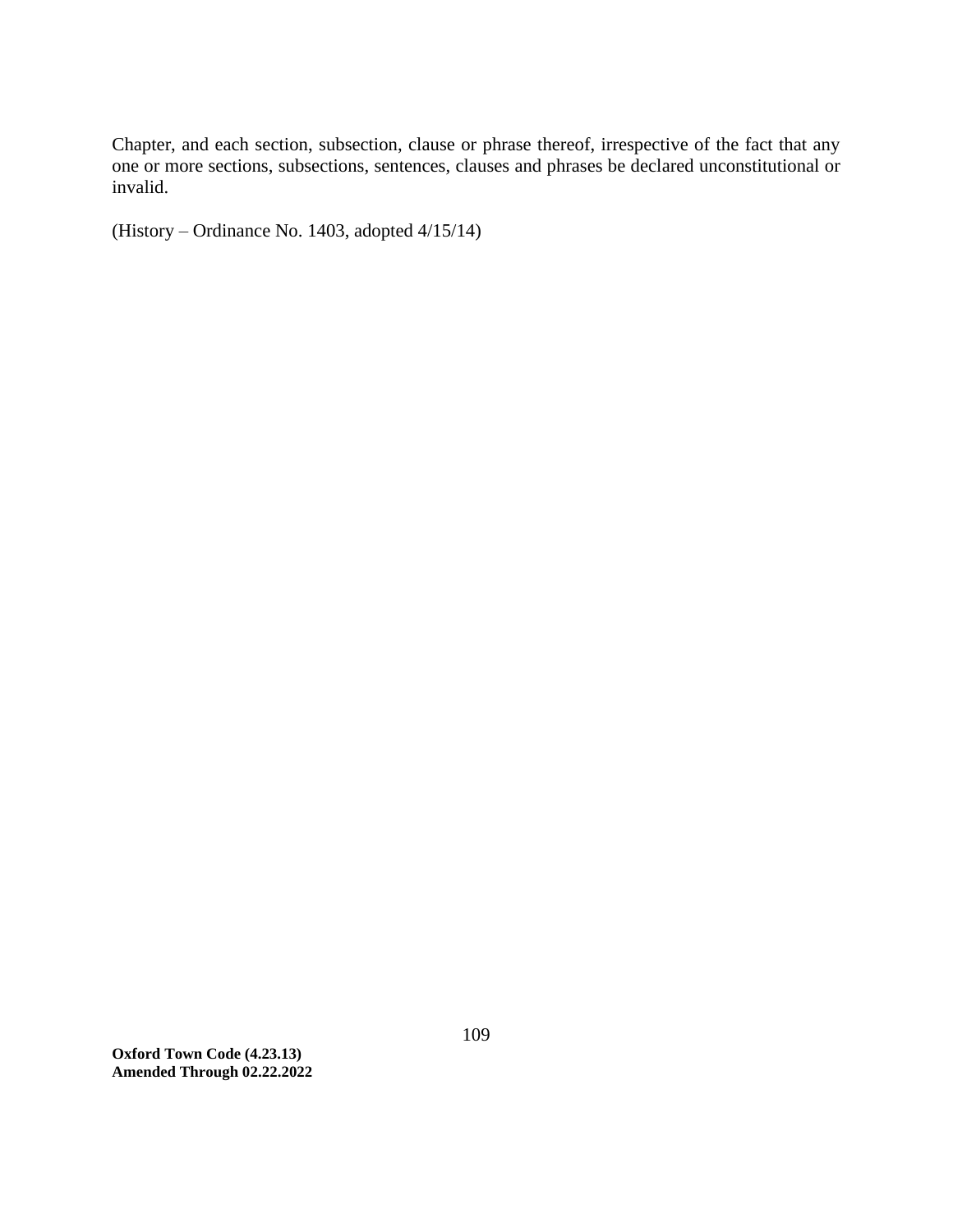Chapter, and each section, subsection, clause or phrase thereof, irrespective of the fact that any one or more sections, subsections, sentences, clauses and phrases be declared unconstitutional or invalid.

(History – Ordinance No. 1403, adopted 4/15/14)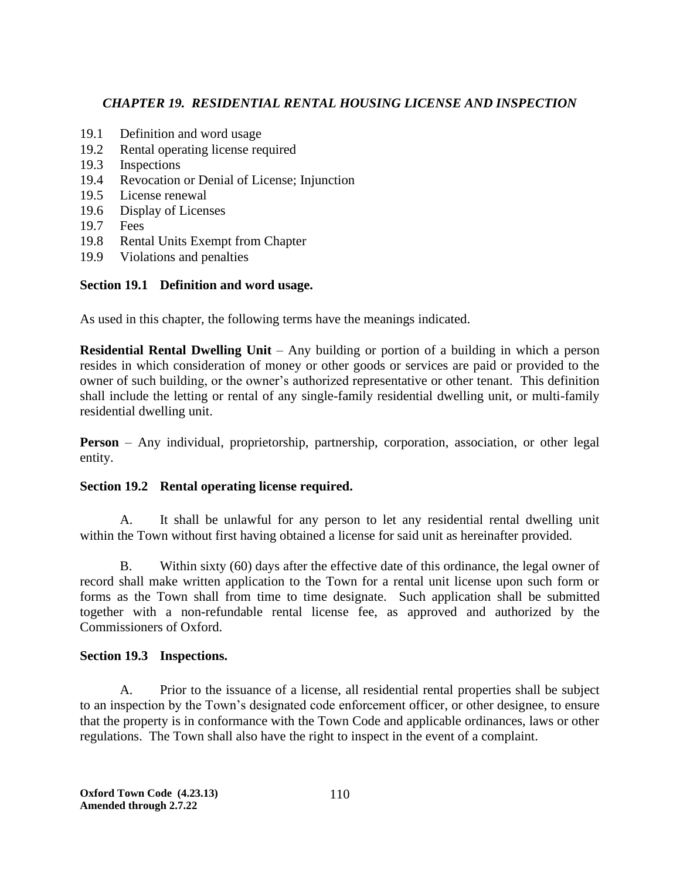## *CHAPTER 19. RESIDENTIAL RENTAL HOUSING LICENSE AND INSPECTION*

19.1 Definition and word usage
19.2 Rental operating license required
19.3 Inspections
19.4 Revocation or Denial of License; Injunction
19.5 License renewal
19.6 Display of Licenses
19.7 Fees
19.8 Rental Units Exempt from Chapter
19.9 Violations and penalties

### Section 19.1 Definition and word usage.

As used in this chapter, the following terms have the meanings indicated.

**Residential Rental Dwelling Unit** – Any building or portion of a building in which a person resides in which consideration of money or other goods or services are paid or provided to the owner of such building, or the owner's authorized representative or other tenant. This definition shall include the letting or rental of any single-family residential dwelling unit, or multi-family residential dwelling unit.

**Person** – Any individual, proprietorship, partnership, corporation, association, or other legal entity.

### Section 19.2 Rental operating license required.

A. It shall be unlawful for any person to let any residential rental dwelling unit within the Town without first having obtained a license for said unit as hereinafter provided.

B. Within sixty (60) days after the effective date of this ordinance, the legal owner of record shall make written application to the Town for a rental unit license upon such form or forms as the Town shall from time to time designate. Such application shall be submitted together with a non-refundable rental license fee, as approved and authorized by the Commissioners of Oxford.

### Section 19.3 Inspections.

A. Prior to the issuance of a license, all residential rental properties shall be subject to an inspection by the Town's designated code enforcement officer, or other designee, to ensure that the property is in conformance with the Town Code and applicable ordinances, laws or other regulations. The Town shall also have the right to inspect in the event of a complaint.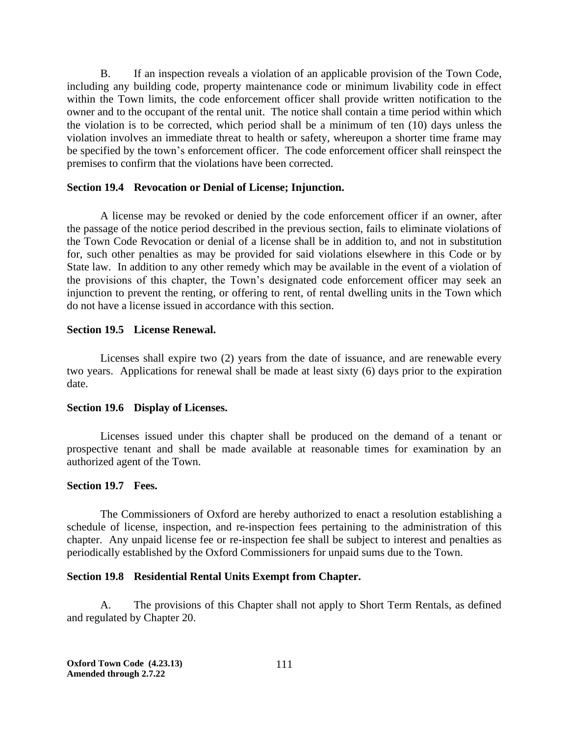B. If an inspection reveals a violation of an applicable provision of the Town Code, including any building code, property maintenance code or minimum livability code in effect within the Town limits, the code enforcement officer shall provide written notification to the owner and to the occupant of the rental unit. The notice shall contain a time period within which the violation is to be corrected, which period shall be a minimum of ten (10) days unless the violation involves an immediate threat to health or safety, whereupon a shorter time frame may be specified by the town's enforcement officer. The code enforcement officer shall reinspect the premises to confirm that the violations have been corrected.

**Section 19.4 Revocation or Denial of License; Injunction.**

A license may be revoked or denied by the code enforcement officer if an owner, after the passage of the notice period described in the previous section, fails to eliminate violations of the Town Code Revocation or denial of a license shall be in addition to, and not in substitution for, such other penalties as may be provided for said violations elsewhere in this Code or by State law. In addition to any other remedy which may be available in the event of a violation of the provisions of this chapter, the Town's designated code enforcement officer may seek an injunction to prevent the renting, or offering to rent, of rental dwelling units in the Town which do not have a license issued in accordance with this section.

**Section 19.5 License Renewal.**

Licenses shall expire two (2) years from the date of issuance, and are renewable every two years. Applications for renewal shall be made at least sixty (6) days prior to the expiration date.

**Section 19.6 Display of Licenses.**

Licenses issued under this chapter shall be produced on the demand of a tenant or prospective tenant and shall be made available at reasonable times for examination by an authorized agent of the Town.

**Section 19.7 Fees.**

The Commissioners of Oxford are hereby authorized to enact a resolution establishing a schedule of license, inspection, and re-inspection fees pertaining to the administration of this chapter. Any unpaid license fee or re-inspection fee shall be subject to interest and penalties as periodically established by the Oxford Commissioners for unpaid sums due to the Town.

**Section 19.8 Residential Rental Units Exempt from Chapter.**

A. The provisions of this Chapter shall not apply to Short Term Rentals, as defined and regulated by Chapter 20.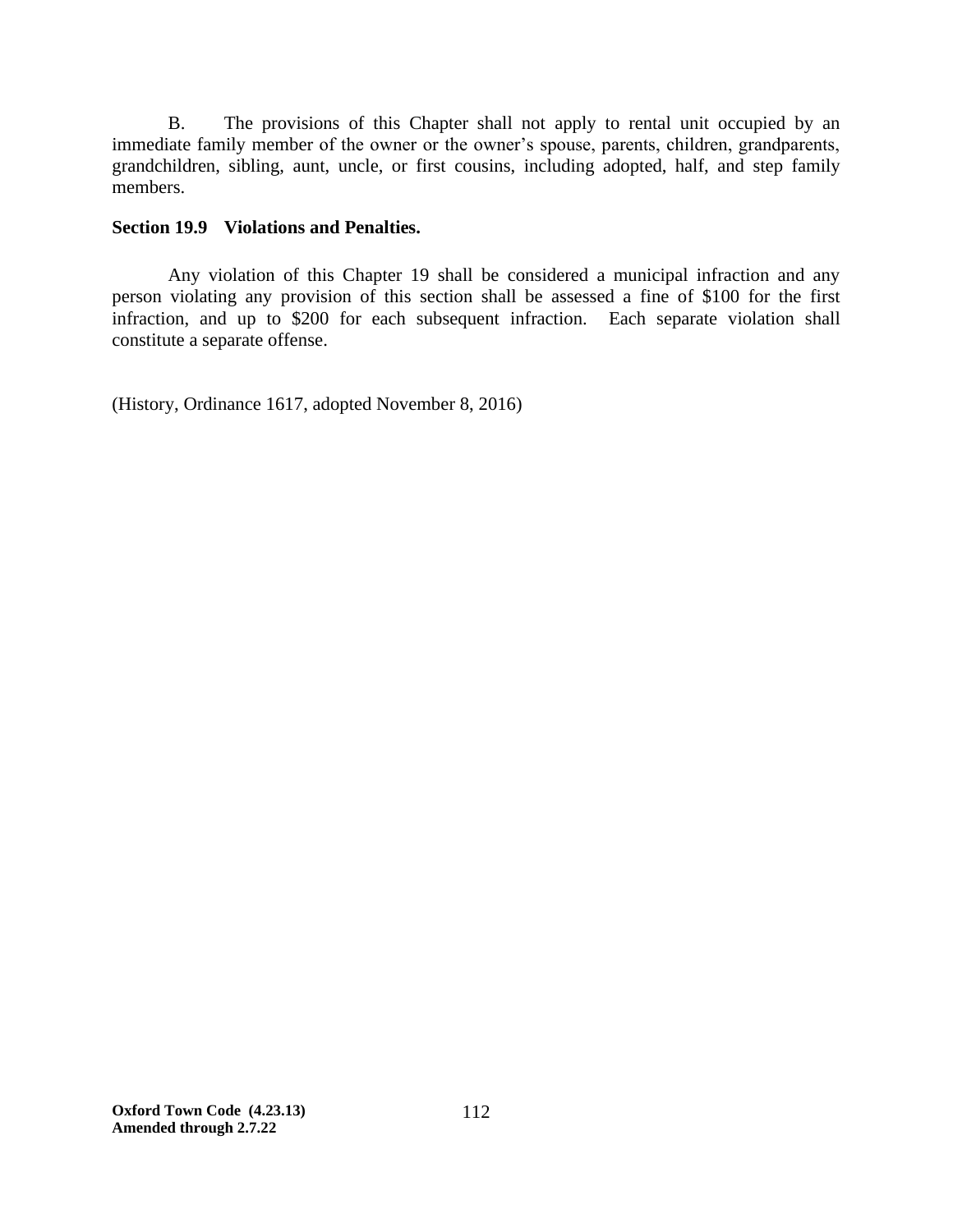B. The provisions of this Chapter shall not apply to rental unit occupied by an immediate family member of the owner or the owner's spouse, parents, children, grandparents, grandchildren, sibling, aunt, uncle, or first cousins, including adopted, half, and step family members.

**Section 19.9 Violations and Penalties.**

Any violation of this Chapter 19 shall be considered a municipal infraction and any person violating any provision of this section shall be assessed a fine of $100 for the first infraction, and up to $200 for each subsequent infraction. Each separate violation shall constitute a separate offense.

(History, Ordinance 1617, adopted November 8, 2016)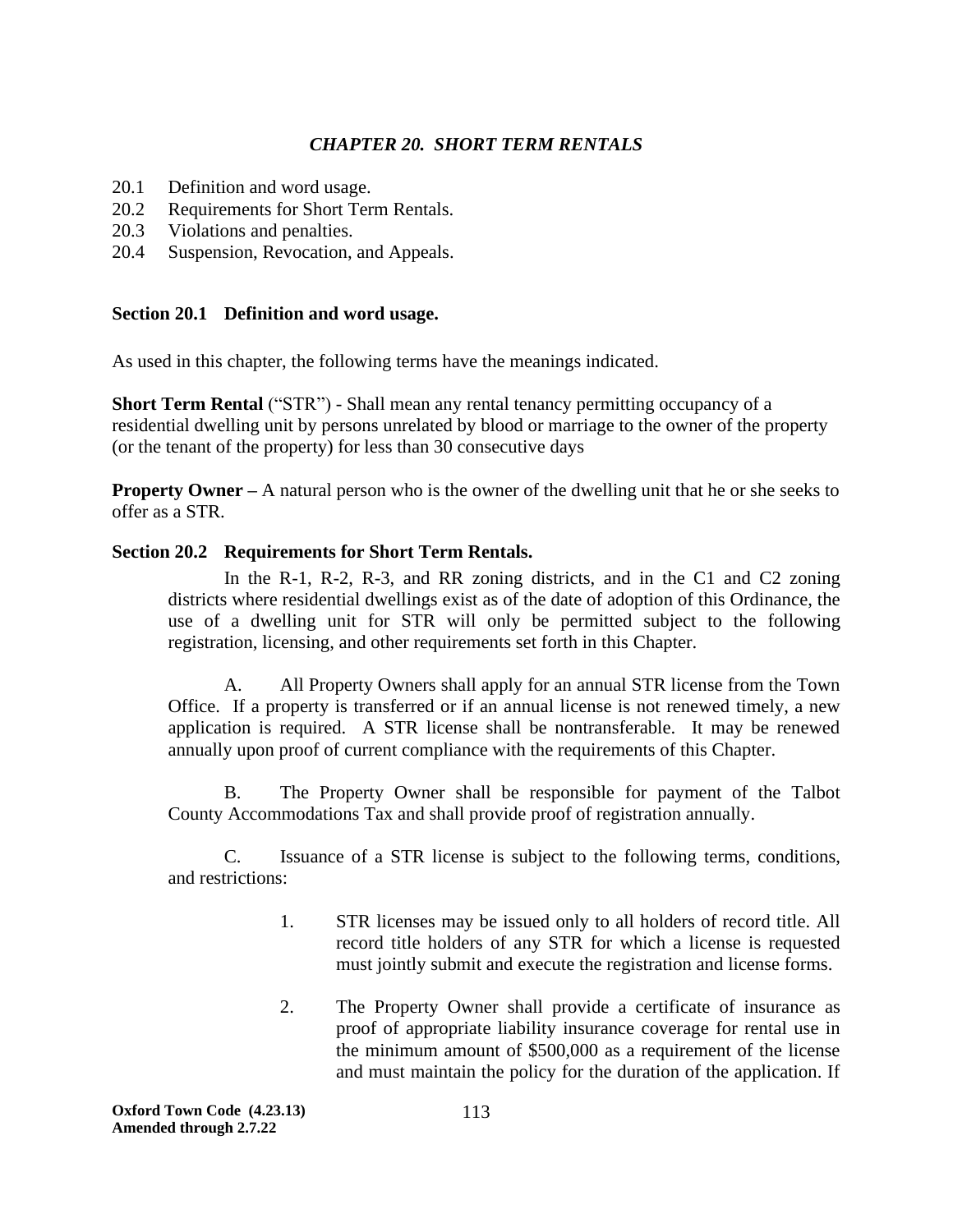# *CHAPTER 20. SHORT TERM RENTALS*

20.1 Definition and word usage.
20.2 Requirements for Short Term Rentals.
20.3 Violations and penalties.
20.4 Suspension, Revocation, and Appeals.

## Section 20.1 Definition and word usage.

As used in this chapter, the following terms have the meanings indicated.

**Short Term Rental** ("STR") - Shall mean any rental tenancy permitting occupancy of a residential dwelling unit by persons unrelated by blood or marriage to the owner of the property (or the tenant of the property) for less than 30 consecutive days

**Property Owner –** A natural person who is the owner of the dwelling unit that he or she seeks to offer as a STR.

## Section 20.2 Requirements for Short Term Rentals.

In the R-1, R-2, R-3, and RR zoning districts, and in the C1 and C2 zoning districts where residential dwellings exist as of the date of adoption of this Ordinance, the use of a dwelling unit for STR will only be permitted subject to the following registration, licensing, and other requirements set forth in this Chapter.

A. All Property Owners shall apply for an annual STR license from the Town Office. If a property is transferred or if an annual license is not renewed timely, a new application is required. A STR license shall be nontransferable. It may be renewed annually upon proof of current compliance with the requirements of this Chapter.

B. The Property Owner shall be responsible for payment of the Talbot County Accommodations Tax and shall provide proof of registration annually.

C. Issuance of a STR license is subject to the following terms, conditions, and restrictions:

1. STR licenses may be issued only to all holders of record title. All record title holders of any STR for which a license is requested must jointly submit and execute the registration and license forms.

2. The Property Owner shall provide a certificate of insurance as proof of appropriate liability insurance coverage for rental use in the minimum amount of $500,000 as a requirement of the license and must maintain the policy for the duration of the application. If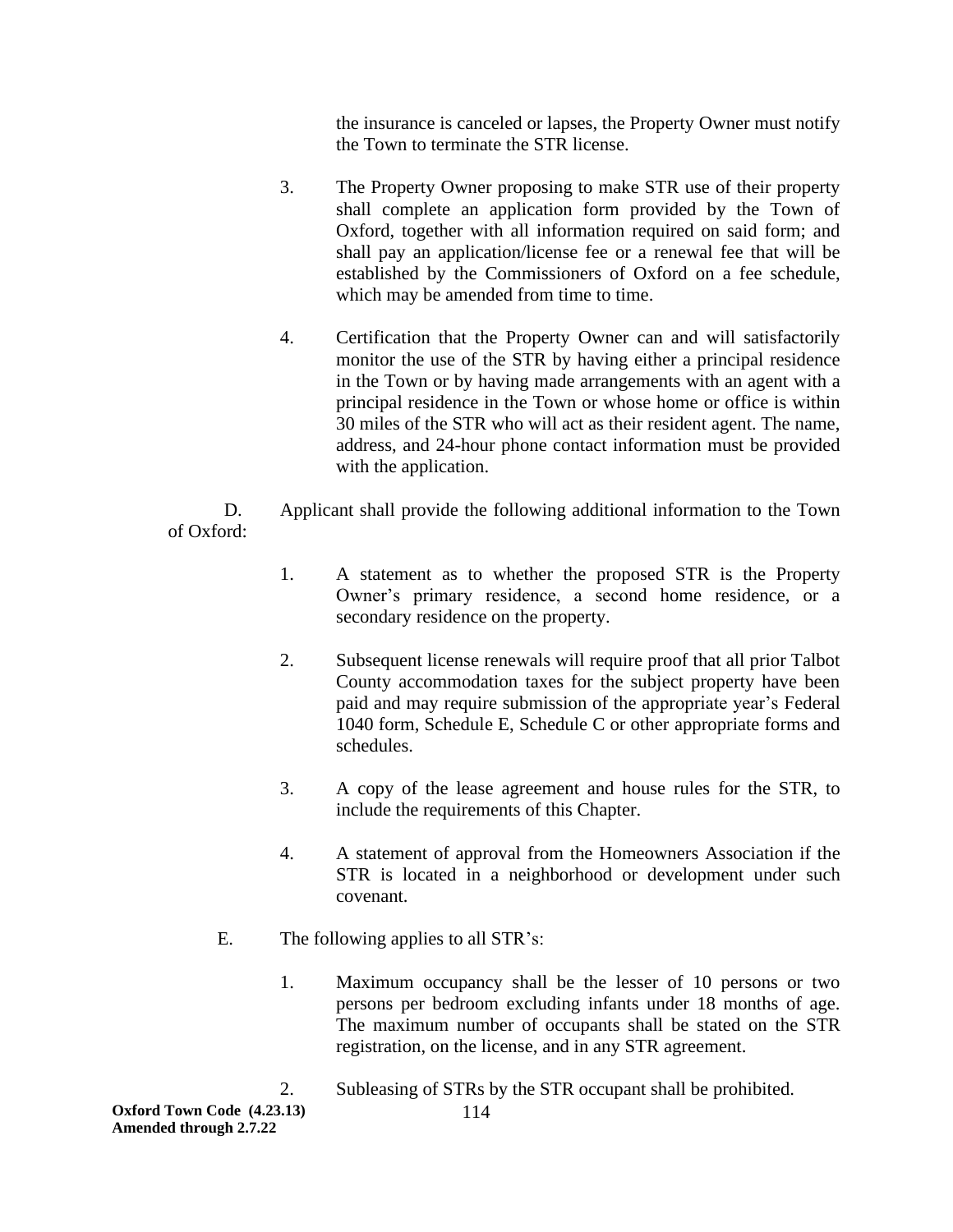the insurance is canceled or lapses, the Property Owner must notify the Town to terminate the STR license.

3. The Property Owner proposing to make STR use of their property shall complete an application form provided by the Town of Oxford, together with all information required on said form; and shall pay an application/license fee or a renewal fee that will be established by the Commissioners of Oxford on a fee schedule, which may be amended from time to time.

4. Certification that the Property Owner can and will satisfactorily monitor the use of the STR by having either a principal residence in the Town or by having made arrangements with an agent with a principal residence in the Town or whose home or office is within 30 miles of the STR who will act as their resident agent. The name, address, and 24-hour phone contact information must be provided with the application.

D. Applicant shall provide the following additional information to the Town of Oxford:

1. A statement as to whether the proposed STR is the Property Owner's primary residence, a second home residence, or a secondary residence on the property.

2. Subsequent license renewals will require proof that all prior Talbot County accommodation taxes for the subject property have been paid and may require submission of the appropriate year's Federal 1040 form, Schedule E, Schedule C or other appropriate forms and schedules.

3. A copy of the lease agreement and house rules for the STR, to include the requirements of this Chapter.

4. A statement of approval from the Homeowners Association if the STR is located in a neighborhood or development under such covenant.

E. The following applies to all STR's:

1. Maximum occupancy shall be the lesser of 10 persons or two persons per bedroom excluding infants under 18 months of age. The maximum number of occupants shall be stated on the STR registration, on the license, and in any STR agreement.

2. Subleasing of STRs by the STR occupant shall be prohibited.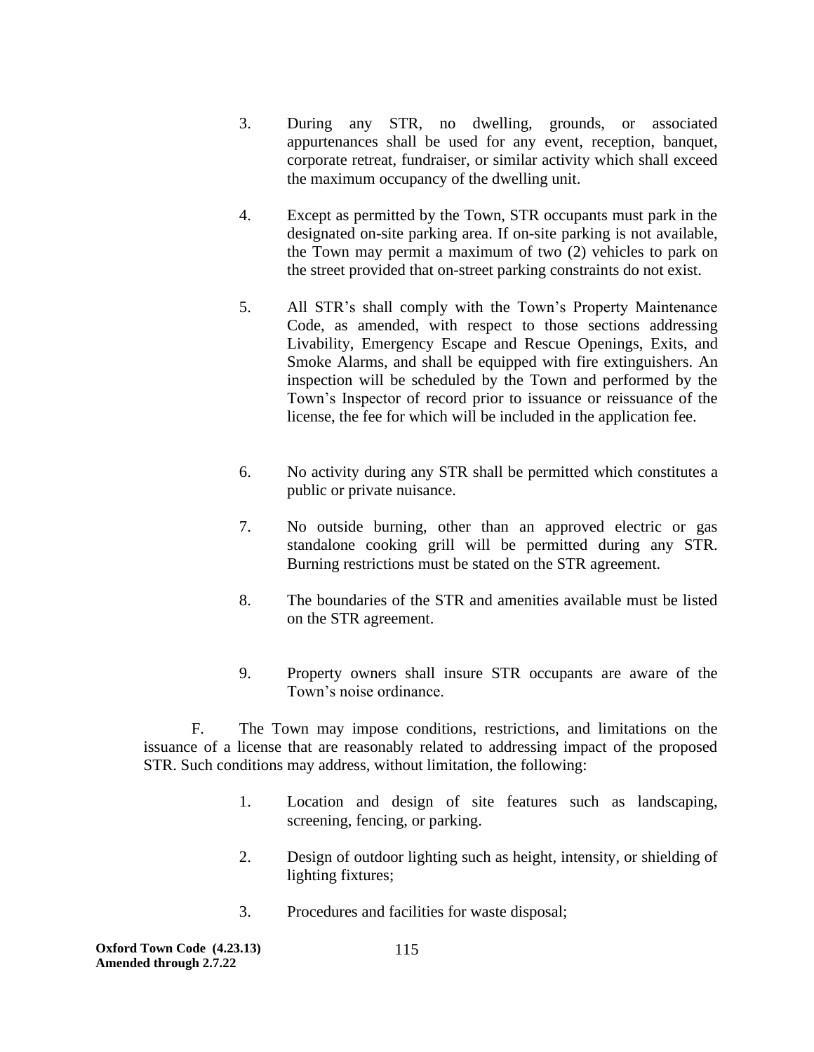3. During any STR, no dwelling, grounds, or associated appurtenances shall be used for any event, reception, banquet, corporate retreat, fundraiser, or similar activity which shall exceed the maximum occupancy of the dwelling unit.

4. Except as permitted by the Town, STR occupants must park in the designated on-site parking area. If on-site parking is not available, the Town may permit a maximum of two (2) vehicles to park on the street provided that on-street parking constraints do not exist.

5. All STR's shall comply with the Town's Property Maintenance Code, as amended, with respect to those sections addressing Livability, Emergency Escape and Rescue Openings, Exits, and Smoke Alarms, and shall be equipped with fire extinguishers. An inspection will be scheduled by the Town and performed by the Town's Inspector of record prior to issuance or reissuance of the license, the fee for which will be included in the application fee.

6. No activity during any STR shall be permitted which constitutes a public or private nuisance.

7. No outside burning, other than an approved electric or gas standalone cooking grill will be permitted during any STR. Burning restrictions must be stated on the STR agreement.

8. The boundaries of the STR and amenities available must be listed on the STR agreement.

9. Property owners shall insure STR occupants are aware of the Town's noise ordinance.

F. The Town may impose conditions, restrictions, and limitations on the issuance of a license that are reasonably related to addressing impact of the proposed STR. Such conditions may address, without limitation, the following:

1. Location and design of site features such as landscaping, screening, fencing, or parking.

2. Design of outdoor lighting such as height, intensity, or shielding of lighting fixtures;

3. Procedures and facilities for waste disposal;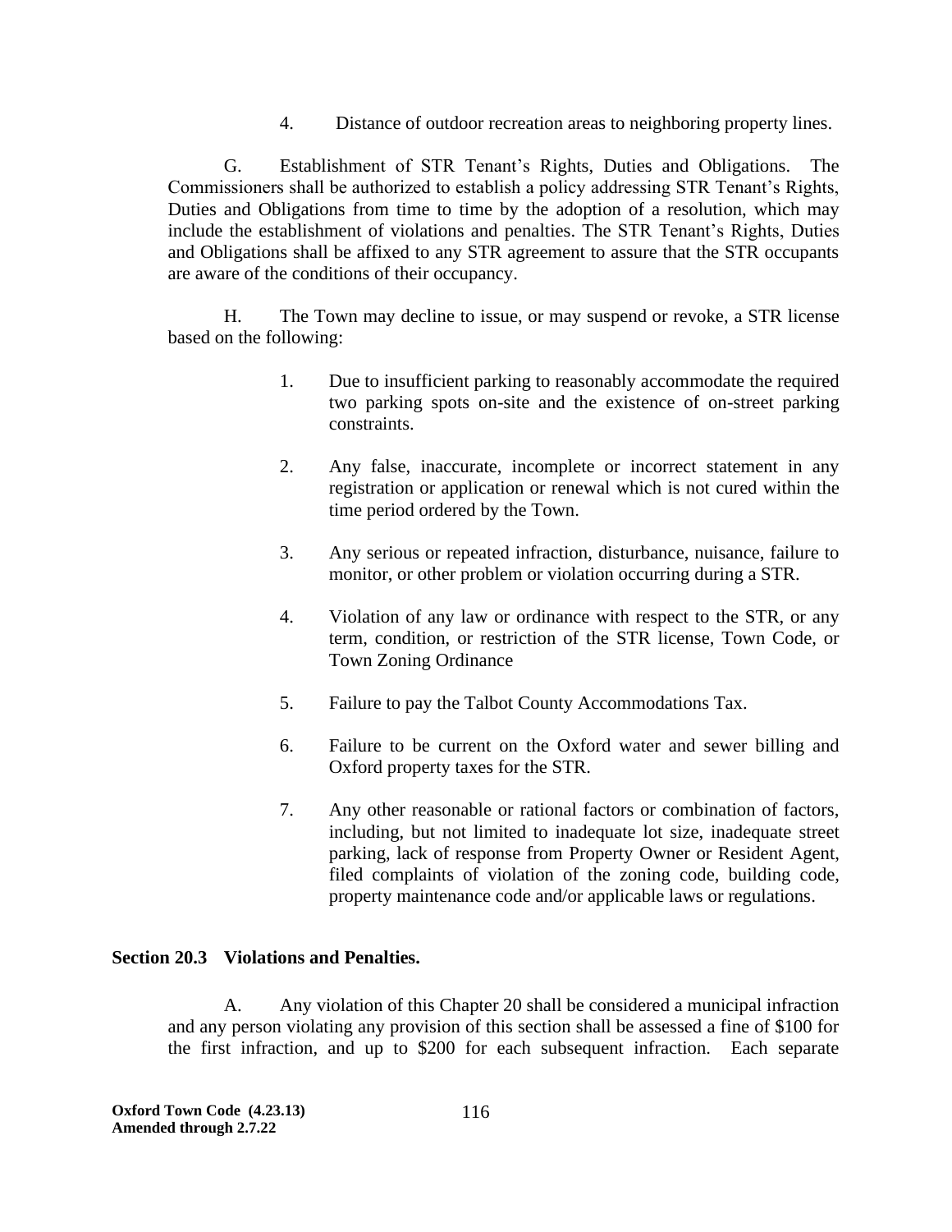4. Distance of outdoor recreation areas to neighboring property lines.

G. Establishment of STR Tenant's Rights, Duties and Obligations. The Commissioners shall be authorized to establish a policy addressing STR Tenant's Rights, Duties and Obligations from time to time by the adoption of a resolution, which may include the establishment of violations and penalties. The STR Tenant's Rights, Duties and Obligations shall be affixed to any STR agreement to assure that the STR occupants are aware of the conditions of their occupancy.

H. The Town may decline to issue, or may suspend or revoke, a STR license based on the following:

1. Due to insufficient parking to reasonably accommodate the required two parking spots on-site and the existence of on-street parking constraints.

2. Any false, inaccurate, incomplete or incorrect statement in any registration or application or renewal which is not cured within the time period ordered by the Town.

3. Any serious or repeated infraction, disturbance, nuisance, failure to monitor, or other problem or violation occurring during a STR.

4. Violation of any law or ordinance with respect to the STR, or any term, condition, or restriction of the STR license, Town Code, or Town Zoning Ordinance

5. Failure to pay the Talbot County Accommodations Tax.

6. Failure to be current on the Oxford water and sewer billing and Oxford property taxes for the STR.

7. Any other reasonable or rational factors or combination of factors, including, but not limited to inadequate lot size, inadequate street parking, lack of response from Property Owner or Resident Agent, filed complaints of violation of the zoning code, building code, property maintenance code and/or applicable laws or regulations.

**Section 20.3 Violations and Penalties.**

A. Any violation of this Chapter 20 shall be considered a municipal infraction and any person violating any provision of this section shall be assessed a fine of $100 for the first infraction, and up to $200 for each subsequent infraction. Each separate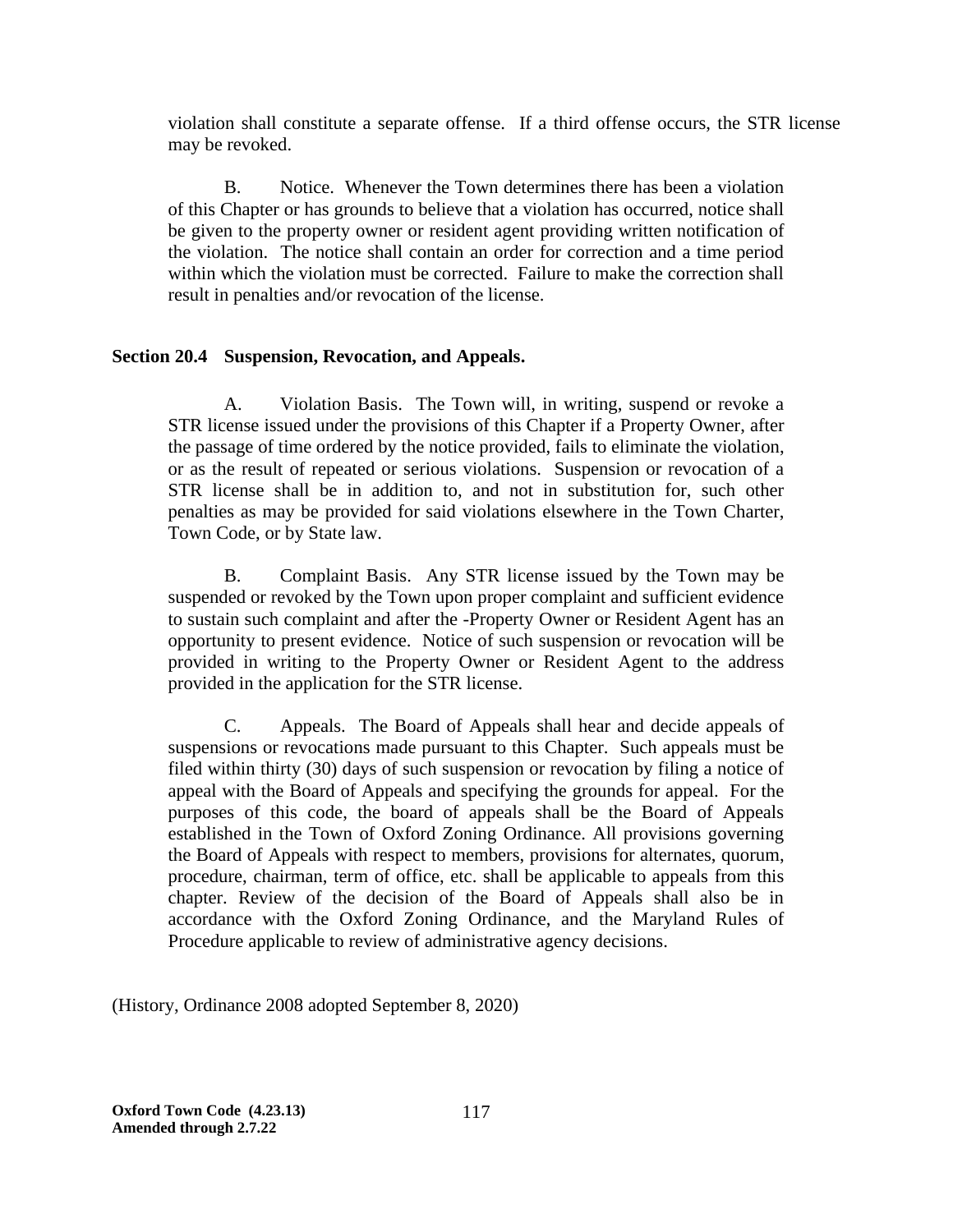violation shall constitute a separate offense. If a third offense occurs, the STR license may be revoked.

B. Notice. Whenever the Town determines there has been a violation of this Chapter or has grounds to believe that a violation has occurred, notice shall be given to the property owner or resident agent providing written notification of the violation. The notice shall contain an order for correction and a time period within which the violation must be corrected. Failure to make the correction shall result in penalties and/or revocation of the license.

**Section 20.4 Suspension, Revocation, and Appeals.**

A. Violation Basis. The Town will, in writing, suspend or revoke a STR license issued under the provisions of this Chapter if a Property Owner, after the passage of time ordered by the notice provided, fails to eliminate the violation, or as the result of repeated or serious violations. Suspension or revocation of a STR license shall be in addition to, and not in substitution for, such other penalties as may be provided for said violations elsewhere in the Town Charter, Town Code, or by State law.

B. Complaint Basis. Any STR license issued by the Town may be suspended or revoked by the Town upon proper complaint and sufficient evidence to sustain such complaint and after the -Property Owner or Resident Agent has an opportunity to present evidence. Notice of such suspension or revocation will be provided in writing to the Property Owner or Resident Agent to the address provided in the application for the STR license.

C. Appeals. The Board of Appeals shall hear and decide appeals of suspensions or revocations made pursuant to this Chapter. Such appeals must be filed within thirty (30) days of such suspension or revocation by filing a notice of appeal with the Board of Appeals and specifying the grounds for appeal. For the purposes of this code, the board of appeals shall be the Board of Appeals established in the Town of Oxford Zoning Ordinance. All provisions governing the Board of Appeals with respect to members, provisions for alternates, quorum, procedure, chairman, term of office, etc. shall be applicable to appeals from this chapter. Review of the decision of the Board of Appeals shall also be in accordance with the Oxford Zoning Ordinance, and the Maryland Rules of Procedure applicable to review of administrative agency decisions.

(History, Ordinance 2008 adopted September 8, 2020)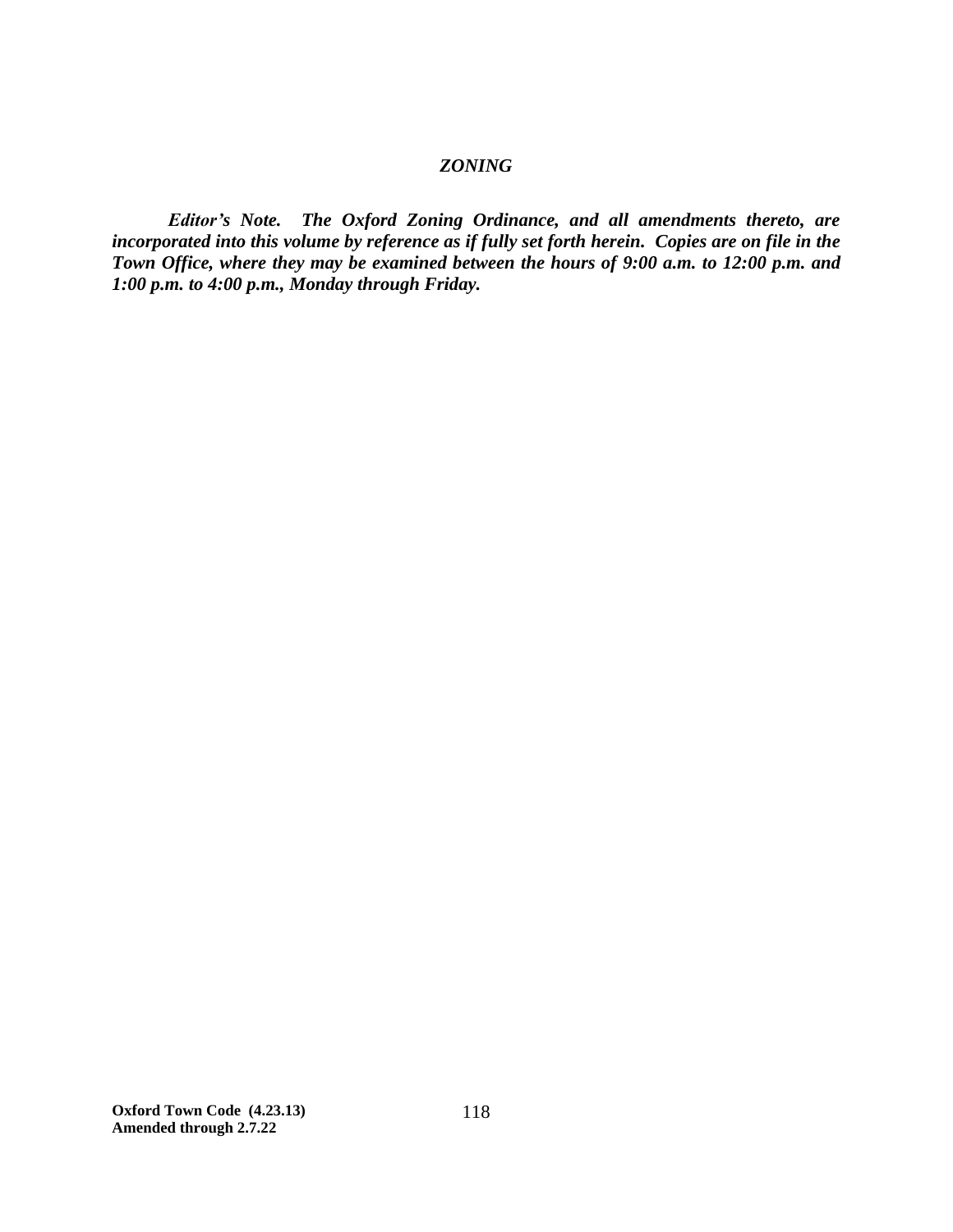## *ZONING*

***Editor's Note. The Oxford Zoning Ordinance, and all amendments thereto, are incorporated into this volume by reference as if fully set forth herein. Copies are on file in the Town Office, where they may be examined between the hours of 9:00 a.m. to 12:00 p.m. and 1:00 p.m. to 4:00 p.m., Monday through Friday.***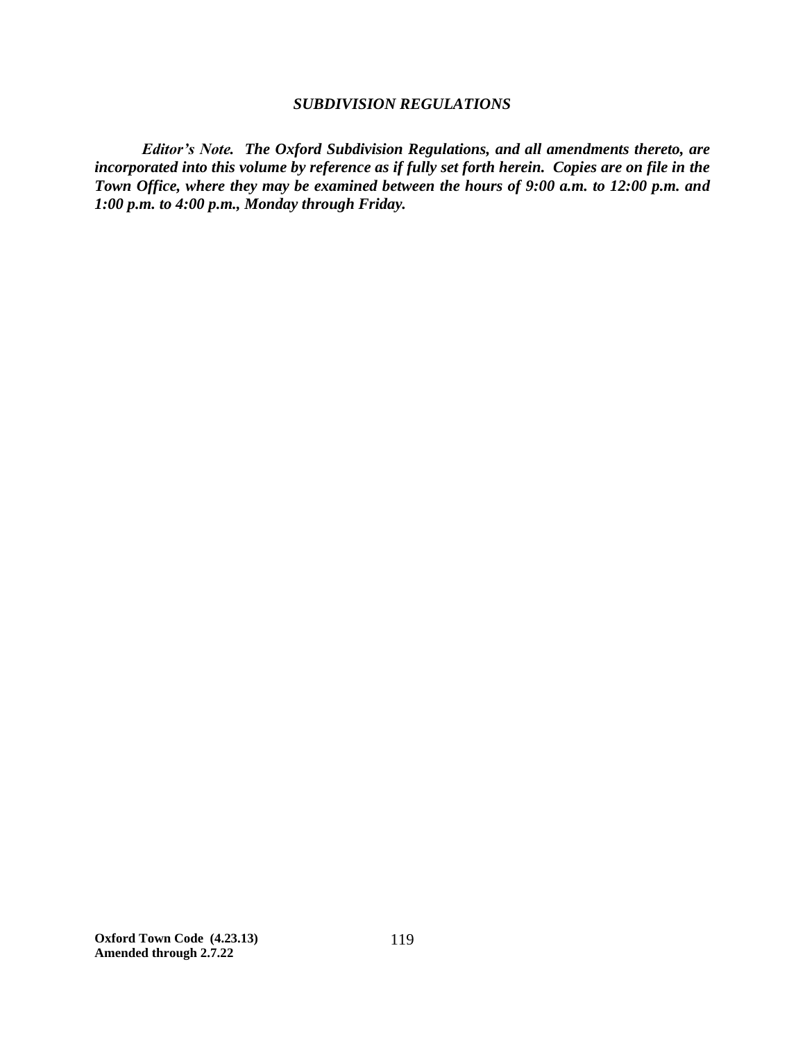## *SUBDIVISION REGULATIONS*

***Editor's Note. The Oxford Subdivision Regulations, and all amendments thereto, are incorporated into this volume by reference as if fully set forth herein. Copies are on file in the Town Office, where they may be examined between the hours of 9:00 a.m. to 12:00 p.m. and 1:00 p.m. to 4:00 p.m., Monday through Friday.***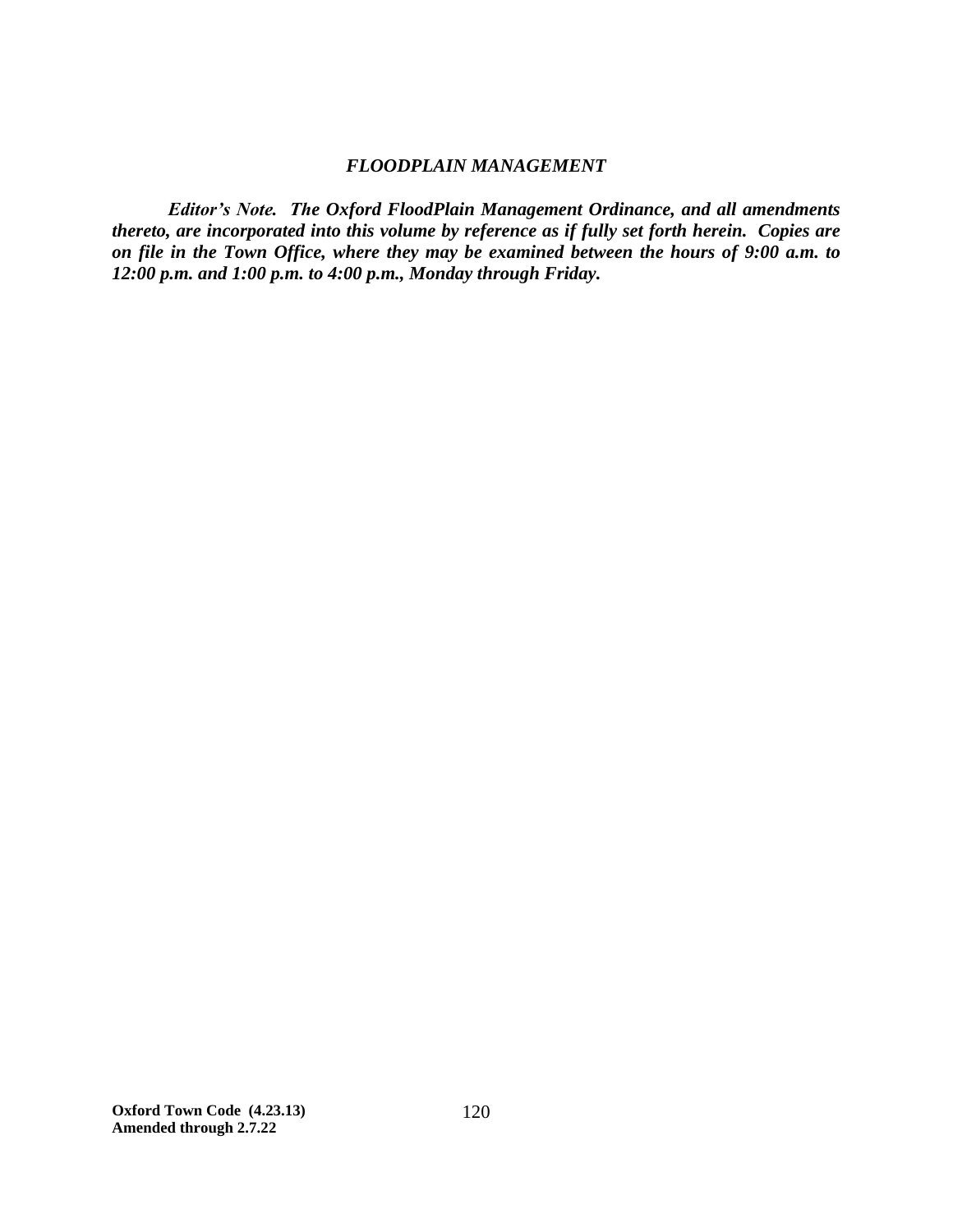## *FLOODPLAIN MANAGEMENT*

***Editor's Note. The Oxford FloodPlain Management Ordinance, and all amendments thereto, are incorporated into this volume by reference as if fully set forth herein. Copies are on file in the Town Office, where they may be examined between the hours of 9:00 a.m. to 12:00 p.m. and 1:00 p.m. to 4:00 p.m., Monday through Friday.***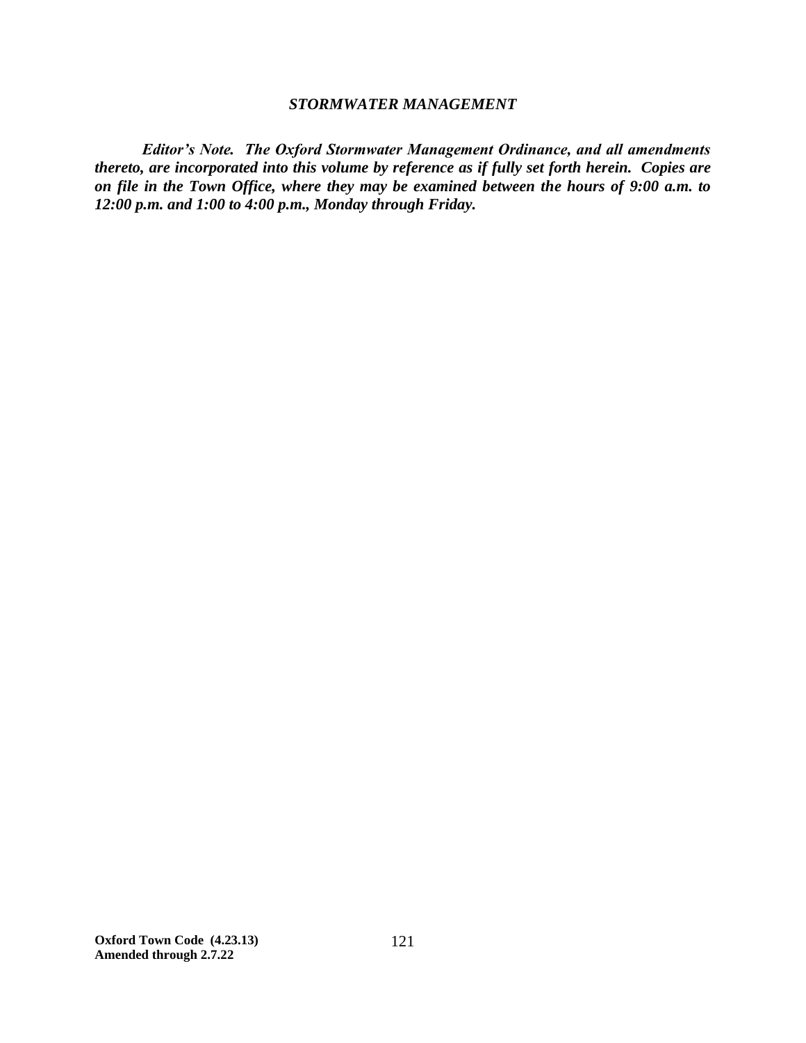## *STORMWATER MANAGEMENT*

***Editor's Note. The Oxford Stormwater Management Ordinance, and all amendments thereto, are incorporated into this volume by reference as if fully set forth herein. Copies are on file in the Town Office, where they may be examined between the hours of 9:00 a.m. to 12:00 p.m. and 1:00 to 4:00 p.m., Monday through Friday.***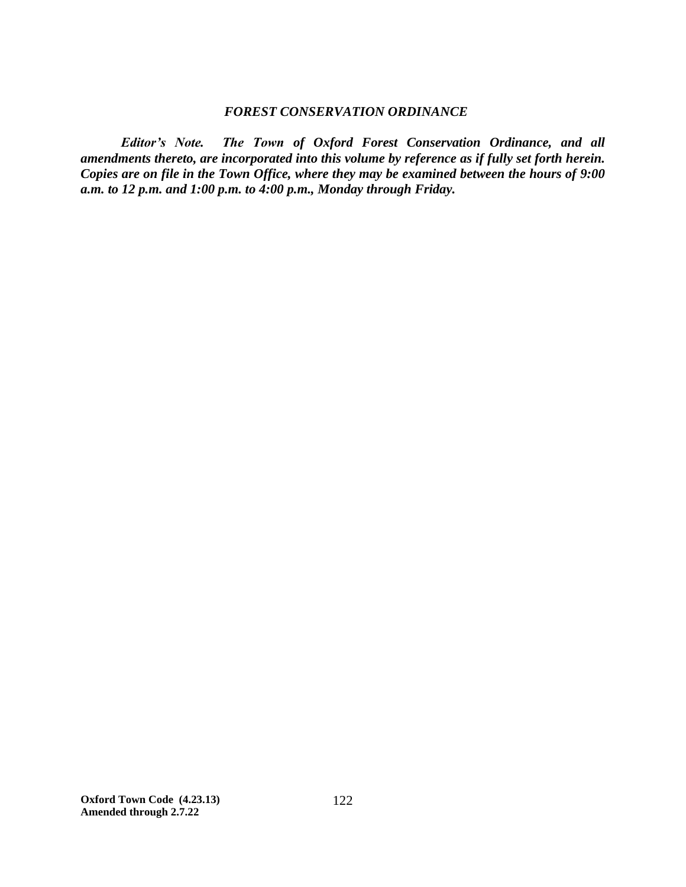## *FOREST CONSERVATION ORDINANCE*

***Editor's Note.*** ***The Town of Oxford Forest Conservation Ordinance, and all amendments thereto, are incorporated into this volume by reference as if fully set forth herein. Copies are on file in the Town Office, where they may be examined between the hours of 9:00 a.m. to 12 p.m. and 1:00 p.m. to 4:00 p.m., Monday through Friday.***